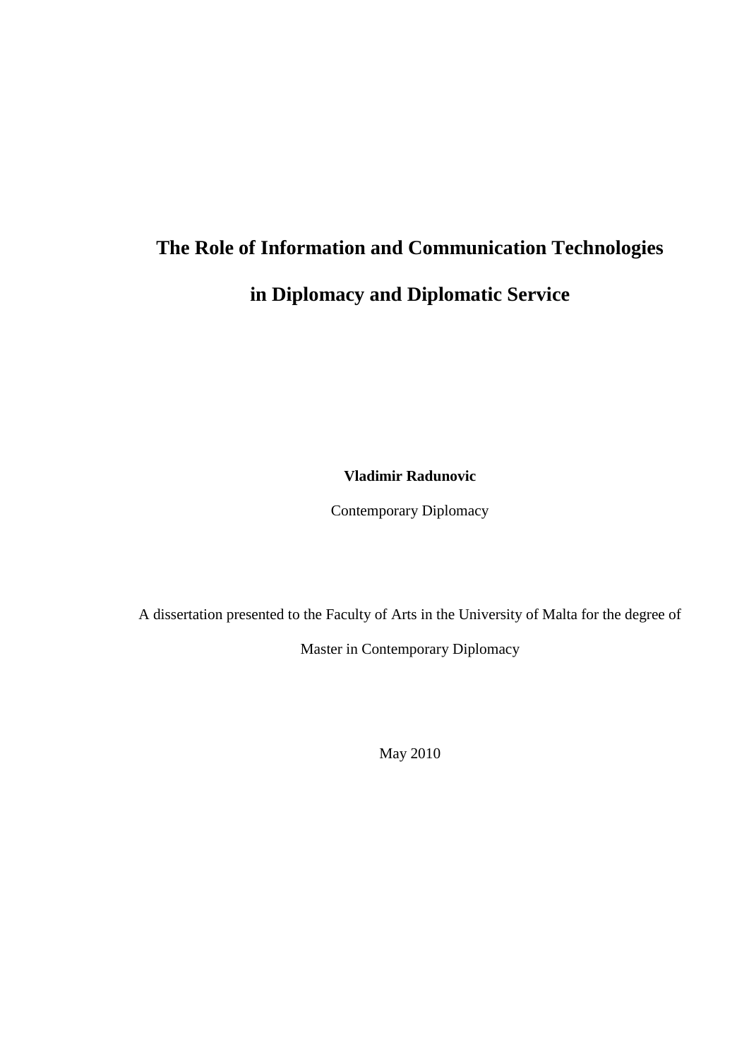# The Role of Information and Communication Technologies in Diplomacy and Diplomatic Service

**Vladimir Radunovic**

Contemporary Diplomacy

A dissertation presented to the Faculty of Arts in the University of Malta for the degree of Master in Contemporary Diplomacy

May 2010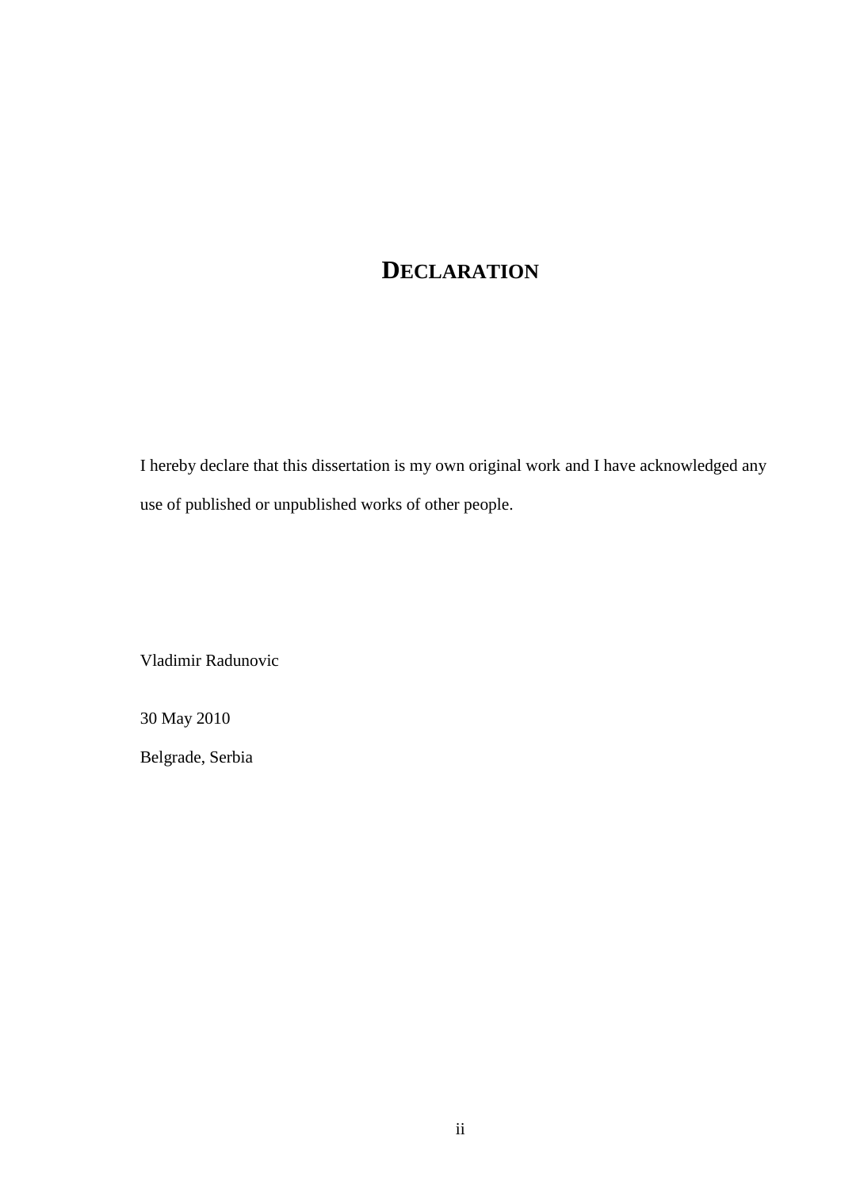# DECLARATION

I hereby declare that this dissertation is my own original work and I have acknowledged any use of published or unpublished works of other people.

Vladimir Radunovic

30 May 2010

Belgrade, Serbia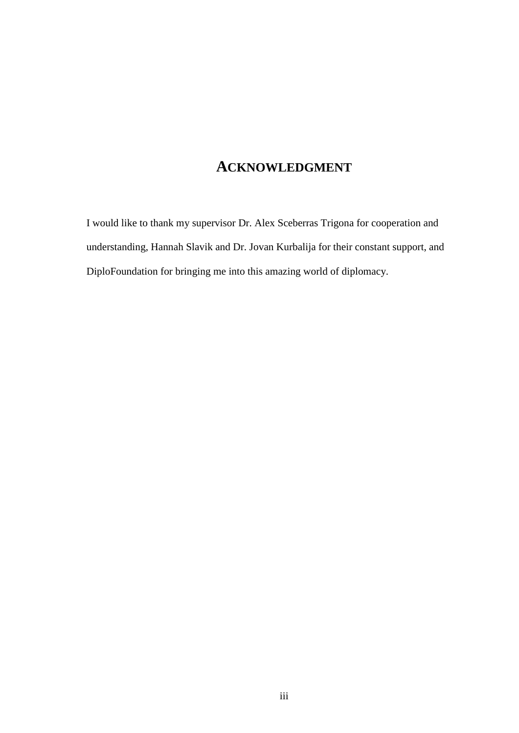# Acknowledgment

I would like to thank my supervisor Dr. Alex Sceberras Trigona for cooperation and understanding, Hannah Slavik and Dr. Jovan Kurbalija for their constant support, and DiploFoundation for bringing me into this amazing world of diplomacy.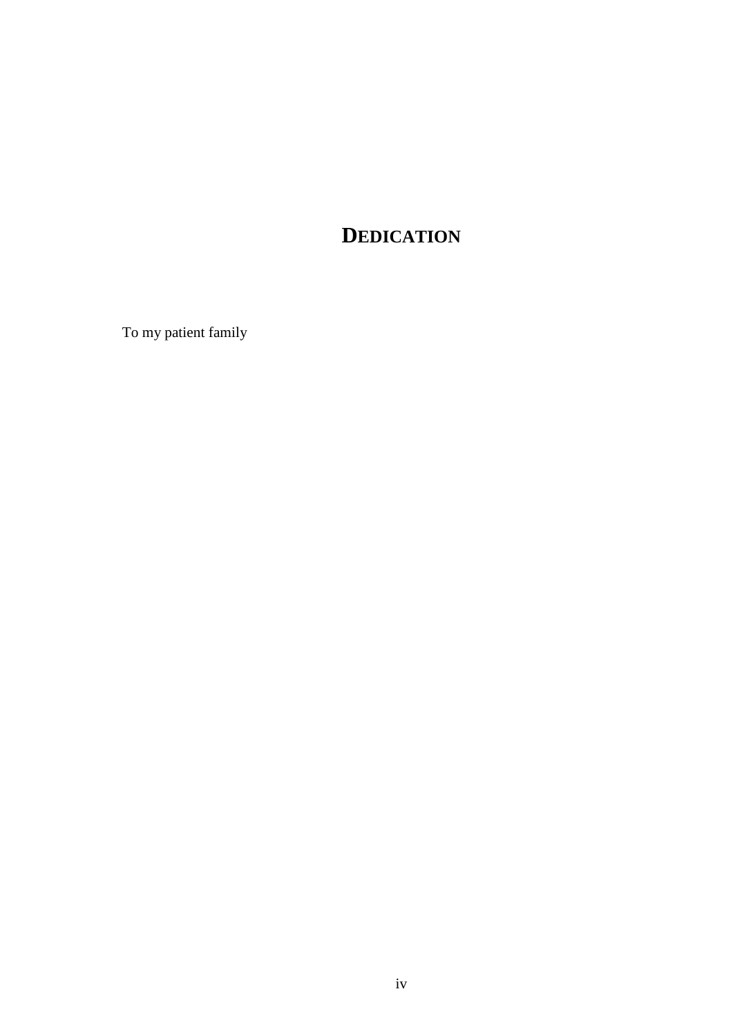# DEDICATION

To my patient family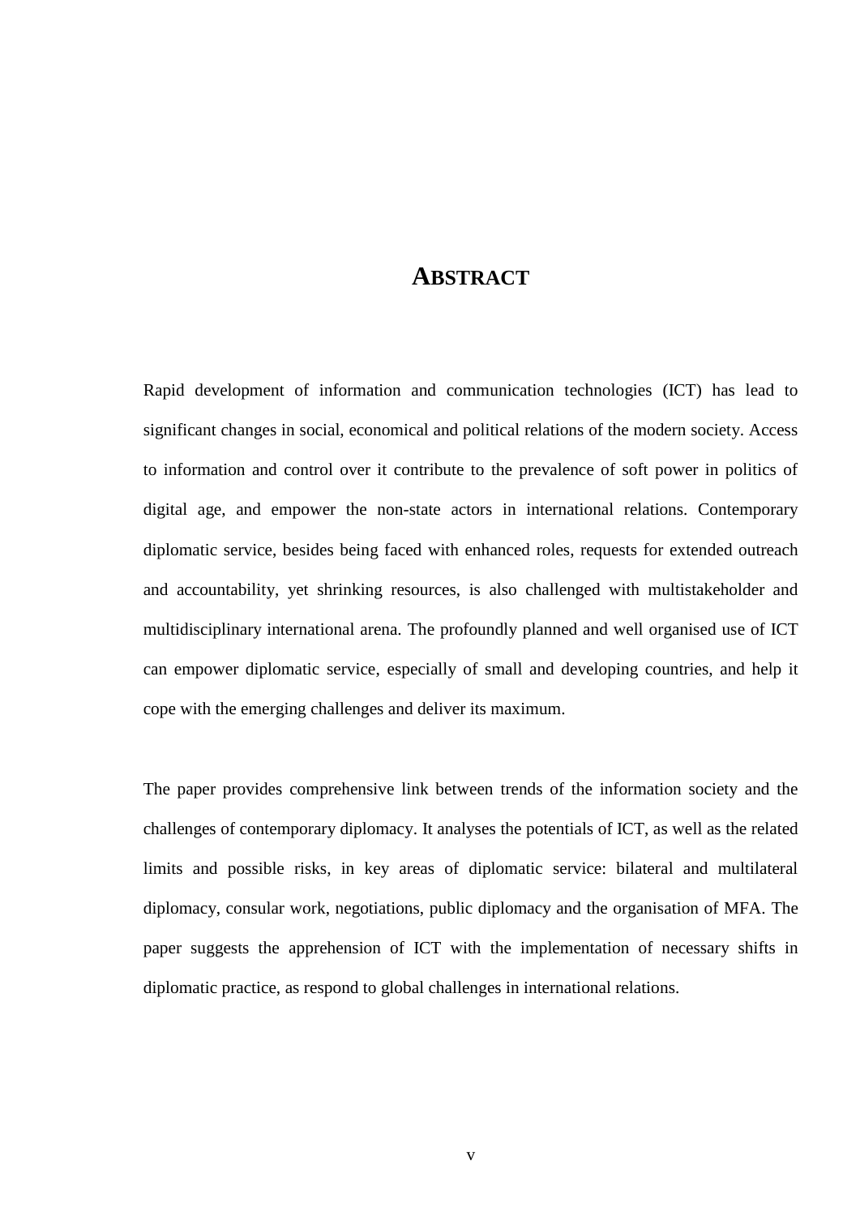# ABSTRACT

Rapid development of information and communication technologies (ICT) has lead to significant changes in social, economical and political relations of the modern society. Access to information and control over it contribute to the prevalence of soft power in politics of digital age, and empower the non-state actors in international relations. Contemporary diplomatic service, besides being faced with enhanced roles, requests for extended outreach and accountability, yet shrinking resources, is also challenged with multistakeholder and multidisciplinary international arena. The profoundly planned and well organised use of ICT can empower diplomatic service, especially of small and developing countries, and help it cope with the emerging challenges and deliver its maximum.

The paper provides comprehensive link between trends of the information society and the challenges of contemporary diplomacy. It analyses the potentials of ICT, as well as the related limits and possible risks, in key areas of diplomatic service: bilateral and multilateral diplomacy, consular work, negotiations, public diplomacy and the organisation of MFA. The paper suggests the apprehension of ICT with the implementation of necessary shifts in diplomatic practice, as respond to global challenges in international relations.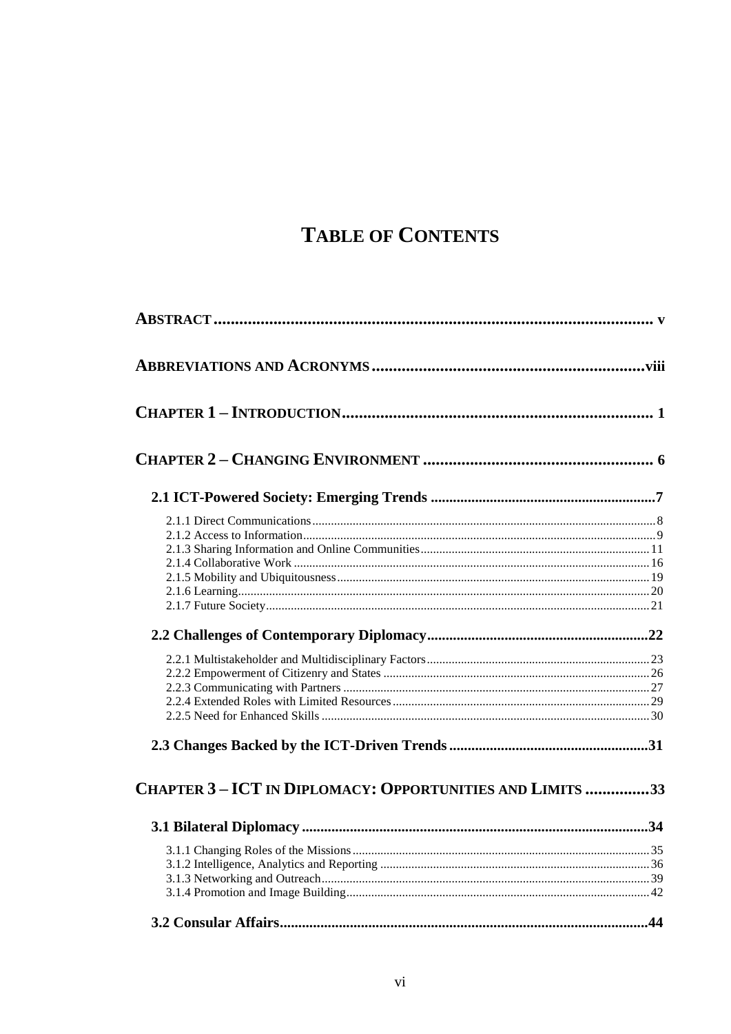# TABLE OF CONTENTS

**ABSTRACT** ..................................................................................................... v

**ABBREVIATIONS AND ACRONYMS** ............................................................... viii

**CHAPTER 1 – INTRODUCTION** ......................................................................... 1

**CHAPTER 2 – CHANGING ENVIRONMENT** ...................................................... 6

**2.1 ICT-Powered Society: Emerging Trends** ............................................................7

2.1.1 Direct Communications ........................................................................................ 8
2.1.2 Access to Information ........................................................................................... 9
2.1.3 Sharing Information and Online Communities ..................................................... 11
2.1.4 Collaborative Work .............................................................................................. 16
2.1.5 Mobility and Ubiquitousness ................................................................................ 19
2.1.6 Learning ................................................................................................................ 20
2.1.7 Future Society ....................................................................................................... 21

**2.2 Challenges of Contemporary Diplomacy** ............................................................22

2.2.1 Multistakeholder and Multidisciplinary Factors ................................................... 23
2.2.2 Empowerment of Citizenry and States ................................................................. 26
2.2.3 Communicating with Partners .............................................................................. 27
2.2.4 Extended Roles with Limited Resources .............................................................. 29
2.2.5 Need for Enhanced Skills ..................................................................................... 30

**2.3 Changes Backed by the ICT-Driven Trends** .....................................................31

**CHAPTER 3 – ICT IN DIPLOMACY: OPPORTUNITIES AND LIMITS** ...............33

**3.1 Bilateral Diplomacy** .............................................................................................34

3.1.1 Changing Roles of the Missions ........................................................................... 35
3.1.2 Intelligence, Analytics and Reporting .................................................................. 36
3.1.3 Networking and Outreach ..................................................................................... 39
3.1.4 Promotion and Image Building ............................................................................. 42

**3.2 Consular Affairs** ...................................................................................................44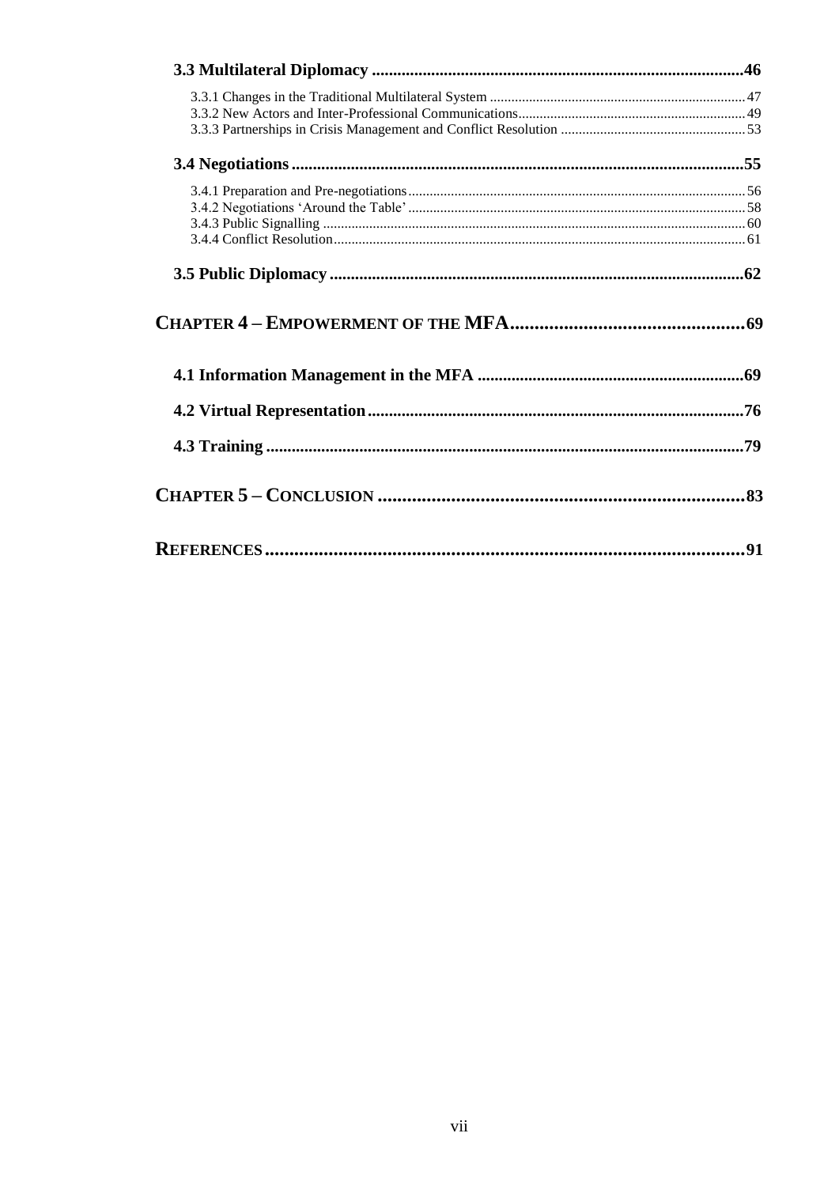**3.3 Multilateral Diplomacy ....................................................................................... 46**

3.3.1 Changes in the Traditional Multilateral System ........................................................................ 47
3.3.2 New Actors and Inter-Professional Communications ................................................................ 49
3.3.3 Partnerships in Crisis Management and Conflict Resolution .................................................... 53

**3.4 Negotiations .......................................................................................................... 55**

3.4.1 Preparation and Pre-negotiations ............................................................................................... 56
3.4.2 Negotiations 'Around the Table' ................................................................................................ 58
3.4.3 Public Signalling ....................................................................................................................... 60
3.4.4 Conflict Resolution .................................................................................................................... 61

**3.5 Public Diplomacy .................................................................................................. 62**

**CHAPTER 4 – EMPOWERMENT OF THE MFA ................................................ 69**

**4.1 Information Management in the MFA .............................................................. 69**

**4.2 Virtual Representation ......................................................................................... 76**

**4.3 Training ................................................................................................................. 79**

**CHAPTER 5 – CONCLUSION ............................................................................ 83**

**REFERENCES ........................................................................................................ 91**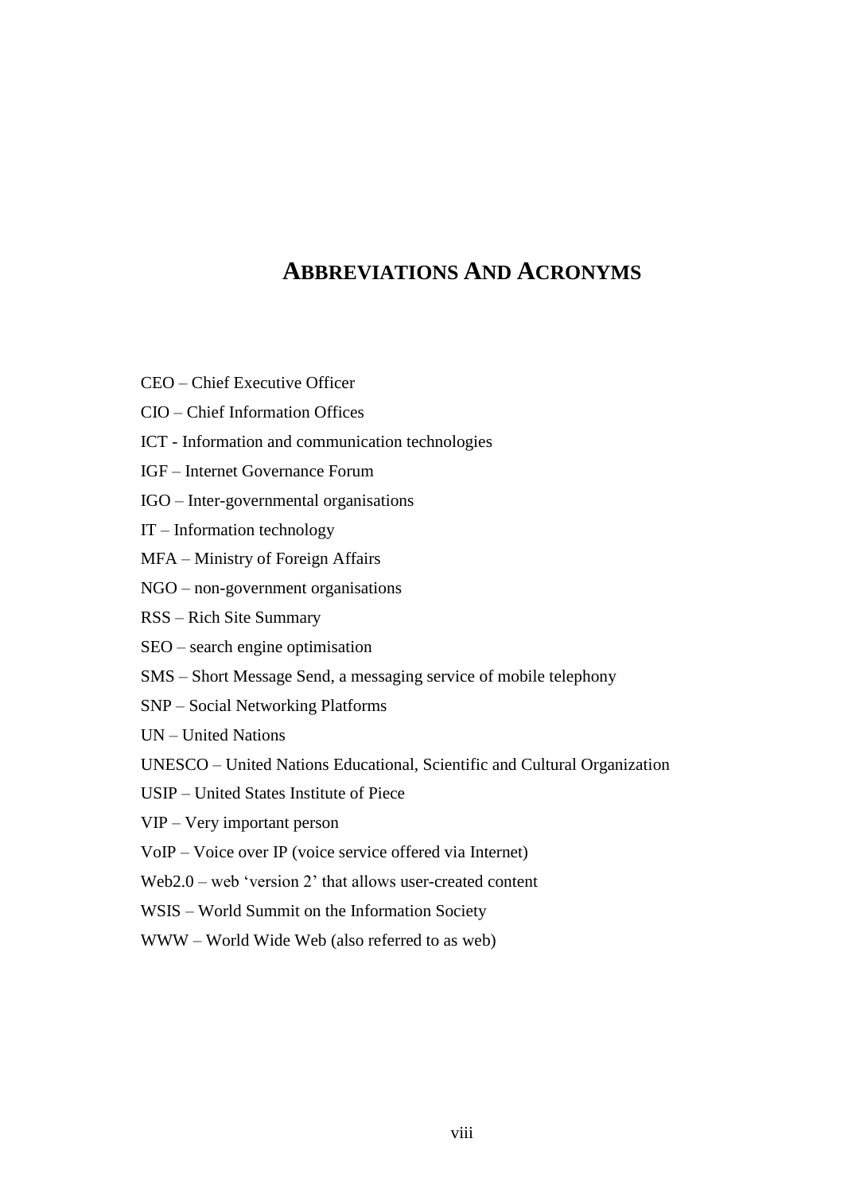# Abbreviations And Acronyms

CEO – Chief Executive Officer

CIO – Chief Information Offices

ICT - Information and communication technologies

IGF – Internet Governance Forum

IGO – Inter-governmental organisations

IT – Information technology

MFA – Ministry of Foreign Affairs

NGO – non-government organisations

RSS – Rich Site Summary

SEO – search engine optimisation

SMS – Short Message Send, a messaging service of mobile telephony

SNP – Social Networking Platforms

UN – United Nations

UNESCO – United Nations Educational, Scientific and Cultural Organization

USIP – United States Institute of Piece

VIP – Very important person

VoIP – Voice over IP (voice service offered via Internet)

Web2.0 – web 'version 2' that allows user-created content

WSIS – World Summit on the Information Society

WWW – World Wide Web (also referred to as web)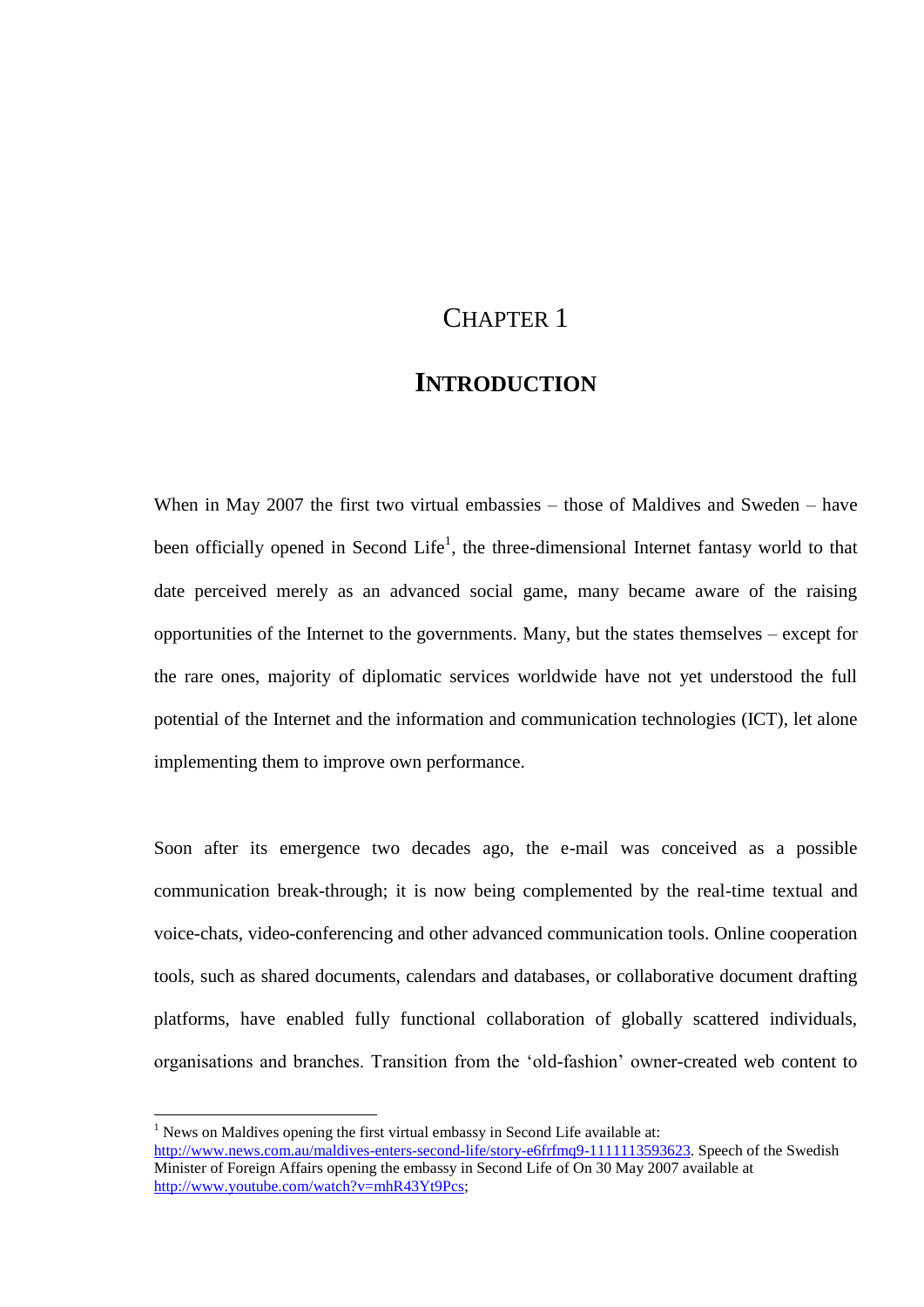# CHAPTER 1

# INTRODUCTION

When in May 2007 the first two virtual embassies – those of Maldives and Sweden – have been officially opened in Second Life[1], the three-dimensional Internet fantasy world to that date perceived merely as an advanced social game, many became aware of the raising opportunities of the Internet to the governments. Many, but the states themselves – except for the rare ones, majority of diplomatic services worldwide have not yet understood the full potential of the Internet and the information and communication technologies (ICT), let alone implementing them to improve own performance.

Soon after its emergence two decades ago, the e-mail was conceived as a possible communication break-through; it is now being complemented by the real-time textual and voice-chats, video-conferencing and other advanced communication tools. Online cooperation tools, such as shared documents, calendars and databases, or collaborative document drafting platforms, have enabled fully functional collaboration of globally scattered individuals, organisations and branches. Transition from the 'old-fashion' owner-created web content to

---

[1] News on Maldives opening the first virtual embassy in Second Life available at: http://www.news.com.au/maldives-enters-second-life/story-e6frfmq9-1111113593623. Speech of the Swedish Minister of Foreign Affairs opening the embassy in Second Life of On 30 May 2007 available at http://www.youtube.com/watch?v=mhR43Yt9Pcs;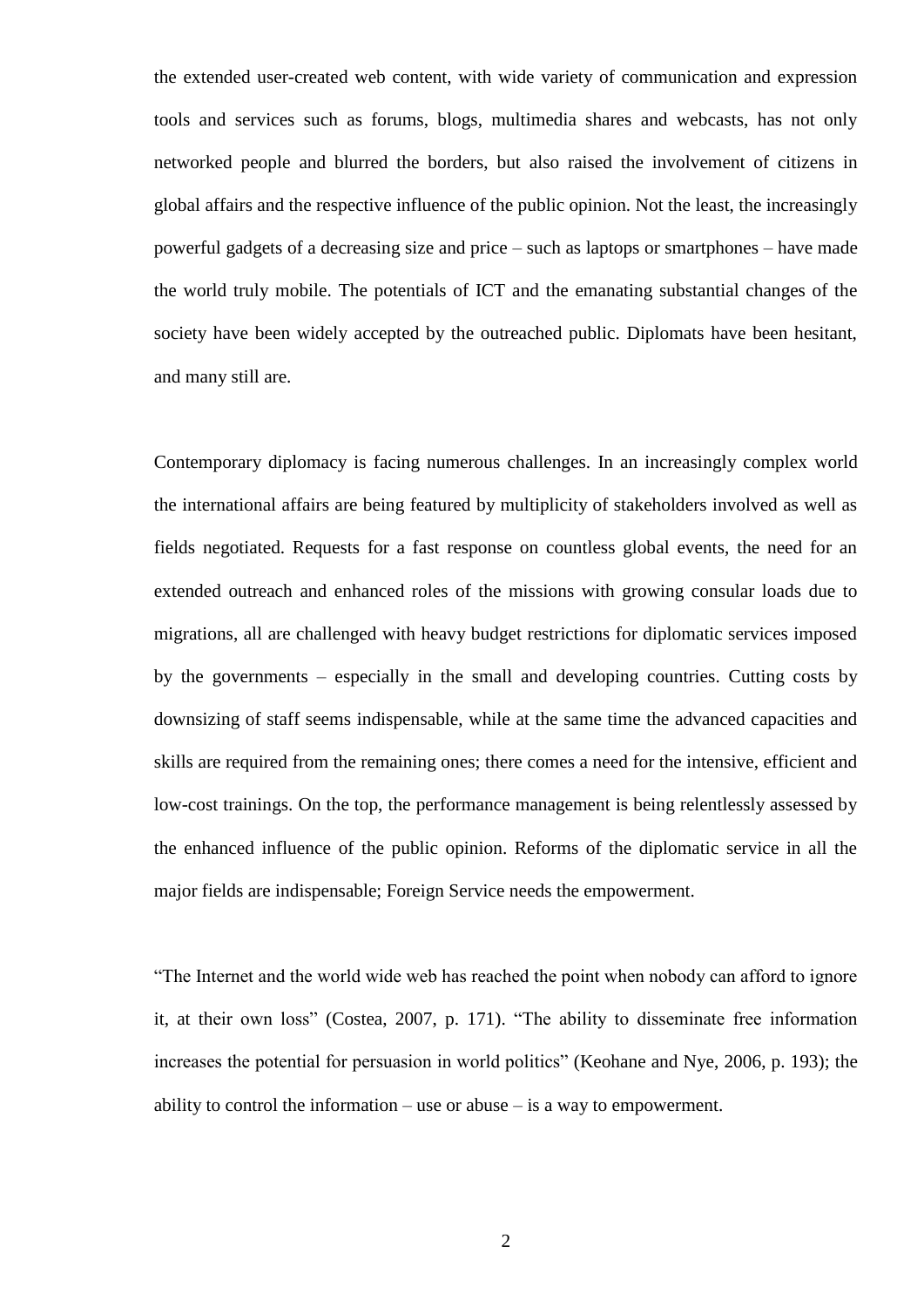the extended user-created web content, with wide variety of communication and expression tools and services such as forums, blogs, multimedia shares and webcasts, has not only networked people and blurred the borders, but also raised the involvement of citizens in global affairs and the respective influence of the public opinion. Not the least, the increasingly powerful gadgets of a decreasing size and price – such as laptops or smartphones – have made the world truly mobile. The potentials of ICT and the emanating substantial changes of the society have been widely accepted by the outreached public. Diplomats have been hesitant, and many still are.

Contemporary diplomacy is facing numerous challenges. In an increasingly complex world the international affairs are being featured by multiplicity of stakeholders involved as well as fields negotiated. Requests for a fast response on countless global events, the need for an extended outreach and enhanced roles of the missions with growing consular loads due to migrations, all are challenged with heavy budget restrictions for diplomatic services imposed by the governments – especially in the small and developing countries. Cutting costs by downsizing of staff seems indispensable, while at the same time the advanced capacities and skills are required from the remaining ones; there comes a need for the intensive, efficient and low-cost trainings. On the top, the performance management is being relentlessly assessed by the enhanced influence of the public opinion. Reforms of the diplomatic service in all the major fields are indispensable; Foreign Service needs the empowerment.

"The Internet and the world wide web has reached the point when nobody can afford to ignore it, at their own loss" (Costea, 2007, p. 171). "The ability to disseminate free information increases the potential for persuasion in world politics" (Keohane and Nye, 2006, p. 193); the ability to control the information – use or abuse – is a way to empowerment.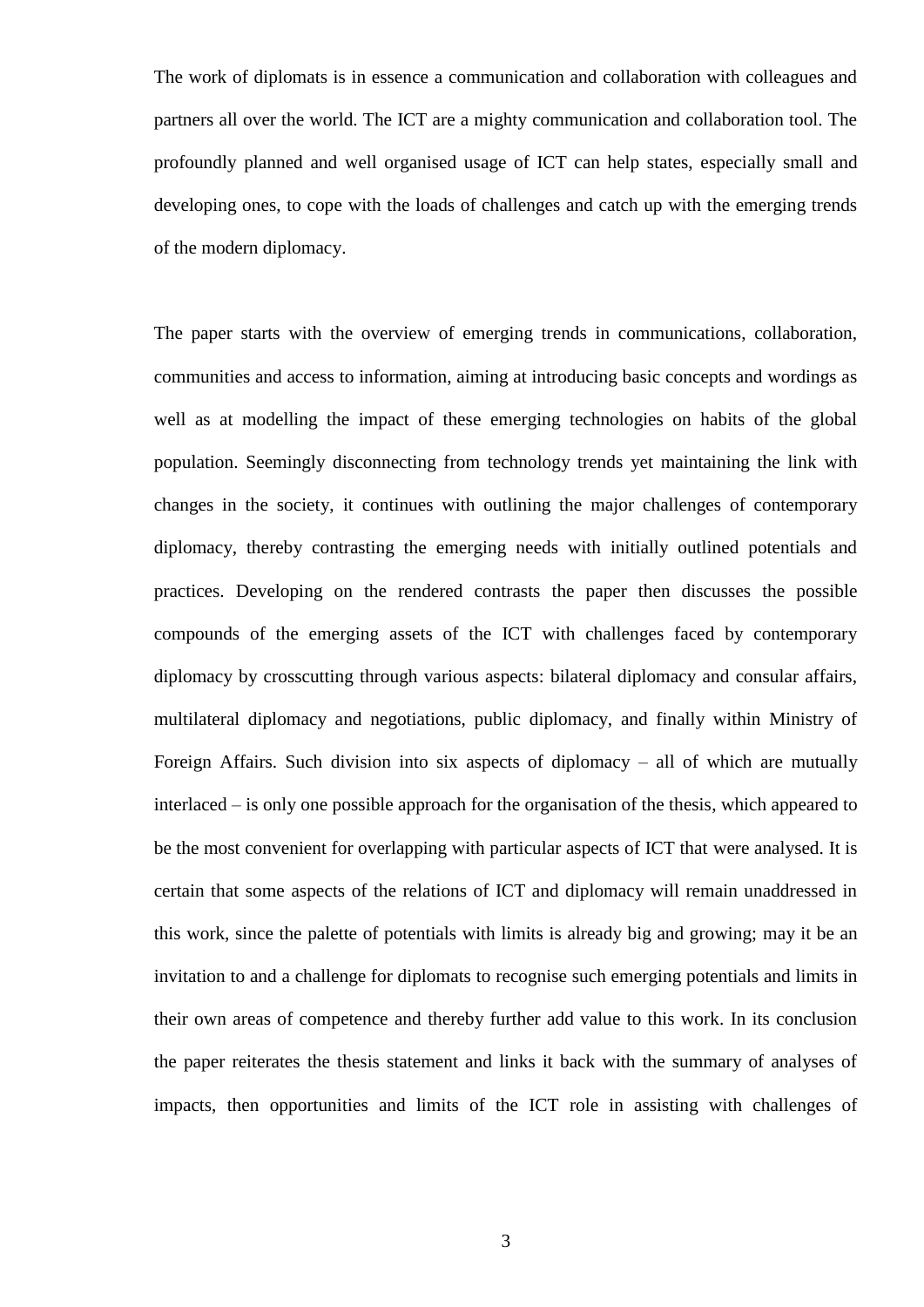The work of diplomats is in essence a communication and collaboration with colleagues and partners all over the world. The ICT are a mighty communication and collaboration tool. The profoundly planned and well organised usage of ICT can help states, especially small and developing ones, to cope with the loads of challenges and catch up with the emerging trends of the modern diplomacy.

The paper starts with the overview of emerging trends in communications, collaboration, communities and access to information, aiming at introducing basic concepts and wordings as well as at modelling the impact of these emerging technologies on habits of the global population. Seemingly disconnecting from technology trends yet maintaining the link with changes in the society, it continues with outlining the major challenges of contemporary diplomacy, thereby contrasting the emerging needs with initially outlined potentials and practices. Developing on the rendered contrasts the paper then discusses the possible compounds of the emerging assets of the ICT with challenges faced by contemporary diplomacy by crosscutting through various aspects: bilateral diplomacy and consular affairs, multilateral diplomacy and negotiations, public diplomacy, and finally within Ministry of Foreign Affairs. Such division into six aspects of diplomacy – all of which are mutually interlaced – is only one possible approach for the organisation of the thesis, which appeared to be the most convenient for overlapping with particular aspects of ICT that were analysed. It is certain that some aspects of the relations of ICT and diplomacy will remain unaddressed in this work, since the palette of potentials with limits is already big and growing; may it be an invitation to and a challenge for diplomats to recognise such emerging potentials and limits in their own areas of competence and thereby further add value to this work. In its conclusion the paper reiterates the thesis statement and links it back with the summary of analyses of impacts, then opportunities and limits of the ICT role in assisting with challenges of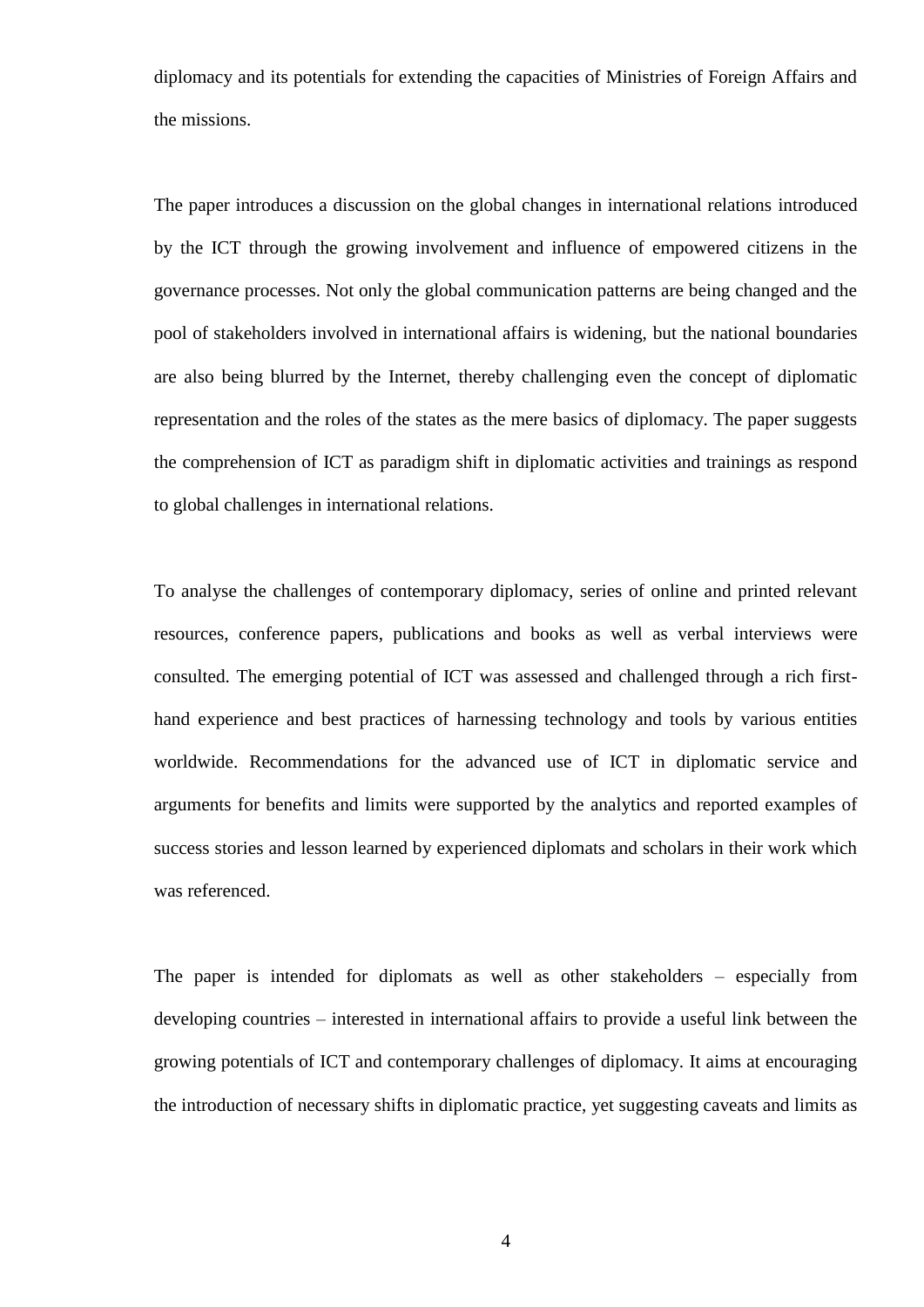diplomacy and its potentials for extending the capacities of Ministries of Foreign Affairs and the missions.

The paper introduces a discussion on the global changes in international relations introduced by the ICT through the growing involvement and influence of empowered citizens in the governance processes. Not only the global communication patterns are being changed and the pool of stakeholders involved in international affairs is widening, but the national boundaries are also being blurred by the Internet, thereby challenging even the concept of diplomatic representation and the roles of the states as the mere basics of diplomacy. The paper suggests the comprehension of ICT as paradigm shift in diplomatic activities and trainings as respond to global challenges in international relations.

To analyse the challenges of contemporary diplomacy, series of online and printed relevant resources, conference papers, publications and books as well as verbal interviews were consulted. The emerging potential of ICT was assessed and challenged through a rich first-hand experience and best practices of harnessing technology and tools by various entities worldwide. Recommendations for the advanced use of ICT in diplomatic service and arguments for benefits and limits were supported by the analytics and reported examples of success stories and lesson learned by experienced diplomats and scholars in their work which was referenced.

The paper is intended for diplomats as well as other stakeholders – especially from developing countries – interested in international affairs to provide a useful link between the growing potentials of ICT and contemporary challenges of diplomacy. It aims at encouraging the introduction of necessary shifts in diplomatic practice, yet suggesting caveats and limits as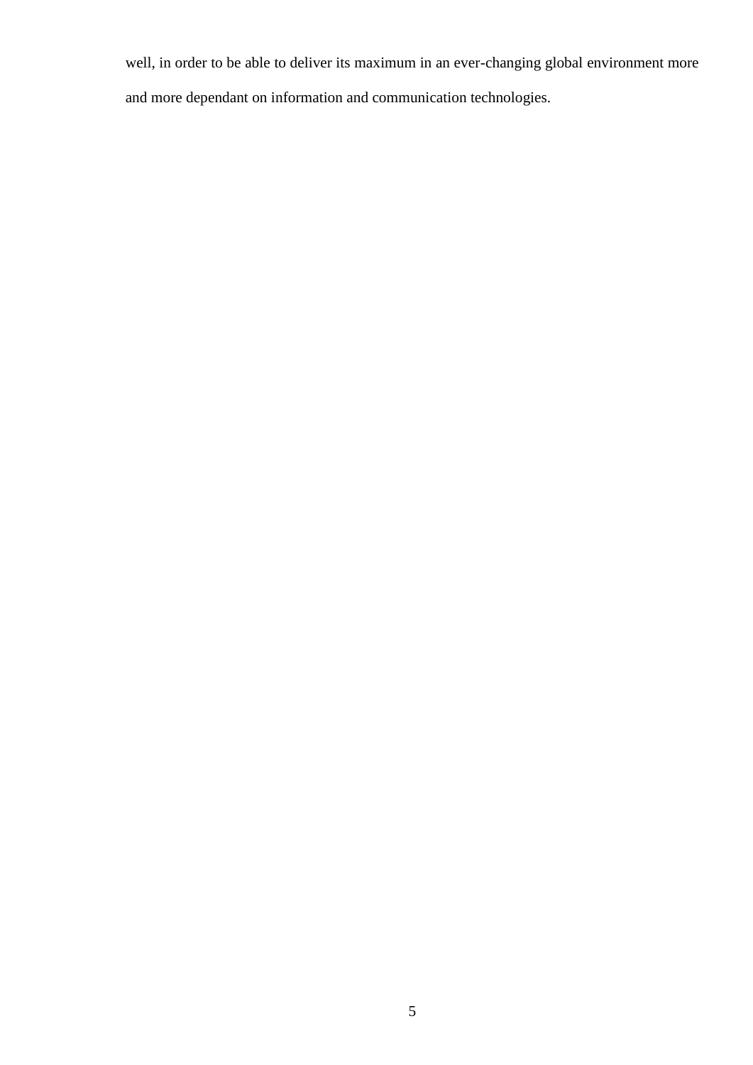well, in order to be able to deliver its maximum in an ever-changing global environment more and more dependant on information and communication technologies.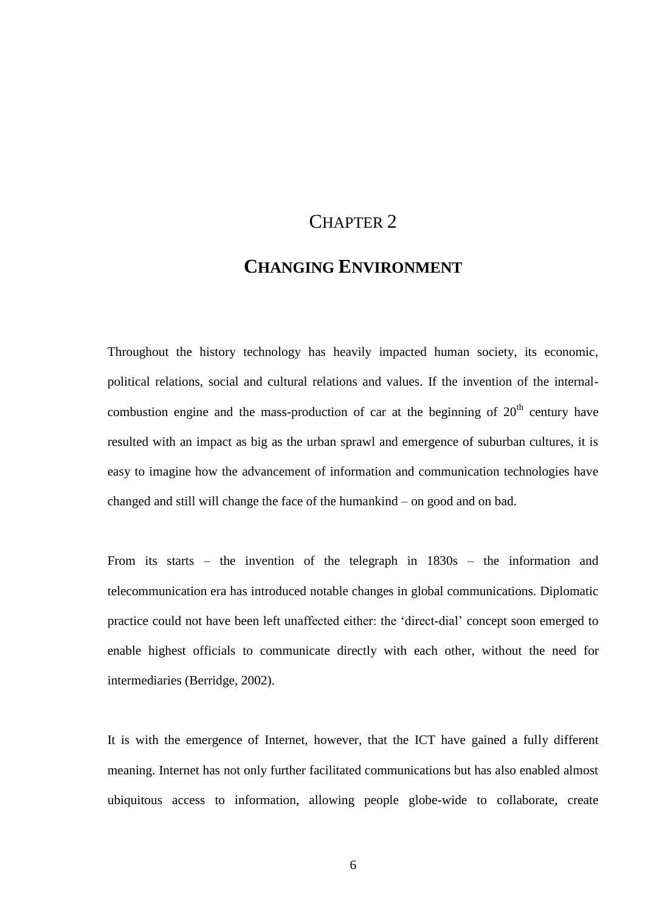# Chapter 2

## Changing Environment

Throughout the history technology has heavily impacted human society, its economic, political relations, social and cultural relations and values. If the invention of the internal-combustion engine and the mass-production of car at the beginning of 20th century have resulted with an impact as big as the urban sprawl and emergence of suburban cultures, it is easy to imagine how the advancement of information and communication technologies have changed and still will change the face of the humankind – on good and on bad.

From its starts – the invention of the telegraph in 1830s – the information and telecommunication era has introduced notable changes in global communications. Diplomatic practice could not have been left unaffected either: the 'direct-dial' concept soon emerged to enable highest officials to communicate directly with each other, without the need for intermediaries (Berridge, 2002).

It is with the emergence of Internet, however, that the ICT have gained a fully different meaning. Internet has not only further facilitated communications but has also enabled almost ubiquitous access to information, allowing people globe-wide to collaborate, create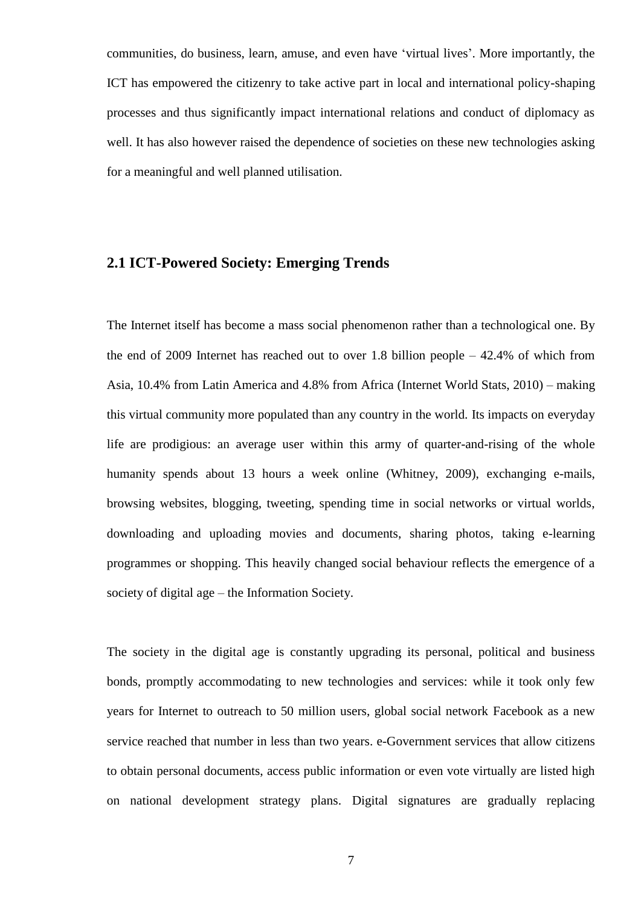communities, do business, learn, amuse, and even have 'virtual lives'. More importantly, the ICT has empowered the citizenry to take active part in local and international policy-shaping processes and thus significantly impact international relations and conduct of diplomacy as well. It has also however raised the dependence of societies on these new technologies asking for a meaningful and well planned utilisation.

## 2.1 ICT-Powered Society: Emerging Trends

The Internet itself has become a mass social phenomenon rather than a technological one. By the end of 2009 Internet has reached out to over 1.8 billion people – 42.4% of which from Asia, 10.4% from Latin America and 4.8% from Africa (Internet World Stats, 2010) – making this virtual community more populated than any country in the world. Its impacts on everyday life are prodigious: an average user within this army of quarter-and-rising of the whole humanity spends about 13 hours a week online (Whitney, 2009), exchanging e-mails, browsing websites, blogging, tweeting, spending time in social networks or virtual worlds, downloading and uploading movies and documents, sharing photos, taking e-learning programmes or shopping. This heavily changed social behaviour reflects the emergence of a society of digital age – the Information Society.

The society in the digital age is constantly upgrading its personal, political and business bonds, promptly accommodating to new technologies and services: while it took only few years for Internet to outreach to 50 million users, global social network Facebook as a new service reached that number in less than two years. e-Government services that allow citizens to obtain personal documents, access public information or even vote virtually are listed high on national development strategy plans. Digital signatures are gradually replacing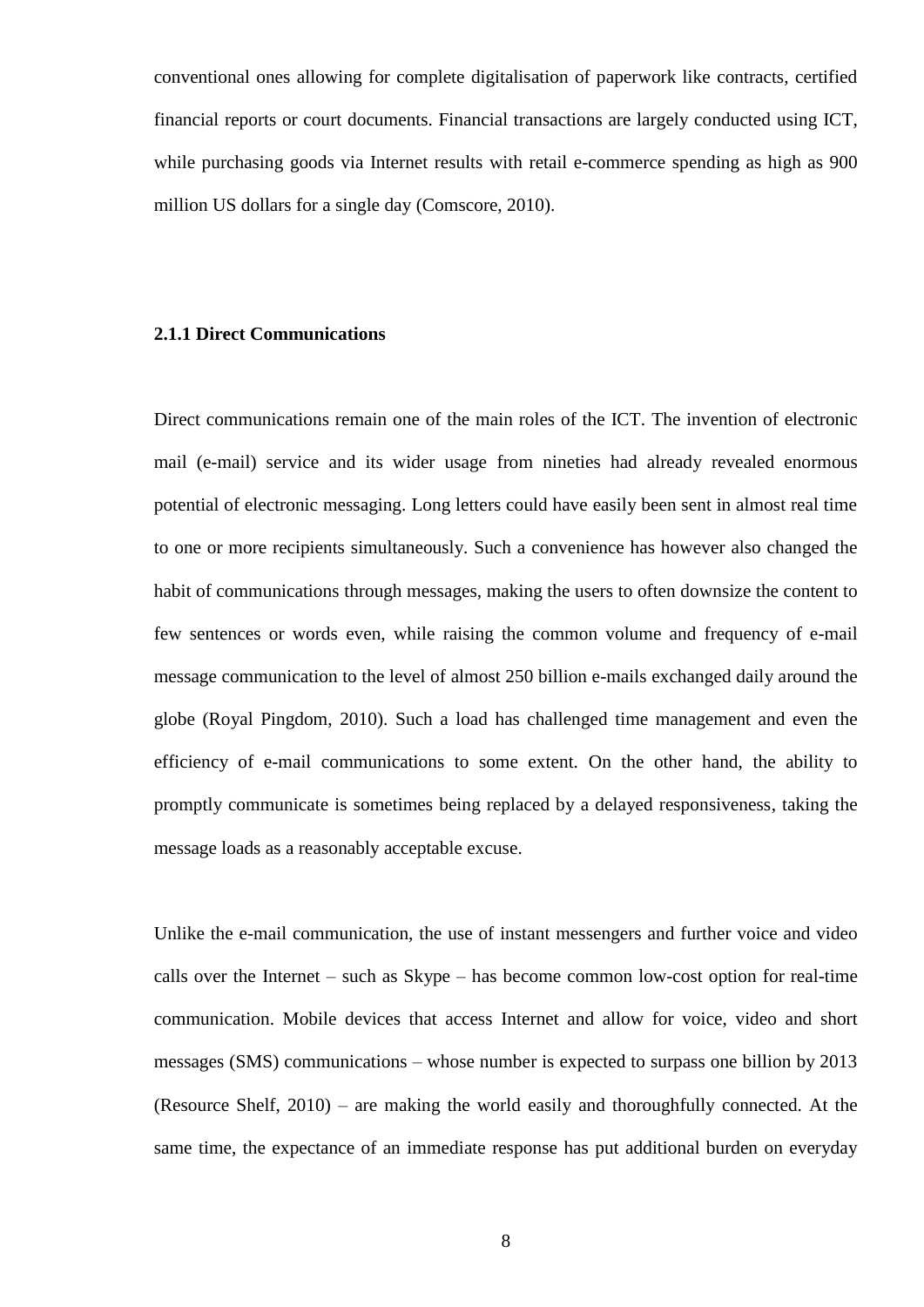conventional ones allowing for complete digitalisation of paperwork like contracts, certified financial reports or court documents. Financial transactions are largely conducted using ICT, while purchasing goods via Internet results with retail e-commerce spending as high as 900 million US dollars for a single day (Comscore, 2010).

### 2.1.1 Direct Communications

Direct communications remain one of the main roles of the ICT. The invention of electronic mail (e-mail) service and its wider usage from nineties had already revealed enormous potential of electronic messaging. Long letters could have easily been sent in almost real time to one or more recipients simultaneously. Such a convenience has however also changed the habit of communications through messages, making the users to often downsize the content to few sentences or words even, while raising the common volume and frequency of e-mail message communication to the level of almost 250 billion e-mails exchanged daily around the globe (Royal Pingdom, 2010). Such a load has challenged time management and even the efficiency of e-mail communications to some extent. On the other hand, the ability to promptly communicate is sometimes being replaced by a delayed responsiveness, taking the message loads as a reasonably acceptable excuse.

Unlike the e-mail communication, the use of instant messengers and further voice and video calls over the Internet – such as Skype – has become common low-cost option for real-time communication. Mobile devices that access Internet and allow for voice, video and short messages (SMS) communications – whose number is expected to surpass one billion by 2013 (Resource Shelf, 2010) – are making the world easily and thoroughfully connected. At the same time, the expectance of an immediate response has put additional burden on everyday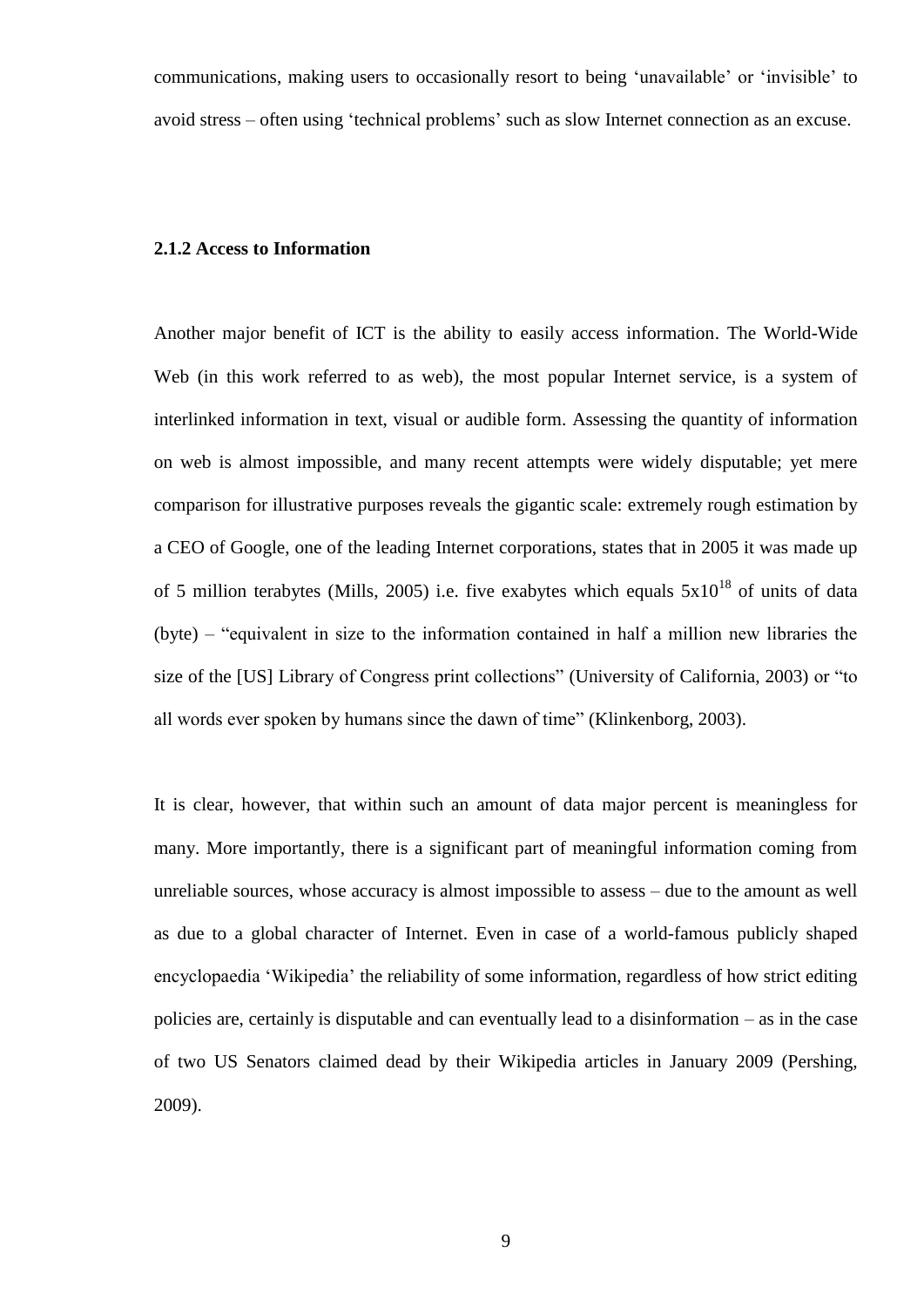communications, making users to occasionally resort to being 'unavailable' or 'invisible' to avoid stress – often using 'technical problems' such as slow Internet connection as an excuse.

### 2.1.2 Access to Information

Another major benefit of ICT is the ability to easily access information. The World-Wide Web (in this work referred to as web), the most popular Internet service, is a system of interlinked information in text, visual or audible form. Assessing the quantity of information on web is almost impossible, and many recent attempts were widely disputable; yet mere comparison for illustrative purposes reveals the gigantic scale: extremely rough estimation by a CEO of Google, one of the leading Internet corporations, states that in 2005 it was made up of 5 million terabytes (Mills, 2005) i.e. five exabytes which equals $5x10^{18}$ of units of data (byte) – "equivalent in size to the information contained in half a million new libraries the size of the [US] Library of Congress print collections" (University of California, 2003) or "to all words ever spoken by humans since the dawn of time" (Klinkenborg, 2003).

It is clear, however, that within such an amount of data major percent is meaningless for many. More importantly, there is a significant part of meaningful information coming from unreliable sources, whose accuracy is almost impossible to assess – due to the amount as well as due to a global character of Internet. Even in case of a world-famous publicly shaped encyclopaedia 'Wikipedia' the reliability of some information, regardless of how strict editing policies are, certainly is disputable and can eventually lead to a disinformation – as in the case of two US Senators claimed dead by their Wikipedia articles in January 2009 (Pershing, 2009).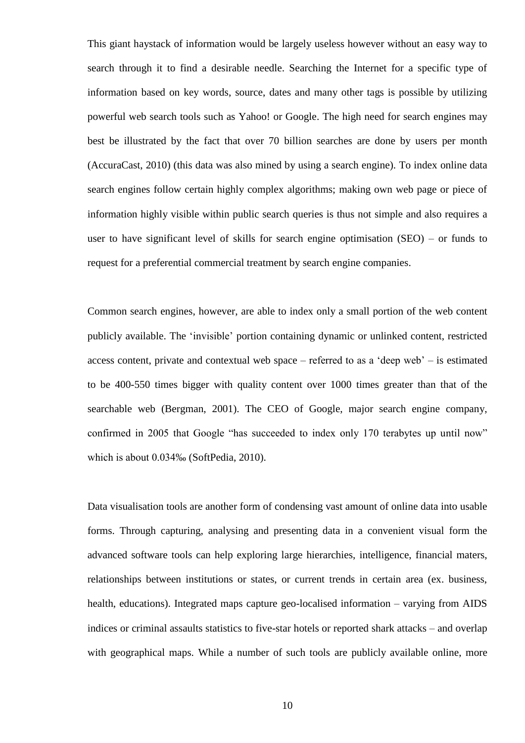This giant haystack of information would be largely useless however without an easy way to search through it to find a desirable needle. Searching the Internet for a specific type of information based on key words, source, dates and many other tags is possible by utilizing powerful web search tools such as Yahoo! or Google. The high need for search engines may best be illustrated by the fact that over 70 billion searches are done by users per month (AccuraCast, 2010) (this data was also mined by using a search engine). To index online data search engines follow certain highly complex algorithms; making own web page or piece of information highly visible within public search queries is thus not simple and also requires a user to have significant level of skills for search engine optimisation (SEO) – or funds to request for a preferential commercial treatment by search engine companies.

Common search engines, however, are able to index only a small portion of the web content publicly available. The 'invisible' portion containing dynamic or unlinked content, restricted access content, private and contextual web space – referred to as a 'deep web' – is estimated to be 400-550 times bigger with quality content over 1000 times greater than that of the searchable web (Bergman, 2001). The CEO of Google, major search engine company, confirmed in 2005 that Google "has succeeded to index only 170 terabytes up until now" which is about 0.034‰ (SoftPedia, 2010).

Data visualisation tools are another form of condensing vast amount of online data into usable forms. Through capturing, analysing and presenting data in a convenient visual form the advanced software tools can help exploring large hierarchies, intelligence, financial maters, relationships between institutions or states, or current trends in certain area (ex. business, health, educations). Integrated maps capture geo-localised information – varying from AIDS indices or criminal assaults statistics to five-star hotels or reported shark attacks – and overlap with geographical maps. While a number of such tools are publicly available online, more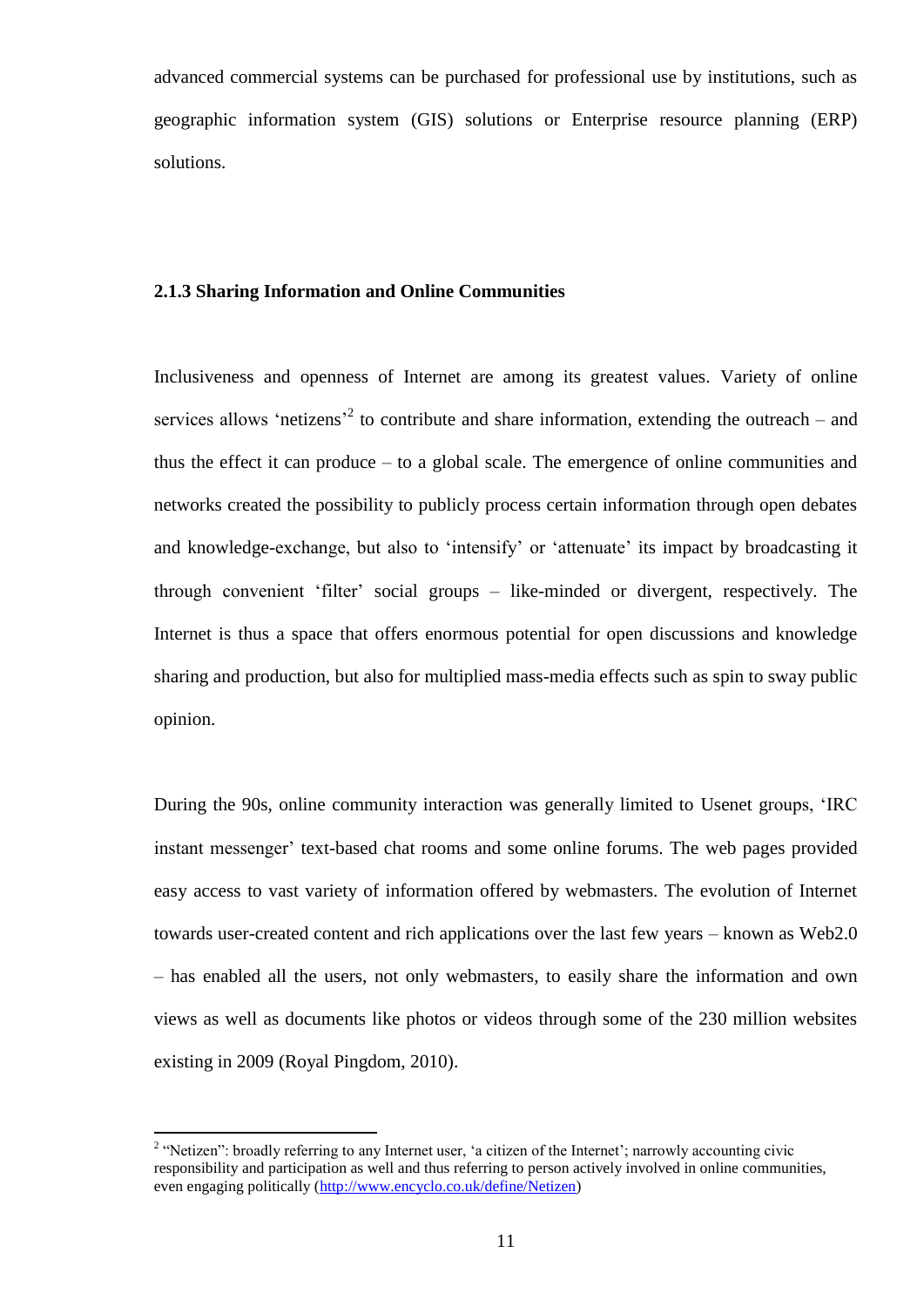advanced commercial systems can be purchased for professional use by institutions, such as geographic information system (GIS) solutions or Enterprise resource planning (ERP) solutions.

### 2.1.3 Sharing Information and Online Communities

Inclusiveness and openness of Internet are among its greatest values. Variety of online services allows 'netizens'[2] to contribute and share information, extending the outreach – and thus the effect it can produce – to a global scale. The emergence of online communities and networks created the possibility to publicly process certain information through open debates and knowledge-exchange, but also to 'intensify' or 'attenuate' its impact by broadcasting it through convenient 'filter' social groups – like-minded or divergent, respectively. The Internet is thus a space that offers enormous potential for open discussions and knowledge sharing and production, but also for multiplied mass-media effects such as spin to sway public opinion.

During the 90s, online community interaction was generally limited to Usenet groups, 'IRC instant messenger' text-based chat rooms and some online forums. The web pages provided easy access to vast variety of information offered by webmasters. The evolution of Internet towards user-created content and rich applications over the last few years – known as Web2.0 – has enabled all the users, not only webmasters, to easily share the information and own views as well as documents like photos or videos through some of the 230 million websites existing in 2009 (Royal Pingdom, 2010).

[2] "Netizen": broadly referring to any Internet user, 'a citizen of the Internet'; narrowly accounting civic responsibility and participation as well and thus referring to person actively involved in online communities, even engaging politically (http://www.encyclo.co.uk/define/Netizen)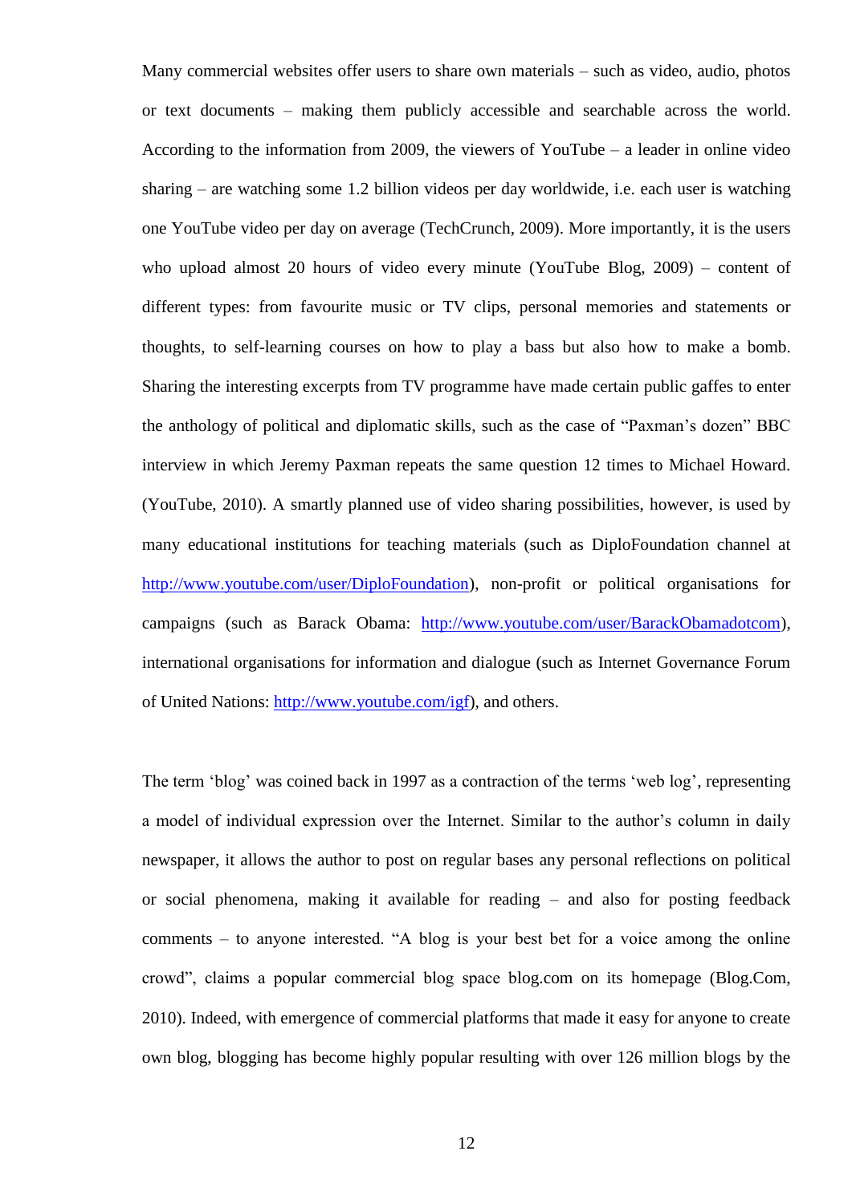Many commercial websites offer users to share own materials – such as video, audio, photos or text documents – making them publicly accessible and searchable across the world. According to the information from 2009, the viewers of YouTube – a leader in online video sharing – are watching some 1.2 billion videos per day worldwide, i.e. each user is watching one YouTube video per day on average (TechCrunch, 2009). More importantly, it is the users who upload almost 20 hours of video every minute (YouTube Blog, 2009) – content of different types: from favourite music or TV clips, personal memories and statements or thoughts, to self-learning courses on how to play a bass but also how to make a bomb. Sharing the interesting excerpts from TV programme have made certain public gaffes to enter the anthology of political and diplomatic skills, such as the case of "Paxman's dozen" BBC interview in which Jeremy Paxman repeats the same question 12 times to Michael Howard. (YouTube, 2010). A smartly planned use of video sharing possibilities, however, is used by many educational institutions for teaching materials (such as DiploFoundation channel at [http://www.youtube.com/user/DiploFoundation](http://www.youtube.com/user/DiploFoundation)), non-profit or political organisations for campaigns (such as Barack Obama: [http://www.youtube.com/user/BarackObamadotcom](http://www.youtube.com/user/BarackObamadotcom)), international organisations for information and dialogue (such as Internet Governance Forum of United Nations: [http://www.youtube.com/igf](http://www.youtube.com/igf)), and others.

The term 'blog' was coined back in 1997 as a contraction of the terms 'web log', representing a model of individual expression over the Internet. Similar to the author's column in daily newspaper, it allows the author to post on regular bases any personal reflections on political or social phenomena, making it available for reading – and also for posting feedback comments – to anyone interested. "A blog is your best bet for a voice among the online crowd", claims a popular commercial blog space blog.com on its homepage (Blog.Com, 2010). Indeed, with emergence of commercial platforms that made it easy for anyone to create own blog, blogging has become highly popular resulting with over 126 million blogs by the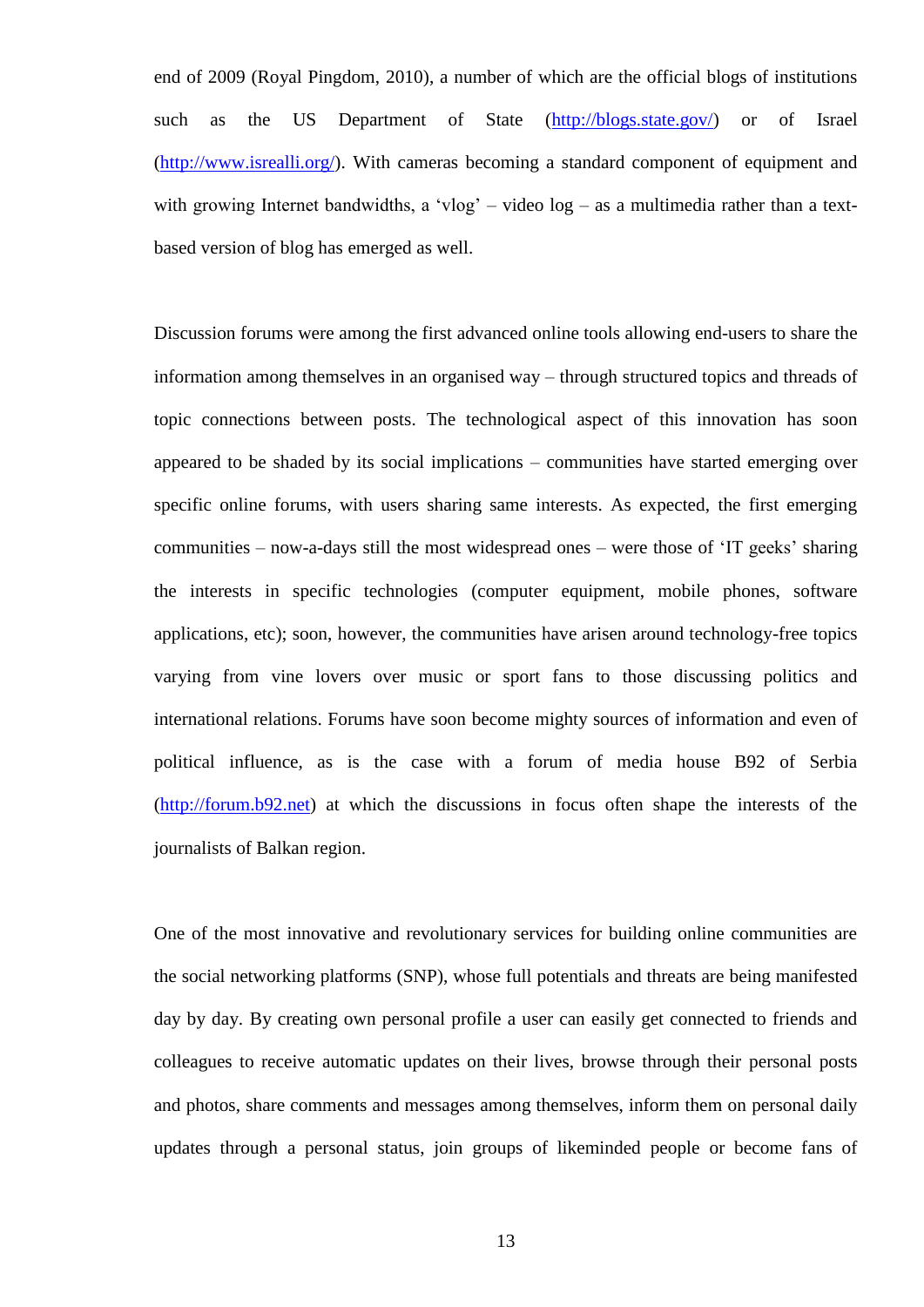end of 2009 (Royal Pingdom, 2010), a number of which are the official blogs of institutions such as the US Department of State (http://blogs.state.gov/) or of Israel (http://www.isrealli.org/). With cameras becoming a standard component of equipment and with growing Internet bandwidths, a 'vlog' – video log – as a multimedia rather than a text-based version of blog has emerged as well.

Discussion forums were among the first advanced online tools allowing end-users to share the information among themselves in an organised way – through structured topics and threads of topic connections between posts. The technological aspect of this innovation has soon appeared to be shaded by its social implications – communities have started emerging over specific online forums, with users sharing same interests. As expected, the first emerging communities – now-a-days still the most widespread ones – were those of 'IT geeks' sharing the interests in specific technologies (computer equipment, mobile phones, software applications, etc); soon, however, the communities have arisen around technology-free topics varying from vine lovers over music or sport fans to those discussing politics and international relations. Forums have soon become mighty sources of information and even of political influence, as is the case with a forum of media house B92 of Serbia (http://forum.b92.net) at which the discussions in focus often shape the interests of the journalists of Balkan region.

One of the most innovative and revolutionary services for building online communities are the social networking platforms (SNP), whose full potentials and threats are being manifested day by day. By creating own personal profile a user can easily get connected to friends and colleagues to receive automatic updates on their lives, browse through their personal posts and photos, share comments and messages among themselves, inform them on personal daily updates through a personal status, join groups of likeminded people or become fans of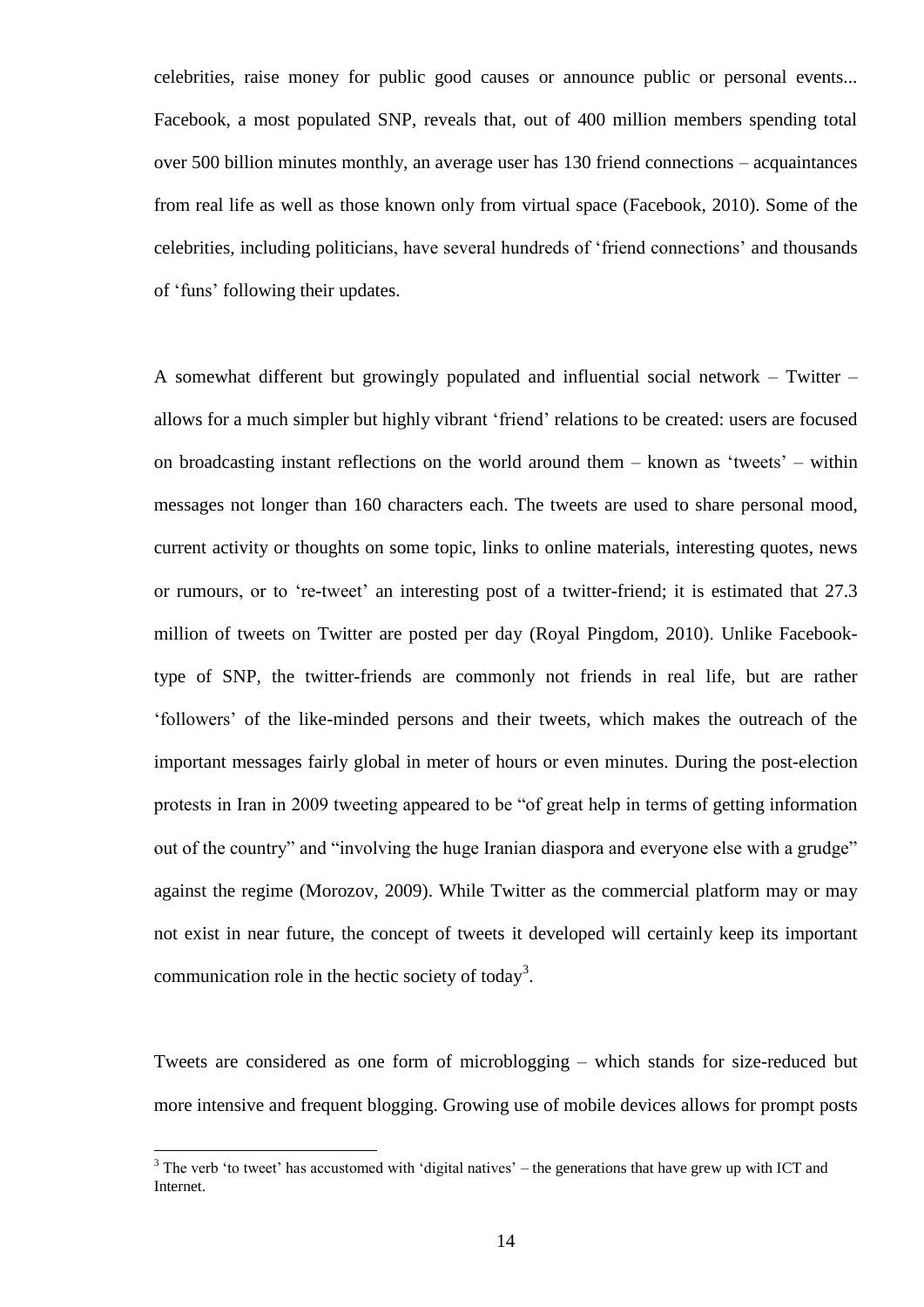celebrities, raise money for public good causes or announce public or personal events... Facebook, a most populated SNP, reveals that, out of 400 million members spending total over 500 billion minutes monthly, an average user has 130 friend connections – acquaintances from real life as well as those known only from virtual space (Facebook, 2010). Some of the celebrities, including politicians, have several hundreds of 'friend connections' and thousands of 'funs' following their updates.

A somewhat different but growingly populated and influential social network – Twitter – allows for a much simpler but highly vibrant 'friend' relations to be created: users are focused on broadcasting instant reflections on the world around them – known as 'tweets' – within messages not longer than 160 characters each. The tweets are used to share personal mood, current activity or thoughts on some topic, links to online materials, interesting quotes, news or rumours, or to 're-tweet' an interesting post of a twitter-friend; it is estimated that 27.3 million of tweets on Twitter are posted per day (Royal Pingdom, 2010). Unlike Facebook-type of SNP, the twitter-friends are commonly not friends in real life, but are rather 'followers' of the like-minded persons and their tweets, which makes the outreach of the important messages fairly global in meter of hours or even minutes. During the post-election protests in Iran in 2009 tweeting appeared to be "of great help in terms of getting information out of the country" and "involving the huge Iranian diaspora and everyone else with a grudge" against the regime (Morozov, 2009). While Twitter as the commercial platform may or may not exist in near future, the concept of tweets it developed will certainly keep its important communication role in the hectic society of today[3].

Tweets are considered as one form of microblogging – which stands for size-reduced but more intensive and frequent blogging. Growing use of mobile devices allows for prompt posts

[3] The verb 'to tweet' has accustomed with 'digital natives' – the generations that have grew up with ICT and Internet.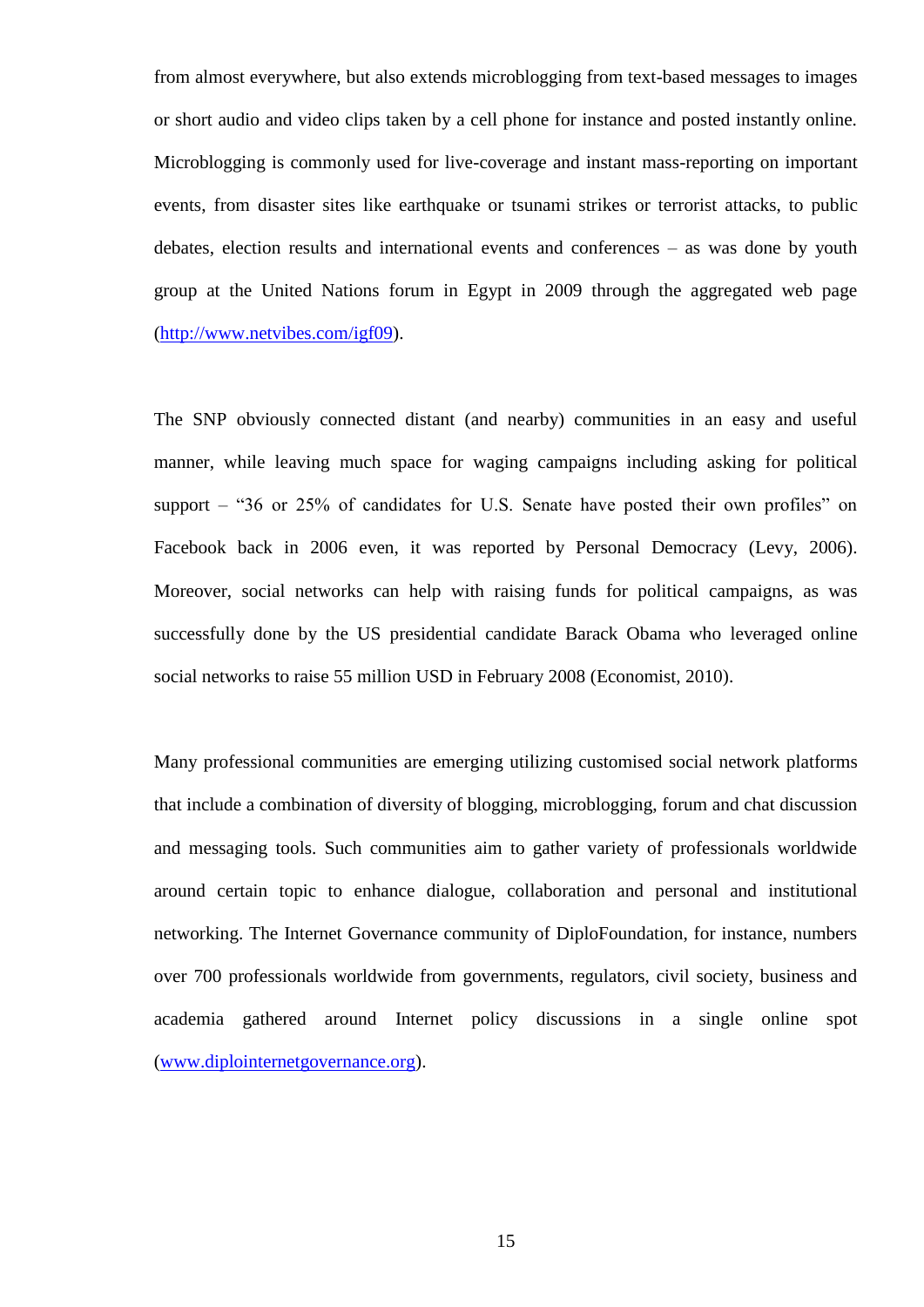from almost everywhere, but also extends microblogging from text-based messages to images or short audio and video clips taken by a cell phone for instance and posted instantly online. Microblogging is commonly used for live-coverage and instant mass-reporting on important events, from disaster sites like earthquake or tsunami strikes or terrorist attacks, to public debates, election results and international events and conferences – as was done by youth group at the United Nations forum in Egypt in 2009 through the aggregated web page (http://www.netvibes.com/igf09).

The SNP obviously connected distant (and nearby) communities in an easy and useful manner, while leaving much space for waging campaigns including asking for political support – "36 or 25% of candidates for U.S. Senate have posted their own profiles" on Facebook back in 2006 even, it was reported by Personal Democracy (Levy, 2006). Moreover, social networks can help with raising funds for political campaigns, as was successfully done by the US presidential candidate Barack Obama who leveraged online social networks to raise 55 million USD in February 2008 (Economist, 2010).

Many professional communities are emerging utilizing customised social network platforms that include a combination of diversity of blogging, microblogging, forum and chat discussion and messaging tools. Such communities aim to gather variety of professionals worldwide around certain topic to enhance dialogue, collaboration and personal and institutional networking. The Internet Governance community of DiploFoundation, for instance, numbers over 700 professionals worldwide from governments, regulators, civil society, business and academia gathered around Internet policy discussions in a single online spot (www.diplointernetgovernance.org).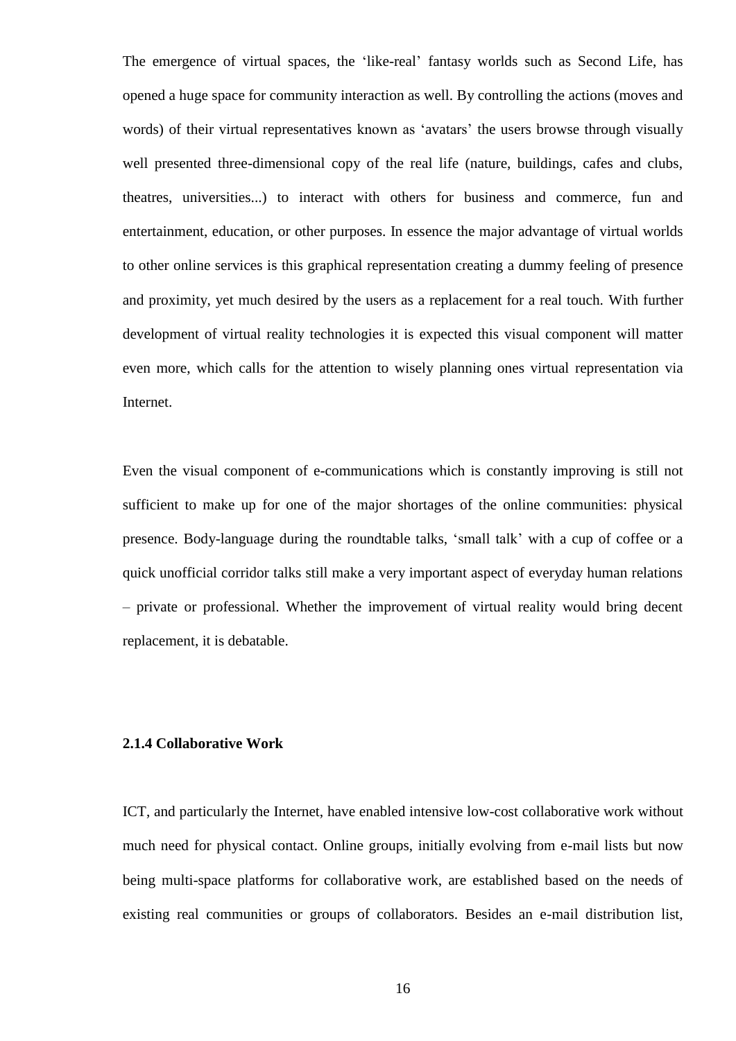The emergence of virtual spaces, the 'like-real' fantasy worlds such as Second Life, has opened a huge space for community interaction as well. By controlling the actions (moves and words) of their virtual representatives known as 'avatars' the users browse through visually well presented three-dimensional copy of the real life (nature, buildings, cafes and clubs, theatres, universities...) to interact with others for business and commerce, fun and entertainment, education, or other purposes. In essence the major advantage of virtual worlds to other online services is this graphical representation creating a dummy feeling of presence and proximity, yet much desired by the users as a replacement for a real touch. With further development of virtual reality technologies it is expected this visual component will matter even more, which calls for the attention to wisely planning ones virtual representation via Internet.

Even the visual component of e-communications which is constantly improving is still not sufficient to make up for one of the major shortages of the online communities: physical presence. Body-language during the roundtable talks, 'small talk' with a cup of coffee or a quick unofficial corridor talks still make a very important aspect of everyday human relations – private or professional. Whether the improvement of virtual reality would bring decent replacement, it is debatable.

### 2.1.4 Collaborative Work

ICT, and particularly the Internet, have enabled intensive low-cost collaborative work without much need for physical contact. Online groups, initially evolving from e-mail lists but now being multi-space platforms for collaborative work, are established based on the needs of existing real communities or groups of collaborators. Besides an e-mail distribution list,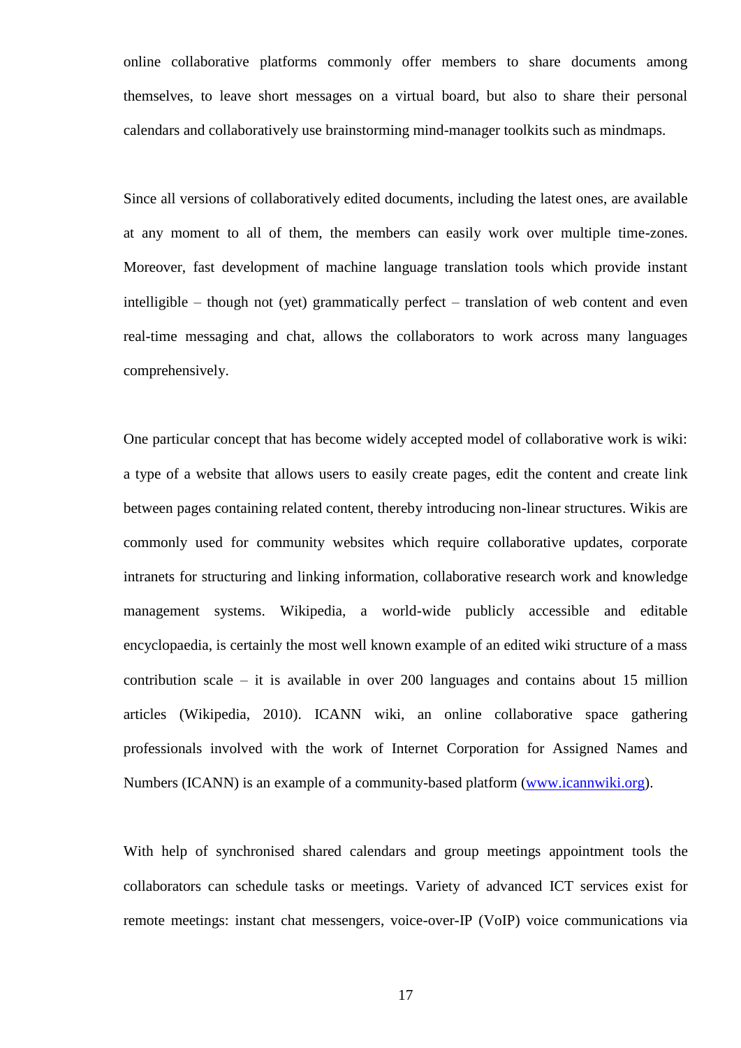online collaborative platforms commonly offer members to share documents among themselves, to leave short messages on a virtual board, but also to share their personal calendars and collaboratively use brainstorming mind-manager toolkits such as mindmaps.

Since all versions of collaboratively edited documents, including the latest ones, are available at any moment to all of them, the members can easily work over multiple time-zones. Moreover, fast development of machine language translation tools which provide instant intelligible – though not (yet) grammatically perfect – translation of web content and even real-time messaging and chat, allows the collaborators to work across many languages comprehensively.

One particular concept that has become widely accepted model of collaborative work is wiki: a type of a website that allows users to easily create pages, edit the content and create link between pages containing related content, thereby introducing non-linear structures. Wikis are commonly used for community websites which require collaborative updates, corporate intranets for structuring and linking information, collaborative research work and knowledge management systems. Wikipedia, a world-wide publicly accessible and editable encyclopaedia, is certainly the most well known example of an edited wiki structure of a mass contribution scale – it is available in over 200 languages and contains about 15 million articles (Wikipedia, 2010). ICANN wiki, an online collaborative space gathering professionals involved with the work of Internet Corporation for Assigned Names and Numbers (ICANN) is an example of a community-based platform (www.icannwiki.org).

With help of synchronised shared calendars and group meetings appointment tools the collaborators can schedule tasks or meetings. Variety of advanced ICT services exist for remote meetings: instant chat messengers, voice-over-IP (VoIP) voice communications via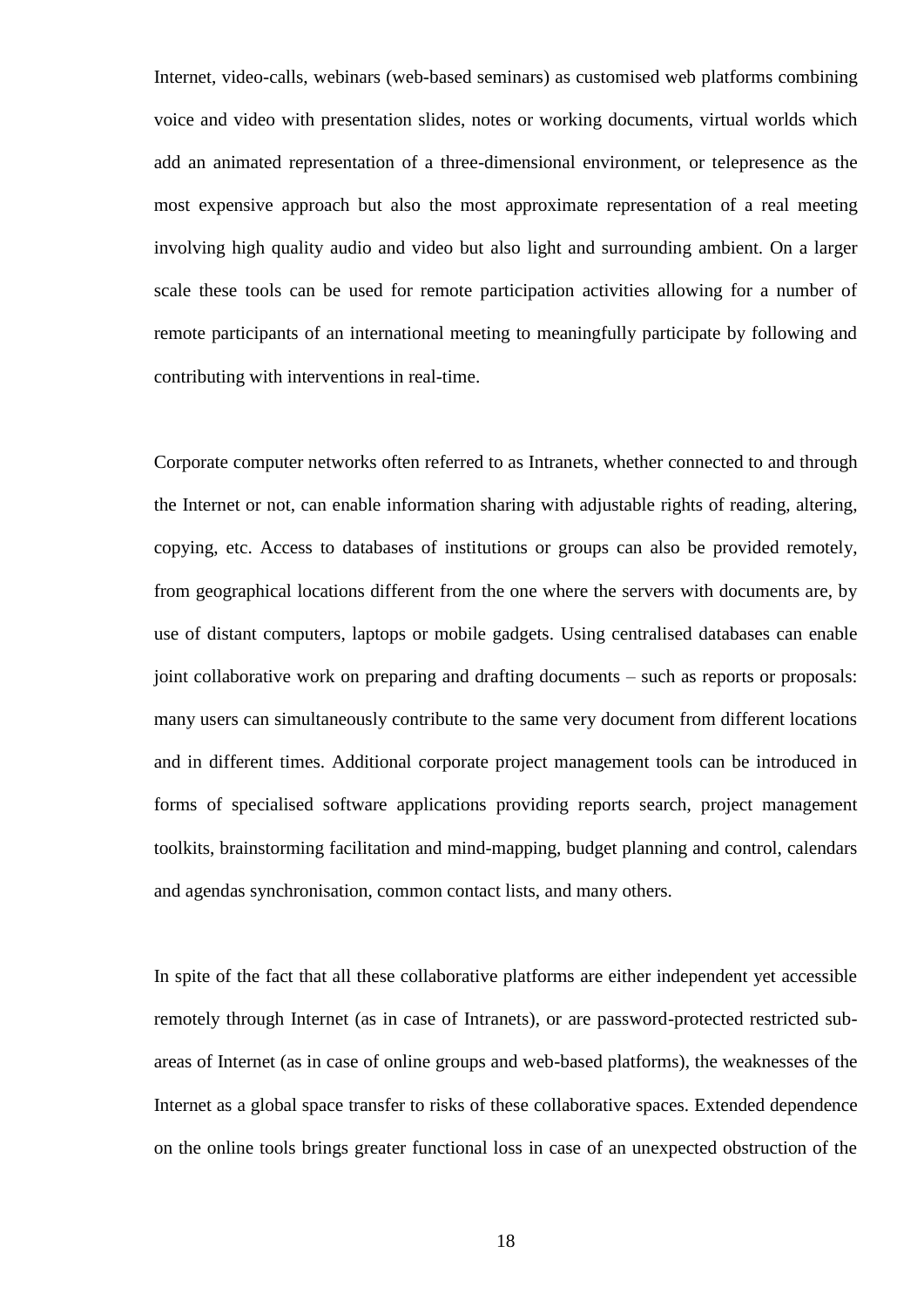Internet, video-calls, webinars (web-based seminars) as customised web platforms combining voice and video with presentation slides, notes or working documents, virtual worlds which add an animated representation of a three-dimensional environment, or telepresence as the most expensive approach but also the most approximate representation of a real meeting involving high quality audio and video but also light and surrounding ambient. On a larger scale these tools can be used for remote participation activities allowing for a number of remote participants of an international meeting to meaningfully participate by following and contributing with interventions in real-time.

Corporate computer networks often referred to as Intranets, whether connected to and through the Internet or not, can enable information sharing with adjustable rights of reading, altering, copying, etc. Access to databases of institutions or groups can also be provided remotely, from geographical locations different from the one where the servers with documents are, by use of distant computers, laptops or mobile gadgets. Using centralised databases can enable joint collaborative work on preparing and drafting documents – such as reports or proposals: many users can simultaneously contribute to the same very document from different locations and in different times. Additional corporate project management tools can be introduced in forms of specialised software applications providing reports search, project management toolkits, brainstorming facilitation and mind-mapping, budget planning and control, calendars and agendas synchronisation, common contact lists, and many others.

In spite of the fact that all these collaborative platforms are either independent yet accessible remotely through Internet (as in case of Intranets), or are password-protected restricted sub-areas of Internet (as in case of online groups and web-based platforms), the weaknesses of the Internet as a global space transfer to risks of these collaborative spaces. Extended dependence on the online tools brings greater functional loss in case of an unexpected obstruction of the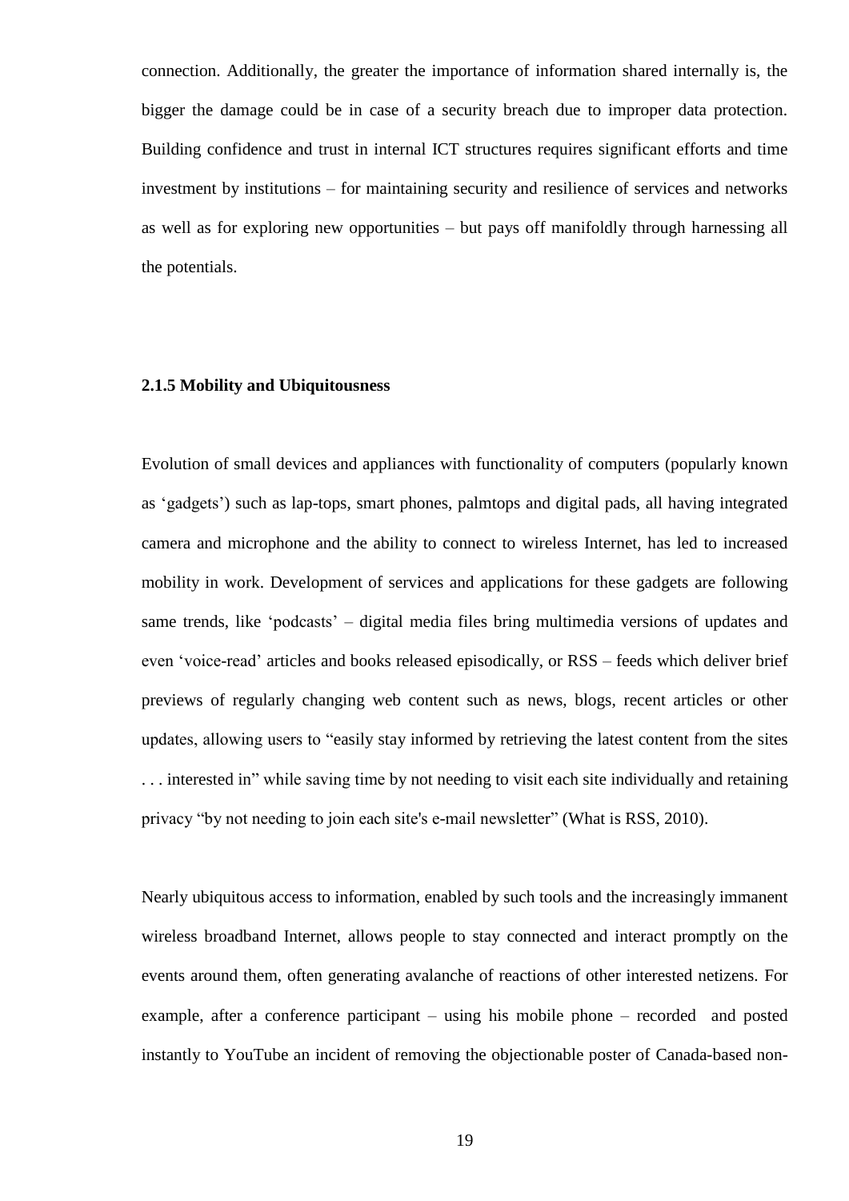connection. Additionally, the greater the importance of information shared internally is, the bigger the damage could be in case of a security breach due to improper data protection. Building confidence and trust in internal ICT structures requires significant efforts and time investment by institutions – for maintaining security and resilience of services and networks as well as for exploring new opportunities – but pays off manifoldly through harnessing all the potentials.

### 2.1.5 Mobility and Ubiquitousness

Evolution of small devices and appliances with functionality of computers (popularly known as 'gadgets') such as lap-tops, smart phones, palmtops and digital pads, all having integrated camera and microphone and the ability to connect to wireless Internet, has led to increased mobility in work. Development of services and applications for these gadgets are following same trends, like 'podcasts' – digital media files bring multimedia versions of updates and even 'voice-read' articles and books released episodically, or RSS – feeds which deliver brief previews of regularly changing web content such as news, blogs, recent articles or other updates, allowing users to "easily stay informed by retrieving the latest content from the sites . . . interested in" while saving time by not needing to visit each site individually and retaining privacy "by not needing to join each site's e-mail newsletter" (What is RSS, 2010).

Nearly ubiquitous access to information, enabled by such tools and the increasingly immanent wireless broadband Internet, allows people to stay connected and interact promptly on the events around them, often generating avalanche of reactions of other interested netizens. For example, after a conference participant – using his mobile phone – recorded and posted instantly to YouTube an incident of removing the objectionable poster of Canada-based non-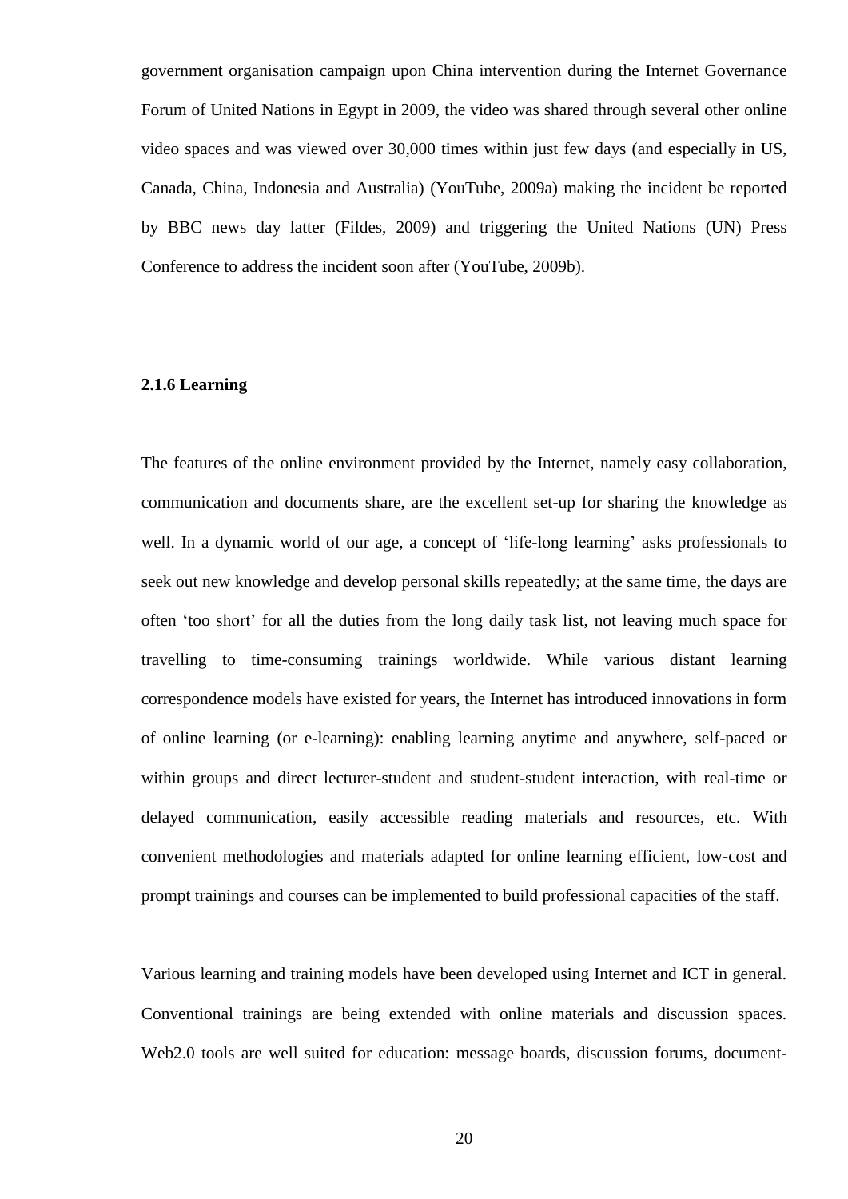government organisation campaign upon China intervention during the Internet Governance Forum of United Nations in Egypt in 2009, the video was shared through several other online video spaces and was viewed over 30,000 times within just few days (and especially in US, Canada, China, Indonesia and Australia) (YouTube, 2009a) making the incident be reported by BBC news day latter (Fildes, 2009) and triggering the United Nations (UN) Press Conference to address the incident soon after (YouTube, 2009b).

### 2.1.6 Learning

The features of the online environment provided by the Internet, namely easy collaboration, communication and documents share, are the excellent set-up for sharing the knowledge as well. In a dynamic world of our age, a concept of 'life-long learning' asks professionals to seek out new knowledge and develop personal skills repeatedly; at the same time, the days are often 'too short' for all the duties from the long daily task list, not leaving much space for travelling to time-consuming trainings worldwide. While various distant learning correspondence models have existed for years, the Internet has introduced innovations in form of online learning (or e-learning): enabling learning anytime and anywhere, self-paced or within groups and direct lecturer-student and student-student interaction, with real-time or delayed communication, easily accessible reading materials and resources, etc. With convenient methodologies and materials adapted for online learning efficient, low-cost and prompt trainings and courses can be implemented to build professional capacities of the staff.

Various learning and training models have been developed using Internet and ICT in general. Conventional trainings are being extended with online materials and discussion spaces. Web2.0 tools are well suited for education: message boards, discussion forums, document-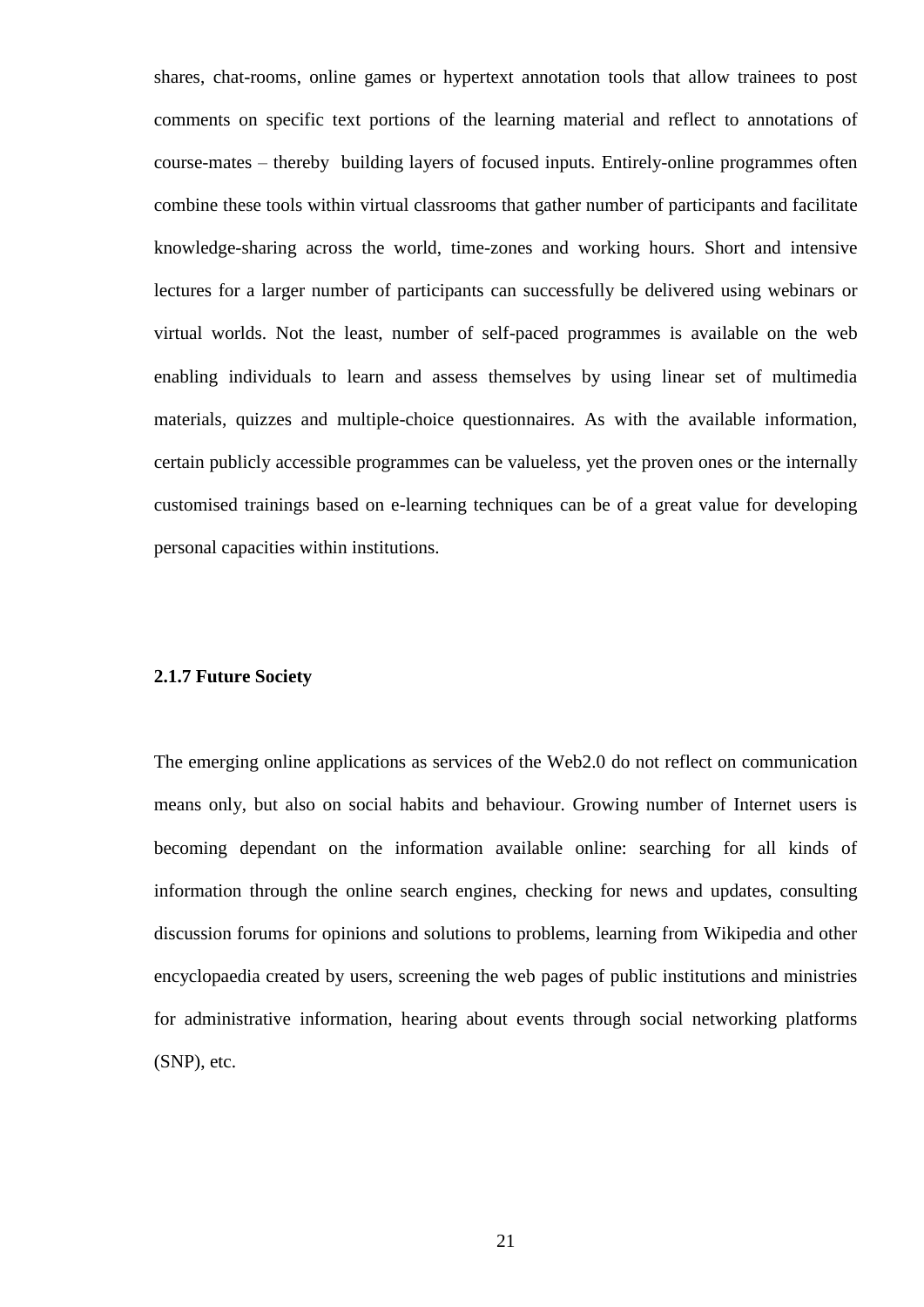shares, chat-rooms, online games or hypertext annotation tools that allow trainees to post comments on specific text portions of the learning material and reflect to annotations of course-mates – thereby building layers of focused inputs. Entirely-online programmes often combine these tools within virtual classrooms that gather number of participants and facilitate knowledge-sharing across the world, time-zones and working hours. Short and intensive lectures for a larger number of participants can successfully be delivered using webinars or virtual worlds. Not the least, number of self-paced programmes is available on the web enabling individuals to learn and assess themselves by using linear set of multimedia materials, quizzes and multiple-choice questionnaires. As with the available information, certain publicly accessible programmes can be valueless, yet the proven ones or the internally customised trainings based on e-learning techniques can be of a great value for developing personal capacities within institutions.

### 2.1.7 Future Society

The emerging online applications as services of the Web2.0 do not reflect on communication means only, but also on social habits and behaviour. Growing number of Internet users is becoming dependant on the information available online: searching for all kinds of information through the online search engines, checking for news and updates, consulting discussion forums for opinions and solutions to problems, learning from Wikipedia and other encyclopaedia created by users, screening the web pages of public institutions and ministries for administrative information, hearing about events through social networking platforms (SNP), etc.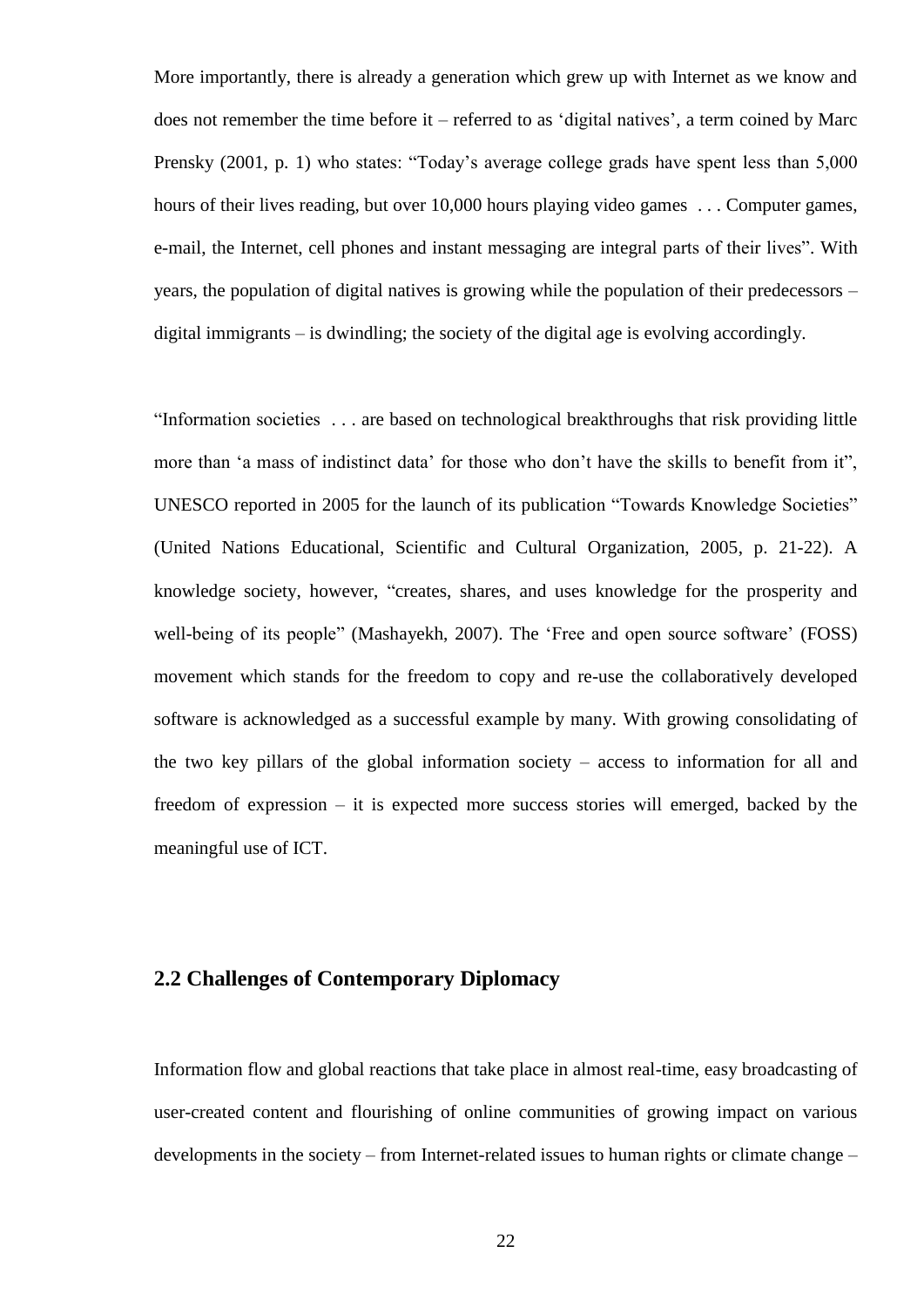More importantly, there is already a generation which grew up with Internet as we know and does not remember the time before it – referred to as 'digital natives', a term coined by Marc Prensky (2001, p. 1) who states: "Today's average college grads have spent less than 5,000 hours of their lives reading, but over 10,000 hours playing video games . . . Computer games, e-mail, the Internet, cell phones and instant messaging are integral parts of their lives". With years, the population of digital natives is growing while the population of their predecessors – digital immigrants – is dwindling; the society of the digital age is evolving accordingly.

"Information societies . . . are based on technological breakthroughs that risk providing little more than 'a mass of indistinct data' for those who don't have the skills to benefit from it", UNESCO reported in 2005 for the launch of its publication "Towards Knowledge Societies" (United Nations Educational, Scientific and Cultural Organization, 2005, p. 21-22). A knowledge society, however, "creates, shares, and uses knowledge for the prosperity and well-being of its people" (Mashayekh, 2007). The 'Free and open source software' (FOSS) movement which stands for the freedom to copy and re-use the collaboratively developed software is acknowledged as a successful example by many. With growing consolidating of the two key pillars of the global information society – access to information for all and freedom of expression – it is expected more success stories will emerged, backed by the meaningful use of ICT.

## 2.2 Challenges of Contemporary Diplomacy

Information flow and global reactions that take place in almost real-time, easy broadcasting of user-created content and flourishing of online communities of growing impact on various developments in the society – from Internet-related issues to human rights or climate change –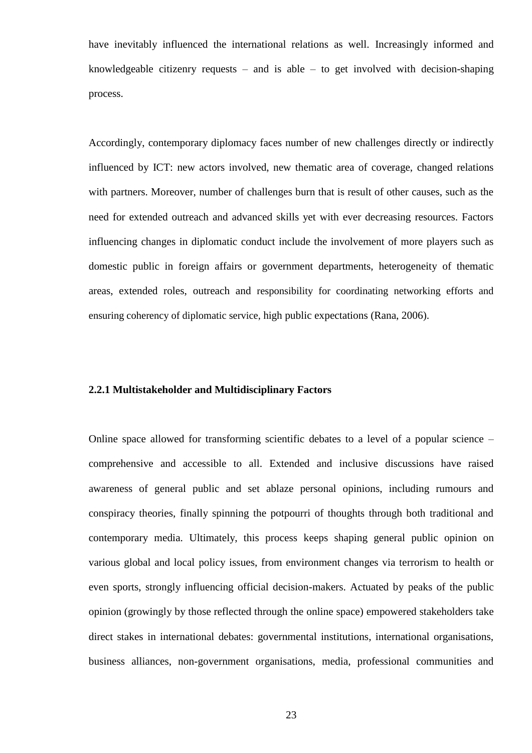have inevitably influenced the international relations as well. Increasingly informed and knowledgeable citizenry requests – and is able – to get involved with decision-shaping process.

Accordingly, contemporary diplomacy faces number of new challenges directly or indirectly influenced by ICT: new actors involved, new thematic area of coverage, changed relations with partners. Moreover, number of challenges burn that is result of other causes, such as the need for extended outreach and advanced skills yet with ever decreasing resources. Factors influencing changes in diplomatic conduct include the involvement of more players such as domestic public in foreign affairs or government departments, heterogeneity of thematic areas, extended roles, outreach and responsibility for coordinating networking efforts and ensuring coherency of diplomatic service, high public expectations (Rana, 2006).

### 2.2.1 Multistakeholder and Multidisciplinary Factors

Online space allowed for transforming scientific debates to a level of a popular science – comprehensive and accessible to all. Extended and inclusive discussions have raised awareness of general public and set ablaze personal opinions, including rumours and conspiracy theories, finally spinning the potpourri of thoughts through both traditional and contemporary media. Ultimately, this process keeps shaping general public opinion on various global and local policy issues, from environment changes via terrorism to health or even sports, strongly influencing official decision-makers. Actuated by peaks of the public opinion (growingly by those reflected through the online space) empowered stakeholders take direct stakes in international debates: governmental institutions, international organisations, business alliances, non-government organisations, media, professional communities and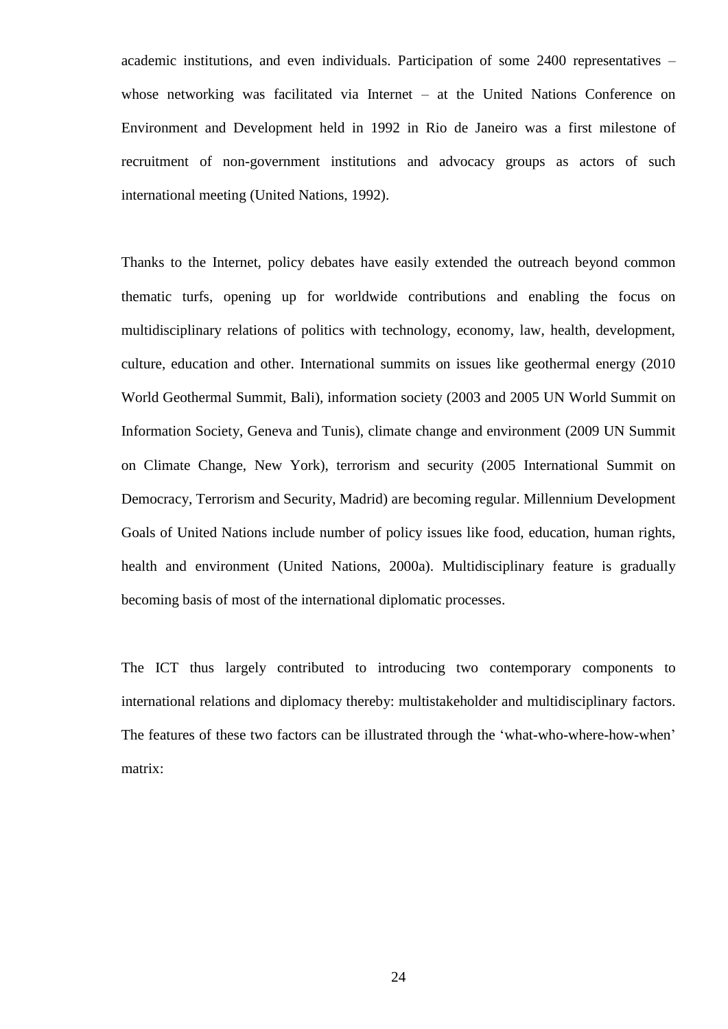academic institutions, and even individuals. Participation of some 2400 representatives – whose networking was facilitated via Internet – at the United Nations Conference on Environment and Development held in 1992 in Rio de Janeiro was a first milestone of recruitment of non-government institutions and advocacy groups as actors of such international meeting (United Nations, 1992).

Thanks to the Internet, policy debates have easily extended the outreach beyond common thematic turfs, opening up for worldwide contributions and enabling the focus on multidisciplinary relations of politics with technology, economy, law, health, development, culture, education and other. International summits on issues like geothermal energy (2010 World Geothermal Summit, Bali), information society (2003 and 2005 UN World Summit on Information Society, Geneva and Tunis), climate change and environment (2009 UN Summit on Climate Change, New York), terrorism and security (2005 International Summit on Democracy, Terrorism and Security, Madrid) are becoming regular. Millennium Development Goals of United Nations include number of policy issues like food, education, human rights, health and environment (United Nations, 2000a). Multidisciplinary feature is gradually becoming basis of most of the international diplomatic processes.

The ICT thus largely contributed to introducing two contemporary components to international relations and diplomacy thereby: multistakeholder and multidisciplinary factors. The features of these two factors can be illustrated through the 'what-who-where-how-when' matrix: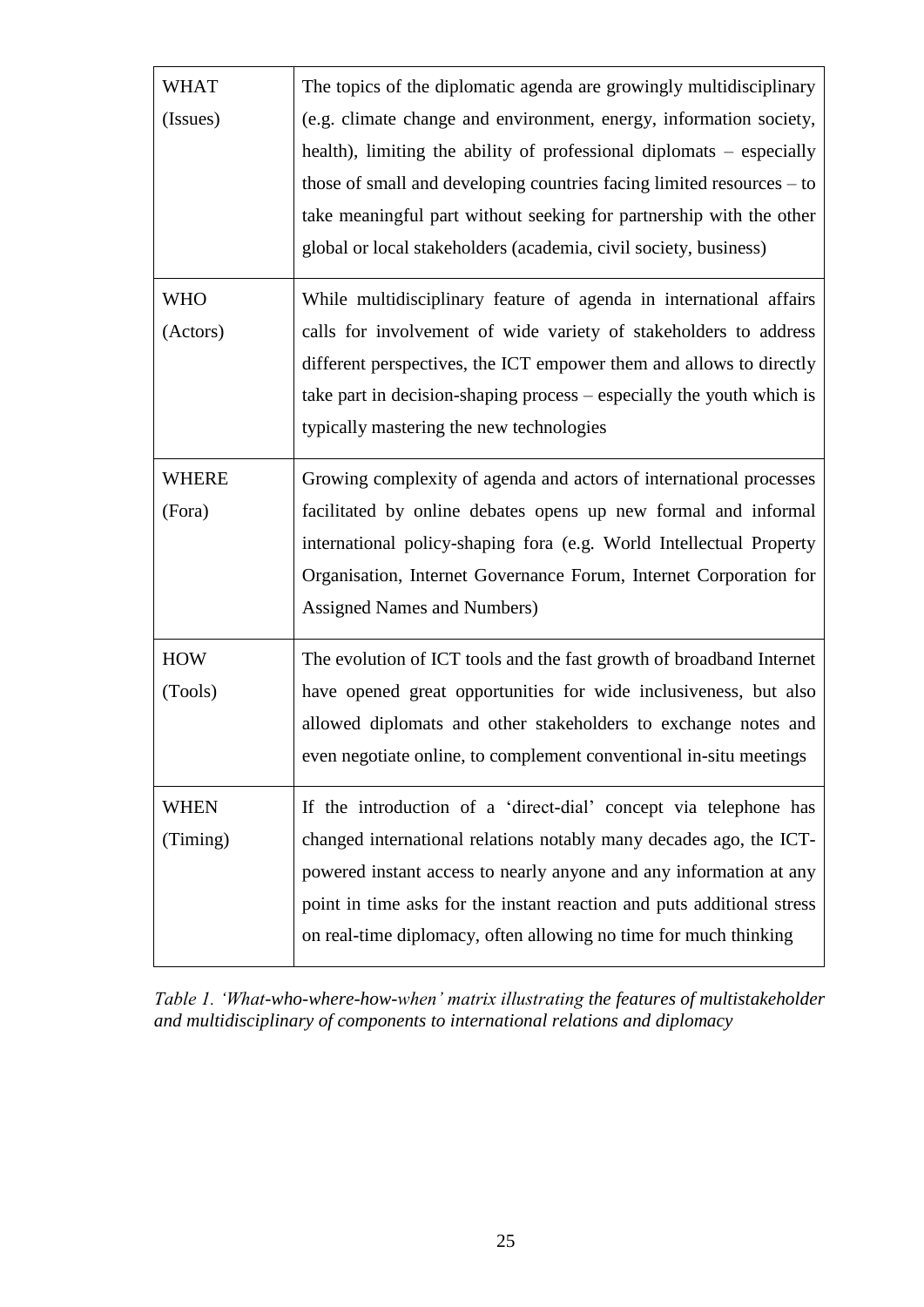| | |
|---|---|
| WHAT (Issues) | The topics of the diplomatic agenda are growingly multidisciplinary (e.g. climate change and environment, energy, information society, health), limiting the ability of professional diplomats – especially those of small and developing countries facing limited resources – to take meaningful part without seeking for partnership with the other global or local stakeholders (academia, civil society, business) |
| WHO (Actors) | While multidisciplinary feature of agenda in international affairs calls for involvement of wide variety of stakeholders to address different perspectives, the ICT empower them and allows to directly take part in decision-shaping process – especially the youth which is typically mastering the new technologies |
| WHERE (Fora) | Growing complexity of agenda and actors of international processes facilitated by online debates opens up new formal and informal international policy-shaping fora (e.g. World Intellectual Property Organisation, Internet Governance Forum, Internet Corporation for Assigned Names and Numbers) |
| HOW (Tools) | The evolution of ICT tools and the fast growth of broadband Internet have opened great opportunities for wide inclusiveness, but also allowed diplomats and other stakeholders to exchange notes and even negotiate online, to complement conventional in-situ meetings |
| WHEN (Timing) | If the introduction of a 'direct-dial' concept via telephone has changed international relations notably many decades ago, the ICT-powered instant access to nearly anyone and any information at any point in time asks for the instant reaction and puts additional stress on real-time diplomacy, often allowing no time for much thinking |

*Table 1. 'What-who-where-how-when' matrix illustrating the features of multistakeholder and multidisciplinary of components to international relations and diplomacy*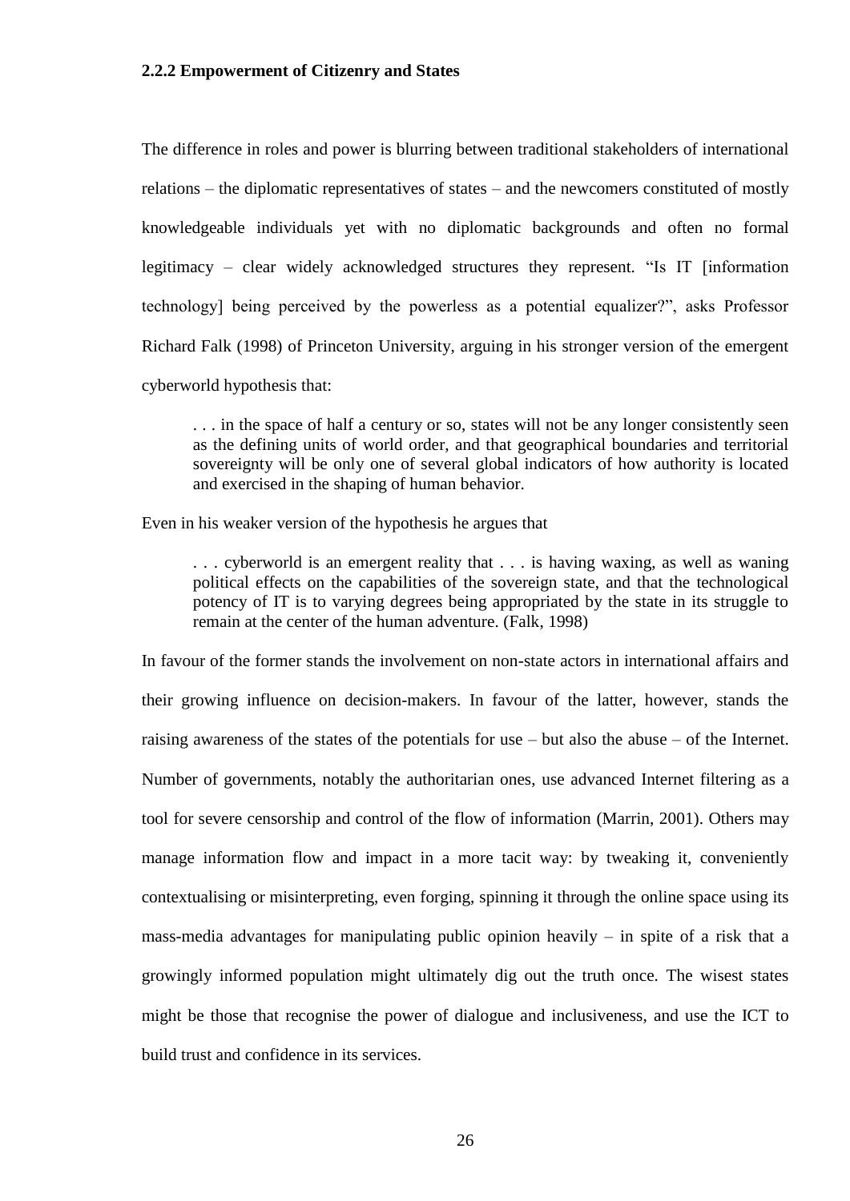### 2.2.2 Empowerment of Citizenry and States

The difference in roles and power is blurring between traditional stakeholders of international relations – the diplomatic representatives of states – and the newcomers constituted of mostly knowledgeable individuals yet with no diplomatic backgrounds and often no formal legitimacy – clear widely acknowledged structures they represent. "Is IT [information technology] being perceived by the powerless as a potential equalizer?", asks Professor Richard Falk (1998) of Princeton University, arguing in his stronger version of the emergent cyberworld hypothesis that:

> . . . in the space of half a century or so, states will not be any longer consistently seen as the defining units of world order, and that geographical boundaries and territorial sovereignty will be only one of several global indicators of how authority is located and exercised in the shaping of human behavior.

Even in his weaker version of the hypothesis he argues that

> . . . cyberworld is an emergent reality that . . . is having waxing, as well as waning political effects on the capabilities of the sovereign state, and that the technological potency of IT is to varying degrees being appropriated by the state in its struggle to remain at the center of the human adventure. (Falk, 1998)

In favour of the former stands the involvement on non-state actors in international affairs and their growing influence on decision-makers. In favour of the latter, however, stands the raising awareness of the states of the potentials for use – but also the abuse – of the Internet. Number of governments, notably the authoritarian ones, use advanced Internet filtering as a tool for severe censorship and control of the flow of information (Marrin, 2001). Others may manage information flow and impact in a more tacit way: by tweaking it, conveniently contextualising or misinterpreting, even forging, spinning it through the online space using its mass-media advantages for manipulating public opinion heavily – in spite of a risk that a growingly informed population might ultimately dig out the truth once. The wisest states might be those that recognise the power of dialogue and inclusiveness, and use the ICT to build trust and confidence in its services.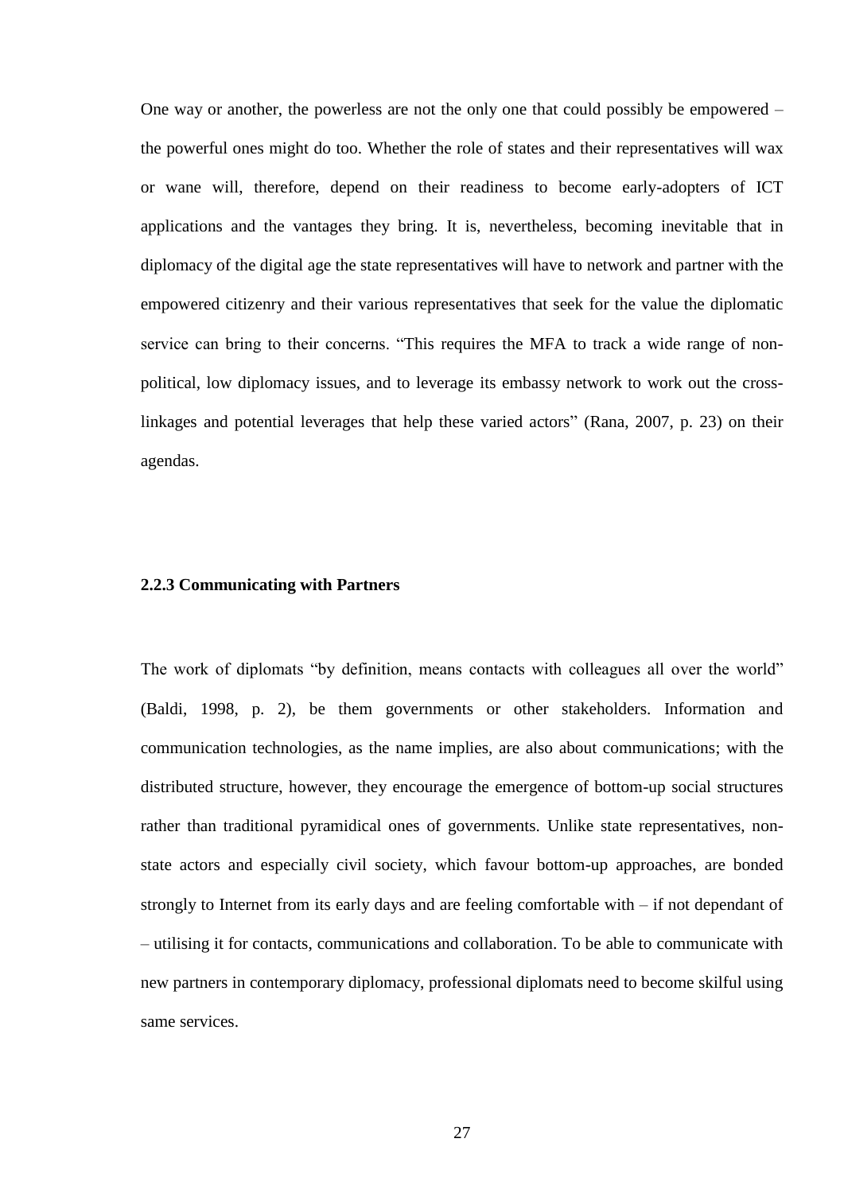One way or another, the powerless are not the only one that could possibly be empowered – the powerful ones might do too. Whether the role of states and their representatives will wax or wane will, therefore, depend on their readiness to become early-adopters of ICT applications and the vantages they bring. It is, nevertheless, becoming inevitable that in diplomacy of the digital age the state representatives will have to network and partner with the empowered citizenry and their various representatives that seek for the value the diplomatic service can bring to their concerns. "This requires the MFA to track a wide range of non-political, low diplomacy issues, and to leverage its embassy network to work out the cross-linkages and potential leverages that help these varied actors" (Rana, 2007, p. 23) on their agendas.

### 2.2.3 Communicating with Partners

The work of diplomats "by definition, means contacts with colleagues all over the world" (Baldi, 1998, p. 2), be them governments or other stakeholders. Information and communication technologies, as the name implies, are also about communications; with the distributed structure, however, they encourage the emergence of bottom-up social structures rather than traditional pyramidical ones of governments. Unlike state representatives, non-state actors and especially civil society, which favour bottom-up approaches, are bonded strongly to Internet from its early days and are feeling comfortable with – if not dependant of – utilising it for contacts, communications and collaboration. To be able to communicate with new partners in contemporary diplomacy, professional diplomats need to become skilful using same services.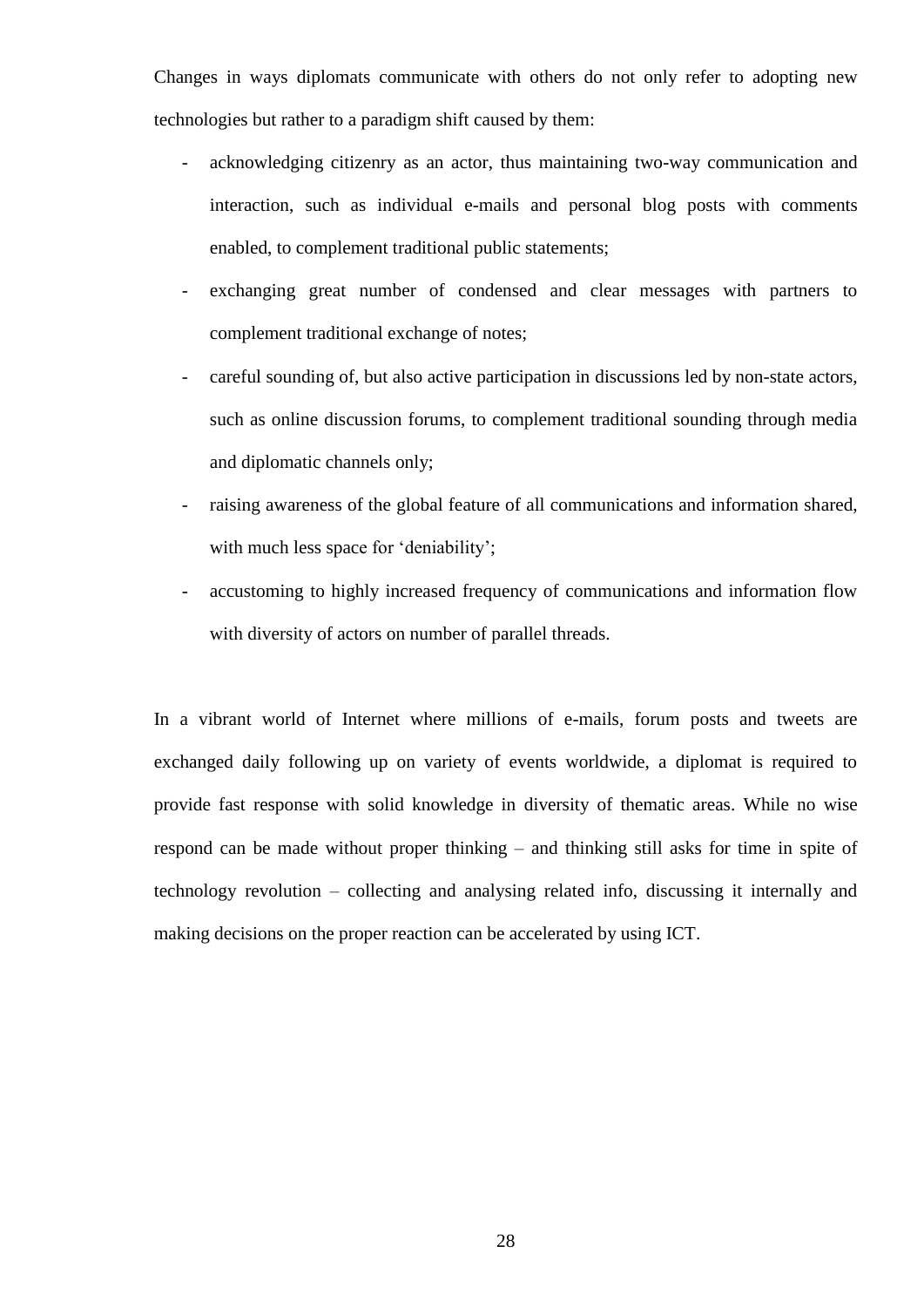Changes in ways diplomats communicate with others do not only refer to adopting new technologies but rather to a paradigm shift caused by them:

- acknowledging citizenry as an actor, thus maintaining two-way communication and interaction, such as individual e-mails and personal blog posts with comments enabled, to complement traditional public statements;
- exchanging great number of condensed and clear messages with partners to complement traditional exchange of notes;
- careful sounding of, but also active participation in discussions led by non-state actors, such as online discussion forums, to complement traditional sounding through media and diplomatic channels only;
- raising awareness of the global feature of all communications and information shared, with much less space for 'deniability';
- accustoming to highly increased frequency of communications and information flow with diversity of actors on number of parallel threads.

In a vibrant world of Internet where millions of e-mails, forum posts and tweets are exchanged daily following up on variety of events worldwide, a diplomat is required to provide fast response with solid knowledge in diversity of thematic areas. While no wise respond can be made without proper thinking – and thinking still asks for time in spite of technology revolution – collecting and analysing related info, discussing it internally and making decisions on the proper reaction can be accelerated by using ICT.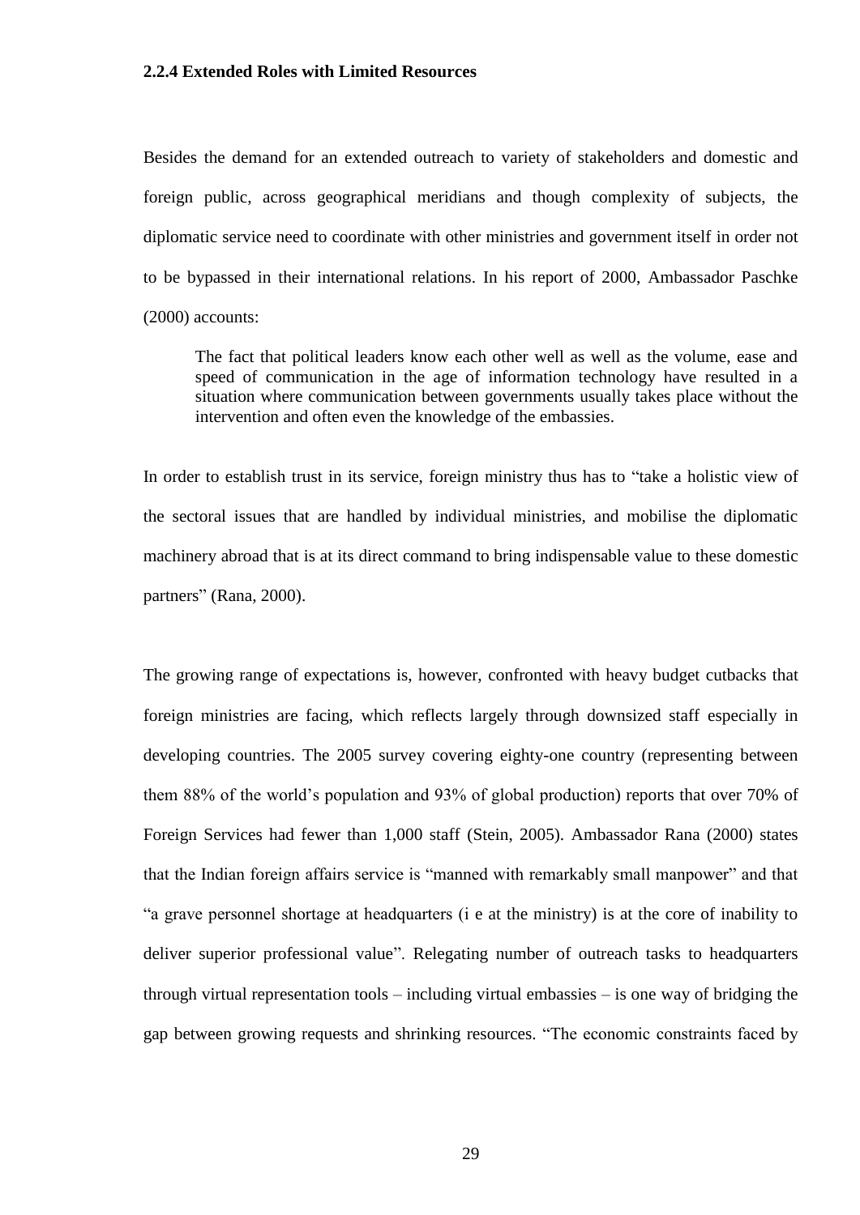### 2.2.4 Extended Roles with Limited Resources

Besides the demand for an extended outreach to variety of stakeholders and domestic and foreign public, across geographical meridians and though complexity of subjects, the diplomatic service need to coordinate with other ministries and government itself in order not to be bypassed in their international relations. In his report of 2000, Ambassador Paschke (2000) accounts:

> The fact that political leaders know each other well as well as the volume, ease and speed of communication in the age of information technology have resulted in a situation where communication between governments usually takes place without the intervention and often even the knowledge of the embassies.

In order to establish trust in its service, foreign ministry thus has to "take a holistic view of the sectoral issues that are handled by individual ministries, and mobilise the diplomatic machinery abroad that is at its direct command to bring indispensable value to these domestic partners" (Rana, 2000).

The growing range of expectations is, however, confronted with heavy budget cutbacks that foreign ministries are facing, which reflects largely through downsized staff especially in developing countries. The 2005 survey covering eighty-one country (representing between them 88% of the world's population and 93% of global production) reports that over 70% of Foreign Services had fewer than 1,000 staff (Stein, 2005). Ambassador Rana (2000) states that the Indian foreign affairs service is "manned with remarkably small manpower" and that "a grave personnel shortage at headquarters (i e at the ministry) is at the core of inability to deliver superior professional value". Relegating number of outreach tasks to headquarters through virtual representation tools – including virtual embassies – is one way of bridging the gap between growing requests and shrinking resources. "The economic constraints faced by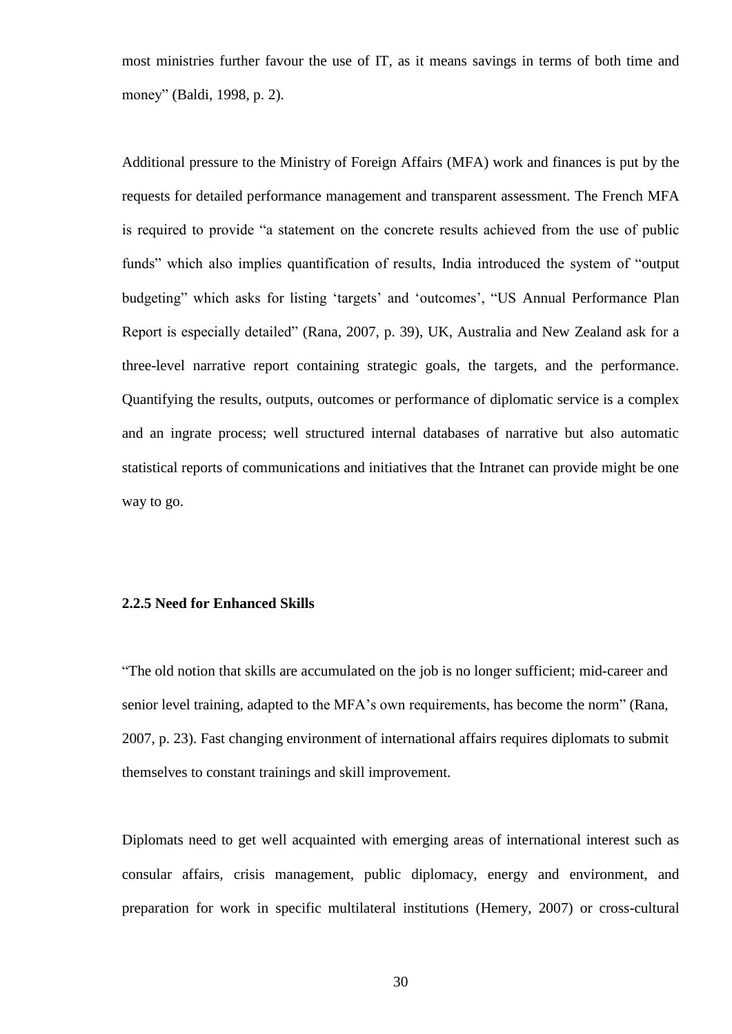most ministries further favour the use of IT, as it means savings in terms of both time and money" (Baldi, 1998, p. 2).

Additional pressure to the Ministry of Foreign Affairs (MFA) work and finances is put by the requests for detailed performance management and transparent assessment. The French MFA is required to provide "a statement on the concrete results achieved from the use of public funds" which also implies quantification of results, India introduced the system of "output budgeting" which asks for listing 'targets' and 'outcomes', "US Annual Performance Plan Report is especially detailed" (Rana, 2007, p. 39), UK, Australia and New Zealand ask for a three-level narrative report containing strategic goals, the targets, and the performance. Quantifying the results, outputs, outcomes or performance of diplomatic service is a complex and an ingrate process; well structured internal databases of narrative but also automatic statistical reports of communications and initiatives that the Intranet can provide might be one way to go.

### 2.2.5 Need for Enhanced Skills

"The old notion that skills are accumulated on the job is no longer sufficient; mid-career and senior level training, adapted to the MFA's own requirements, has become the norm" (Rana, 2007, p. 23). Fast changing environment of international affairs requires diplomats to submit themselves to constant trainings and skill improvement.

Diplomats need to get well acquainted with emerging areas of international interest such as consular affairs, crisis management, public diplomacy, energy and environment, and preparation for work in specific multilateral institutions (Hemery, 2007) or cross-cultural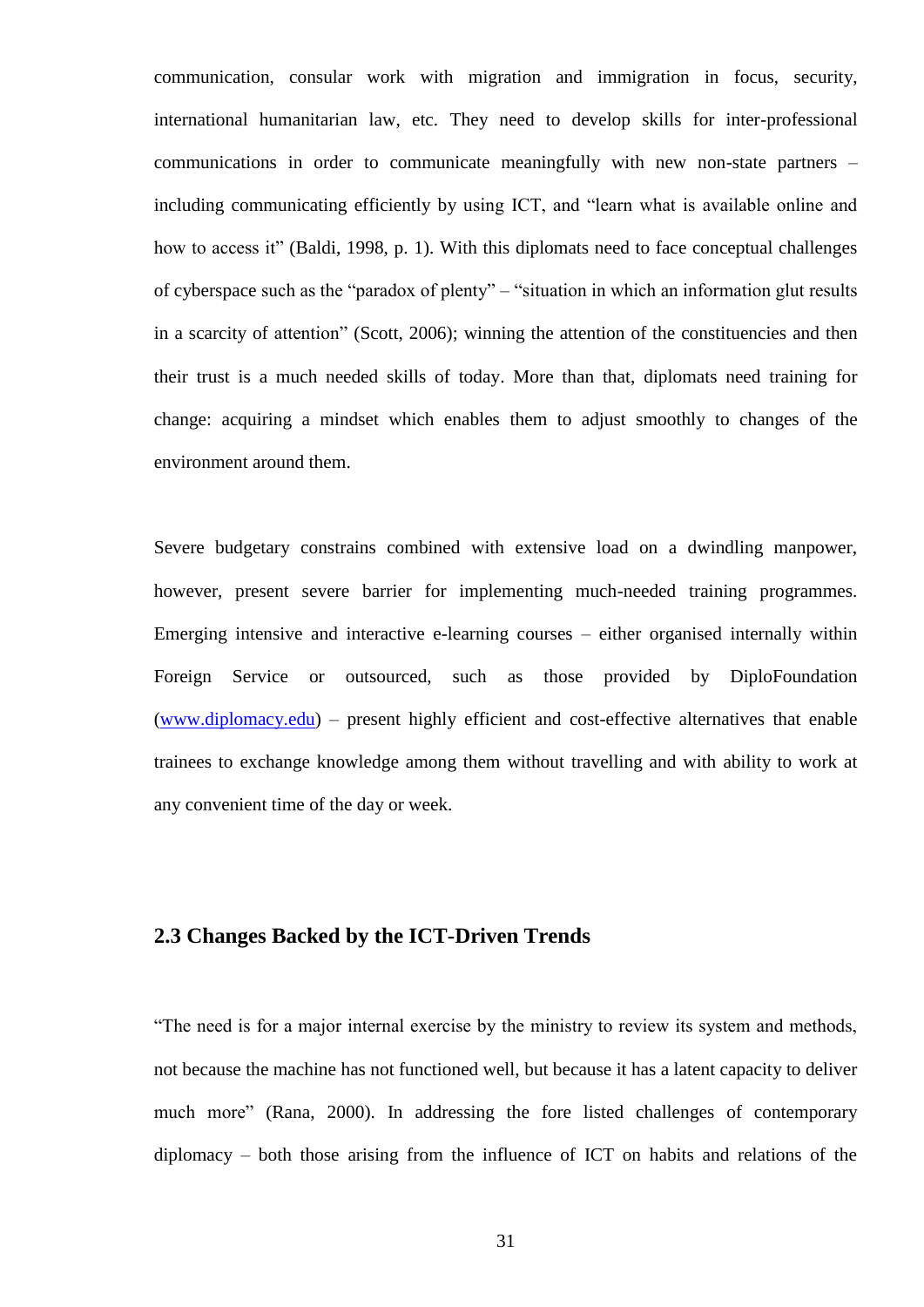communication, consular work with migration and immigration in focus, security, international humanitarian law, etc. They need to develop skills for inter-professional communications in order to communicate meaningfully with new non-state partners – including communicating efficiently by using ICT, and "learn what is available online and how to access it" (Baldi, 1998, p. 1). With this diplomats need to face conceptual challenges of cyberspace such as the "paradox of plenty" – "situation in which an information glut results in a scarcity of attention" (Scott, 2006); winning the attention of the constituencies and then their trust is a much needed skills of today. More than that, diplomats need training for change: acquiring a mindset which enables them to adjust smoothly to changes of the environment around them.

Severe budgetary constrains combined with extensive load on a dwindling manpower, however, present severe barrier for implementing much-needed training programmes. Emerging intensive and interactive e-learning courses – either organised internally within Foreign Service or outsourced, such as those provided by DiploFoundation ([www.diplomacy.edu](http://www.diplomacy.edu)) – present highly efficient and cost-effective alternatives that enable trainees to exchange knowledge among them without travelling and with ability to work at any convenient time of the day or week.

### 2.3 Changes Backed by the ICT-Driven Trends

"The need is for a major internal exercise by the ministry to review its system and methods, not because the machine has not functioned well, but because it has a latent capacity to deliver much more" (Rana, 2000). In addressing the fore listed challenges of contemporary diplomacy – both those arising from the influence of ICT on habits and relations of the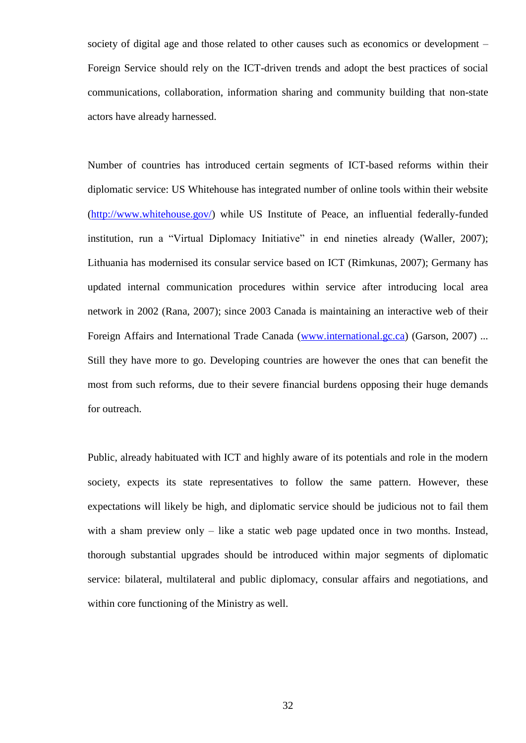society of digital age and those related to other causes such as economics or development – Foreign Service should rely on the ICT-driven trends and adopt the best practices of social communications, collaboration, information sharing and community building that non-state actors have already harnessed.

Number of countries has introduced certain segments of ICT-based reforms within their diplomatic service: US Whitehouse has integrated number of online tools within their website (http://www.whitehouse.gov/) while US Institute of Peace, an influential federally-funded institution, run a “Virtual Diplomacy Initiative” in end nineties already (Waller, 2007); Lithuania has modernised its consular service based on ICT (Rimkunas, 2007); Germany has updated internal communication procedures within service after introducing local area network in 2002 (Rana, 2007); since 2003 Canada is maintaining an interactive web of their Foreign Affairs and International Trade Canada (www.international.gc.ca) (Garson, 2007) ... Still they have more to go. Developing countries are however the ones that can benefit the most from such reforms, due to their severe financial burdens opposing their huge demands for outreach.

Public, already habituated with ICT and highly aware of its potentials and role in the modern society, expects its state representatives to follow the same pattern. However, these expectations will likely be high, and diplomatic service should be judicious not to fail them with a sham preview only – like a static web page updated once in two months. Instead, thorough substantial upgrades should be introduced within major segments of diplomatic service: bilateral, multilateral and public diplomacy, consular affairs and negotiations, and within core functioning of the Ministry as well.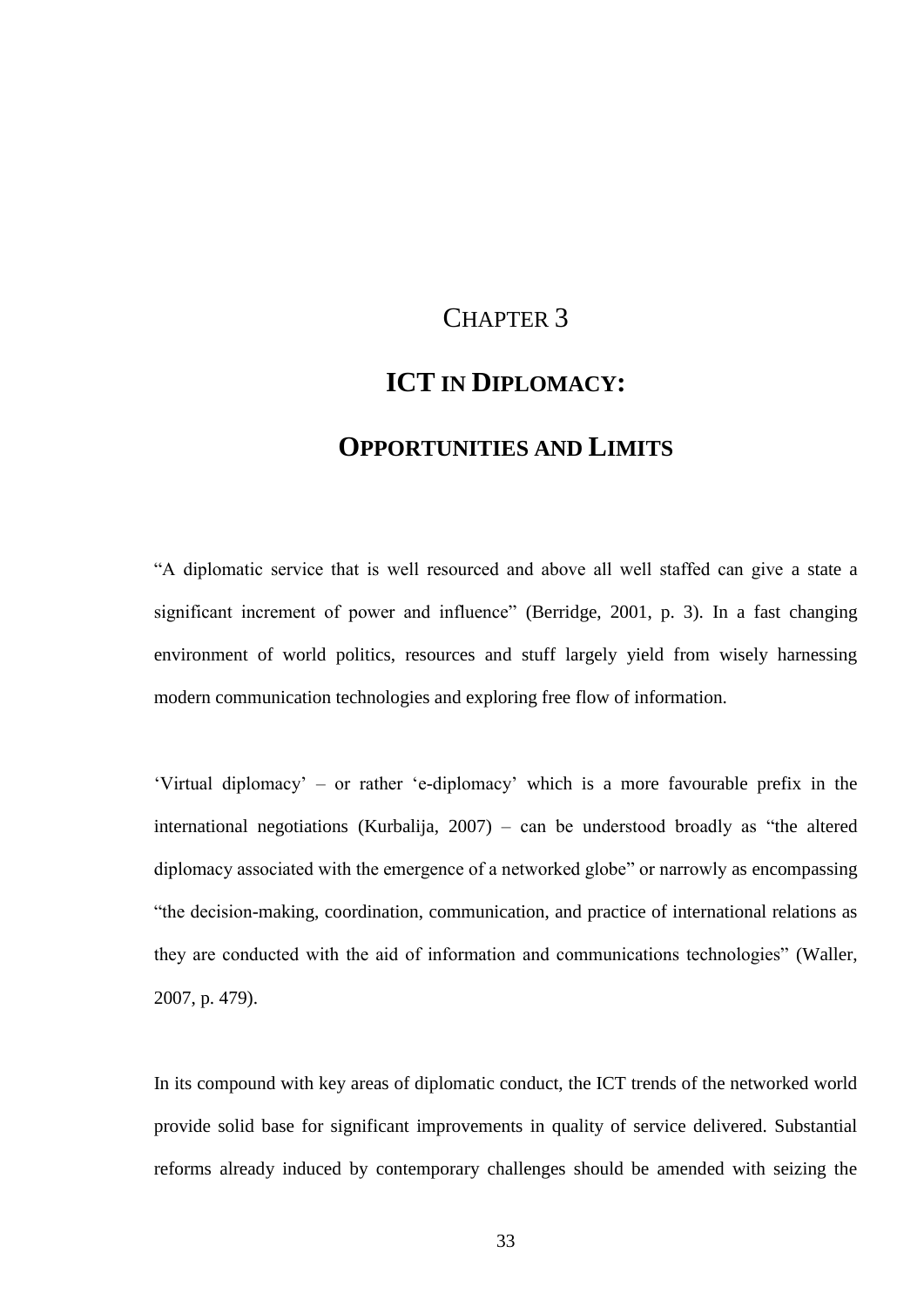# Chapter 3

# ICT in Diplomacy: Opportunities and Limits

"A diplomatic service that is well resourced and above all well staffed can give a state a significant increment of power and influence" (Berridge, 2001, p. 3). In a fast changing environment of world politics, resources and stuff largely yield from wisely harnessing modern communication technologies and exploring free flow of information.

'Virtual diplomacy' – or rather 'e-diplomacy' which is a more favourable prefix in the international negotiations (Kurbalija, 2007) – can be understood broadly as "the altered diplomacy associated with the emergence of a networked globe" or narrowly as encompassing "the decision-making, coordination, communication, and practice of international relations as they are conducted with the aid of information and communications technologies" (Waller, 2007, p. 479).

In its compound with key areas of diplomatic conduct, the ICT trends of the networked world provide solid base for significant improvements in quality of service delivered. Substantial reforms already induced by contemporary challenges should be amended with seizing the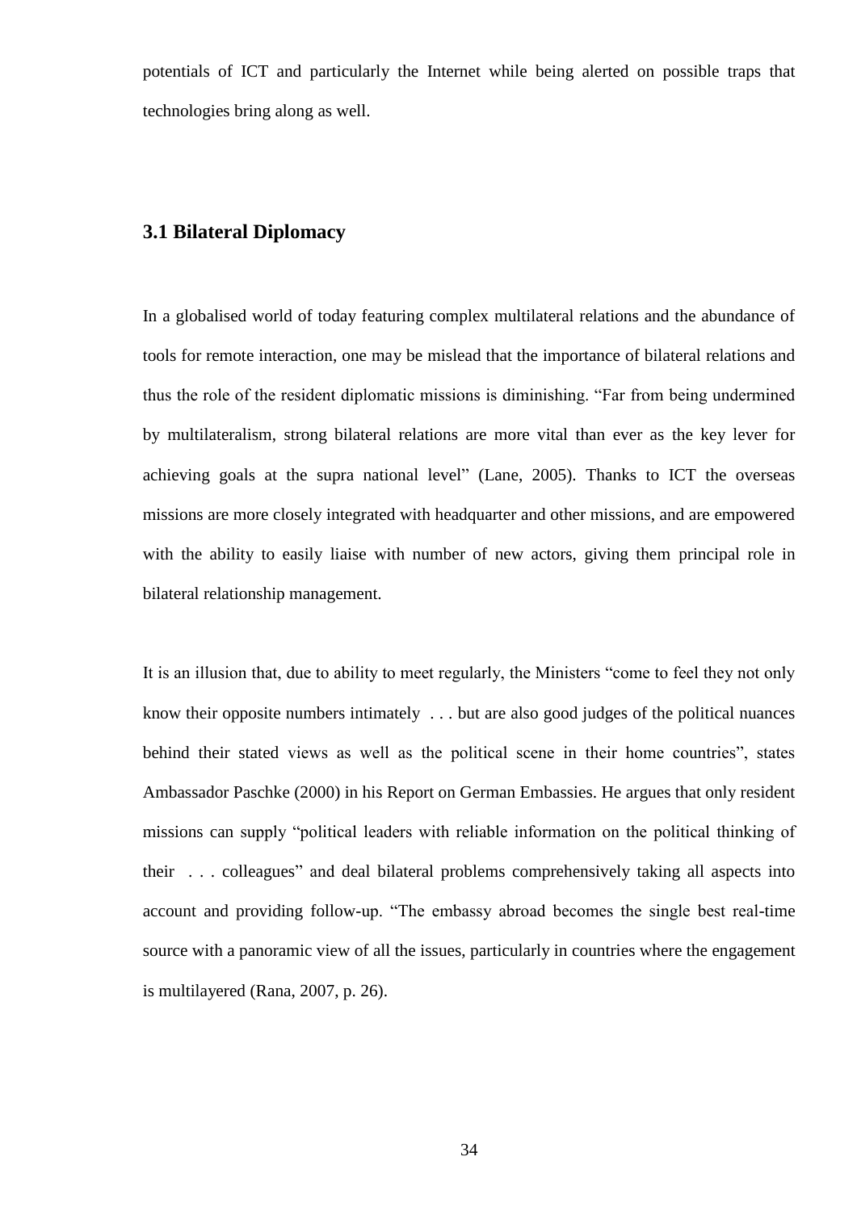potentials of ICT and particularly the Internet while being alerted on possible traps that technologies bring along as well.

## 3.1 Bilateral Diplomacy

In a globalised world of today featuring complex multilateral relations and the abundance of tools for remote interaction, one may be mislead that the importance of bilateral relations and thus the role of the resident diplomatic missions is diminishing. "Far from being undermined by multilateralism, strong bilateral relations are more vital than ever as the key lever for achieving goals at the supra national level" (Lane, 2005). Thanks to ICT the overseas missions are more closely integrated with headquarter and other missions, and are empowered with the ability to easily liaise with number of new actors, giving them principal role in bilateral relationship management.

It is an illusion that, due to ability to meet regularly, the Ministers "come to feel they not only know their opposite numbers intimately . . . but are also good judges of the political nuances behind their stated views as well as the political scene in their home countries", states Ambassador Paschke (2000) in his Report on German Embassies. He argues that only resident missions can supply "political leaders with reliable information on the political thinking of their . . . colleagues" and deal bilateral problems comprehensively taking all aspects into account and providing follow-up. "The embassy abroad becomes the single best real-time source with a panoramic view of all the issues, particularly in countries where the engagement is multilayered (Rana, 2007, p. 26).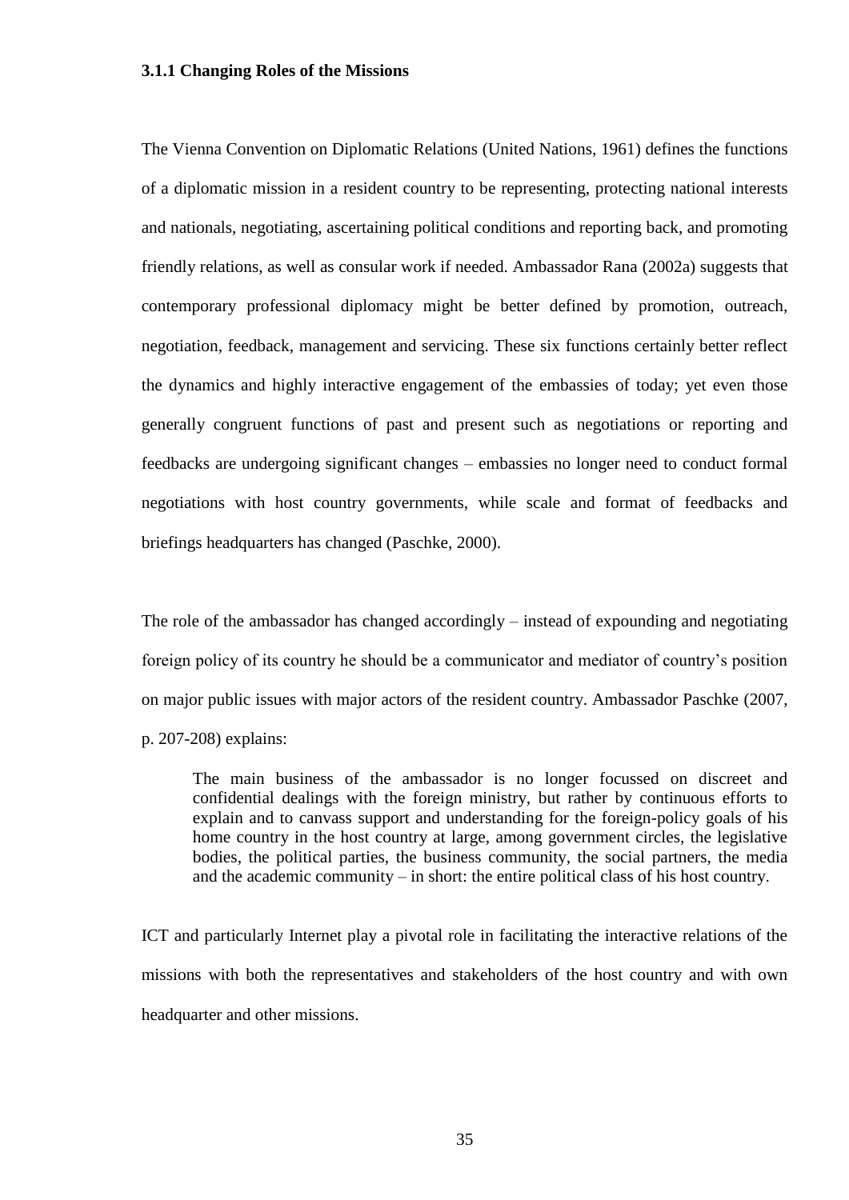### 3.1.1 Changing Roles of the Missions

The Vienna Convention on Diplomatic Relations (United Nations, 1961) defines the functions of a diplomatic mission in a resident country to be representing, protecting national interests and nationals, negotiating, ascertaining political conditions and reporting back, and promoting friendly relations, as well as consular work if needed. Ambassador Rana (2002a) suggests that contemporary professional diplomacy might be better defined by promotion, outreach, negotiation, feedback, management and servicing. These six functions certainly better reflect the dynamics and highly interactive engagement of the embassies of today; yet even those generally congruent functions of past and present such as negotiations or reporting and feedbacks are undergoing significant changes – embassies no longer need to conduct formal negotiations with host country governments, while scale and format of feedbacks and briefings headquarters has changed (Paschke, 2000).

The role of the ambassador has changed accordingly – instead of expounding and negotiating foreign policy of its country he should be a communicator and mediator of country's position on major public issues with major actors of the resident country. Ambassador Paschke (2007, p. 207-208) explains:

> The main business of the ambassador is no longer focussed on discreet and confidential dealings with the foreign ministry, but rather by continuous efforts to explain and to canvass support and understanding for the foreign-policy goals of his home country in the host country at large, among government circles, the legislative bodies, the political parties, the business community, the social partners, the media and the academic community – in short: the entire political class of his host country.

ICT and particularly Internet play a pivotal role in facilitating the interactive relations of the missions with both the representatives and stakeholders of the host country and with own headquarter and other missions.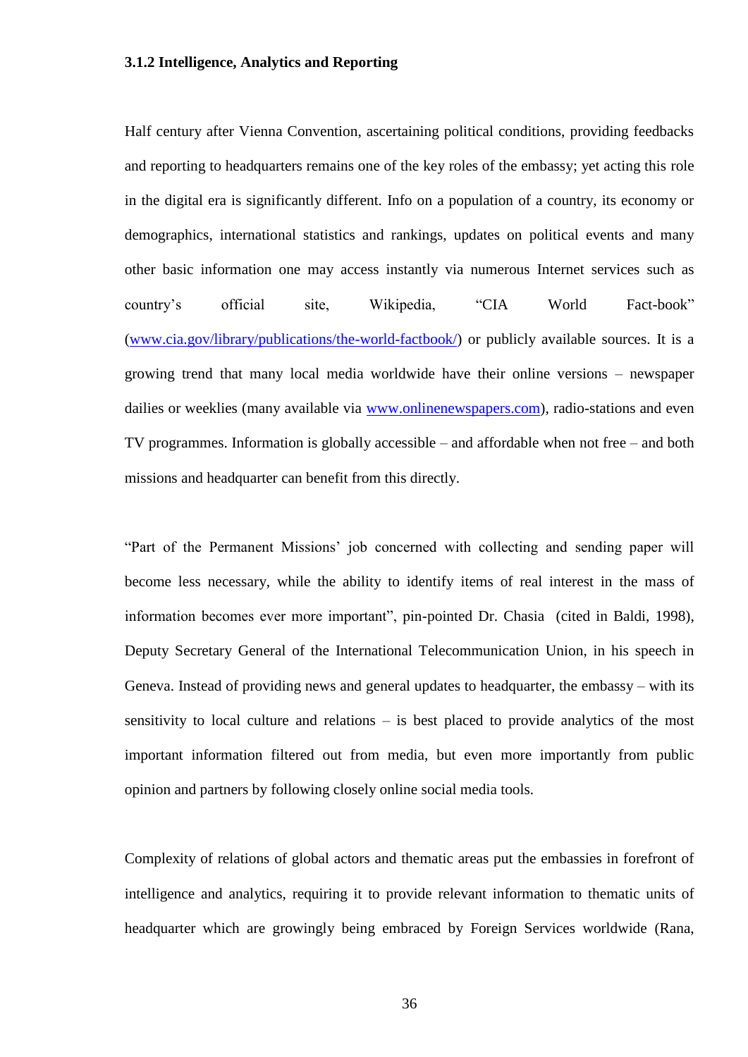### 3.1.2 Intelligence, Analytics and Reporting

Half century after Vienna Convention, ascertaining political conditions, providing feedbacks and reporting to headquarters remains one of the key roles of the embassy; yet acting this role in the digital era is significantly different. Info on a population of a country, its economy or demographics, international statistics and rankings, updates on political events and many other basic information one may access instantly via numerous Internet services such as country's official site, Wikipedia, "CIA World Fact-book" (www.cia.gov/library/publications/the-world-factbook/) or publicly available sources. It is a growing trend that many local media worldwide have their online versions – newspaper dailies or weeklies (many available via www.onlinenewspapers.com), radio-stations and even TV programmes. Information is globally accessible – and affordable when not free – and both missions and headquarter can benefit from this directly.

"Part of the Permanent Missions' job concerned with collecting and sending paper will become less necessary, while the ability to identify items of real interest in the mass of information becomes ever more important", pin-pointed Dr. Chasia (cited in Baldi, 1998), Deputy Secretary General of the International Telecommunication Union, in his speech in Geneva. Instead of providing news and general updates to headquarter, the embassy – with its sensitivity to local culture and relations – is best placed to provide analytics of the most important information filtered out from media, but even more importantly from public opinion and partners by following closely online social media tools.

Complexity of relations of global actors and thematic areas put the embassies in forefront of intelligence and analytics, requiring it to provide relevant information to thematic units of headquarter which are growingly being embraced by Foreign Services worldwide (Rana,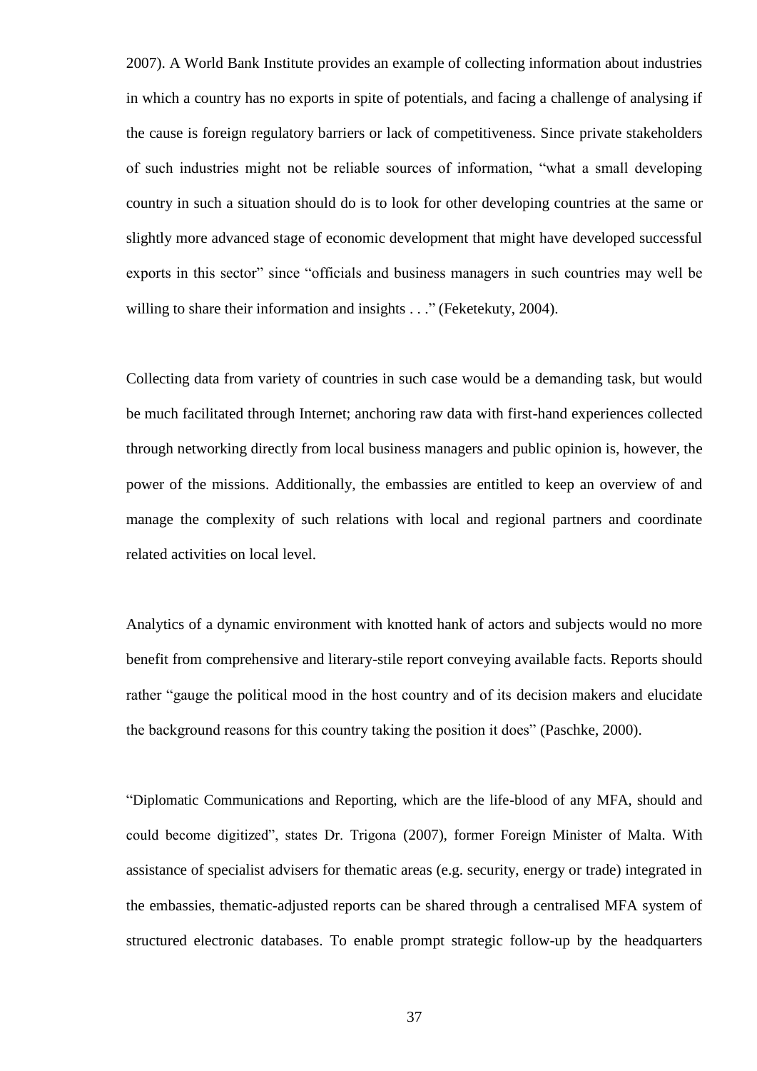2007). A World Bank Institute provides an example of collecting information about industries in which a country has no exports in spite of potentials, and facing a challenge of analysing if the cause is foreign regulatory barriers or lack of competitiveness. Since private stakeholders of such industries might not be reliable sources of information, "what a small developing country in such a situation should do is to look for other developing countries at the same or slightly more advanced stage of economic development that might have developed successful exports in this sector" since "officials and business managers in such countries may well be willing to share their information and insights . . ." (Feketekuty, 2004).

Collecting data from variety of countries in such case would be a demanding task, but would be much facilitated through Internet; anchoring raw data with first-hand experiences collected through networking directly from local business managers and public opinion is, however, the power of the missions. Additionally, the embassies are entitled to keep an overview of and manage the complexity of such relations with local and regional partners and coordinate related activities on local level.

Analytics of a dynamic environment with knotted hank of actors and subjects would no more benefit from comprehensive and literary-stile report conveying available facts. Reports should rather "gauge the political mood in the host country and of its decision makers and elucidate the background reasons for this country taking the position it does" (Paschke, 2000).

"Diplomatic Communications and Reporting, which are the life-blood of any MFA, should and could become digitized", states Dr. Trigona (2007), former Foreign Minister of Malta. With assistance of specialist advisers for thematic areas (e.g. security, energy or trade) integrated in the embassies, thematic-adjusted reports can be shared through a centralised MFA system of structured electronic databases. To enable prompt strategic follow-up by the headquarters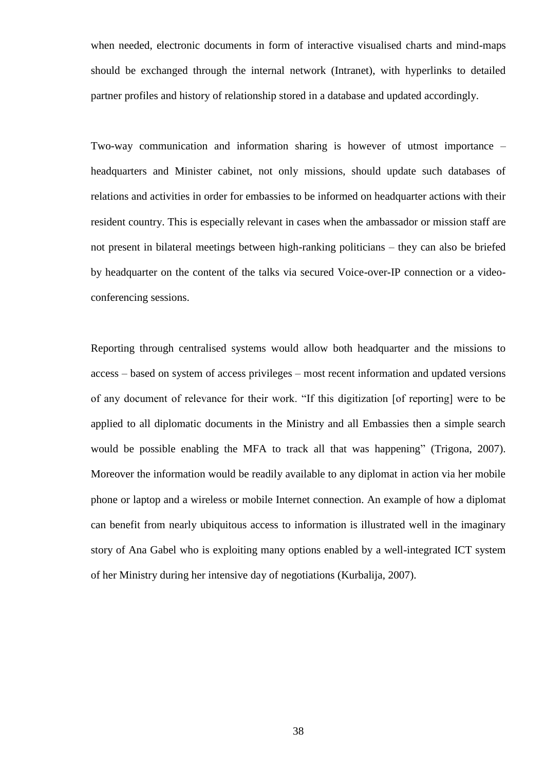when needed, electronic documents in form of interactive visualised charts and mind-maps should be exchanged through the internal network (Intranet), with hyperlinks to detailed partner profiles and history of relationship stored in a database and updated accordingly.

Two-way communication and information sharing is however of utmost importance – headquarters and Minister cabinet, not only missions, should update such databases of relations and activities in order for embassies to be informed on headquarter actions with their resident country. This is especially relevant in cases when the ambassador or mission staff are not present in bilateral meetings between high-ranking politicians – they can also be briefed by headquarter on the content of the talks via secured Voice-over-IP connection or a video-conferencing sessions.

Reporting through centralised systems would allow both headquarter and the missions to access – based on system of access privileges – most recent information and updated versions of any document of relevance for their work. "If this digitization [of reporting] were to be applied to all diplomatic documents in the Ministry and all Embassies then a simple search would be possible enabling the MFA to track all that was happening" (Trigona, 2007). Moreover the information would be readily available to any diplomat in action via her mobile phone or laptop and a wireless or mobile Internet connection. An example of how a diplomat can benefit from nearly ubiquitous access to information is illustrated well in the imaginary story of Ana Gabel who is exploiting many options enabled by a well-integrated ICT system of her Ministry during her intensive day of negotiations (Kurbalija, 2007).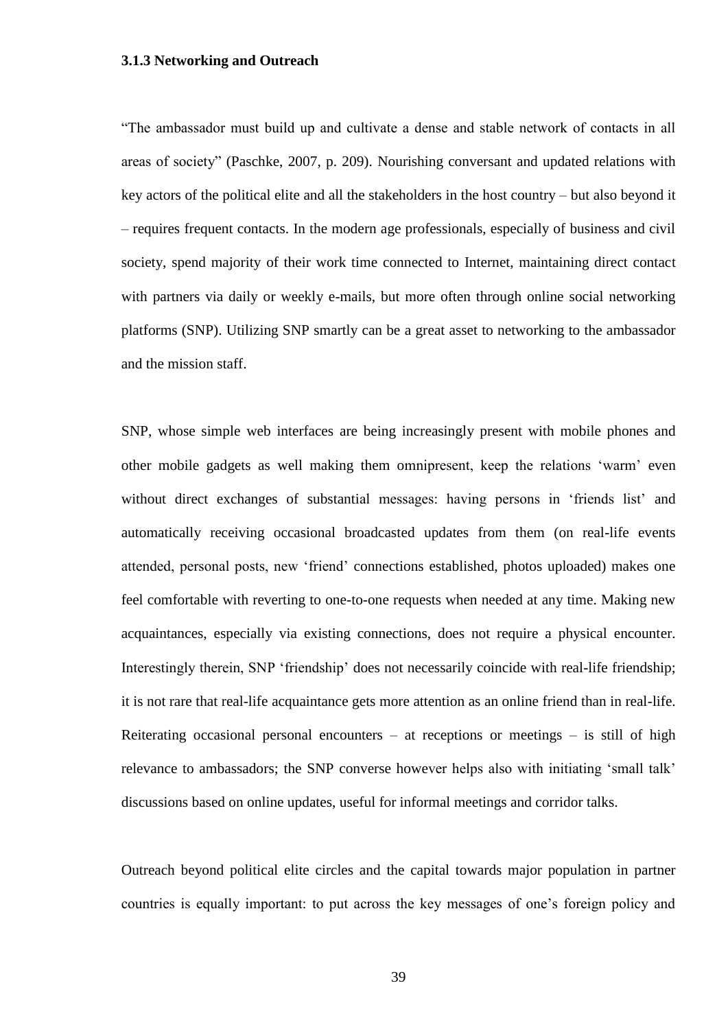### 3.1.3 Networking and Outreach

"The ambassador must build up and cultivate a dense and stable network of contacts in all areas of society" (Paschke, 2007, p. 209). Nourishing conversant and updated relations with key actors of the political elite and all the stakeholders in the host country – but also beyond it – requires frequent contacts. In the modern age professionals, especially of business and civil society, spend majority of their work time connected to Internet, maintaining direct contact with partners via daily or weekly e-mails, but more often through online social networking platforms (SNP). Utilizing SNP smartly can be a great asset to networking to the ambassador and the mission staff.

SNP, whose simple web interfaces are being increasingly present with mobile phones and other mobile gadgets as well making them omnipresent, keep the relations 'warm' even without direct exchanges of substantial messages: having persons in 'friends list' and automatically receiving occasional broadcasted updates from them (on real-life events attended, personal posts, new 'friend' connections established, photos uploaded) makes one feel comfortable with reverting to one-to-one requests when needed at any time. Making new acquaintances, especially via existing connections, does not require a physical encounter. Interestingly therein, SNP 'friendship' does not necessarily coincide with real-life friendship; it is not rare that real-life acquaintance gets more attention as an online friend than in real-life. Reiterating occasional personal encounters – at receptions or meetings – is still of high relevance to ambassadors; the SNP converse however helps also with initiating 'small talk' discussions based on online updates, useful for informal meetings and corridor talks.

Outreach beyond political elite circles and the capital towards major population in partner countries is equally important: to put across the key messages of one's foreign policy and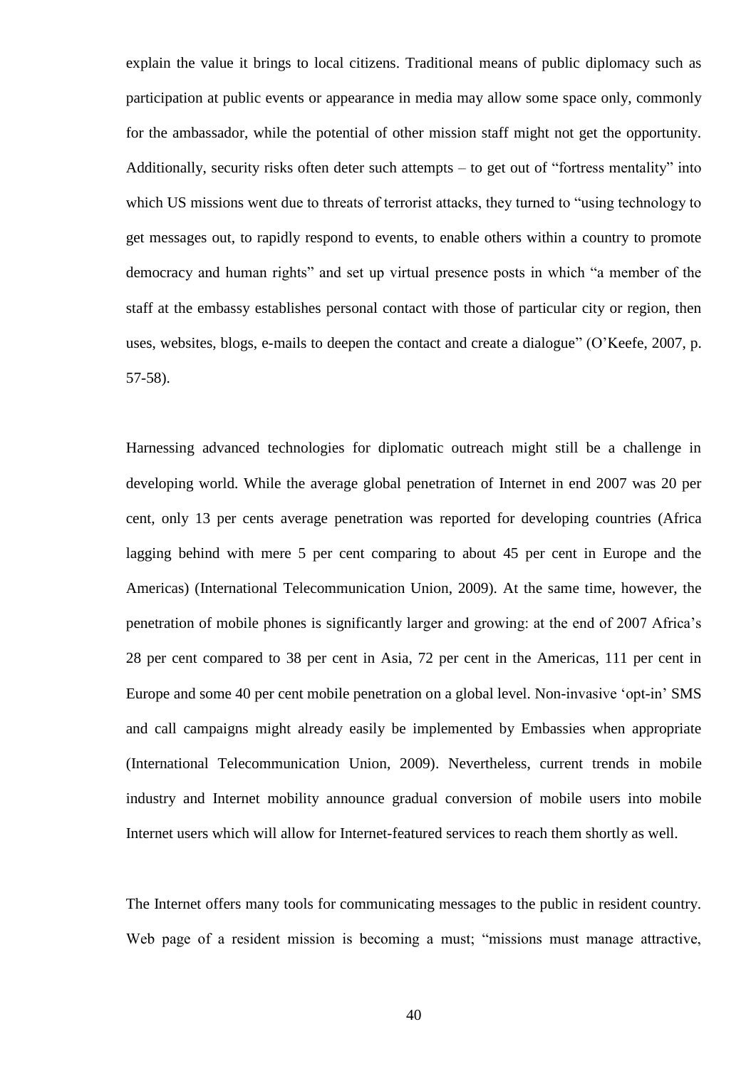explain the value it brings to local citizens. Traditional means of public diplomacy such as participation at public events or appearance in media may allow some space only, commonly for the ambassador, while the potential of other mission staff might not get the opportunity. Additionally, security risks often deter such attempts – to get out of "fortress mentality" into which US missions went due to threats of terrorist attacks, they turned to "using technology to get messages out, to rapidly respond to events, to enable others within a country to promote democracy and human rights" and set up virtual presence posts in which "a member of the staff at the embassy establishes personal contact with those of particular city or region, then uses, websites, blogs, e-mails to deepen the contact and create a dialogue" (O'Keefe, 2007, p. 57-58).

Harnessing advanced technologies for diplomatic outreach might still be a challenge in developing world. While the average global penetration of Internet in end 2007 was 20 per cent, only 13 per cents average penetration was reported for developing countries (Africa lagging behind with mere 5 per cent comparing to about 45 per cent in Europe and the Americas) (International Telecommunication Union, 2009). At the same time, however, the penetration of mobile phones is significantly larger and growing: at the end of 2007 Africa's 28 per cent compared to 38 per cent in Asia, 72 per cent in the Americas, 111 per cent in Europe and some 40 per cent mobile penetration on a global level. Non-invasive 'opt-in' SMS and call campaigns might already easily be implemented by Embassies when appropriate (International Telecommunication Union, 2009). Nevertheless, current trends in mobile industry and Internet mobility announce gradual conversion of mobile users into mobile Internet users which will allow for Internet-featured services to reach them shortly as well.

The Internet offers many tools for communicating messages to the public in resident country. Web page of a resident mission is becoming a must; "missions must manage attractive,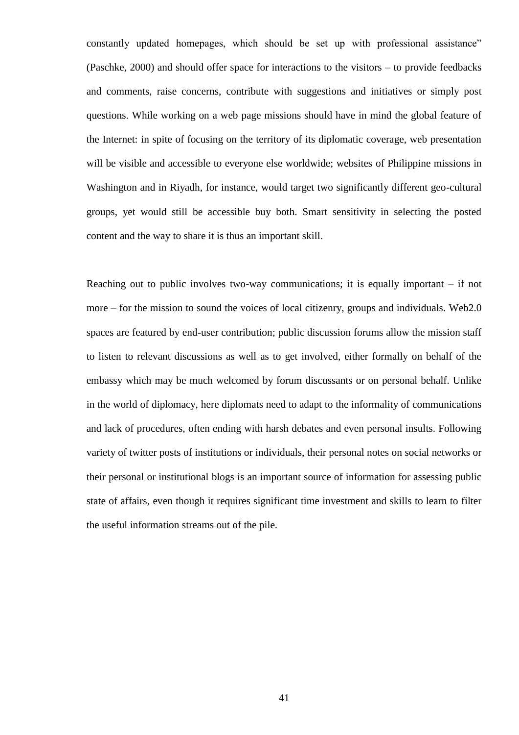constantly updated homepages, which should be set up with professional assistance" (Paschke, 2000) and should offer space for interactions to the visitors – to provide feedbacks and comments, raise concerns, contribute with suggestions and initiatives or simply post questions. While working on a web page missions should have in mind the global feature of the Internet: in spite of focusing on the territory of its diplomatic coverage, web presentation will be visible and accessible to everyone else worldwide; websites of Philippine missions in Washington and in Riyadh, for instance, would target two significantly different geo-cultural groups, yet would still be accessible buy both. Smart sensitivity in selecting the posted content and the way to share it is thus an important skill.

Reaching out to public involves two-way communications; it is equally important – if not more – for the mission to sound the voices of local citizenry, groups and individuals. Web2.0 spaces are featured by end-user contribution; public discussion forums allow the mission staff to listen to relevant discussions as well as to get involved, either formally on behalf of the embassy which may be much welcomed by forum discussants or on personal behalf. Unlike in the world of diplomacy, here diplomats need to adapt to the informality of communications and lack of procedures, often ending with harsh debates and even personal insults. Following variety of twitter posts of institutions or individuals, their personal notes on social networks or their personal or institutional blogs is an important source of information for assessing public state of affairs, even though it requires significant time investment and skills to learn to filter the useful information streams out of the pile.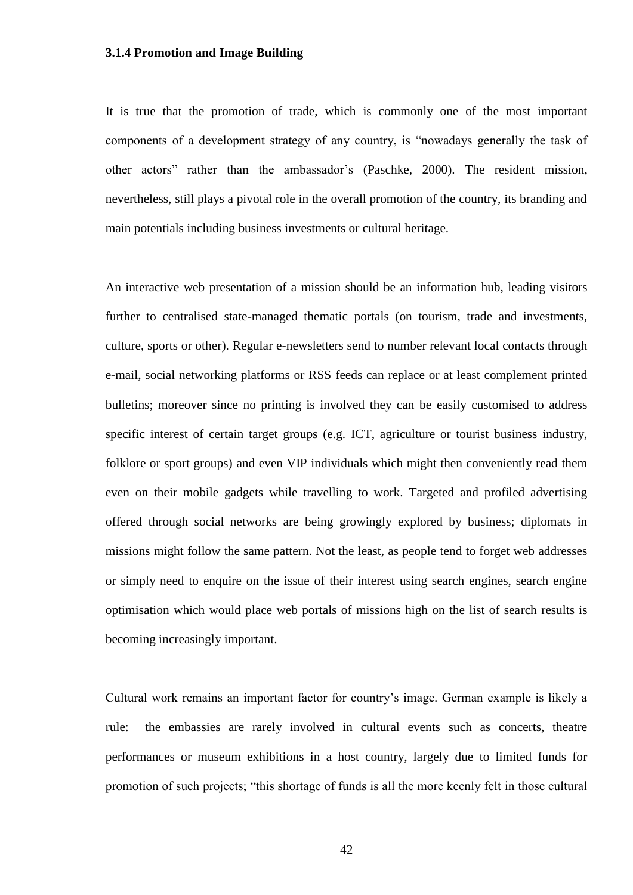### 3.1.4 Promotion and Image Building

It is true that the promotion of trade, which is commonly one of the most important components of a development strategy of any country, is "nowadays generally the task of other actors" rather than the ambassador's (Paschke, 2000). The resident mission, nevertheless, still plays a pivotal role in the overall promotion of the country, its branding and main potentials including business investments or cultural heritage.

An interactive web presentation of a mission should be an information hub, leading visitors further to centralised state-managed thematic portals (on tourism, trade and investments, culture, sports or other). Regular e-newsletters send to number relevant local contacts through e-mail, social networking platforms or RSS feeds can replace or at least complement printed bulletins; moreover since no printing is involved they can be easily customised to address specific interest of certain target groups (e.g. ICT, agriculture or tourist business industry, folklore or sport groups) and even VIP individuals which might then conveniently read them even on their mobile gadgets while travelling to work. Targeted and profiled advertising offered through social networks are being growingly explored by business; diplomats in missions might follow the same pattern. Not the least, as people tend to forget web addresses or simply need to enquire on the issue of their interest using search engines, search engine optimisation which would place web portals of missions high on the list of search results is becoming increasingly important.

Cultural work remains an important factor for country's image. German example is likely a rule: the embassies are rarely involved in cultural events such as concerts, theatre performances or museum exhibitions in a host country, largely due to limited funds for promotion of such projects; "this shortage of funds is all the more keenly felt in those cultural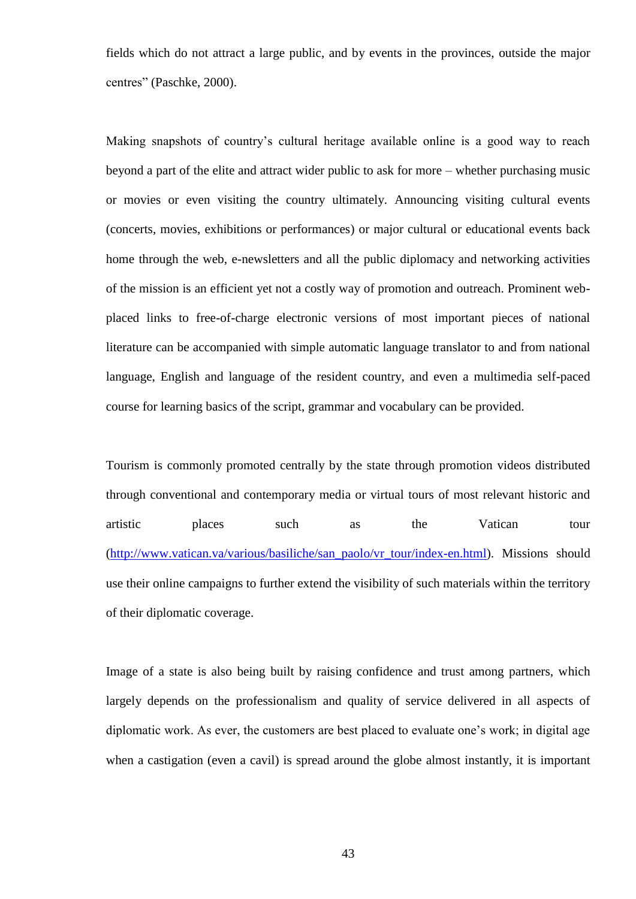fields which do not attract a large public, and by events in the provinces, outside the major centres" (Paschke, 2000).

Making snapshots of country's cultural heritage available online is a good way to reach beyond a part of the elite and attract wider public to ask for more – whether purchasing music or movies or even visiting the country ultimately. Announcing visiting cultural events (concerts, movies, exhibitions or performances) or major cultural or educational events back home through the web, e-newsletters and all the public diplomacy and networking activities of the mission is an efficient yet not a costly way of promotion and outreach. Prominent web-placed links to free-of-charge electronic versions of most important pieces of national literature can be accompanied with simple automatic language translator to and from national language, English and language of the resident country, and even a multimedia self-paced course for learning basics of the script, grammar and vocabulary can be provided.

Tourism is commonly promoted centrally by the state through promotion videos distributed through conventional and contemporary media or virtual tours of most relevant historic and artistic places such as the Vatican tour (http://www.vatican.va/various/basiliche/san_paolo/vr_tour/index-en.html). Missions should use their online campaigns to further extend the visibility of such materials within the territory of their diplomatic coverage.

Image of a state is also being built by raising confidence and trust among partners, which largely depends on the professionalism and quality of service delivered in all aspects of diplomatic work. As ever, the customers are best placed to evaluate one's work; in digital age when a castigation (even a cavil) is spread around the globe almost instantly, it is important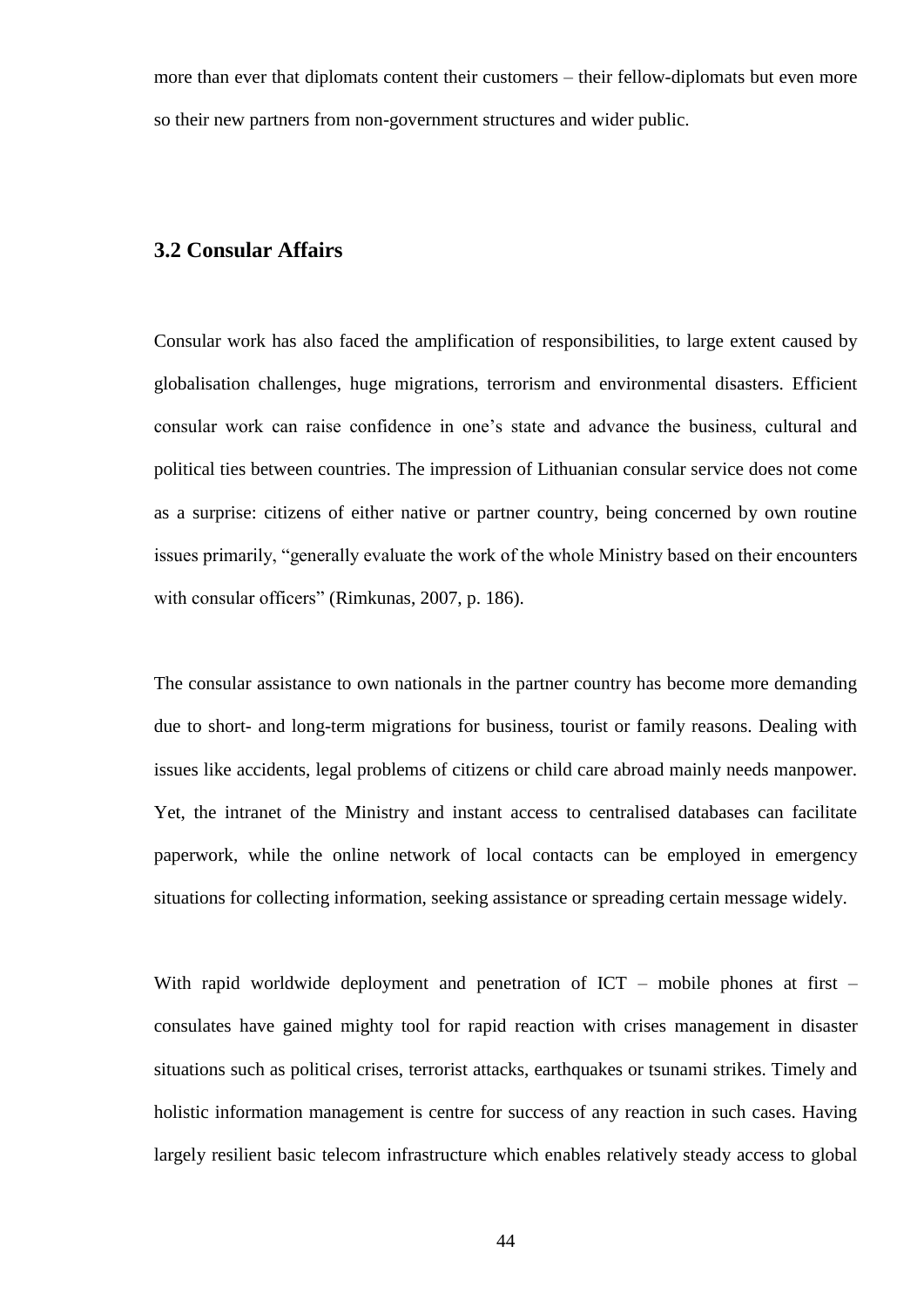more than ever that diplomats content their customers – their fellow-diplomats but even more so their new partners from non-government structures and wider public.

### 3.2 Consular Affairs

Consular work has also faced the amplification of responsibilities, to large extent caused by globalisation challenges, huge migrations, terrorism and environmental disasters. Efficient consular work can raise confidence in one's state and advance the business, cultural and political ties between countries. The impression of Lithuanian consular service does not come as a surprise: citizens of either native or partner country, being concerned by own routine issues primarily, "generally evaluate the work of the whole Ministry based on their encounters with consular officers" (Rimkunas, 2007, p. 186).

The consular assistance to own nationals in the partner country has become more demanding due to short- and long-term migrations for business, tourist or family reasons. Dealing with issues like accidents, legal problems of citizens or child care abroad mainly needs manpower. Yet, the intranet of the Ministry and instant access to centralised databases can facilitate paperwork, while the online network of local contacts can be employed in emergency situations for collecting information, seeking assistance or spreading certain message widely.

With rapid worldwide deployment and penetration of ICT – mobile phones at first – consulates have gained mighty tool for rapid reaction with crises management in disaster situations such as political crises, terrorist attacks, earthquakes or tsunami strikes. Timely and holistic information management is centre for success of any reaction in such cases. Having largely resilient basic telecom infrastructure which enables relatively steady access to global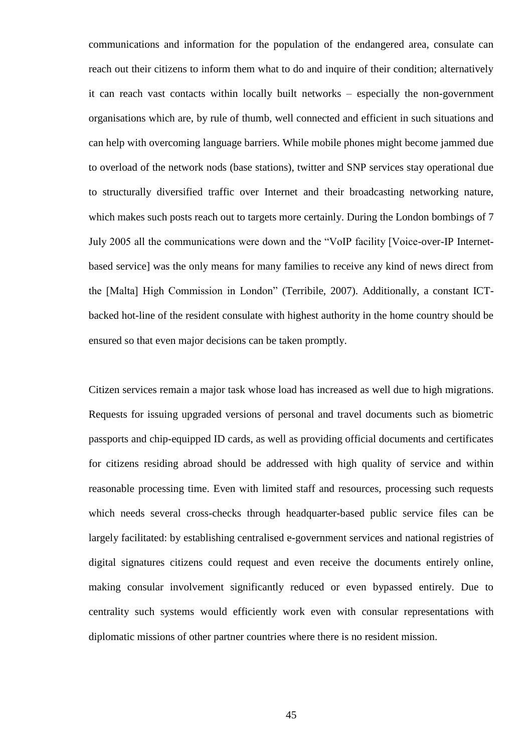communications and information for the population of the endangered area, consulate can reach out their citizens to inform them what to do and inquire of their condition; alternatively it can reach vast contacts within locally built networks – especially the non-government organisations which are, by rule of thumb, well connected and efficient in such situations and can help with overcoming language barriers. While mobile phones might become jammed due to overload of the network nods (base stations), twitter and SNP services stay operational due to structurally diversified traffic over Internet and their broadcasting networking nature, which makes such posts reach out to targets more certainly. During the London bombings of 7 July 2005 all the communications were down and the "VoIP facility [Voice-over-IP Internet-based service] was the only means for many families to receive any kind of news direct from the [Malta] High Commission in London" (Terribile, 2007). Additionally, a constant ICT-backed hot-line of the resident consulate with highest authority in the home country should be ensured so that even major decisions can be taken promptly.

Citizen services remain a major task whose load has increased as well due to high migrations. Requests for issuing upgraded versions of personal and travel documents such as biometric passports and chip-equipped ID cards, as well as providing official documents and certificates for citizens residing abroad should be addressed with high quality of service and within reasonable processing time. Even with limited staff and resources, processing such requests which needs several cross-checks through headquarter-based public service files can be largely facilitated: by establishing centralised e-government services and national registries of digital signatures citizens could request and even receive the documents entirely online, making consular involvement significantly reduced or even bypassed entirely. Due to centrality such systems would efficiently work even with consular representations with diplomatic missions of other partner countries where there is no resident mission.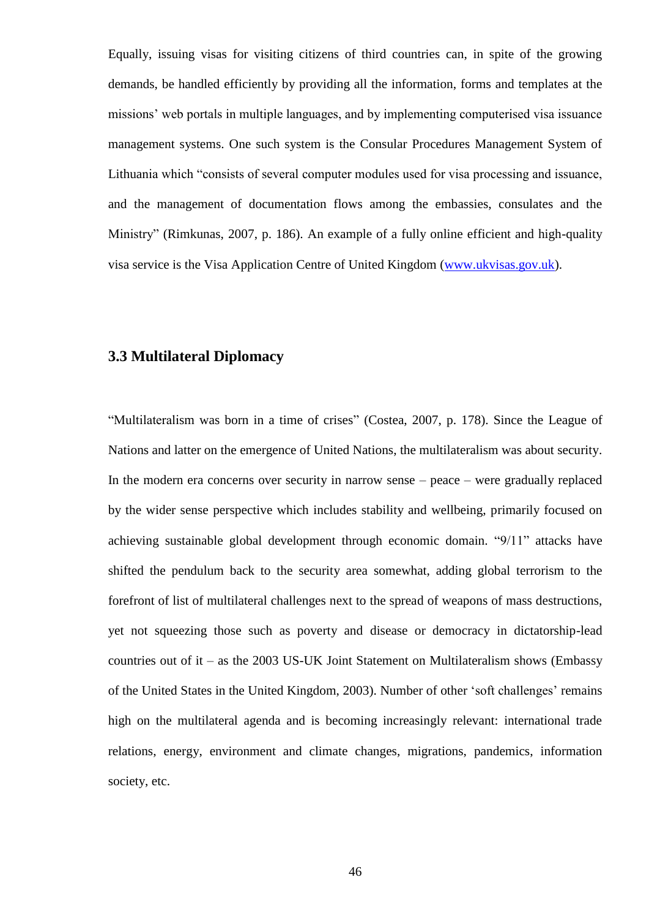Equally, issuing visas for visiting citizens of third countries can, in spite of the growing demands, be handled efficiently by providing all the information, forms and templates at the missions' web portals in multiple languages, and by implementing computerised visa issuance management systems. One such system is the Consular Procedures Management System of Lithuania which "consists of several computer modules used for visa processing and issuance, and the management of documentation flows among the embassies, consulates and the Ministry" (Rimkunas, 2007, p. 186). An example of a fully online efficient and high-quality visa service is the Visa Application Centre of United Kingdom ([www.ukvisas.gov.uk](www.ukvisas.gov.uk)).

### 3.3 Multilateral Diplomacy

"Multilateralism was born in a time of crises" (Costea, 2007, p. 178). Since the League of Nations and latter on the emergence of United Nations, the multilateralism was about security. In the modern era concerns over security in narrow sense – peace – were gradually replaced by the wider sense perspective which includes stability and wellbeing, primarily focused on achieving sustainable global development through economic domain. "9/11" attacks have shifted the pendulum back to the security area somewhat, adding global terrorism to the forefront of list of multilateral challenges next to the spread of weapons of mass destructions, yet not squeezing those such as poverty and disease or democracy in dictatorship-lead countries out of it – as the 2003 US-UK Joint Statement on Multilateralism shows (Embassy of the United States in the United Kingdom, 2003). Number of other 'soft challenges' remains high on the multilateral agenda and is becoming increasingly relevant: international trade relations, energy, environment and climate changes, migrations, pandemics, information society, etc.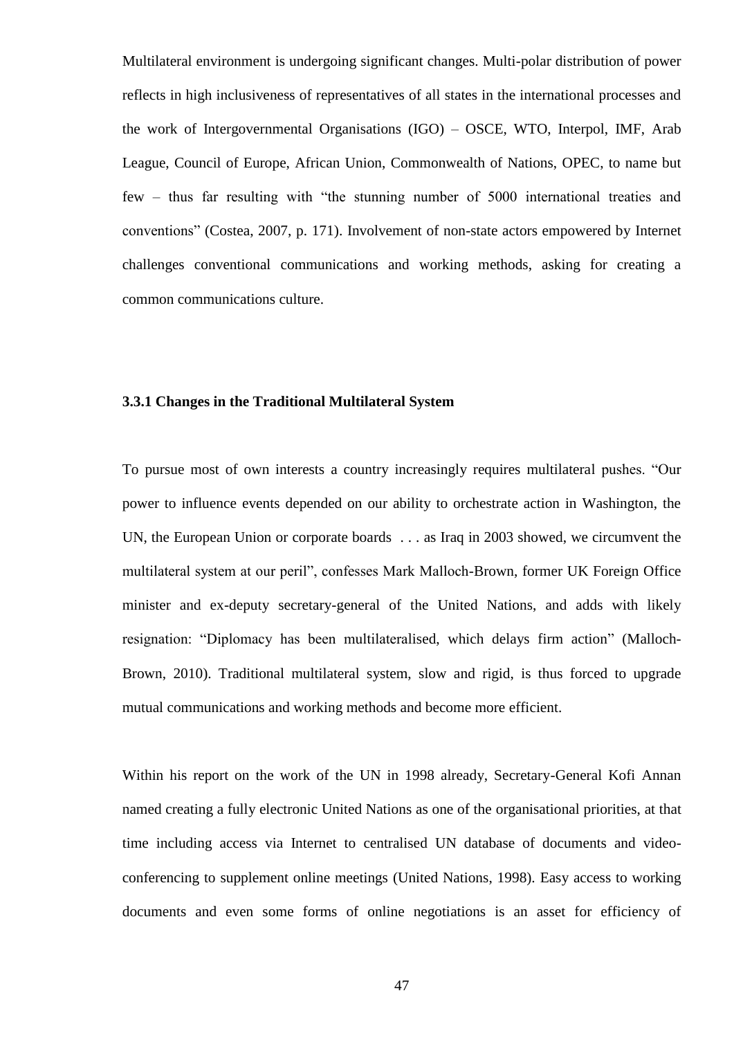Multilateral environment is undergoing significant changes. Multi-polar distribution of power reflects in high inclusiveness of representatives of all states in the international processes and the work of Intergovernmental Organisations (IGO) – OSCE, WTO, Interpol, IMF, Arab League, Council of Europe, African Union, Commonwealth of Nations, OPEC, to name but few – thus far resulting with "the stunning number of 5000 international treaties and conventions" (Costea, 2007, p. 171). Involvement of non-state actors empowered by Internet challenges conventional communications and working methods, asking for creating a common communications culture.

### 3.3.1 Changes in the Traditional Multilateral System

To pursue most of own interests a country increasingly requires multilateral pushes. "Our power to influence events depended on our ability to orchestrate action in Washington, the UN, the European Union or corporate boards . . . as Iraq in 2003 showed, we circumvent the multilateral system at our peril", confesses Mark Malloch-Brown, former UK Foreign Office minister and ex-deputy secretary-general of the United Nations, and adds with likely resignation: "Diplomacy has been multilateralised, which delays firm action" (Malloch-Brown, 2010). Traditional multilateral system, slow and rigid, is thus forced to upgrade mutual communications and working methods and become more efficient.

Within his report on the work of the UN in 1998 already, Secretary-General Kofi Annan named creating a fully electronic United Nations as one of the organisational priorities, at that time including access via Internet to centralised UN database of documents and video-conferencing to supplement online meetings (United Nations, 1998). Easy access to working documents and even some forms of online negotiations is an asset for efficiency of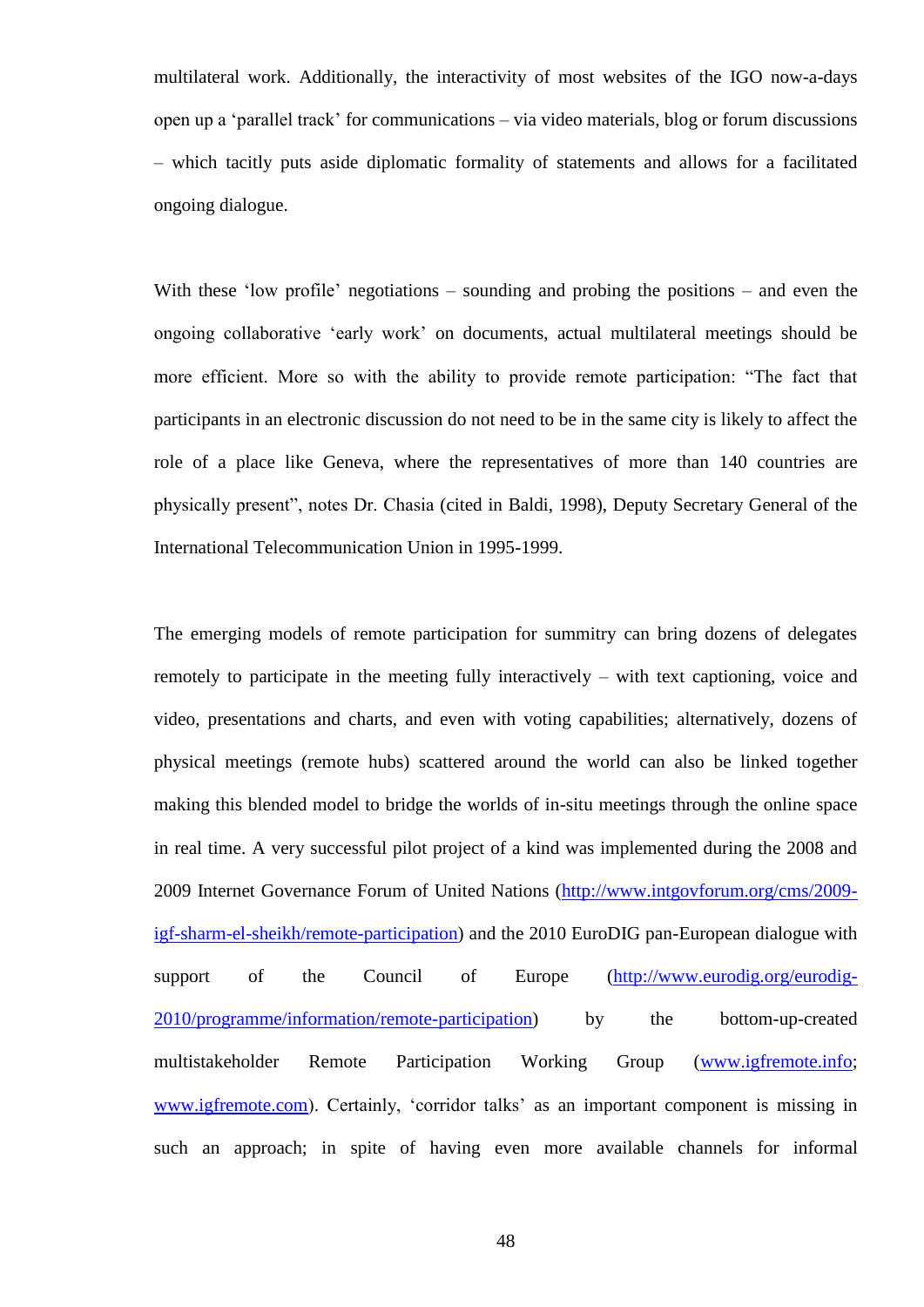multilateral work. Additionally, the interactivity of most websites of the IGO now-a-days open up a 'parallel track' for communications – via video materials, blog or forum discussions – which tacitly puts aside diplomatic formality of statements and allows for a facilitated ongoing dialogue.

With these 'low profile' negotiations – sounding and probing the positions – and even the ongoing collaborative 'early work' on documents, actual multilateral meetings should be more efficient. More so with the ability to provide remote participation: "The fact that participants in an electronic discussion do not need to be in the same city is likely to affect the role of a place like Geneva, where the representatives of more than 140 countries are physically present", notes Dr. Chasia (cited in Baldi, 1998), Deputy Secretary General of the International Telecommunication Union in 1995-1999.

The emerging models of remote participation for summitry can bring dozens of delegates remotely to participate in the meeting fully interactively – with text captioning, voice and video, presentations and charts, and even with voting capabilities; alternatively, dozens of physical meetings (remote hubs) scattered around the world can also be linked together making this blended model to bridge the worlds of in-situ meetings through the online space in real time. A very successful pilot project of a kind was implemented during the 2008 and 2009 Internet Governance Forum of United Nations (http://www.intgovforum.org/cms/2009-igf-sharm-el-sheikh/remote-participation) and the 2010 EuroDIG pan-European dialogue with support of the Council of Europe (http://www.eurodig.org/eurodig-2010/programme/information/remote-participation) by the bottom-up-created multistakeholder Remote Participation Working Group (www.igfremote.info; www.igfremote.com). Certainly, 'corridor talks' as an important component is missing in such an approach; in spite of having even more available channels for informal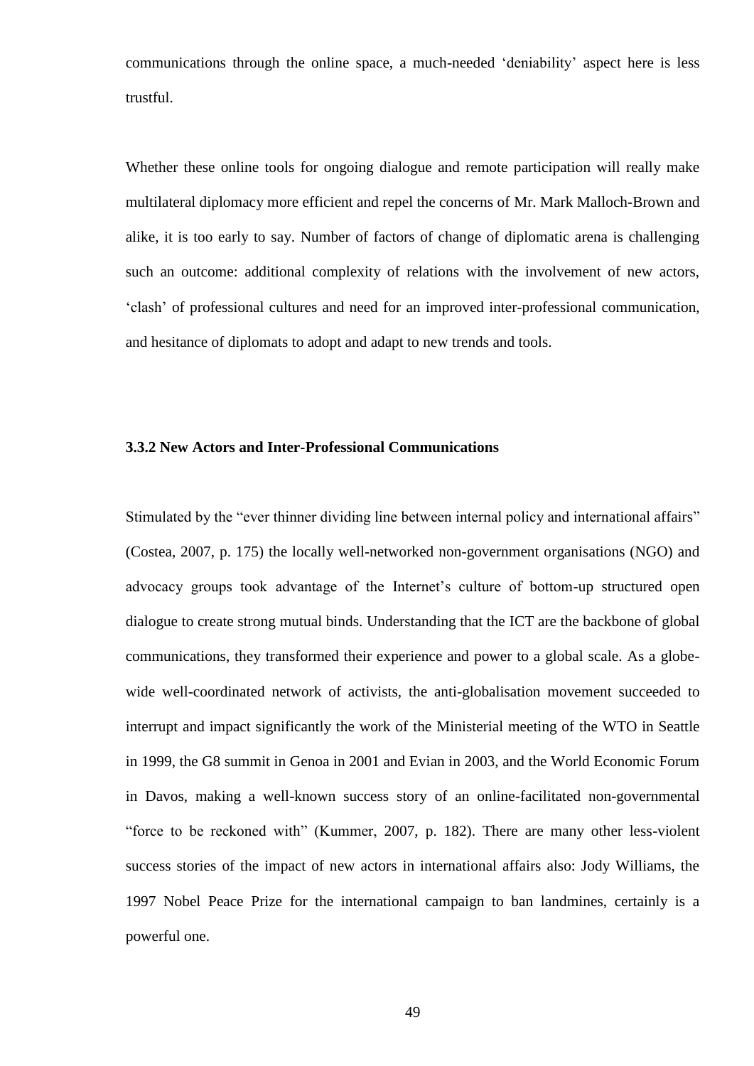communications through the online space, a much-needed 'deniability' aspect here is less trustful.

Whether these online tools for ongoing dialogue and remote participation will really make multilateral diplomacy more efficient and repel the concerns of Mr. Mark Malloch-Brown and alike, it is too early to say. Number of factors of change of diplomatic arena is challenging such an outcome: additional complexity of relations with the involvement of new actors, 'clash' of professional cultures and need for an improved inter-professional communication, and hesitance of diplomats to adopt and adapt to new trends and tools.

### 3.3.2 New Actors and Inter-Professional Communications

Stimulated by the "ever thinner dividing line between internal policy and international affairs" (Costea, 2007, p. 175) the locally well-networked non-government organisations (NGO) and advocacy groups took advantage of the Internet's culture of bottom-up structured open dialogue to create strong mutual binds. Understanding that the ICT are the backbone of global communications, they transformed their experience and power to a global scale. As a globe-wide well-coordinated network of activists, the anti-globalisation movement succeeded to interrupt and impact significantly the work of the Ministerial meeting of the WTO in Seattle in 1999, the G8 summit in Genoa in 2001 and Evian in 2003, and the World Economic Forum in Davos, making a well-known success story of an online-facilitated non-governmental "force to be reckoned with" (Kummer, 2007, p. 182). There are many other less-violent success stories of the impact of new actors in international affairs also: Jody Williams, the 1997 Nobel Peace Prize for the international campaign to ban landmines, certainly is a powerful one.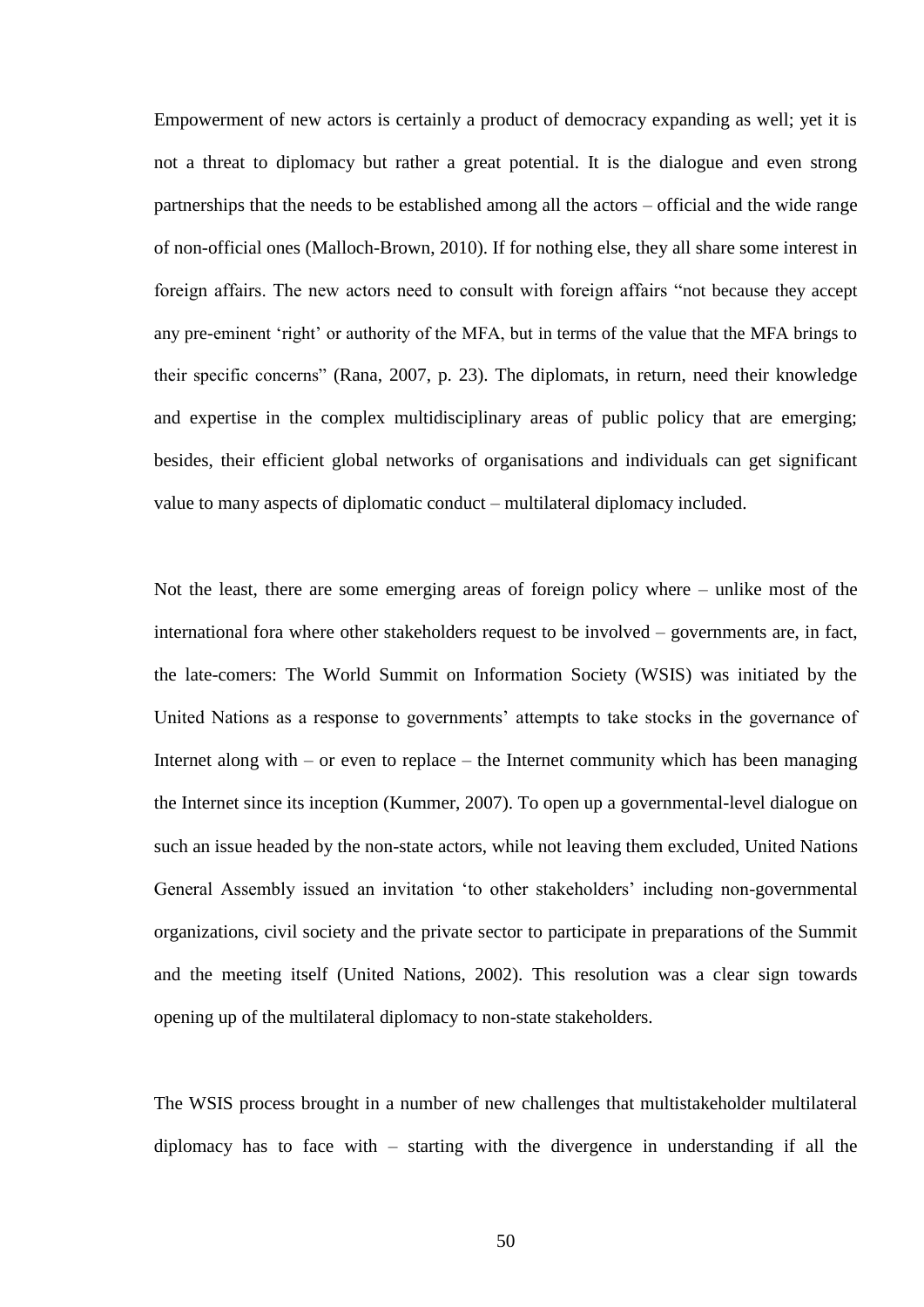Empowerment of new actors is certainly a product of democracy expanding as well; yet it is not a threat to diplomacy but rather a great potential. It is the dialogue and even strong partnerships that the needs to be established among all the actors – official and the wide range of non-official ones (Malloch-Brown, 2010). If for nothing else, they all share some interest in foreign affairs. The new actors need to consult with foreign affairs "not because they accept any pre-eminent 'right' or authority of the MFA, but in terms of the value that the MFA brings to their specific concerns" (Rana, 2007, p. 23). The diplomats, in return, need their knowledge and expertise in the complex multidisciplinary areas of public policy that are emerging; besides, their efficient global networks of organisations and individuals can get significant value to many aspects of diplomatic conduct – multilateral diplomacy included.

Not the least, there are some emerging areas of foreign policy where – unlike most of the international fora where other stakeholders request to be involved – governments are, in fact, the late-comers: The World Summit on Information Society (WSIS) was initiated by the United Nations as a response to governments' attempts to take stocks in the governance of Internet along with – or even to replace – the Internet community which has been managing the Internet since its inception (Kummer, 2007). To open up a governmental-level dialogue on such an issue headed by the non-state actors, while not leaving them excluded, United Nations General Assembly issued an invitation 'to other stakeholders' including non-governmental organizations, civil society and the private sector to participate in preparations of the Summit and the meeting itself (United Nations, 2002). This resolution was a clear sign towards opening up of the multilateral diplomacy to non-state stakeholders.

The WSIS process brought in a number of new challenges that multistakeholder multilateral diplomacy has to face with – starting with the divergence in understanding if all the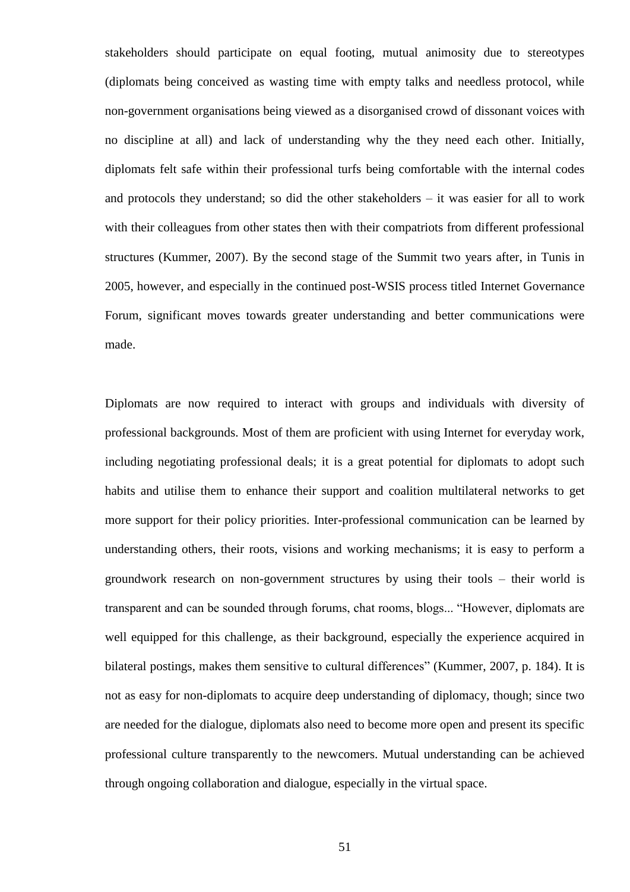stakeholders should participate on equal footing, mutual animosity due to stereotypes (diplomats being conceived as wasting time with empty talks and needless protocol, while non-government organisations being viewed as a disorganised crowd of dissonant voices with no discipline at all) and lack of understanding why the they need each other. Initially, diplomats felt safe within their professional turfs being comfortable with the internal codes and protocols they understand; so did the other stakeholders – it was easier for all to work with their colleagues from other states then with their compatriots from different professional structures (Kummer, 2007). By the second stage of the Summit two years after, in Tunis in 2005, however, and especially in the continued post-WSIS process titled Internet Governance Forum, significant moves towards greater understanding and better communications were made.

Diplomats are now required to interact with groups and individuals with diversity of professional backgrounds. Most of them are proficient with using Internet for everyday work, including negotiating professional deals; it is a great potential for diplomats to adopt such habits and utilise them to enhance their support and coalition multilateral networks to get more support for their policy priorities. Inter-professional communication can be learned by understanding others, their roots, visions and working mechanisms; it is easy to perform a groundwork research on non-government structures by using their tools – their world is transparent and can be sounded through forums, chat rooms, blogs... "However, diplomats are well equipped for this challenge, as their background, especially the experience acquired in bilateral postings, makes them sensitive to cultural differences" (Kummer, 2007, p. 184). It is not as easy for non-diplomats to acquire deep understanding of diplomacy, though; since two are needed for the dialogue, diplomats also need to become more open and present its specific professional culture transparently to the newcomers. Mutual understanding can be achieved through ongoing collaboration and dialogue, especially in the virtual space.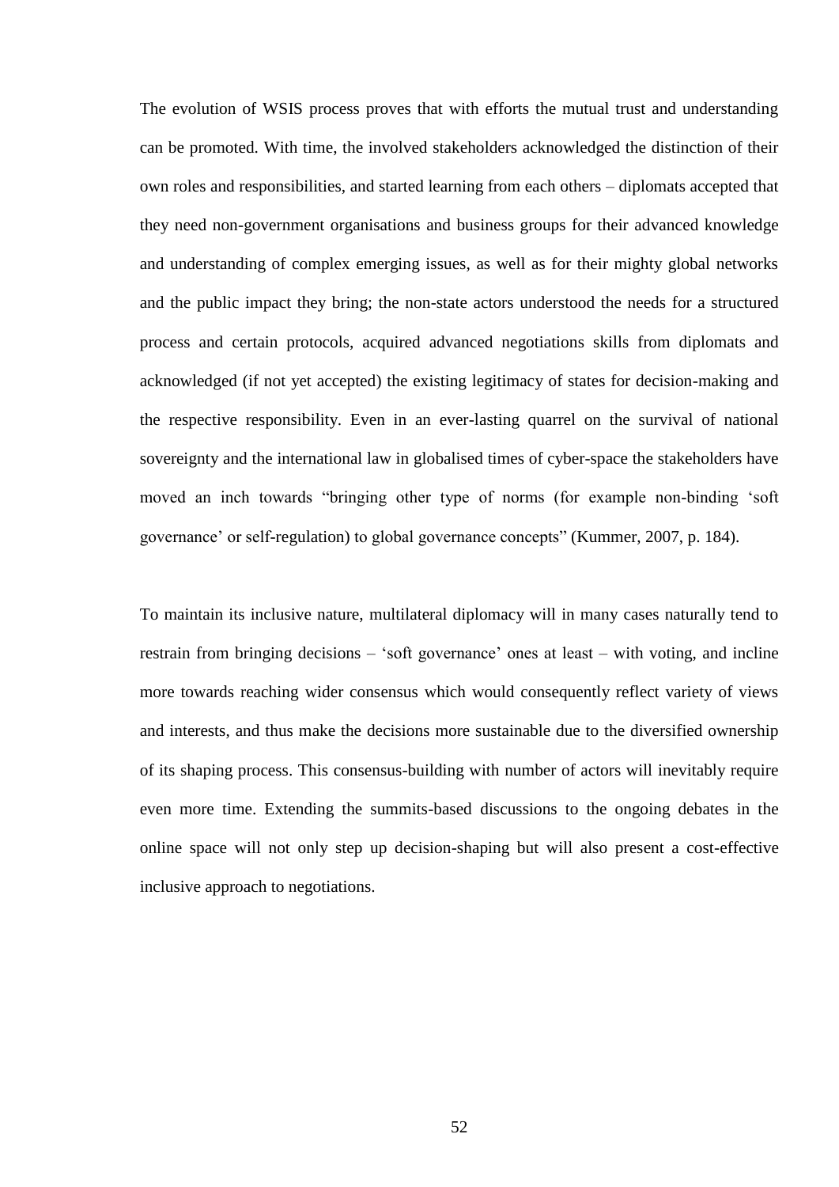The evolution of WSIS process proves that with efforts the mutual trust and understanding can be promoted. With time, the involved stakeholders acknowledged the distinction of their own roles and responsibilities, and started learning from each others – diplomats accepted that they need non-government organisations and business groups for their advanced knowledge and understanding of complex emerging issues, as well as for their mighty global networks and the public impact they bring; the non-state actors understood the needs for a structured process and certain protocols, acquired advanced negotiations skills from diplomats and acknowledged (if not yet accepted) the existing legitimacy of states for decision-making and the respective responsibility. Even in an ever-lasting quarrel on the survival of national sovereignty and the international law in globalised times of cyber-space the stakeholders have moved an inch towards "bringing other type of norms (for example non-binding 'soft governance' or self-regulation) to global governance concepts" (Kummer, 2007, p. 184).

To maintain its inclusive nature, multilateral diplomacy will in many cases naturally tend to restrain from bringing decisions – 'soft governance' ones at least – with voting, and incline more towards reaching wider consensus which would consequently reflect variety of views and interests, and thus make the decisions more sustainable due to the diversified ownership of its shaping process. This consensus-building with number of actors will inevitably require even more time. Extending the summits-based discussions to the ongoing debates in the online space will not only step up decision-shaping but will also present a cost-effective inclusive approach to negotiations.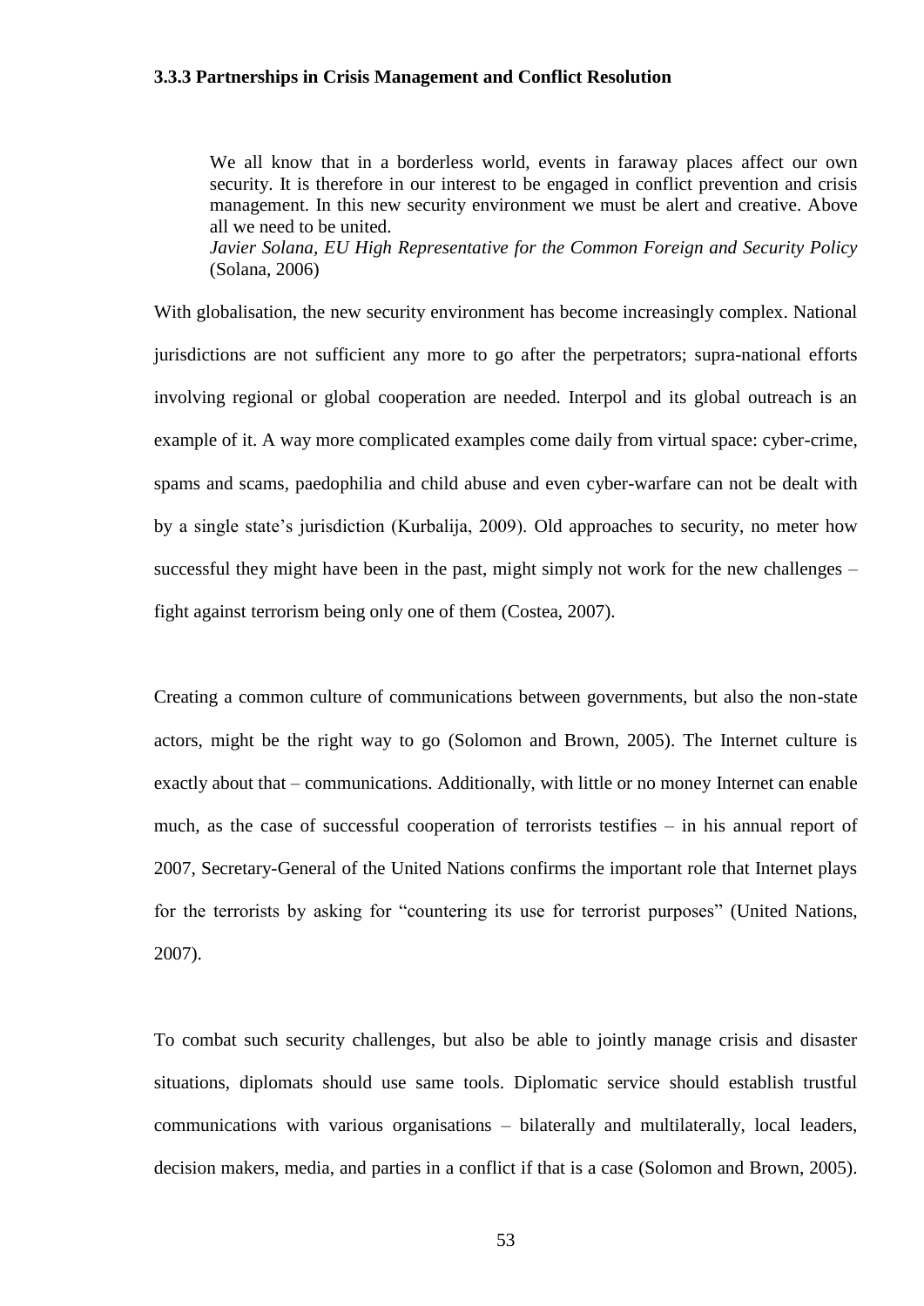### 3.3.3 Partnerships in Crisis Management and Conflict Resolution

> We all know that in a borderless world, events in faraway places affect our own security. It is therefore in our interest to be engaged in conflict prevention and crisis management. In this new security environment we must be alert and creative. Above all we need to be united.
> *Javier Solana, EU High Representative for the Common Foreign and Security Policy* (Solana, 2006)

With globalisation, the new security environment has become increasingly complex. National jurisdictions are not sufficient any more to go after the perpetrators; supra-national efforts involving regional or global cooperation are needed. Interpol and its global outreach is an example of it. A way more complicated examples come daily from virtual space: cyber-crime, spams and scams, paedophilia and child abuse and even cyber-warfare can not be dealt with by a single state's jurisdiction (Kurbalija, 2009). Old approaches to security, no meter how successful they might have been in the past, might simply not work for the new challenges – fight against terrorism being only one of them (Costea, 2007).

Creating a common culture of communications between governments, but also the non-state actors, might be the right way to go (Solomon and Brown, 2005). The Internet culture is exactly about that – communications. Additionally, with little or no money Internet can enable much, as the case of successful cooperation of terrorists testifies – in his annual report of 2007, Secretary-General of the United Nations confirms the important role that Internet plays for the terrorists by asking for "countering its use for terrorist purposes" (United Nations, 2007).

To combat such security challenges, but also be able to jointly manage crisis and disaster situations, diplomats should use same tools. Diplomatic service should establish trustful communications with various organisations – bilaterally and multilaterally, local leaders, decision makers, media, and parties in a conflict if that is a case (Solomon and Brown, 2005).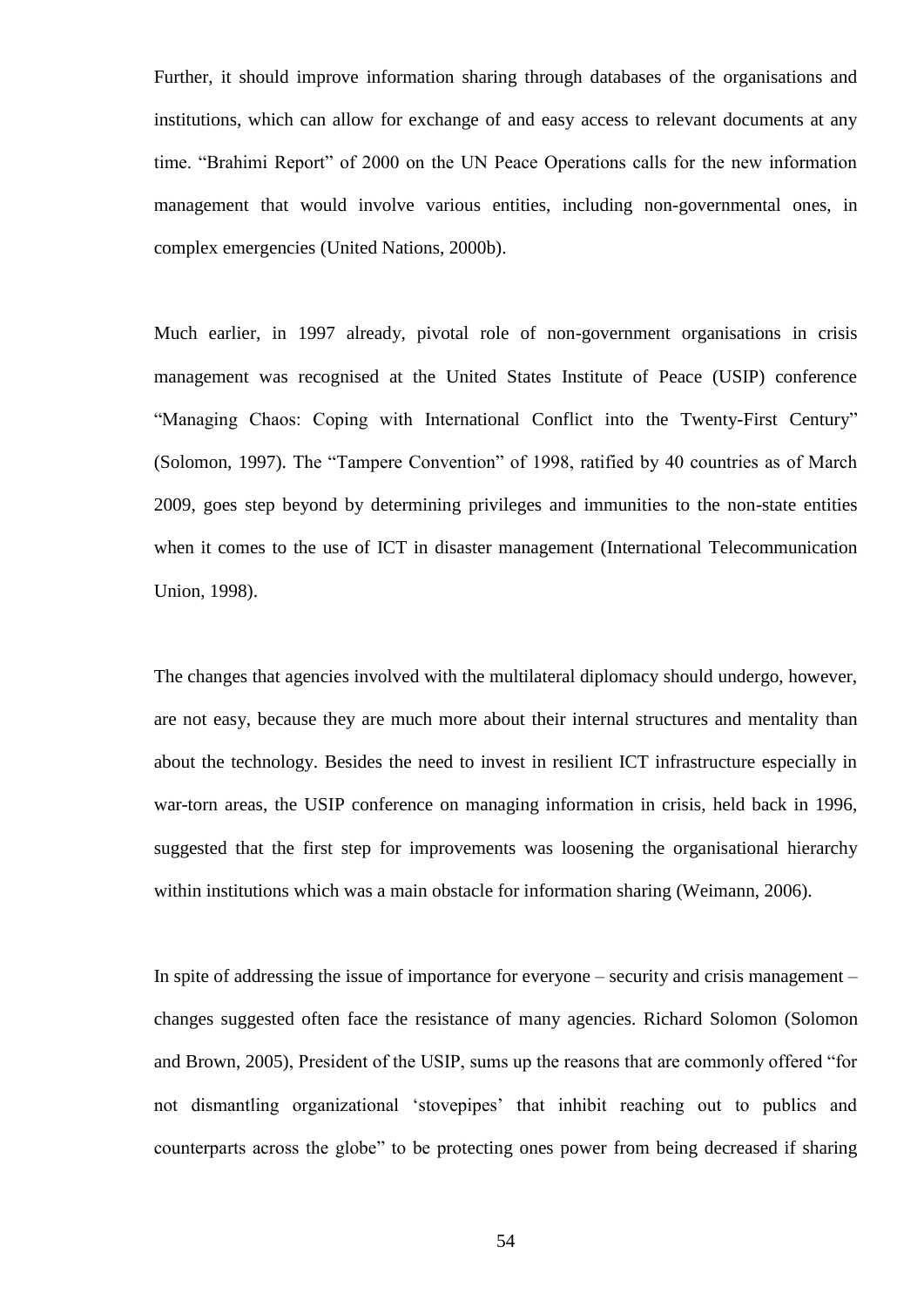Further, it should improve information sharing through databases of the organisations and institutions, which can allow for exchange of and easy access to relevant documents at any time. "Brahimi Report" of 2000 on the UN Peace Operations calls for the new information management that would involve various entities, including non-governmental ones, in complex emergencies (United Nations, 2000b).

Much earlier, in 1997 already, pivotal role of non-government organisations in crisis management was recognised at the United States Institute of Peace (USIP) conference "Managing Chaos: Coping with International Conflict into the Twenty-First Century" (Solomon, 1997). The "Tampere Convention" of 1998, ratified by 40 countries as of March 2009, goes step beyond by determining privileges and immunities to the non-state entities when it comes to the use of ICT in disaster management (International Telecommunication Union, 1998).

The changes that agencies involved with the multilateral diplomacy should undergo, however, are not easy, because they are much more about their internal structures and mentality than about the technology. Besides the need to invest in resilient ICT infrastructure especially in war-torn areas, the USIP conference on managing information in crisis, held back in 1996, suggested that the first step for improvements was loosening the organisational hierarchy within institutions which was a main obstacle for information sharing (Weimann, 2006).

In spite of addressing the issue of importance for everyone – security and crisis management – changes suggested often face the resistance of many agencies. Richard Solomon (Solomon and Brown, 2005), President of the USIP, sums up the reasons that are commonly offered "for not dismantling organizational 'stovepipes' that inhibit reaching out to publics and counterparts across the globe" to be protecting ones power from being decreased if sharing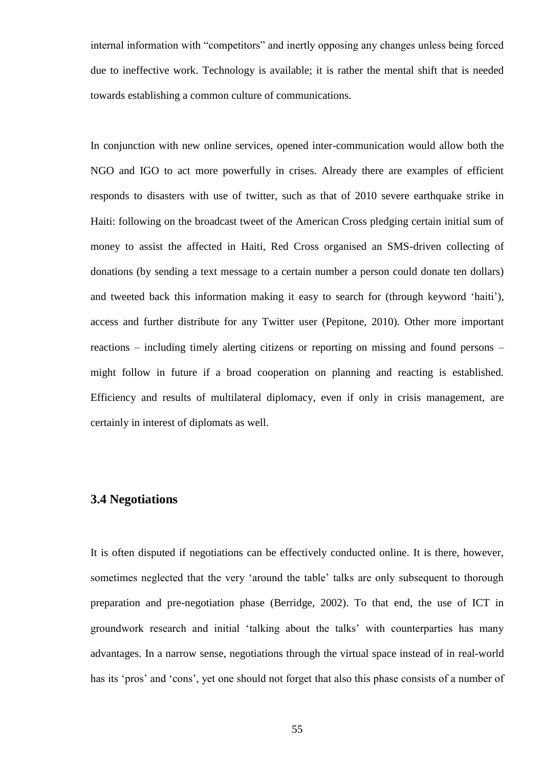internal information with “competitors” and inertly opposing any changes unless being forced due to ineffective work. Technology is available; it is rather the mental shift that is needed towards establishing a common culture of communications.

In conjunction with new online services, opened inter-communication would allow both the NGO and IGO to act more powerfully in crises. Already there are examples of efficient responds to disasters with use of twitter, such as that of 2010 severe earthquake strike in Haiti: following on the broadcast tweet of the American Cross pledging certain initial sum of money to assist the affected in Haiti, Red Cross organised an SMS-driven collecting of donations (by sending a text message to a certain number a person could donate ten dollars) and tweeted back this information making it easy to search for (through keyword ‘haiti’), access and further distribute for any Twitter user (Pepitone, 2010). Other more important reactions – including timely alerting citizens or reporting on missing and found persons – might follow in future if a broad cooperation on planning and reacting is established. Efficiency and results of multilateral diplomacy, even if only in crisis management, are certainly in interest of diplomats as well.

### 3.4 Negotiations

It is often disputed if negotiations can be effectively conducted online. It is there, however, sometimes neglected that the very ‘around the table’ talks are only subsequent to thorough preparation and pre-negotiation phase (Berridge, 2002). To that end, the use of ICT in groundwork research and initial ‘talking about the talks’ with counterparties has many advantages. In a narrow sense, negotiations through the virtual space instead of in real-world has its ‘pros’ and ‘cons’, yet one should not forget that also this phase consists of a number of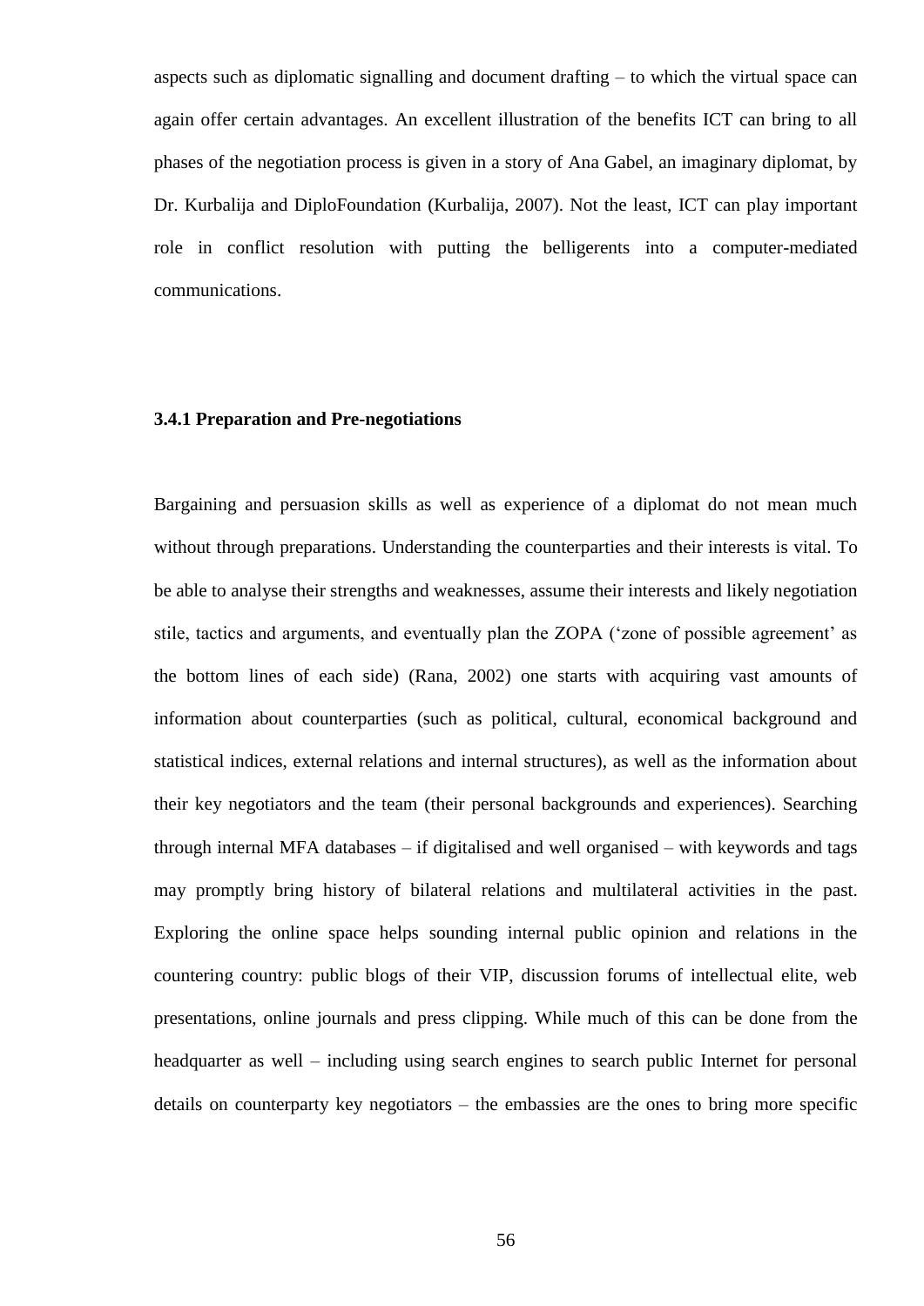aspects such as diplomatic signalling and document drafting – to which the virtual space can again offer certain advantages. An excellent illustration of the benefits ICT can bring to all phases of the negotiation process is given in a story of Ana Gabel, an imaginary diplomat, by Dr. Kurbalija and DiploFoundation (Kurbalija, 2007). Not the least, ICT can play important role in conflict resolution with putting the belligerents into a computer-mediated communications.

### 3.4.1 Preparation and Pre-negotiations

Bargaining and persuasion skills as well as experience of a diplomat do not mean much without through preparations. Understanding the counterparties and their interests is vital. To be able to analyse their strengths and weaknesses, assume their interests and likely negotiation stile, tactics and arguments, and eventually plan the ZOPA ('zone of possible agreement' as the bottom lines of each side) (Rana, 2002) one starts with acquiring vast amounts of information about counterparties (such as political, cultural, economical background and statistical indices, external relations and internal structures), as well as the information about their key negotiators and the team (their personal backgrounds and experiences). Searching through internal MFA databases – if digitalised and well organised – with keywords and tags may promptly bring history of bilateral relations and multilateral activities in the past. Exploring the online space helps sounding internal public opinion and relations in the countering country: public blogs of their VIP, discussion forums of intellectual elite, web presentations, online journals and press clipping. While much of this can be done from the headquarter as well – including using search engines to search public Internet for personal details on counterparty key negotiators – the embassies are the ones to bring more specific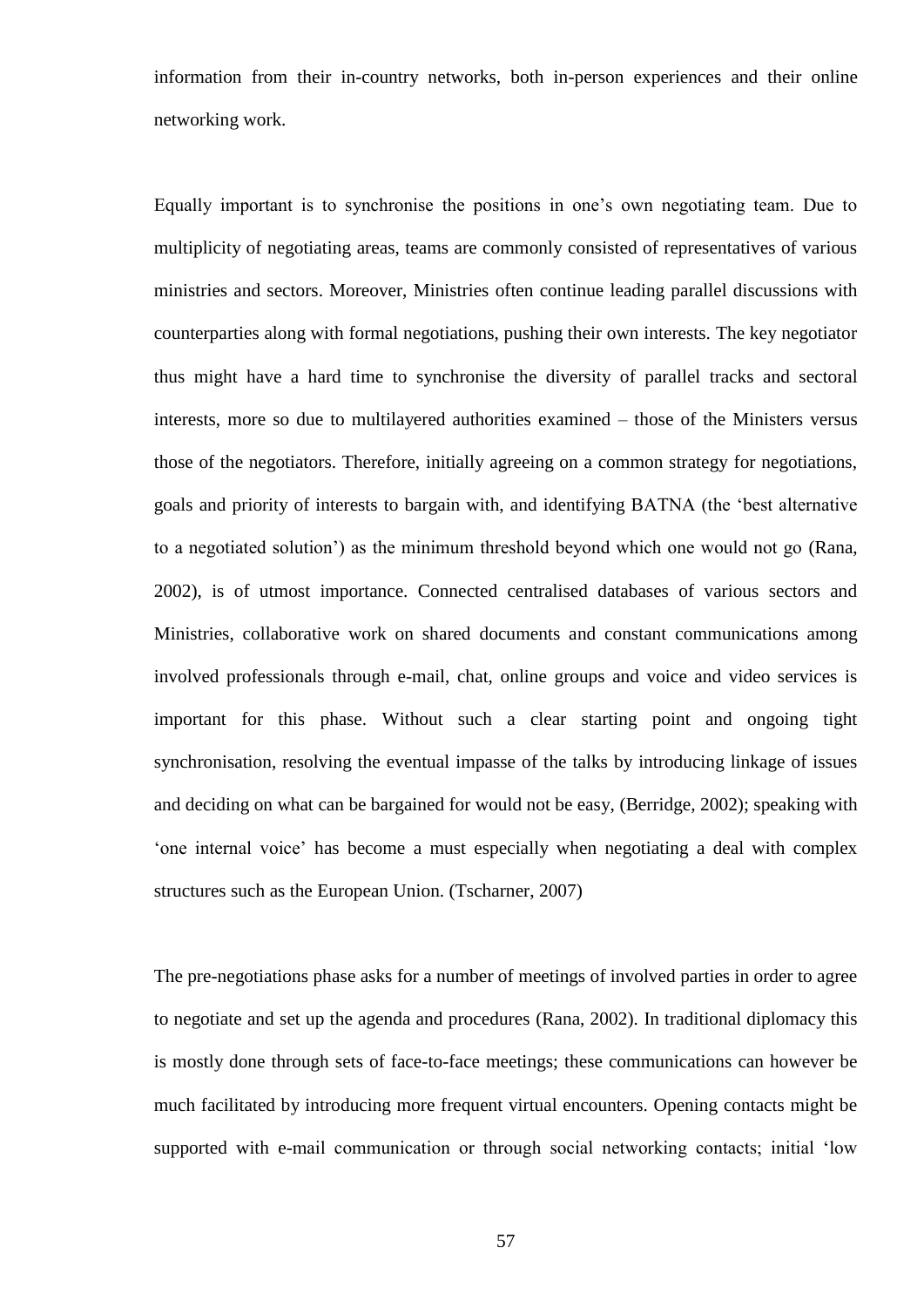information from their in-country networks, both in-person experiences and their online networking work.

Equally important is to synchronise the positions in one's own negotiating team. Due to multiplicity of negotiating areas, teams are commonly consisted of representatives of various ministries and sectors. Moreover, Ministries often continue leading parallel discussions with counterparties along with formal negotiations, pushing their own interests. The key negotiator thus might have a hard time to synchronise the diversity of parallel tracks and sectoral interests, more so due to multilayered authorities examined – those of the Ministers versus those of the negotiators. Therefore, initially agreeing on a common strategy for negotiations, goals and priority of interests to bargain with, and identifying BATNA (the 'best alternative to a negotiated solution') as the minimum threshold beyond which one would not go (Rana, 2002), is of utmost importance. Connected centralised databases of various sectors and Ministries, collaborative work on shared documents and constant communications among involved professionals through e-mail, chat, online groups and voice and video services is important for this phase. Without such a clear starting point and ongoing tight synchronisation, resolving the eventual impasse of the talks by introducing linkage of issues and deciding on what can be bargained for would not be easy, (Berridge, 2002); speaking with 'one internal voice' has become a must especially when negotiating a deal with complex structures such as the European Union. (Tscharner, 2007)

The pre-negotiations phase asks for a number of meetings of involved parties in order to agree to negotiate and set up the agenda and procedures (Rana, 2002). In traditional diplomacy this is mostly done through sets of face-to-face meetings; these communications can however be much facilitated by introducing more frequent virtual encounters. Opening contacts might be supported with e-mail communication or through social networking contacts; initial 'low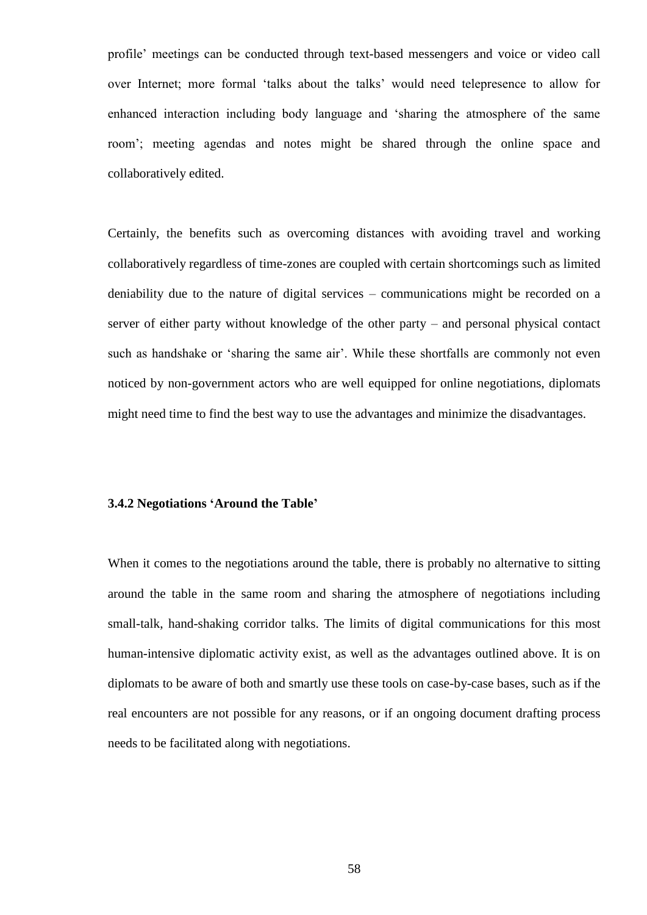profile' meetings can be conducted through text-based messengers and voice or video call over Internet; more formal 'talks about the talks' would need telepresence to allow for enhanced interaction including body language and 'sharing the atmosphere of the same room'; meeting agendas and notes might be shared through the online space and collaboratively edited.

Certainly, the benefits such as overcoming distances with avoiding travel and working collaboratively regardless of time-zones are coupled with certain shortcomings such as limited deniability due to the nature of digital services – communications might be recorded on a server of either party without knowledge of the other party – and personal physical contact such as handshake or 'sharing the same air'. While these shortfalls are commonly not even noticed by non-government actors who are well equipped for online negotiations, diplomats might need time to find the best way to use the advantages and minimize the disadvantages.

### 3.4.2 Negotiations 'Around the Table'

When it comes to the negotiations around the table, there is probably no alternative to sitting around the table in the same room and sharing the atmosphere of negotiations including small-talk, hand-shaking corridor talks. The limits of digital communications for this most human-intensive diplomatic activity exist, as well as the advantages outlined above. It is on diplomats to be aware of both and smartly use these tools on case-by-case bases, such as if the real encounters are not possible for any reasons, or if an ongoing document drafting process needs to be facilitated along with negotiations.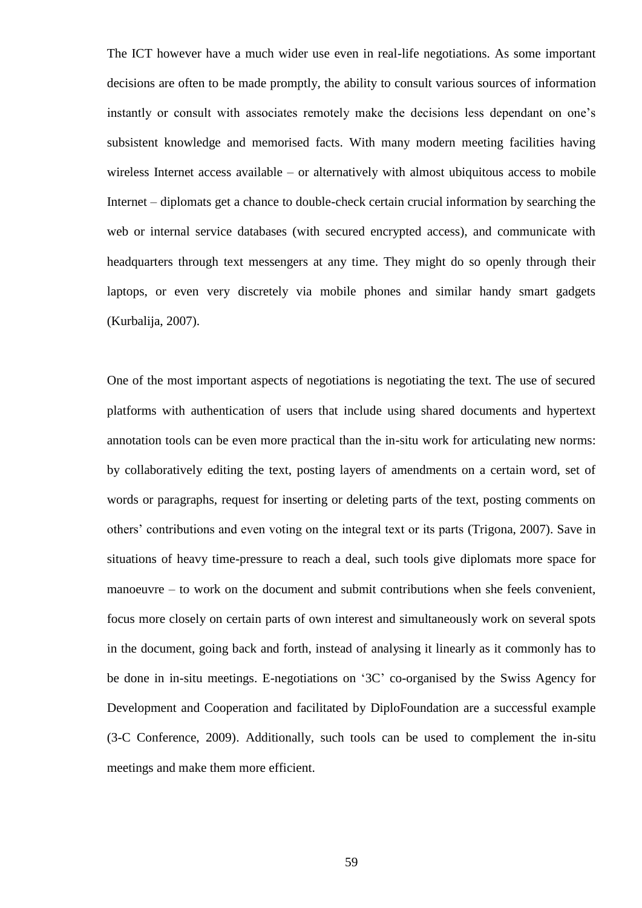The ICT however have a much wider use even in real-life negotiations. As some important decisions are often to be made promptly, the ability to consult various sources of information instantly or consult with associates remotely make the decisions less dependant on one's subsistent knowledge and memorised facts. With many modern meeting facilities having wireless Internet access available – or alternatively with almost ubiquitous access to mobile Internet – diplomats get a chance to double-check certain crucial information by searching the web or internal service databases (with secured encrypted access), and communicate with headquarters through text messengers at any time. They might do so openly through their laptops, or even very discretely via mobile phones and similar handy smart gadgets (Kurbalija, 2007).

One of the most important aspects of negotiations is negotiating the text. The use of secured platforms with authentication of users that include using shared documents and hypertext annotation tools can be even more practical than the in-situ work for articulating new norms: by collaboratively editing the text, posting layers of amendments on a certain word, set of words or paragraphs, request for inserting or deleting parts of the text, posting comments on others' contributions and even voting on the integral text or its parts (Trigona, 2007). Save in situations of heavy time-pressure to reach a deal, such tools give diplomats more space for manoeuvre – to work on the document and submit contributions when she feels convenient, focus more closely on certain parts of own interest and simultaneously work on several spots in the document, going back and forth, instead of analysing it linearly as it commonly has to be done in in-situ meetings. E-negotiations on '3C' co-organised by the Swiss Agency for Development and Cooperation and facilitated by DiploFoundation are a successful example (3-C Conference, 2009). Additionally, such tools can be used to complement the in-situ meetings and make them more efficient.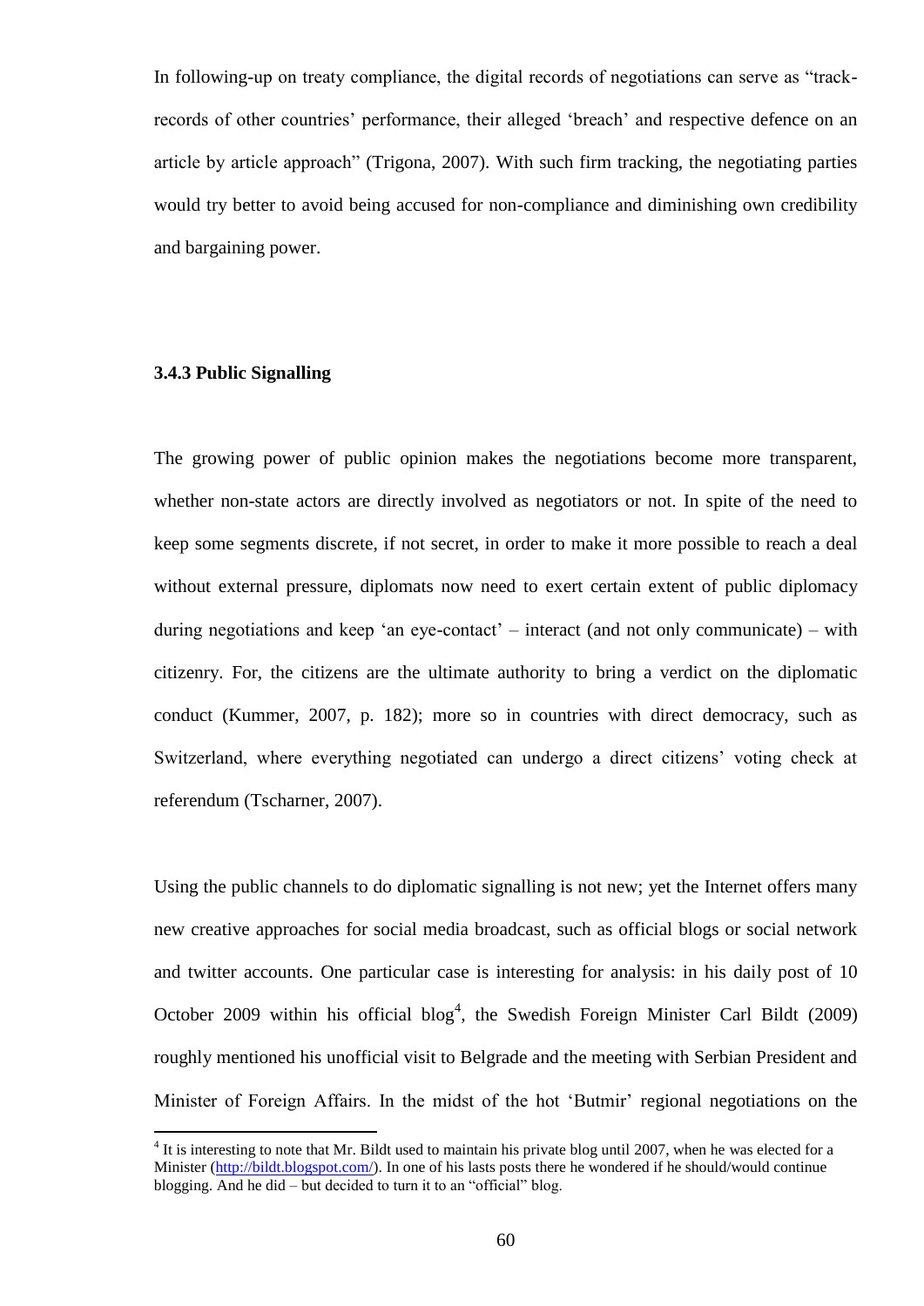In following-up on treaty compliance, the digital records of negotiations can serve as "track-records of other countries' performance, their alleged 'breach' and respective defence on an article by article approach" (Trigona, 2007). With such firm tracking, the negotiating parties would try better to avoid being accused for non-compliance and diminishing own credibility and bargaining power.

### 3.4.3 Public Signalling

The growing power of public opinion makes the negotiations become more transparent, whether non-state actors are directly involved as negotiators or not. In spite of the need to keep some segments discrete, if not secret, in order to make it more possible to reach a deal without external pressure, diplomats now need to exert certain extent of public diplomacy during negotiations and keep 'an eye-contact' – interact (and not only communicate) – with citizenry. For, the citizens are the ultimate authority to bring a verdict on the diplomatic conduct (Kummer, 2007, p. 182); more so in countries with direct democracy, such as Switzerland, where everything negotiated can undergo a direct citizens' voting check at referendum (Tscharner, 2007).

Using the public channels to do diplomatic signalling is not new; yet the Internet offers many new creative approaches for social media broadcast, such as official blogs or social network and twitter accounts. One particular case is interesting for analysis: in his daily post of 10 October 2009 within his official blog[4], the Swedish Foreign Minister Carl Bildt (2009) roughly mentioned his unofficial visit to Belgrade and the meeting with Serbian President and Minister of Foreign Affairs. In the midst of the hot 'Butmir' regional negotiations on the

[4] It is interesting to note that Mr. Bildt used to maintain his private blog until 2007, when he was elected for a Minister (http://bildt.blogspot.com/). In one of his lasts posts there he wondered if he should/would continue blogging. And he did – but decided to turn it to an "official" blog.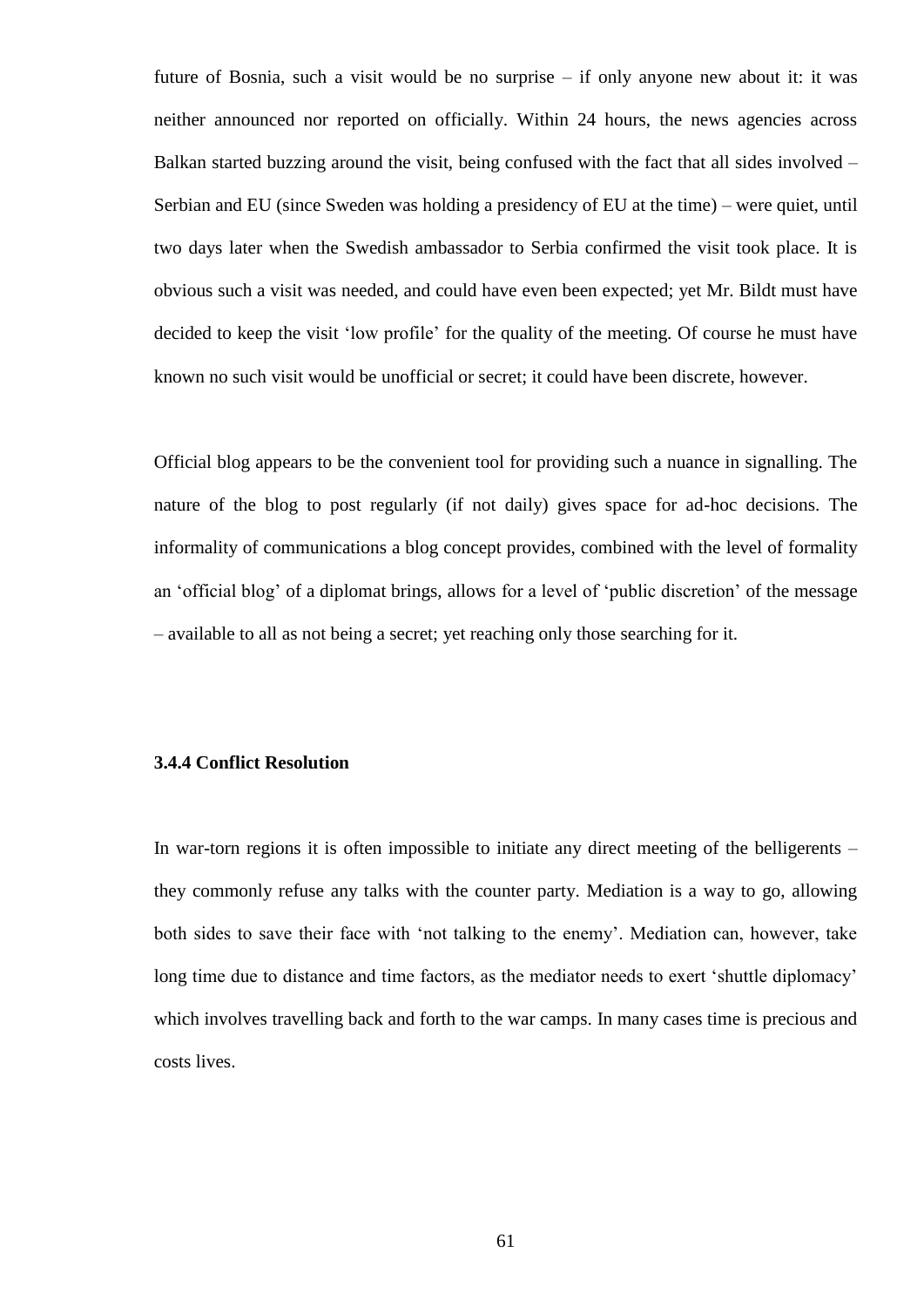future of Bosnia, such a visit would be no surprise – if only anyone new about it: it was neither announced nor reported on officially. Within 24 hours, the news agencies across Balkan started buzzing around the visit, being confused with the fact that all sides involved – Serbian and EU (since Sweden was holding a presidency of EU at the time) – were quiet, until two days later when the Swedish ambassador to Serbia confirmed the visit took place. It is obvious such a visit was needed, and could have even been expected; yet Mr. Bildt must have decided to keep the visit 'low profile' for the quality of the meeting. Of course he must have known no such visit would be unofficial or secret; it could have been discrete, however.

Official blog appears to be the convenient tool for providing such a nuance in signalling. The nature of the blog to post regularly (if not daily) gives space for ad-hoc decisions. The informality of communications a blog concept provides, combined with the level of formality an 'official blog' of a diplomat brings, allows for a level of 'public discretion' of the message – available to all as not being a secret; yet reaching only those searching for it.

### 3.4.4 Conflict Resolution

In war-torn regions it is often impossible to initiate any direct meeting of the belligerents – they commonly refuse any talks with the counter party. Mediation is a way to go, allowing both sides to save their face with 'not talking to the enemy'. Mediation can, however, take long time due to distance and time factors, as the mediator needs to exert 'shuttle diplomacy' which involves travelling back and forth to the war camps. In many cases time is precious and costs lives.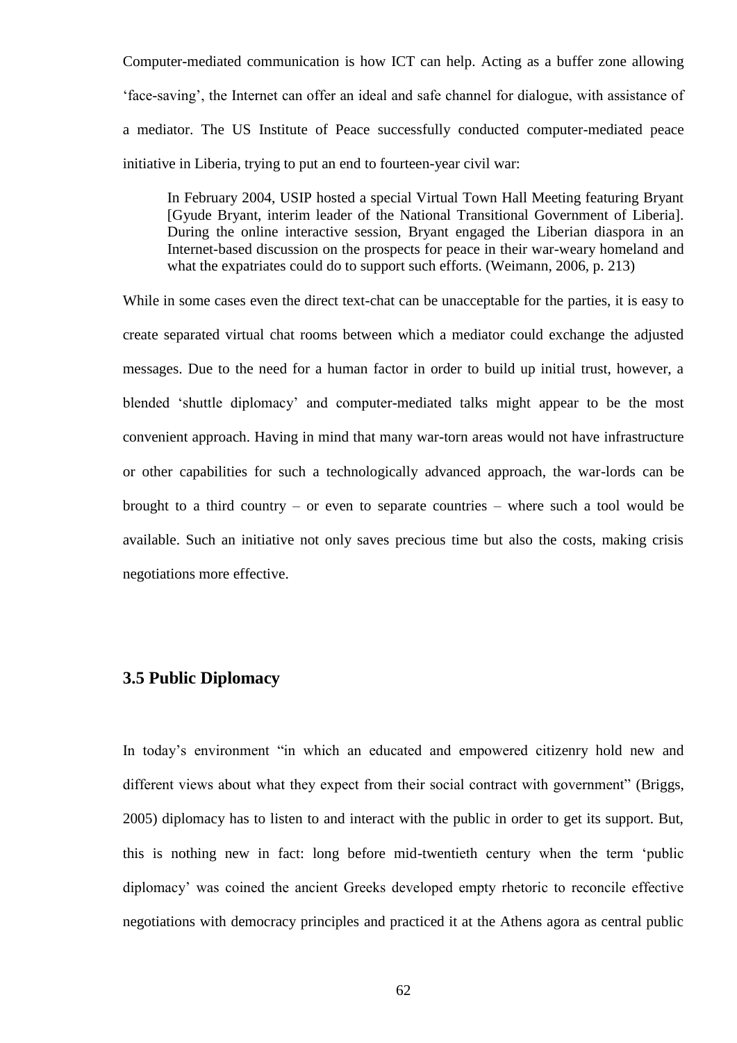Computer-mediated communication is how ICT can help. Acting as a buffer zone allowing 'face-saving', the Internet can offer an ideal and safe channel for dialogue, with assistance of a mediator. The US Institute of Peace successfully conducted computer-mediated peace initiative in Liberia, trying to put an end to fourteen-year civil war:

> In February 2004, USIP hosted a special Virtual Town Hall Meeting featuring Bryant [Gyude Bryant, interim leader of the National Transitional Government of Liberia]. During the online interactive session, Bryant engaged the Liberian diaspora in an Internet-based discussion on the prospects for peace in their war-weary homeland and what the expatriates could do to support such efforts. (Weimann, 2006, p. 213)

While in some cases even the direct text-chat can be unacceptable for the parties, it is easy to create separated virtual chat rooms between which a mediator could exchange the adjusted messages. Due to the need for a human factor in order to build up initial trust, however, a blended 'shuttle diplomacy' and computer-mediated talks might appear to be the most convenient approach. Having in mind that many war-torn areas would not have infrastructure or other capabilities for such a technologically advanced approach, the war-lords can be brought to a third country – or even to separate countries – where such a tool would be available. Such an initiative not only saves precious time but also the costs, making crisis negotiations more effective.

## 3.5 Public Diplomacy

In today's environment "in which an educated and empowered citizenry hold new and different views about what they expect from their social contract with government" (Briggs, 2005) diplomacy has to listen to and interact with the public in order to get its support. But, this is nothing new in fact: long before mid-twentieth century when the term 'public diplomacy' was coined the ancient Greeks developed empty rhetoric to reconcile effective negotiations with democracy principles and practiced it at the Athens agora as central public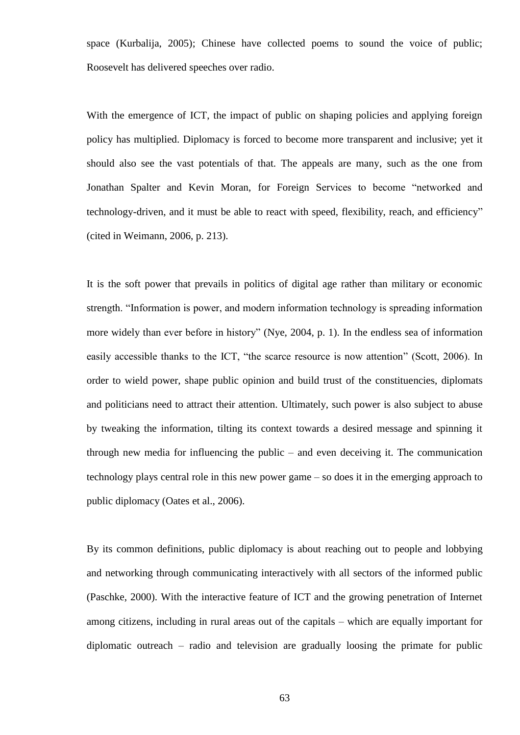space (Kurbalija, 2005); Chinese have collected poems to sound the voice of public; Roosevelt has delivered speeches over radio.

With the emergence of ICT, the impact of public on shaping policies and applying foreign policy has multiplied. Diplomacy is forced to become more transparent and inclusive; yet it should also see the vast potentials of that. The appeals are many, such as the one from Jonathan Spalter and Kevin Moran, for Foreign Services to become "networked and technology-driven, and it must be able to react with speed, flexibility, reach, and efficiency" (cited in Weimann, 2006, p. 213).

It is the soft power that prevails in politics of digital age rather than military or economic strength. "Information is power, and modern information technology is spreading information more widely than ever before in history" (Nye, 2004, p. 1). In the endless sea of information easily accessible thanks to the ICT, "the scarce resource is now attention" (Scott, 2006). In order to wield power, shape public opinion and build trust of the constituencies, diplomats and politicians need to attract their attention. Ultimately, such power is also subject to abuse by tweaking the information, tilting its context towards a desired message and spinning it through new media for influencing the public – and even deceiving it. The communication technology plays central role in this new power game – so does it in the emerging approach to public diplomacy (Oates et al., 2006).

By its common definitions, public diplomacy is about reaching out to people and lobbying and networking through communicating interactively with all sectors of the informed public (Paschke, 2000). With the interactive feature of ICT and the growing penetration of Internet among citizens, including in rural areas out of the capitals – which are equally important for diplomatic outreach – radio and television are gradually loosing the primate for public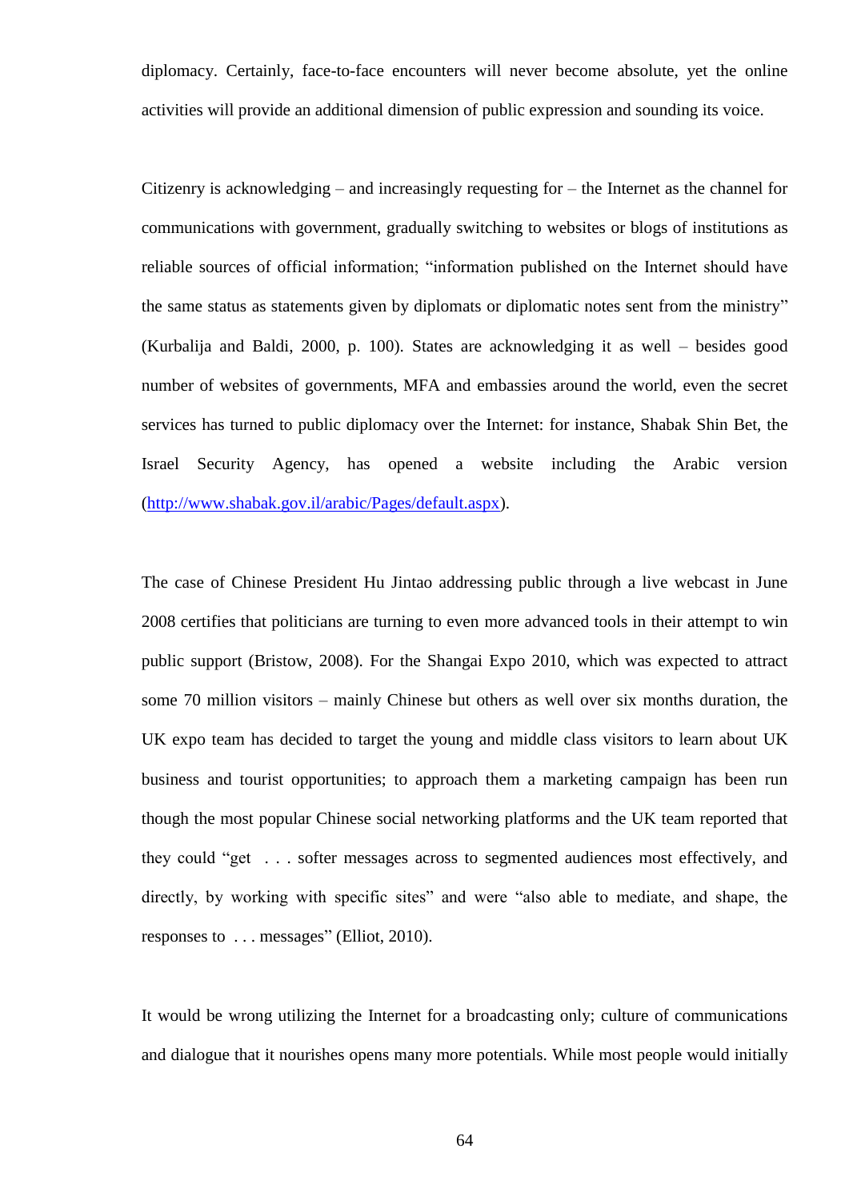diplomacy. Certainly, face-to-face encounters will never become absolute, yet the online activities will provide an additional dimension of public expression and sounding its voice.

Citizenry is acknowledging – and increasingly requesting for – the Internet as the channel for communications with government, gradually switching to websites or blogs of institutions as reliable sources of official information; "information published on the Internet should have the same status as statements given by diplomats or diplomatic notes sent from the ministry" (Kurbalija and Baldi, 2000, p. 100). States are acknowledging it as well – besides good number of websites of governments, MFA and embassies around the world, even the secret services has turned to public diplomacy over the Internet: for instance, Shabak Shin Bet, the Israel Security Agency, has opened a website including the Arabic version (http://www.shabak.gov.il/arabic/Pages/default.aspx).

The case of Chinese President Hu Jintao addressing public through a live webcast in June 2008 certifies that politicians are turning to even more advanced tools in their attempt to win public support (Bristow, 2008). For the Shangai Expo 2010, which was expected to attract some 70 million visitors – mainly Chinese but others as well over six months duration, the UK expo team has decided to target the young and middle class visitors to learn about UK business and tourist opportunities; to approach them a marketing campaign has been run though the most popular Chinese social networking platforms and the UK team reported that they could "get . . . softer messages across to segmented audiences most effectively, and directly, by working with specific sites" and were "also able to mediate, and shape, the responses to . . . messages" (Elliot, 2010).

It would be wrong utilizing the Internet for a broadcasting only; culture of communications and dialogue that it nourishes opens many more potentials. While most people would initially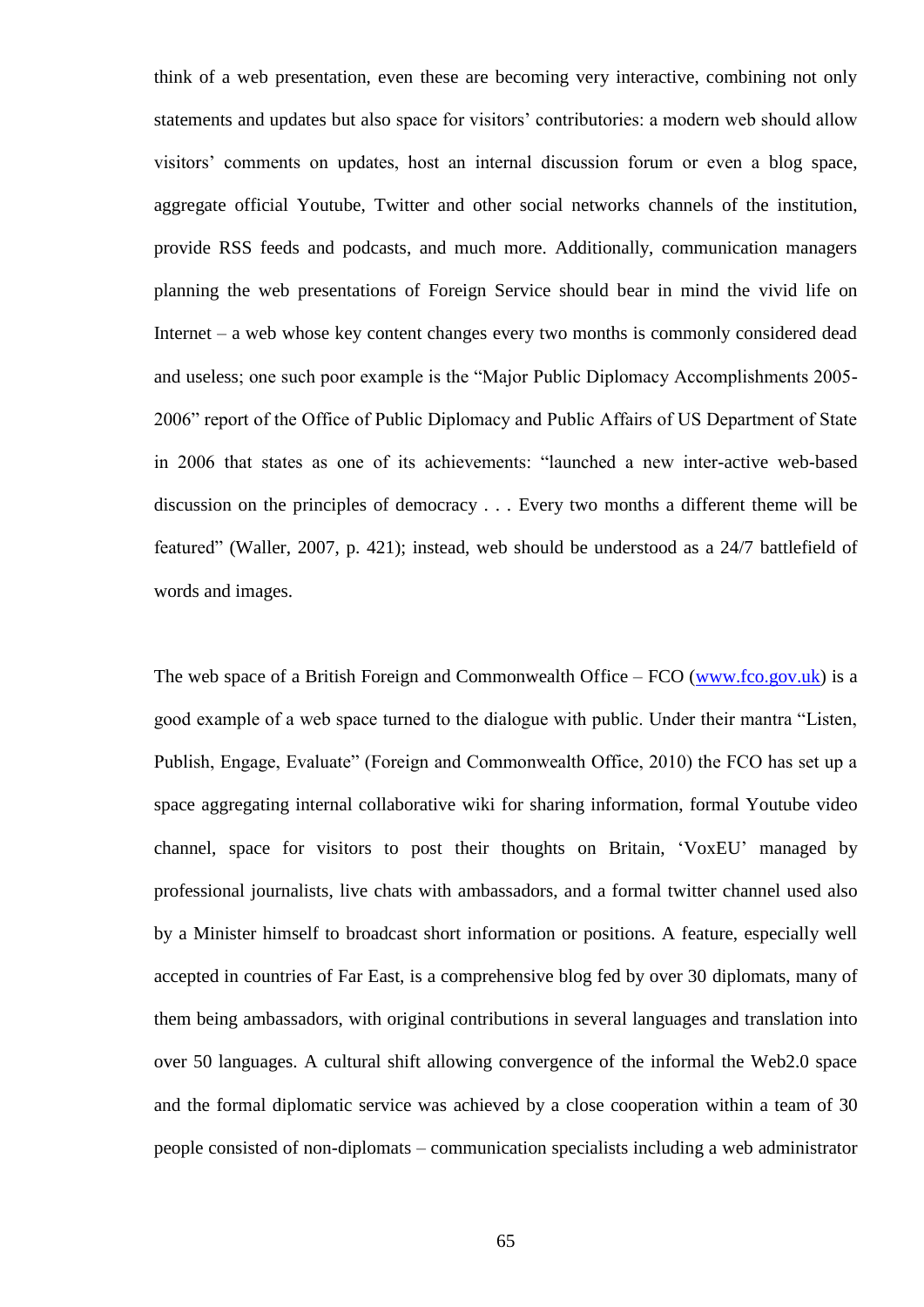think of a web presentation, even these are becoming very interactive, combining not only statements and updates but also space for visitors' contributories: a modern web should allow visitors' comments on updates, host an internal discussion forum or even a blog space, aggregate official Youtube, Twitter and other social networks channels of the institution, provide RSS feeds and podcasts, and much more. Additionally, communication managers planning the web presentations of Foreign Service should bear in mind the vivid life on Internet – a web whose key content changes every two months is commonly considered dead and useless; one such poor example is the "Major Public Diplomacy Accomplishments 2005-2006" report of the Office of Public Diplomacy and Public Affairs of US Department of State in 2006 that states as one of its achievements: "launched a new inter-active web-based discussion on the principles of democracy . . . Every two months a different theme will be featured" (Waller, 2007, p. 421); instead, web should be understood as a 24/7 battlefield of words and images.

The web space of a British Foreign and Commonwealth Office – FCO ([www.fco.gov.uk](www.fco.gov.uk)) is a good example of a web space turned to the dialogue with public. Under their mantra "Listen, Publish, Engage, Evaluate" (Foreign and Commonwealth Office, 2010) the FCO has set up a space aggregating internal collaborative wiki for sharing information, formal Youtube video channel, space for visitors to post their thoughts on Britain, 'VoxEU' managed by professional journalists, live chats with ambassadors, and a formal twitter channel used also by a Minister himself to broadcast short information or positions. A feature, especially well accepted in countries of Far East, is a comprehensive blog fed by over 30 diplomats, many of them being ambassadors, with original contributions in several languages and translation into over 50 languages. A cultural shift allowing convergence of the informal the Web2.0 space and the formal diplomatic service was achieved by a close cooperation within a team of 30 people consisted of non-diplomats – communication specialists including a web administrator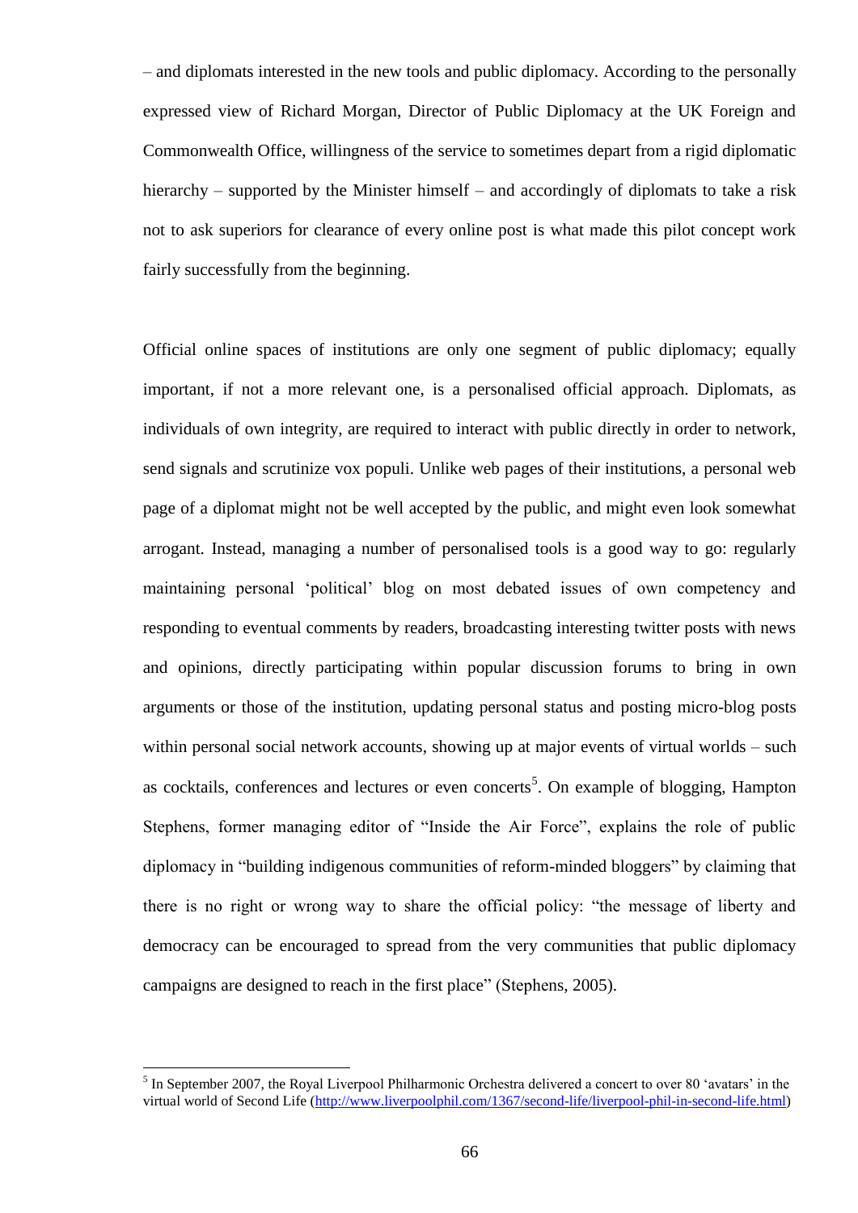– and diplomats interested in the new tools and public diplomacy. According to the personally expressed view of Richard Morgan, Director of Public Diplomacy at the UK Foreign and Commonwealth Office, willingness of the service to sometimes depart from a rigid diplomatic hierarchy – supported by the Minister himself – and accordingly of diplomats to take a risk not to ask superiors for clearance of every online post is what made this pilot concept work fairly successfully from the beginning.

Official online spaces of institutions are only one segment of public diplomacy; equally important, if not a more relevant one, is a personalised official approach. Diplomats, as individuals of own integrity, are required to interact with public directly in order to network, send signals and scrutinize vox populi. Unlike web pages of their institutions, a personal web page of a diplomat might not be well accepted by the public, and might even look somewhat arrogant. Instead, managing a number of personalised tools is a good way to go: regularly maintaining personal 'political' blog on most debated issues of own competency and responding to eventual comments by readers, broadcasting interesting twitter posts with news and opinions, directly participating within popular discussion forums to bring in own arguments or those of the institution, updating personal status and posting micro-blog posts within personal social network accounts, showing up at major events of virtual worlds – such as cocktails, conferences and lectures or even concerts[5]. On example of blogging, Hampton Stephens, former managing editor of "Inside the Air Force", explains the role of public diplomacy in "building indigenous communities of reform-minded bloggers" by claiming that there is no right or wrong way to share the official policy: "the message of liberty and democracy can be encouraged to spread from the very communities that public diplomacy campaigns are designed to reach in the first place" (Stephens, 2005).

[5] In September 2007, the Royal Liverpool Philharmonic Orchestra delivered a concert to over 80 'avatars' in the virtual world of Second Life (http://www.liverpoolphil.com/1367/second-life/liverpool-phil-in-second-life.html)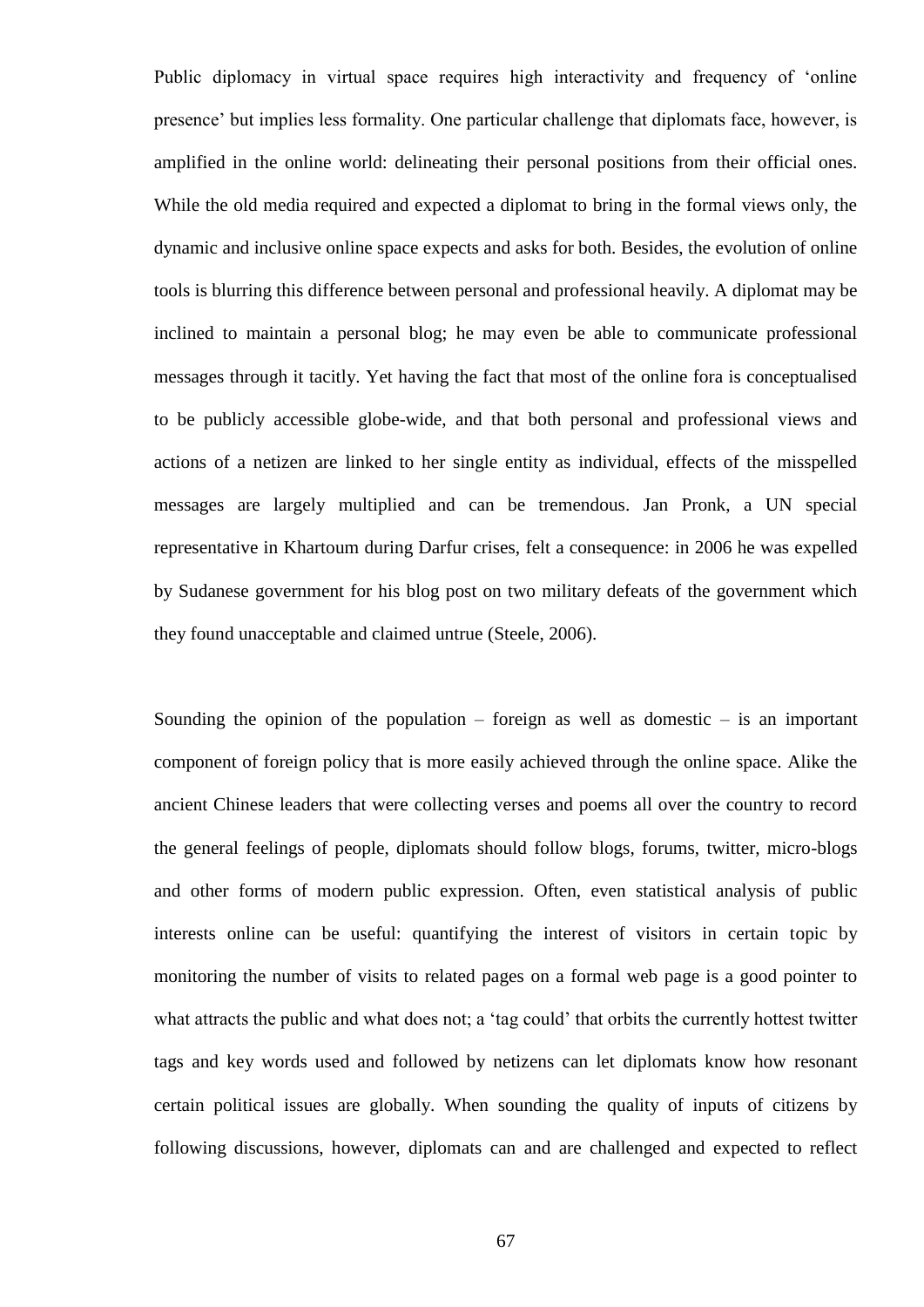Public diplomacy in virtual space requires high interactivity and frequency of 'online presence' but implies less formality. One particular challenge that diplomats face, however, is amplified in the online world: delineating their personal positions from their official ones. While the old media required and expected a diplomat to bring in the formal views only, the dynamic and inclusive online space expects and asks for both. Besides, the evolution of online tools is blurring this difference between personal and professional heavily. A diplomat may be inclined to maintain a personal blog; he may even be able to communicate professional messages through it tacitly. Yet having the fact that most of the online fora is conceptualised to be publicly accessible globe-wide, and that both personal and professional views and actions of a netizen are linked to her single entity as individual, effects of the misspelled messages are largely multiplied and can be tremendous. Jan Pronk, a UN special representative in Khartoum during Darfur crises, felt a consequence: in 2006 he was expelled by Sudanese government for his blog post on two military defeats of the government which they found unacceptable and claimed untrue (Steele, 2006).

Sounding the opinion of the population – foreign as well as domestic – is an important component of foreign policy that is more easily achieved through the online space. Alike the ancient Chinese leaders that were collecting verses and poems all over the country to record the general feelings of people, diplomats should follow blogs, forums, twitter, micro-blogs and other forms of modern public expression. Often, even statistical analysis of public interests online can be useful: quantifying the interest of visitors in certain topic by monitoring the number of visits to related pages on a formal web page is a good pointer to what attracts the public and what does not; a 'tag could' that orbits the currently hottest twitter tags and key words used and followed by netizens can let diplomats know how resonant certain political issues are globally. When sounding the quality of inputs of citizens by following discussions, however, diplomats can and are challenged and expected to reflect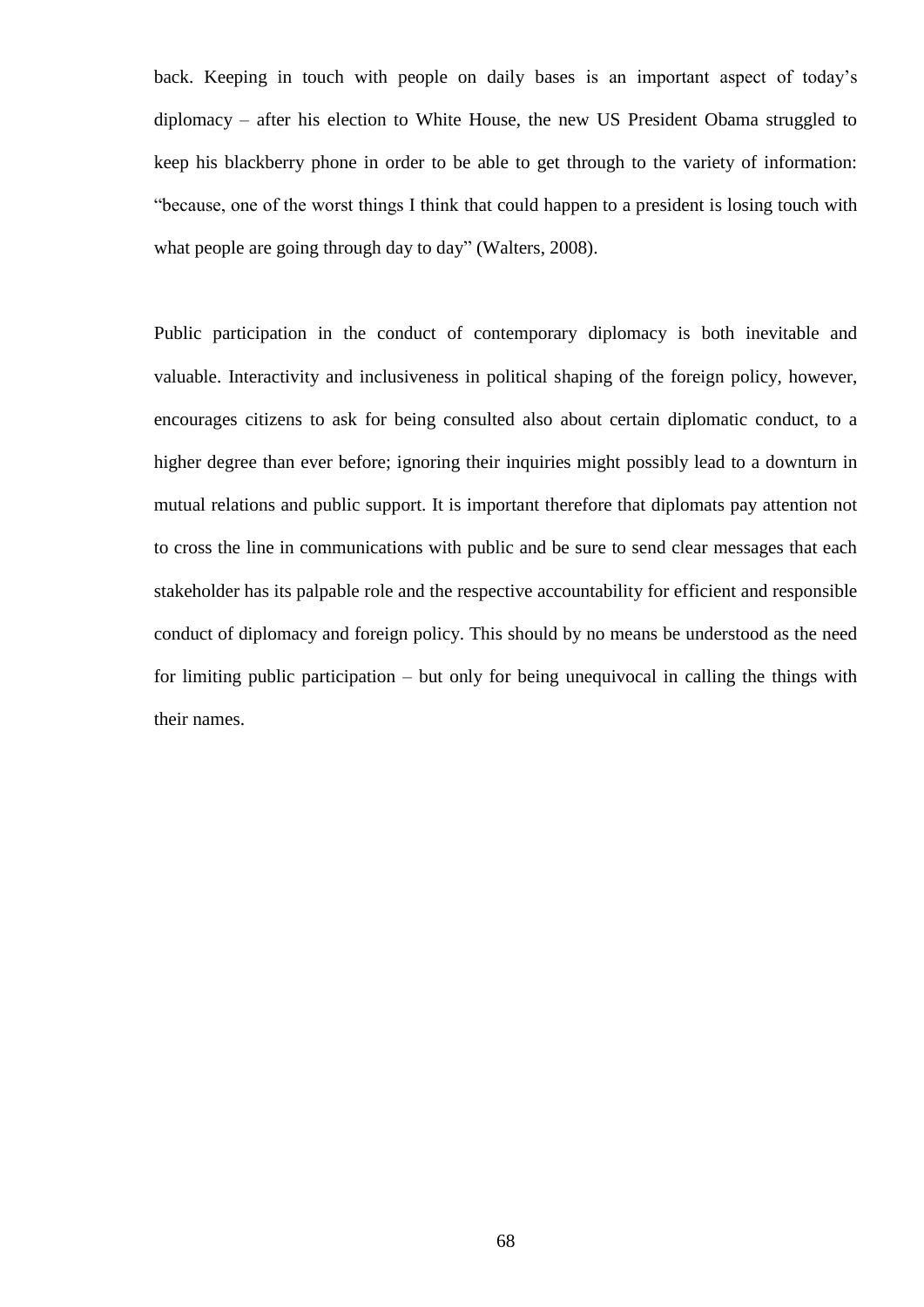back. Keeping in touch with people on daily bases is an important aspect of today's diplomacy – after his election to White House, the new US President Obama struggled to keep his blackberry phone in order to be able to get through to the variety of information: "because, one of the worst things I think that could happen to a president is losing touch with what people are going through day to day" (Walters, 2008).

Public participation in the conduct of contemporary diplomacy is both inevitable and valuable. Interactivity and inclusiveness in political shaping of the foreign policy, however, encourages citizens to ask for being consulted also about certain diplomatic conduct, to a higher degree than ever before; ignoring their inquiries might possibly lead to a downturn in mutual relations and public support. It is important therefore that diplomats pay attention not to cross the line in communications with public and be sure to send clear messages that each stakeholder has its palpable role and the respective accountability for efficient and responsible conduct of diplomacy and foreign policy. This should by no means be understood as the need for limiting public participation – but only for being unequivocal in calling the things with their names.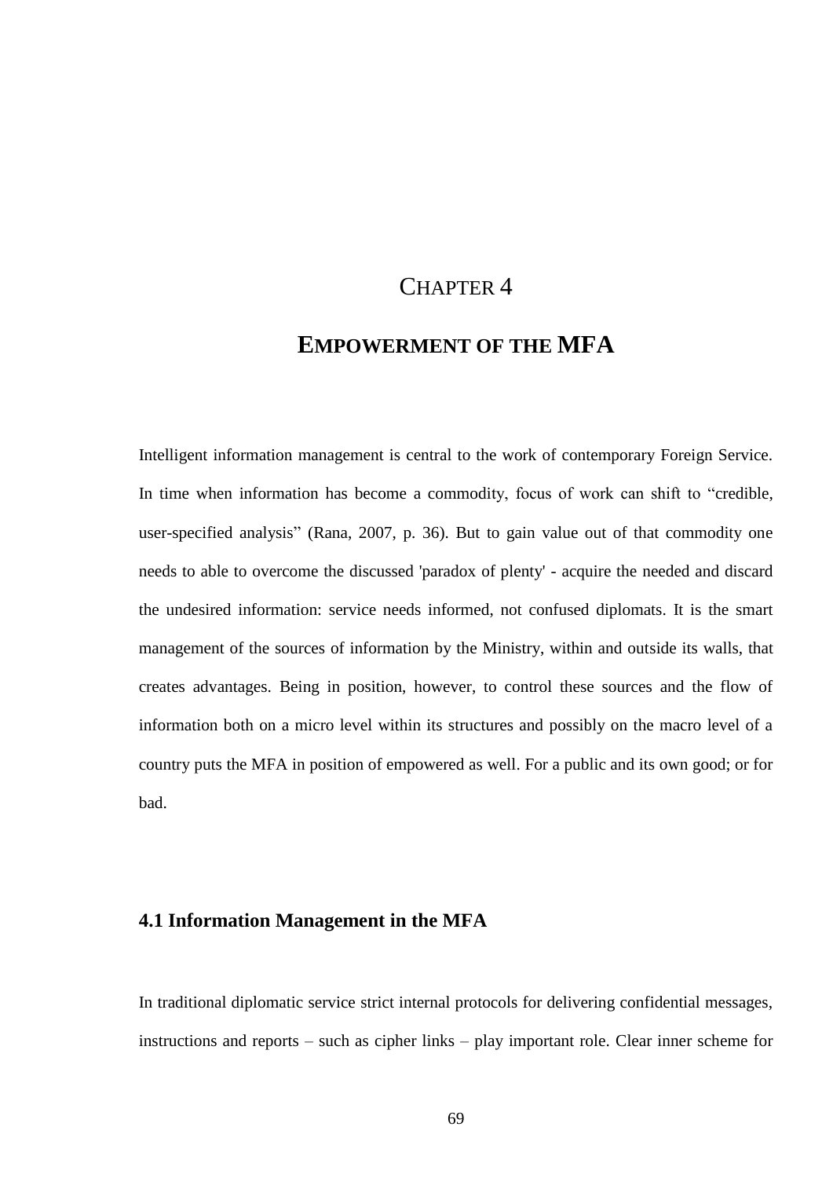# CHAPTER 4

# EMPOWERMENT OF THE MFA

Intelligent information management is central to the work of contemporary Foreign Service. In time when information has become a commodity, focus of work can shift to "credible, user-specified analysis" (Rana, 2007, p. 36). But to gain value out of that commodity one needs to able to overcome the discussed 'paradox of plenty' - acquire the needed and discard the undesired information: service needs informed, not confused diplomats. It is the smart management of the sources of information by the Ministry, within and outside its walls, that creates advantages. Being in position, however, to control these sources and the flow of information both on a micro level within its structures and possibly on the macro level of a country puts the MFA in position of empowered as well. For a public and its own good; or for bad.

## 4.1 Information Management in the MFA

In traditional diplomatic service strict internal protocols for delivering confidential messages, instructions and reports – such as cipher links – play important role. Clear inner scheme for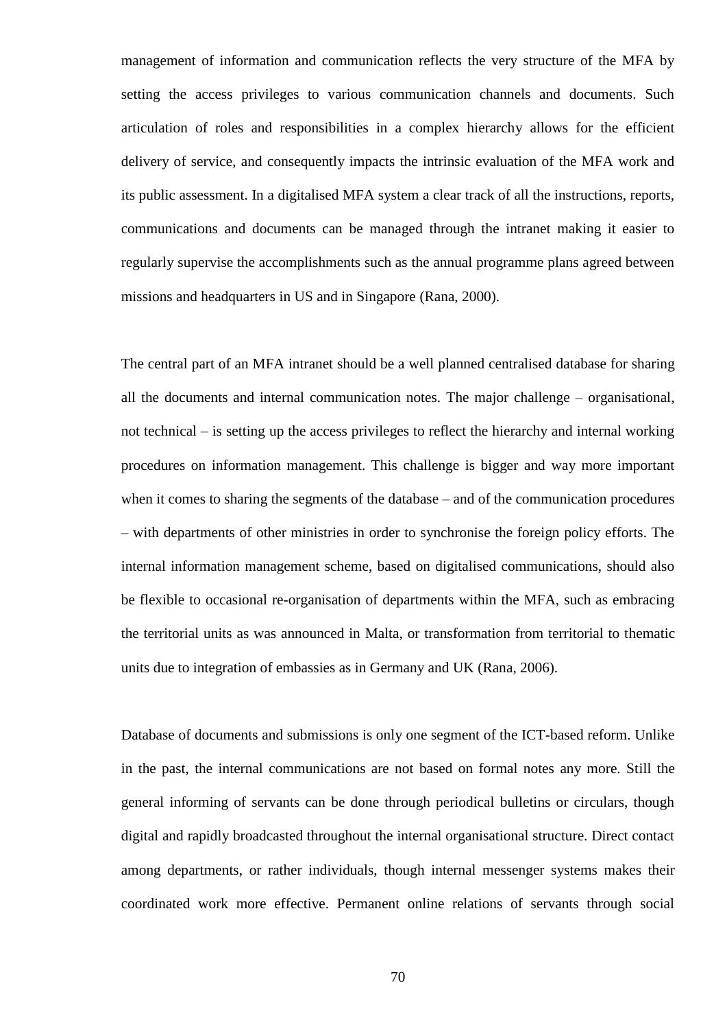management of information and communication reflects the very structure of the MFA by setting the access privileges to various communication channels and documents. Such articulation of roles and responsibilities in a complex hierarchy allows for the efficient delivery of service, and consequently impacts the intrinsic evaluation of the MFA work and its public assessment. In a digitalised MFA system a clear track of all the instructions, reports, communications and documents can be managed through the intranet making it easier to regularly supervise the accomplishments such as the annual programme plans agreed between missions and headquarters in US and in Singapore (Rana, 2000).

The central part of an MFA intranet should be a well planned centralised database for sharing all the documents and internal communication notes. The major challenge – organisational, not technical – is setting up the access privileges to reflect the hierarchy and internal working procedures on information management. This challenge is bigger and way more important when it comes to sharing the segments of the database – and of the communication procedures – with departments of other ministries in order to synchronise the foreign policy efforts. The internal information management scheme, based on digitalised communications, should also be flexible to occasional re-organisation of departments within the MFA, such as embracing the territorial units as was announced in Malta, or transformation from territorial to thematic units due to integration of embassies as in Germany and UK (Rana, 2006).

Database of documents and submissions is only one segment of the ICT-based reform. Unlike in the past, the internal communications are not based on formal notes any more. Still the general informing of servants can be done through periodical bulletins or circulars, though digital and rapidly broadcasted throughout the internal organisational structure. Direct contact among departments, or rather individuals, though internal messenger systems makes their coordinated work more effective. Permanent online relations of servants through social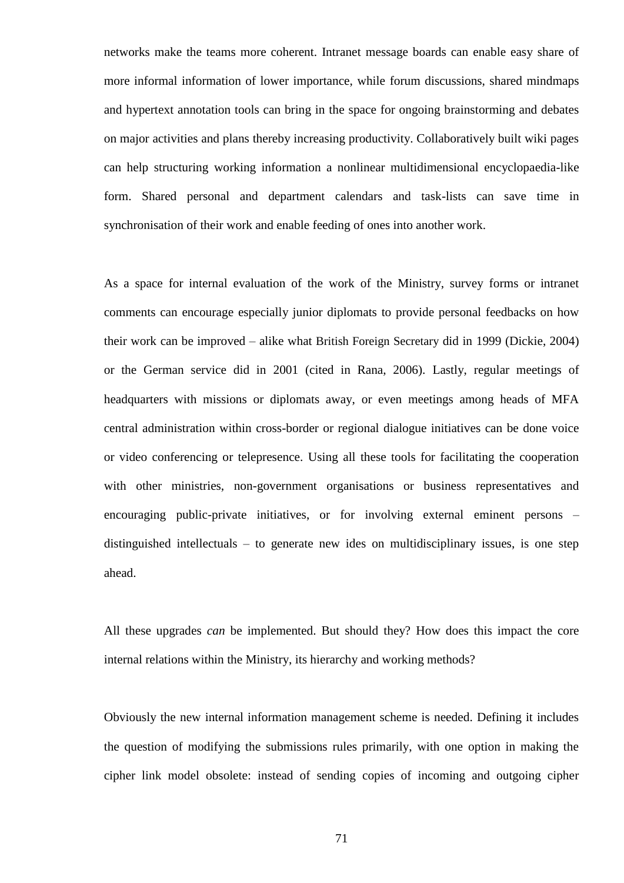networks make the teams more coherent. Intranet message boards can enable easy share of more informal information of lower importance, while forum discussions, shared mindmaps and hypertext annotation tools can bring in the space for ongoing brainstorming and debates on major activities and plans thereby increasing productivity. Collaboratively built wiki pages can help structuring working information a nonlinear multidimensional encyclopaedia-like form. Shared personal and department calendars and task-lists can save time in synchronisation of their work and enable feeding of ones into another work.

As a space for internal evaluation of the work of the Ministry, survey forms or intranet comments can encourage especially junior diplomats to provide personal feedbacks on how their work can be improved – alike what British Foreign Secretary did in 1999 (Dickie, 2004) or the German service did in 2001 (cited in Rana, 2006). Lastly, regular meetings of headquarters with missions or diplomats away, or even meetings among heads of MFA central administration within cross-border or regional dialogue initiatives can be done voice or video conferencing or telepresence. Using all these tools for facilitating the cooperation with other ministries, non-government organisations or business representatives and encouraging public-private initiatives, or for involving external eminent persons – distinguished intellectuals – to generate new ides on multidisciplinary issues, is one step ahead.

All these upgrades *can* be implemented. But should they? How does this impact the core internal relations within the Ministry, its hierarchy and working methods?

Obviously the new internal information management scheme is needed. Defining it includes the question of modifying the submissions rules primarily, with one option in making the cipher link model obsolete: instead of sending copies of incoming and outgoing cipher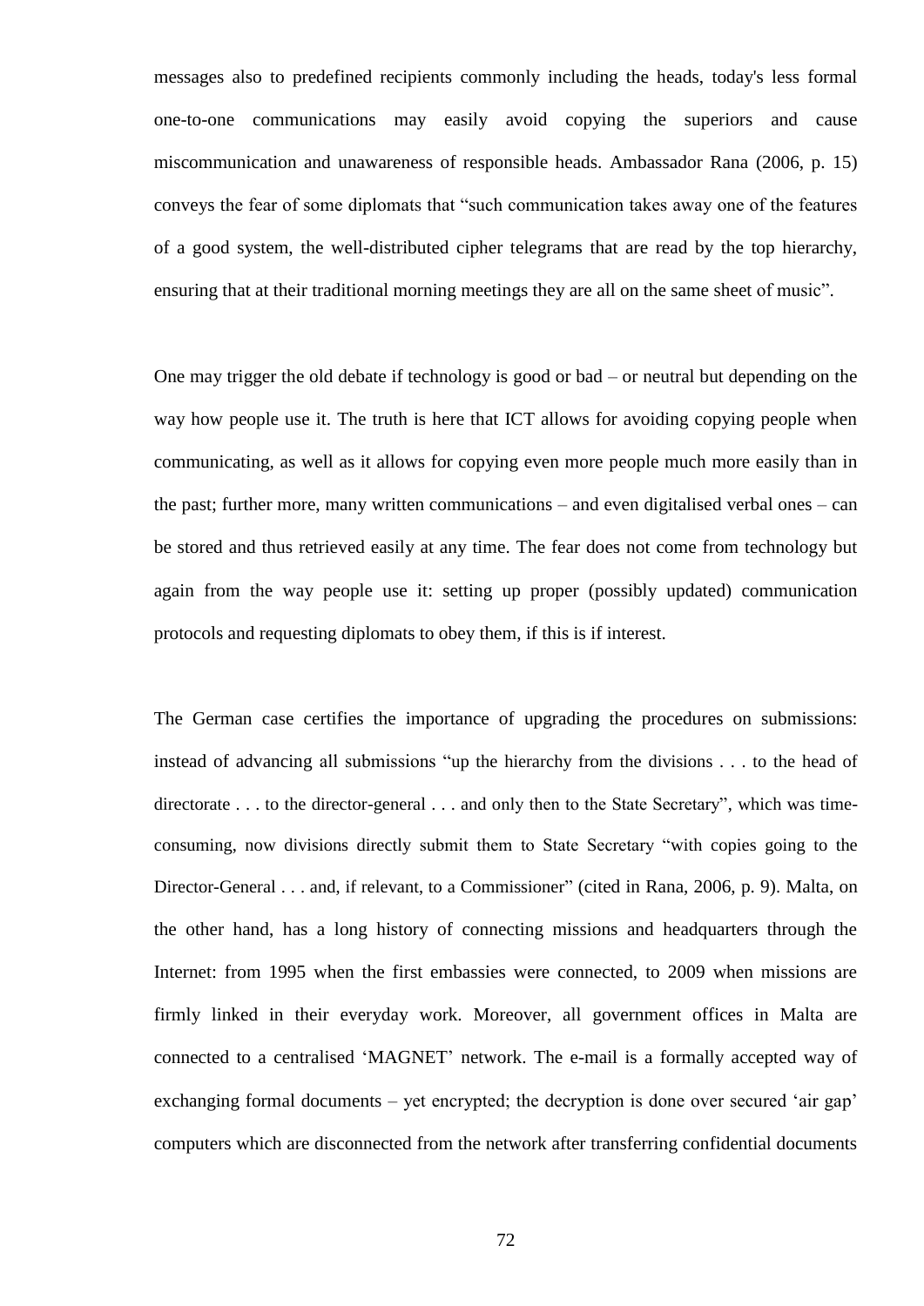messages also to predefined recipients commonly including the heads, today's less formal one-to-one communications may easily avoid copying the superiors and cause miscommunication and unawareness of responsible heads. Ambassador Rana (2006, p. 15) conveys the fear of some diplomats that "such communication takes away one of the features of a good system, the well-distributed cipher telegrams that are read by the top hierarchy, ensuring that at their traditional morning meetings they are all on the same sheet of music".

One may trigger the old debate if technology is good or bad – or neutral but depending on the way how people use it. The truth is here that ICT allows for avoiding copying people when communicating, as well as it allows for copying even more people much more easily than in the past; further more, many written communications – and even digitalised verbal ones – can be stored and thus retrieved easily at any time. The fear does not come from technology but again from the way people use it: setting up proper (possibly updated) communication protocols and requesting diplomats to obey them, if this is if interest.

The German case certifies the importance of upgrading the procedures on submissions: instead of advancing all submissions "up the hierarchy from the divisions . . . to the head of directorate . . . to the director-general . . . and only then to the State Secretary", which was time-consuming, now divisions directly submit them to State Secretary "with copies going to the Director-General . . . and, if relevant, to a Commissioner" (cited in Rana, 2006, p. 9). Malta, on the other hand, has a long history of connecting missions and headquarters through the Internet: from 1995 when the first embassies were connected, to 2009 when missions are firmly linked in their everyday work. Moreover, all government offices in Malta are connected to a centralised 'MAGNET' network. The e-mail is a formally accepted way of exchanging formal documents – yet encrypted; the decryption is done over secured 'air gap' computers which are disconnected from the network after transferring confidential documents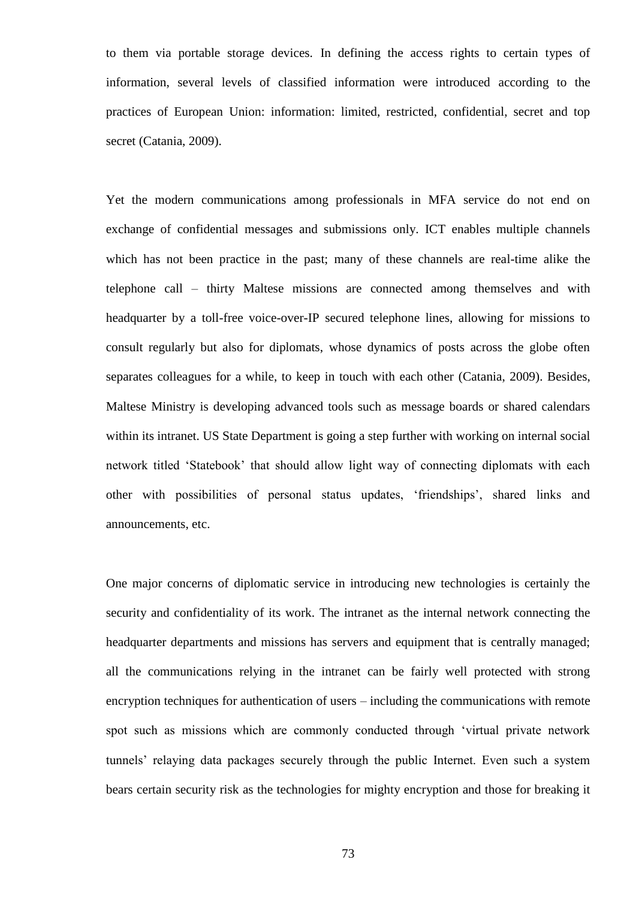to them via portable storage devices. In defining the access rights to certain types of information, several levels of classified information were introduced according to the practices of European Union: information: limited, restricted, confidential, secret and top secret (Catania, 2009).

Yet the modern communications among professionals in MFA service do not end on exchange of confidential messages and submissions only. ICT enables multiple channels which has not been practice in the past; many of these channels are real-time alike the telephone call – thirty Maltese missions are connected among themselves and with headquarter by a toll-free voice-over-IP secured telephone lines, allowing for missions to consult regularly but also for diplomats, whose dynamics of posts across the globe often separates colleagues for a while, to keep in touch with each other (Catania, 2009). Besides, Maltese Ministry is developing advanced tools such as message boards or shared calendars within its intranet. US State Department is going a step further with working on internal social network titled 'Statebook' that should allow light way of connecting diplomats with each other with possibilities of personal status updates, 'friendships', shared links and announcements, etc.

One major concerns of diplomatic service in introducing new technologies is certainly the security and confidentiality of its work. The intranet as the internal network connecting the headquarter departments and missions has servers and equipment that is centrally managed; all the communications relying in the intranet can be fairly well protected with strong encryption techniques for authentication of users – including the communications with remote spot such as missions which are commonly conducted through 'virtual private network tunnels' relaying data packages securely through the public Internet. Even such a system bears certain security risk as the technologies for mighty encryption and those for breaking it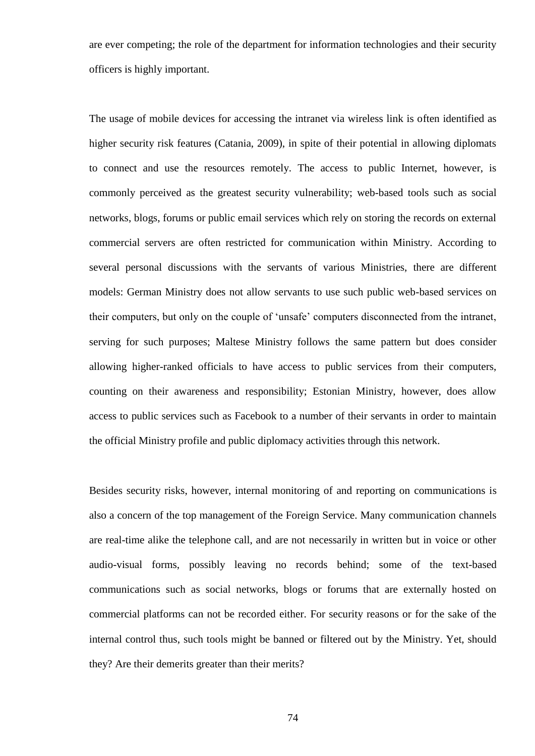are ever competing; the role of the department for information technologies and their security officers is highly important.

The usage of mobile devices for accessing the intranet via wireless link is often identified as higher security risk features (Catania, 2009), in spite of their potential in allowing diplomats to connect and use the resources remotely. The access to public Internet, however, is commonly perceived as the greatest security vulnerability; web-based tools such as social networks, blogs, forums or public email services which rely on storing the records on external commercial servers are often restricted for communication within Ministry. According to several personal discussions with the servants of various Ministries, there are different models: German Ministry does not allow servants to use such public web-based services on their computers, but only on the couple of 'unsafe' computers disconnected from the intranet, serving for such purposes; Maltese Ministry follows the same pattern but does consider allowing higher-ranked officials to have access to public services from their computers, counting on their awareness and responsibility; Estonian Ministry, however, does allow access to public services such as Facebook to a number of their servants in order to maintain the official Ministry profile and public diplomacy activities through this network.

Besides security risks, however, internal monitoring of and reporting on communications is also a concern of the top management of the Foreign Service. Many communication channels are real-time alike the telephone call, and are not necessarily in written but in voice or other audio-visual forms, possibly leaving no records behind; some of the text-based communications such as social networks, blogs or forums that are externally hosted on commercial platforms can not be recorded either. For security reasons or for the sake of the internal control thus, such tools might be banned or filtered out by the Ministry. Yet, should they? Are their demerits greater than their merits?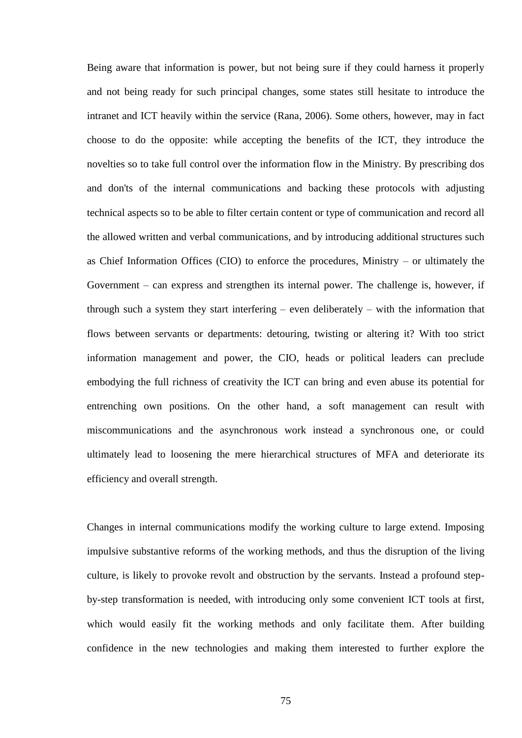Being aware that information is power, but not being sure if they could harness it properly and not being ready for such principal changes, some states still hesitate to introduce the intranet and ICT heavily within the service (Rana, 2006). Some others, however, may in fact choose to do the opposite: while accepting the benefits of the ICT, they introduce the novelties so to take full control over the information flow in the Ministry. By prescribing dos and don'ts of the internal communications and backing these protocols with adjusting technical aspects so to be able to filter certain content or type of communication and record all the allowed written and verbal communications, and by introducing additional structures such as Chief Information Offices (CIO) to enforce the procedures, Ministry – or ultimately the Government – can express and strengthen its internal power. The challenge is, however, if through such a system they start interfering – even deliberately – with the information that flows between servants or departments: detouring, twisting or altering it? With too strict information management and power, the CIO, heads or political leaders can preclude embodying the full richness of creativity the ICT can bring and even abuse its potential for entrenching own positions. On the other hand, a soft management can result with miscommunications and the asynchronous work instead a synchronous one, or could ultimately lead to loosening the mere hierarchical structures of MFA and deteriorate its efficiency and overall strength.

Changes in internal communications modify the working culture to large extend. Imposing impulsive substantive reforms of the working methods, and thus the disruption of the living culture, is likely to provoke revolt and obstruction by the servants. Instead a profound step-by-step transformation is needed, with introducing only some convenient ICT tools at first, which would easily fit the working methods and only facilitate them. After building confidence in the new technologies and making them interested to further explore the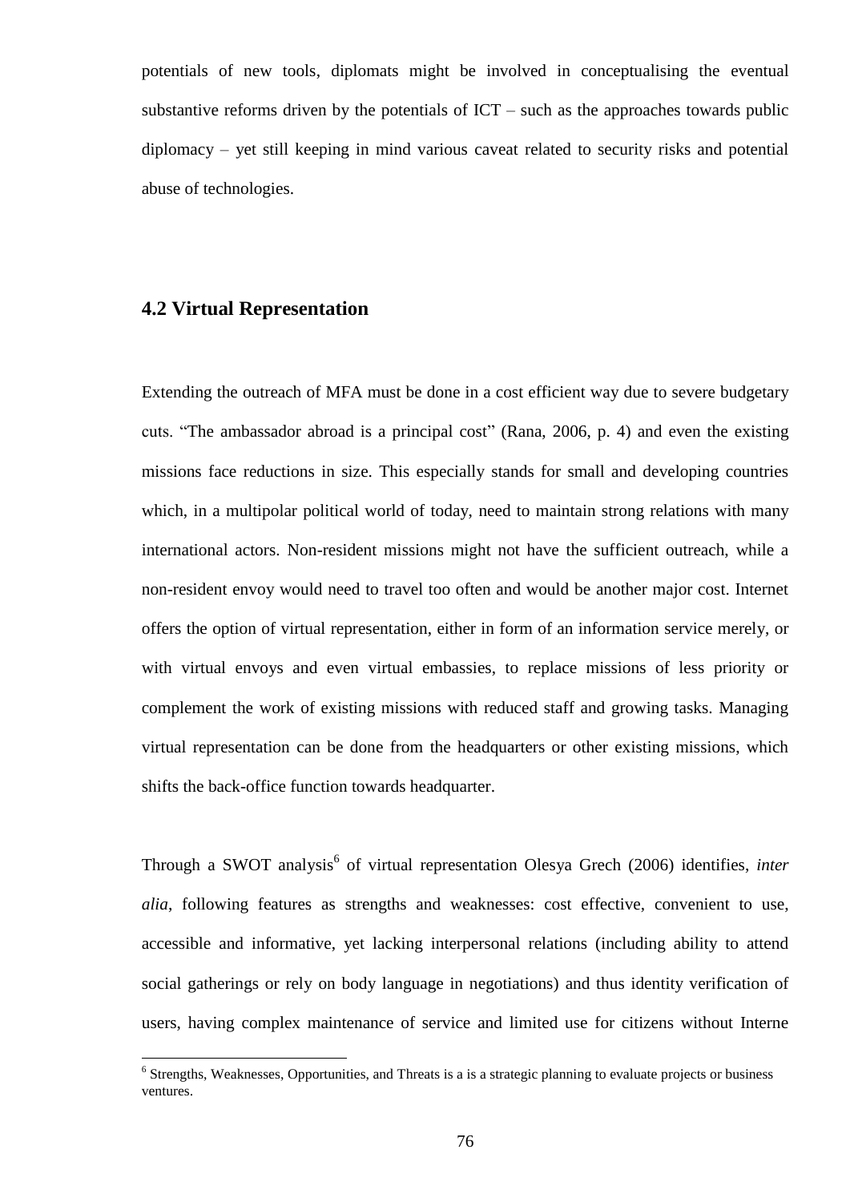potentials of new tools, diplomats might be involved in conceptualising the eventual substantive reforms driven by the potentials of ICT – such as the approaches towards public diplomacy – yet still keeping in mind various caveat related to security risks and potential abuse of technologies.

## 4.2 Virtual Representation

Extending the outreach of MFA must be done in a cost efficient way due to severe budgetary cuts. "The ambassador abroad is a principal cost" (Rana, 2006, p. 4) and even the existing missions face reductions in size. This especially stands for small and developing countries which, in a multipolar political world of today, need to maintain strong relations with many international actors. Non-resident missions might not have the sufficient outreach, while a non-resident envoy would need to travel too often and would be another major cost. Internet offers the option of virtual representation, either in form of an information service merely, or with virtual envoys and even virtual embassies, to replace missions of less priority or complement the work of existing missions with reduced staff and growing tasks. Managing virtual representation can be done from the headquarters or other existing missions, which shifts the back-office function towards headquarter.

Through a SWOT analysis[6] of virtual representation Olesya Grech (2006) identifies, *inter alia*, following features as strengths and weaknesses: cost effective, convenient to use, accessible and informative, yet lacking interpersonal relations (including ability to attend social gatherings or rely on body language in negotiations) and thus identity verification of users, having complex maintenance of service and limited use for citizens without Interne

[6] Strengths, Weaknesses, Opportunities, and Threats is a is a strategic planning to evaluate projects or business ventures.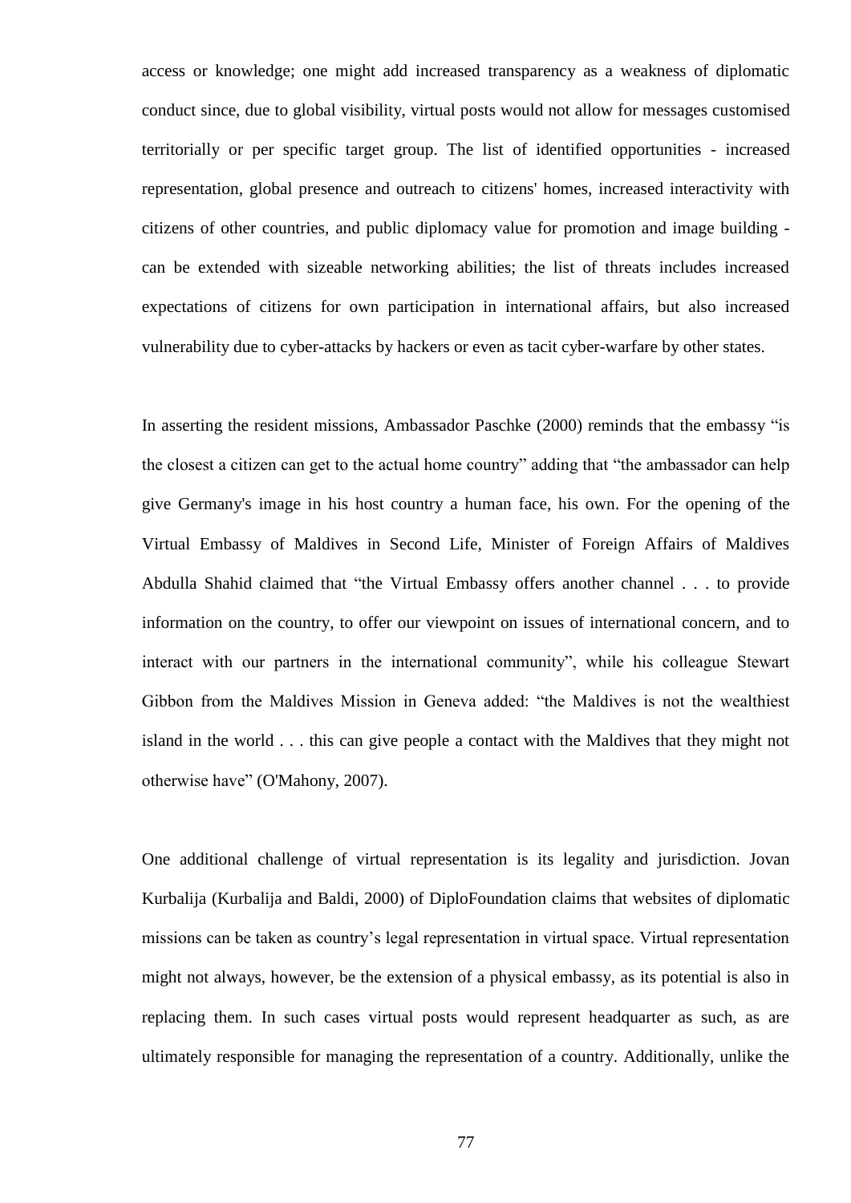access or knowledge; one might add increased transparency as a weakness of diplomatic conduct since, due to global visibility, virtual posts would not allow for messages customised territorially or per specific target group. The list of identified opportunities - increased representation, global presence and outreach to citizens' homes, increased interactivity with citizens of other countries, and public diplomacy value for promotion and image building - can be extended with sizeable networking abilities; the list of threats includes increased expectations of citizens for own participation in international affairs, but also increased vulnerability due to cyber-attacks by hackers or even as tacit cyber-warfare by other states.

In asserting the resident missions, Ambassador Paschke (2000) reminds that the embassy "is the closest a citizen can get to the actual home country" adding that "the ambassador can help give Germany's image in his host country a human face, his own. For the opening of the Virtual Embassy of Maldives in Second Life, Minister of Foreign Affairs of Maldives Abdulla Shahid claimed that "the Virtual Embassy offers another channel . . . to provide information on the country, to offer our viewpoint on issues of international concern, and to interact with our partners in the international community", while his colleague Stewart Gibbon from the Maldives Mission in Geneva added: "the Maldives is not the wealthiest island in the world . . . this can give people a contact with the Maldives that they might not otherwise have" (O'Mahony, 2007).

One additional challenge of virtual representation is its legality and jurisdiction. Jovan Kurbalija (Kurbalija and Baldi, 2000) of DiploFoundation claims that websites of diplomatic missions can be taken as country's legal representation in virtual space. Virtual representation might not always, however, be the extension of a physical embassy, as its potential is also in replacing them. In such cases virtual posts would represent headquarter as such, as are ultimately responsible for managing the representation of a country. Additionally, unlike the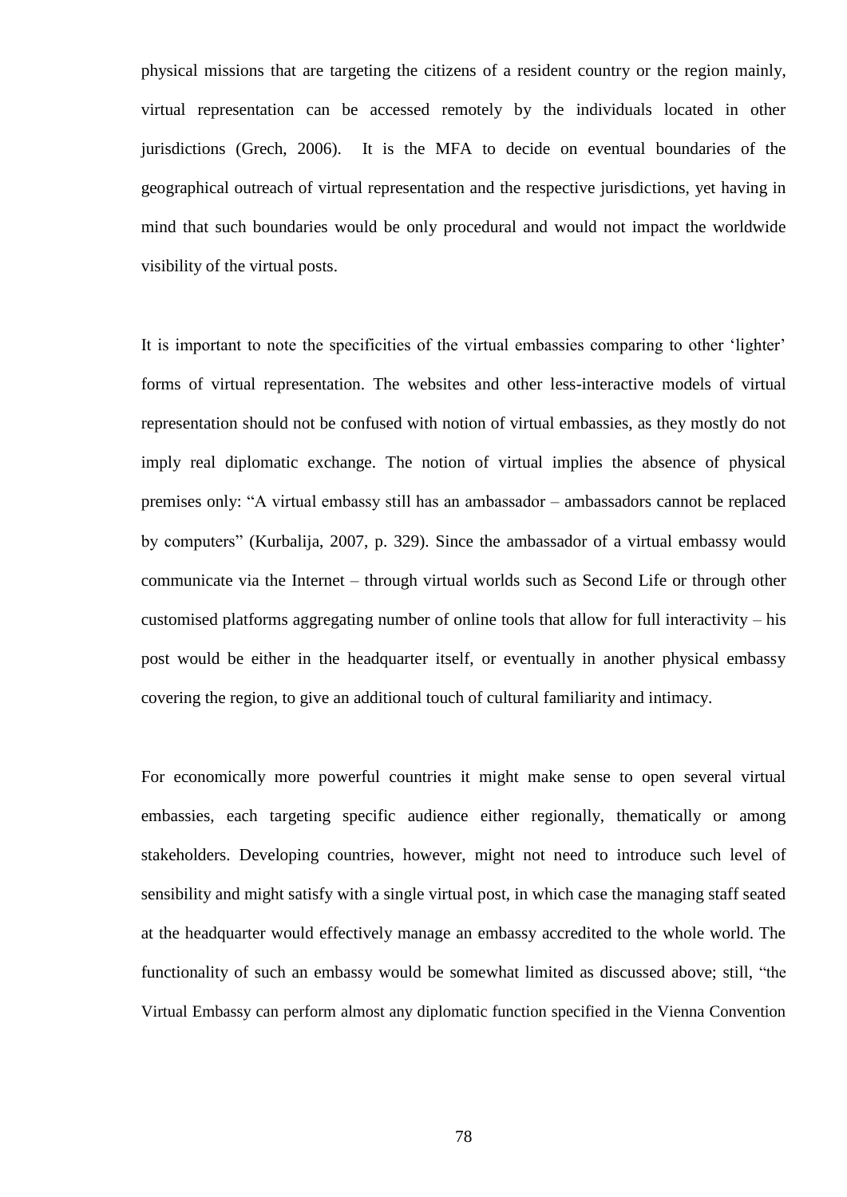physical missions that are targeting the citizens of a resident country or the region mainly, virtual representation can be accessed remotely by the individuals located in other jurisdictions (Grech, 2006). It is the MFA to decide on eventual boundaries of the geographical outreach of virtual representation and the respective jurisdictions, yet having in mind that such boundaries would be only procedural and would not impact the worldwide visibility of the virtual posts.

It is important to note the specificities of the virtual embassies comparing to other 'lighter' forms of virtual representation. The websites and other less-interactive models of virtual representation should not be confused with notion of virtual embassies, as they mostly do not imply real diplomatic exchange. The notion of virtual implies the absence of physical premises only: "A virtual embassy still has an ambassador – ambassadors cannot be replaced by computers" (Kurbalija, 2007, p. 329). Since the ambassador of a virtual embassy would communicate via the Internet – through virtual worlds such as Second Life or through other customised platforms aggregating number of online tools that allow for full interactivity – his post would be either in the headquarter itself, or eventually in another physical embassy covering the region, to give an additional touch of cultural familiarity and intimacy.

For economically more powerful countries it might make sense to open several virtual embassies, each targeting specific audience either regionally, thematically or among stakeholders. Developing countries, however, might not need to introduce such level of sensibility and might satisfy with a single virtual post, in which case the managing staff seated at the headquarter would effectively manage an embassy accredited to the whole world. The functionality of such an embassy would be somewhat limited as discussed above; still, "the Virtual Embassy can perform almost any diplomatic function specified in the Vienna Convention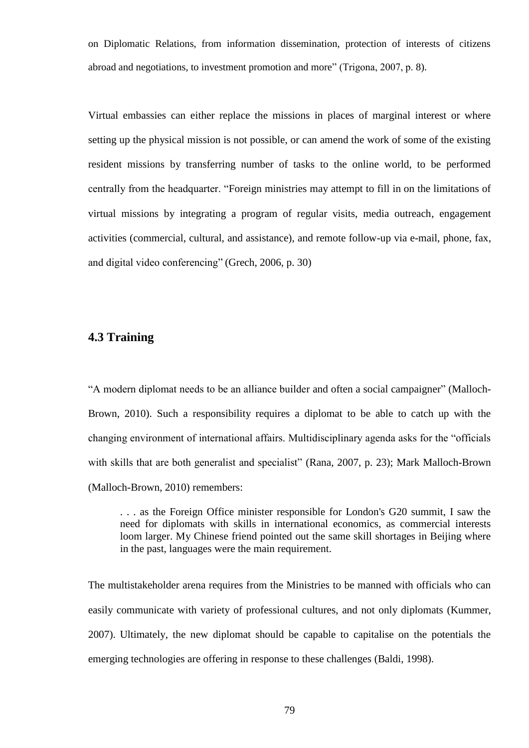on Diplomatic Relations, from information dissemination, protection of interests of citizens abroad and negotiations, to investment promotion and more" (Trigona, 2007, p. 8).

Virtual embassies can either replace the missions in places of marginal interest or where setting up the physical mission is not possible, or can amend the work of some of the existing resident missions by transferring number of tasks to the online world, to be performed centrally from the headquarter. "Foreign ministries may attempt to fill in on the limitations of virtual missions by integrating a program of regular visits, media outreach, engagement activities (commercial, cultural, and assistance), and remote follow-up via e-mail, phone, fax, and digital video conferencing" (Grech, 2006, p. 30)

## 4.3 Training

"A modern diplomat needs to be an alliance builder and often a social campaigner" (Malloch-Brown, 2010). Such a responsibility requires a diplomat to be able to catch up with the changing environment of international affairs. Multidisciplinary agenda asks for the "officials with skills that are both generalist and specialist" (Rana, 2007, p. 23); Mark Malloch-Brown (Malloch-Brown, 2010) remembers:

> . . . as the Foreign Office minister responsible for London's G20 summit, I saw the need for diplomats with skills in international economics, as commercial interests loom larger. My Chinese friend pointed out the same skill shortages in Beijing where in the past, languages were the main requirement.

The multistakeholder arena requires from the Ministries to be manned with officials who can easily communicate with variety of professional cultures, and not only diplomats (Kummer, 2007). Ultimately, the new diplomat should be capable to capitalise on the potentials the emerging technologies are offering in response to these challenges (Baldi, 1998).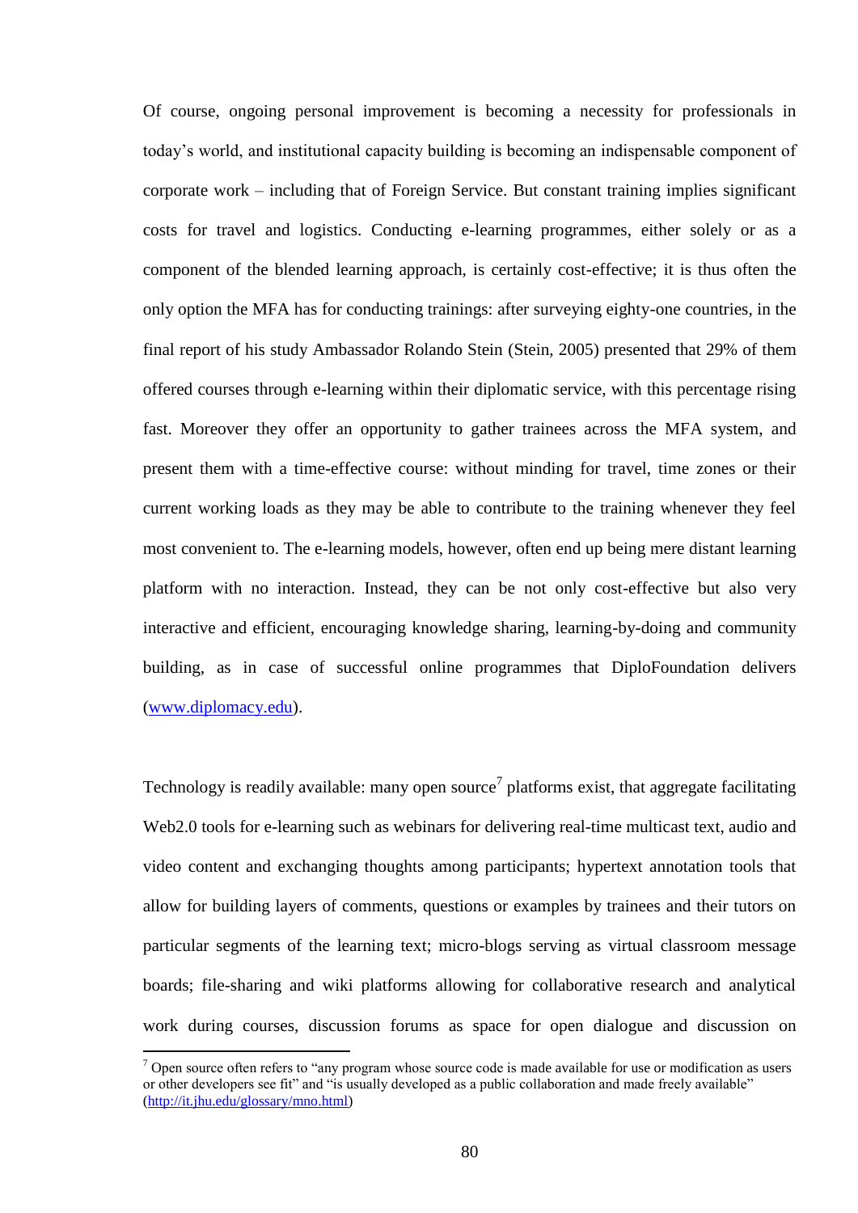Of course, ongoing personal improvement is becoming a necessity for professionals in today's world, and institutional capacity building is becoming an indispensable component of corporate work – including that of Foreign Service. But constant training implies significant costs for travel and logistics. Conducting e-learning programmes, either solely or as a component of the blended learning approach, is certainly cost-effective; it is thus often the only option the MFA has for conducting trainings: after surveying eighty-one countries, in the final report of his study Ambassador Rolando Stein (Stein, 2005) presented that 29% of them offered courses through e-learning within their diplomatic service, with this percentage rising fast. Moreover they offer an opportunity to gather trainees across the MFA system, and present them with a time-effective course: without minding for travel, time zones or their current working loads as they may be able to contribute to the training whenever they feel most convenient to. The e-learning models, however, often end up being mere distant learning platform with no interaction. Instead, they can be not only cost-effective but also very interactive and efficient, encouraging knowledge sharing, learning-by-doing and community building, as in case of successful online programmes that DiploFoundation delivers ([www.diplomacy.edu](www.diplomacy.edu)).

Technology is readily available: many open source[7] platforms exist, that aggregate facilitating Web2.0 tools for e-learning such as webinars for delivering real-time multicast text, audio and video content and exchanging thoughts among participants; hypertext annotation tools that allow for building layers of comments, questions or examples by trainees and their tutors on particular segments of the learning text; micro-blogs serving as virtual classroom message boards; file-sharing and wiki platforms allowing for collaborative research and analytical work during courses, discussion forums as space for open dialogue and discussion on

---

[7] Open source often refers to "any program whose source code is made available for use or modification as users or other developers see fit" and "is usually developed as a public collaboration and made freely available" ([http://it.jhu.edu/glossary/mno.html](http://it.jhu.edu/glossary/mno.html))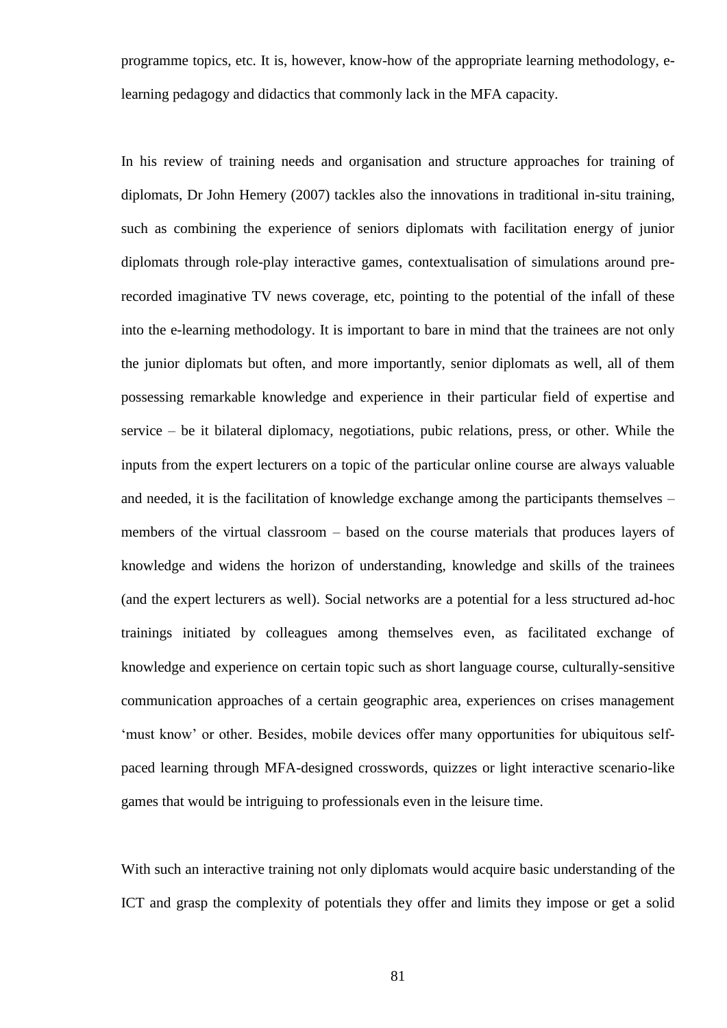programme topics, etc. It is, however, know-how of the appropriate learning methodology, e-learning pedagogy and didactics that commonly lack in the MFA capacity.

In his review of training needs and organisation and structure approaches for training of diplomats, Dr John Hemery (2007) tackles also the innovations in traditional in-situ training, such as combining the experience of seniors diplomats with facilitation energy of junior diplomats through role-play interactive games, contextualisation of simulations around pre-recorded imaginative TV news coverage, etc, pointing to the potential of the infall of these into the e-learning methodology. It is important to bare in mind that the trainees are not only the junior diplomats but often, and more importantly, senior diplomats as well, all of them possessing remarkable knowledge and experience in their particular field of expertise and service – be it bilateral diplomacy, negotiations, pubic relations, press, or other. While the inputs from the expert lecturers on a topic of the particular online course are always valuable and needed, it is the facilitation of knowledge exchange among the participants themselves – members of the virtual classroom – based on the course materials that produces layers of knowledge and widens the horizon of understanding, knowledge and skills of the trainees (and the expert lecturers as well). Social networks are a potential for a less structured ad-hoc trainings initiated by colleagues among themselves even, as facilitated exchange of knowledge and experience on certain topic such as short language course, culturally-sensitive communication approaches of a certain geographic area, experiences on crises management 'must know' or other. Besides, mobile devices offer many opportunities for ubiquitous self-paced learning through MFA-designed crosswords, quizzes or light interactive scenario-like games that would be intriguing to professionals even in the leisure time.

With such an interactive training not only diplomats would acquire basic understanding of the ICT and grasp the complexity of potentials they offer and limits they impose or get a solid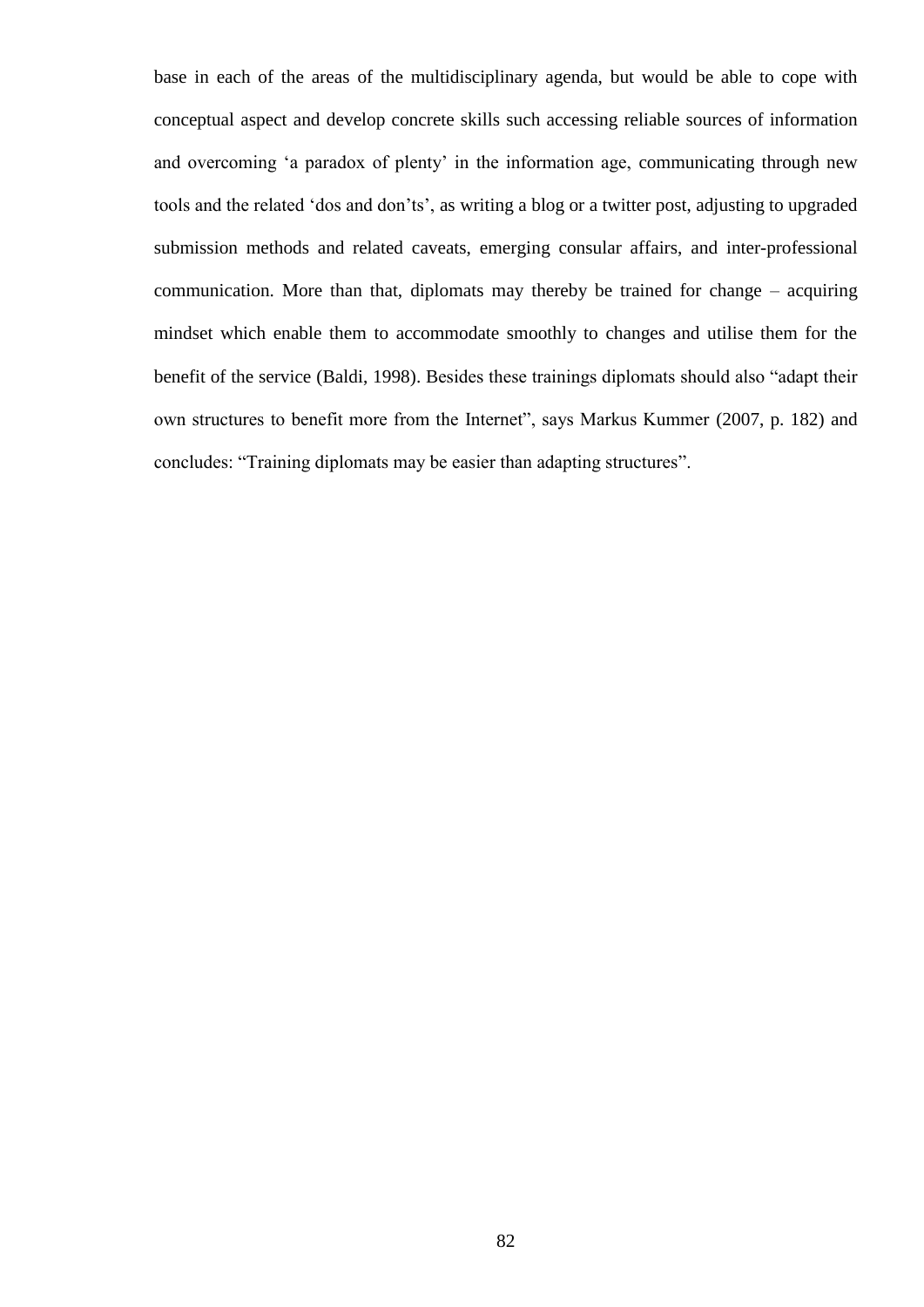base in each of the areas of the multidisciplinary agenda, but would be able to cope with conceptual aspect and develop concrete skills such accessing reliable sources of information and overcoming 'a paradox of plenty' in the information age, communicating through new tools and the related 'dos and don'ts', as writing a blog or a twitter post, adjusting to upgraded submission methods and related caveats, emerging consular affairs, and inter-professional communication. More than that, diplomats may thereby be trained for change – acquiring mindset which enable them to accommodate smoothly to changes and utilise them for the benefit of the service (Baldi, 1998). Besides these trainings diplomats should also "adapt their own structures to benefit more from the Internet", says Markus Kummer (2007, p. 182) and concludes: "Training diplomats may be easier than adapting structures".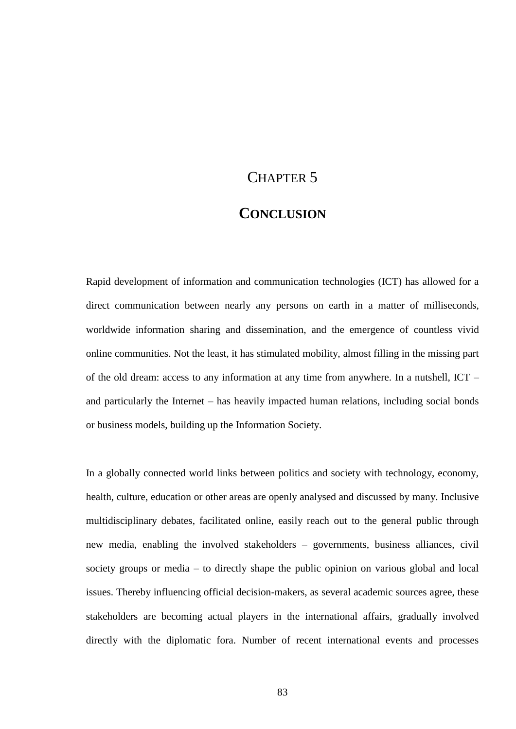# Chapter 5

# Conclusion

Rapid development of information and communication technologies (ICT) has allowed for a direct communication between nearly any persons on earth in a matter of milliseconds, worldwide information sharing and dissemination, and the emergence of countless vivid online communities. Not the least, it has stimulated mobility, almost filling in the missing part of the old dream: access to any information at any time from anywhere. In a nutshell, ICT – and particularly the Internet – has heavily impacted human relations, including social bonds or business models, building up the Information Society.

In a globally connected world links between politics and society with technology, economy, health, culture, education or other areas are openly analysed and discussed by many. Inclusive multidisciplinary debates, facilitated online, easily reach out to the general public through new media, enabling the involved stakeholders – governments, business alliances, civil society groups or media – to directly shape the public opinion on various global and local issues. Thereby influencing official decision-makers, as several academic sources agree, these stakeholders are becoming actual players in the international affairs, gradually involved directly with the diplomatic fora. Number of recent international events and processes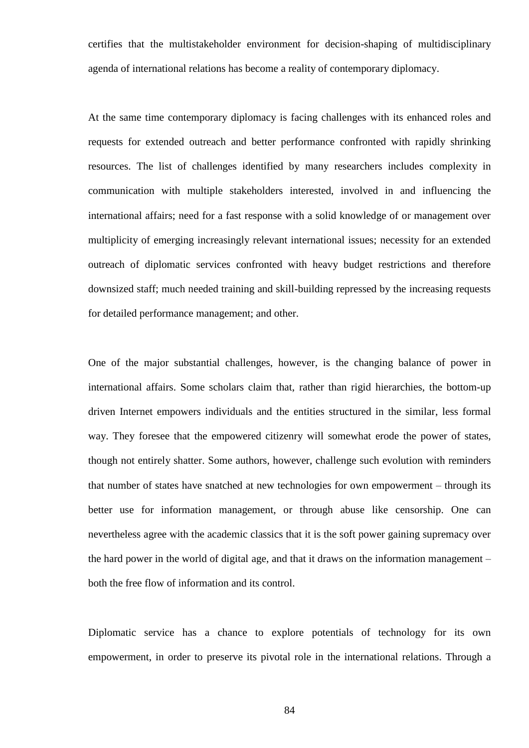certifies that the multistakeholder environment for decision-shaping of multidisciplinary agenda of international relations has become a reality of contemporary diplomacy.

At the same time contemporary diplomacy is facing challenges with its enhanced roles and requests for extended outreach and better performance confronted with rapidly shrinking resources. The list of challenges identified by many researchers includes complexity in communication with multiple stakeholders interested, involved in and influencing the international affairs; need for a fast response with a solid knowledge of or management over multiplicity of emerging increasingly relevant international issues; necessity for an extended outreach of diplomatic services confronted with heavy budget restrictions and therefore downsized staff; much needed training and skill-building repressed by the increasing requests for detailed performance management; and other.

One of the major substantial challenges, however, is the changing balance of power in international affairs. Some scholars claim that, rather than rigid hierarchies, the bottom-up driven Internet empowers individuals and the entities structured in the similar, less formal way. They foresee that the empowered citizenry will somewhat erode the power of states, though not entirely shatter. Some authors, however, challenge such evolution with reminders that number of states have snatched at new technologies for own empowerment – through its better use for information management, or through abuse like censorship. One can nevertheless agree with the academic classics that it is the soft power gaining supremacy over the hard power in the world of digital age, and that it draws on the information management – both the free flow of information and its control.

Diplomatic service has a chance to explore potentials of technology for its own empowerment, in order to preserve its pivotal role in the international relations. Through a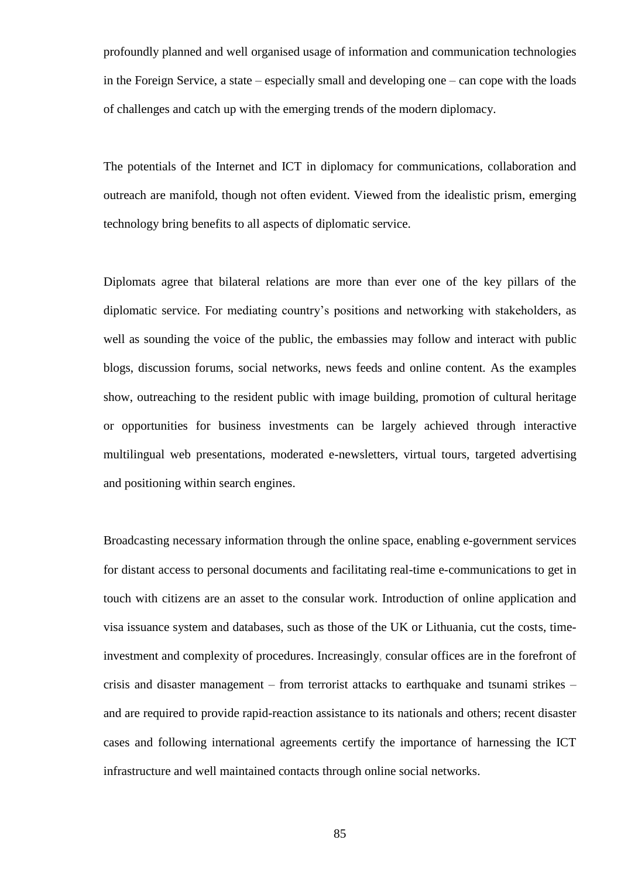profoundly planned and well organised usage of information and communication technologies in the Foreign Service, a state – especially small and developing one – can cope with the loads of challenges and catch up with the emerging trends of the modern diplomacy.

The potentials of the Internet and ICT in diplomacy for communications, collaboration and outreach are manifold, though not often evident. Viewed from the idealistic prism, emerging technology bring benefits to all aspects of diplomatic service.

Diplomats agree that bilateral relations are more than ever one of the key pillars of the diplomatic service. For mediating country's positions and networking with stakeholders, as well as sounding the voice of the public, the embassies may follow and interact with public blogs, discussion forums, social networks, news feeds and online content. As the examples show, outreaching to the resident public with image building, promotion of cultural heritage or opportunities for business investments can be largely achieved through interactive multilingual web presentations, moderated e-newsletters, virtual tours, targeted advertising and positioning within search engines.

Broadcasting necessary information through the online space, enabling e-government services for distant access to personal documents and facilitating real-time e-communications to get in touch with citizens are an asset to the consular work. Introduction of online application and visa issuance system and databases, such as those of the UK or Lithuania, cut the costs, time-investment and complexity of procedures. Increasingly, consular offices are in the forefront of crisis and disaster management – from terrorist attacks to earthquake and tsunami strikes – and are required to provide rapid-reaction assistance to its nationals and others; recent disaster cases and following international agreements certify the importance of harnessing the ICT infrastructure and well maintained contacts through online social networks.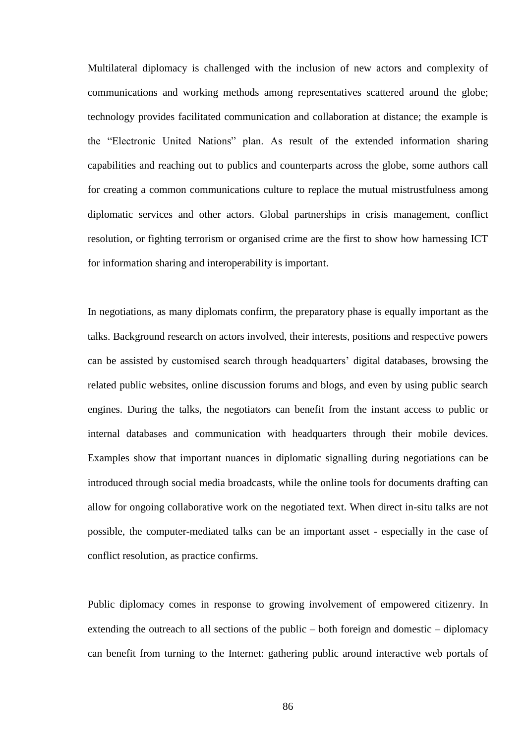Multilateral diplomacy is challenged with the inclusion of new actors and complexity of communications and working methods among representatives scattered around the globe; technology provides facilitated communication and collaboration at distance; the example is the “Electronic United Nations” plan. As result of the extended information sharing capabilities and reaching out to publics and counterparts across the globe, some authors call for creating a common communications culture to replace the mutual mistrustfulness among diplomatic services and other actors. Global partnerships in crisis management, conflict resolution, or fighting terrorism or organised crime are the first to show how harnessing ICT for information sharing and interoperability is important.

In negotiations, as many diplomats confirm, the preparatory phase is equally important as the talks. Background research on actors involved, their interests, positions and respective powers can be assisted by customised search through headquarters’ digital databases, browsing the related public websites, online discussion forums and blogs, and even by using public search engines. During the talks, the negotiators can benefit from the instant access to public or internal databases and communication with headquarters through their mobile devices. Examples show that important nuances in diplomatic signalling during negotiations can be introduced through social media broadcasts, while the online tools for documents drafting can allow for ongoing collaborative work on the negotiated text. When direct in-situ talks are not possible, the computer-mediated talks can be an important asset - especially in the case of conflict resolution, as practice confirms.

Public diplomacy comes in response to growing involvement of empowered citizenry. In extending the outreach to all sections of the public – both foreign and domestic – diplomacy can benefit from turning to the Internet: gathering public around interactive web portals of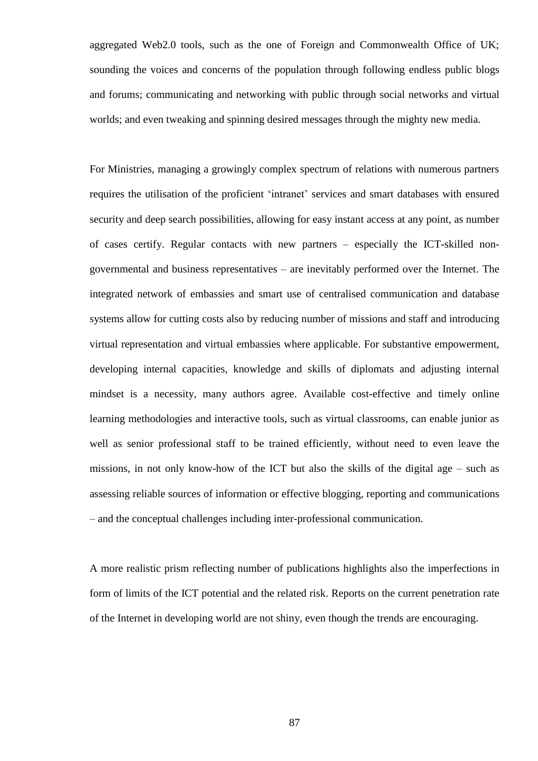aggregated Web2.0 tools, such as the one of Foreign and Commonwealth Office of UK; sounding the voices and concerns of the population through following endless public blogs and forums; communicating and networking with public through social networks and virtual worlds; and even tweaking and spinning desired messages through the mighty new media.

For Ministries, managing a growingly complex spectrum of relations with numerous partners requires the utilisation of the proficient 'intranet' services and smart databases with ensured security and deep search possibilities, allowing for easy instant access at any point, as number of cases certify. Regular contacts with new partners – especially the ICT-skilled non-governmental and business representatives – are inevitably performed over the Internet. The integrated network of embassies and smart use of centralised communication and database systems allow for cutting costs also by reducing number of missions and staff and introducing virtual representation and virtual embassies where applicable. For substantive empowerment, developing internal capacities, knowledge and skills of diplomats and adjusting internal mindset is a necessity, many authors agree. Available cost-effective and timely online learning methodologies and interactive tools, such as virtual classrooms, can enable junior as well as senior professional staff to be trained efficiently, without need to even leave the missions, in not only know-how of the ICT but also the skills of the digital age – such as assessing reliable sources of information or effective blogging, reporting and communications – and the conceptual challenges including inter-professional communication.

A more realistic prism reflecting number of publications highlights also the imperfections in form of limits of the ICT potential and the related risk. Reports on the current penetration rate of the Internet in developing world are not shiny, even though the trends are encouraging.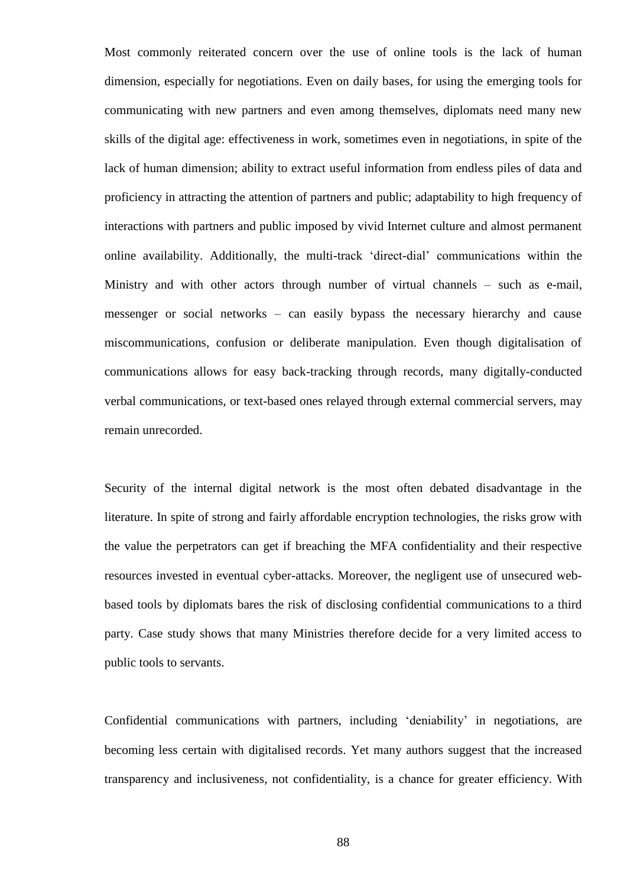Most commonly reiterated concern over the use of online tools is the lack of human dimension, especially for negotiations. Even on daily bases, for using the emerging tools for communicating with new partners and even among themselves, diplomats need many new skills of the digital age: effectiveness in work, sometimes even in negotiations, in spite of the lack of human dimension; ability to extract useful information from endless piles of data and proficiency in attracting the attention of partners and public; adaptability to high frequency of interactions with partners and public imposed by vivid Internet culture and almost permanent online availability. Additionally, the multi-track 'direct-dial' communications within the Ministry and with other actors through number of virtual channels – such as e-mail, messenger or social networks – can easily bypass the necessary hierarchy and cause miscommunications, confusion or deliberate manipulation. Even though digitalisation of communications allows for easy back-tracking through records, many digitally-conducted verbal communications, or text-based ones relayed through external commercial servers, may remain unrecorded.

Security of the internal digital network is the most often debated disadvantage in the literature. In spite of strong and fairly affordable encryption technologies, the risks grow with the value the perpetrators can get if breaching the MFA confidentiality and their respective resources invested in eventual cyber-attacks. Moreover, the negligent use of unsecured web-based tools by diplomats bares the risk of disclosing confidential communications to a third party. Case study shows that many Ministries therefore decide for a very limited access to public tools to servants.

Confidential communications with partners, including 'deniability' in negotiations, are becoming less certain with digitalised records. Yet many authors suggest that the increased transparency and inclusiveness, not confidentiality, is a chance for greater efficiency. With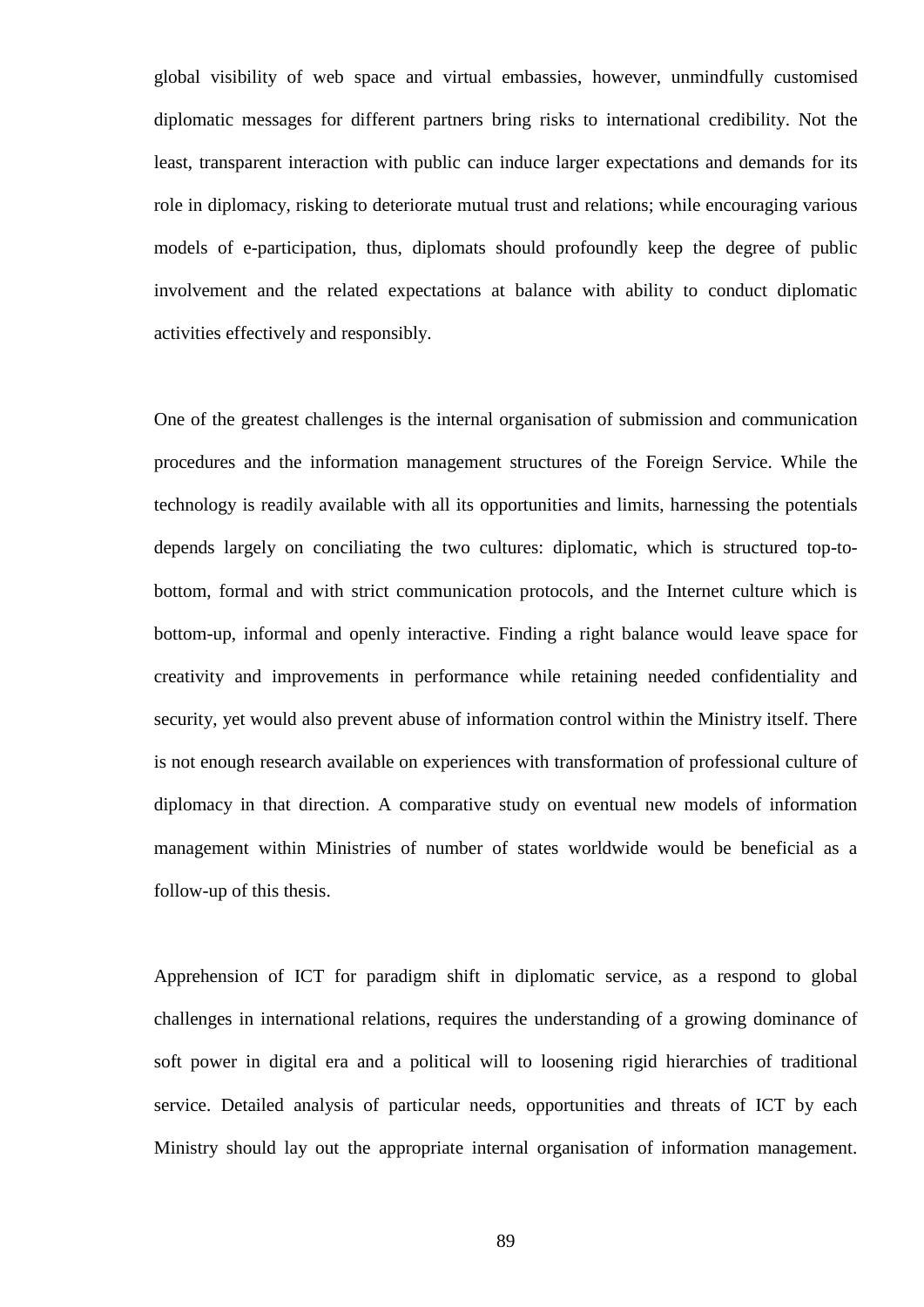global visibility of web space and virtual embassies, however, unmindfully customised diplomatic messages for different partners bring risks to international credibility. Not the least, transparent interaction with public can induce larger expectations and demands for its role in diplomacy, risking to deteriorate mutual trust and relations; while encouraging various models of e-participation, thus, diplomats should profoundly keep the degree of public involvement and the related expectations at balance with ability to conduct diplomatic activities effectively and responsibly.

One of the greatest challenges is the internal organisation of submission and communication procedures and the information management structures of the Foreign Service. While the technology is readily available with all its opportunities and limits, harnessing the potentials depends largely on conciliating the two cultures: diplomatic, which is structured top-to-bottom, formal and with strict communication protocols, and the Internet culture which is bottom-up, informal and openly interactive. Finding a right balance would leave space for creativity and improvements in performance while retaining needed confidentiality and security, yet would also prevent abuse of information control within the Ministry itself. There is not enough research available on experiences with transformation of professional culture of diplomacy in that direction. A comparative study on eventual new models of information management within Ministries of number of states worldwide would be beneficial as a follow-up of this thesis.

Apprehension of ICT for paradigm shift in diplomatic service, as a respond to global challenges in international relations, requires the understanding of a growing dominance of soft power in digital era and a political will to loosening rigid hierarchies of traditional service. Detailed analysis of particular needs, opportunities and threats of ICT by each Ministry should lay out the appropriate internal organisation of information management.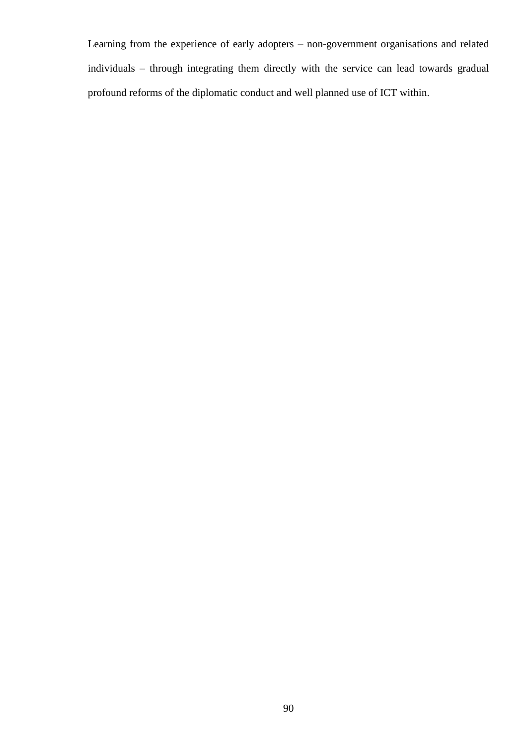Learning from the experience of early adopters – non-government organisations and related individuals – through integrating them directly with the service can lead towards gradual profound reforms of the diplomatic conduct and well planned use of ICT within.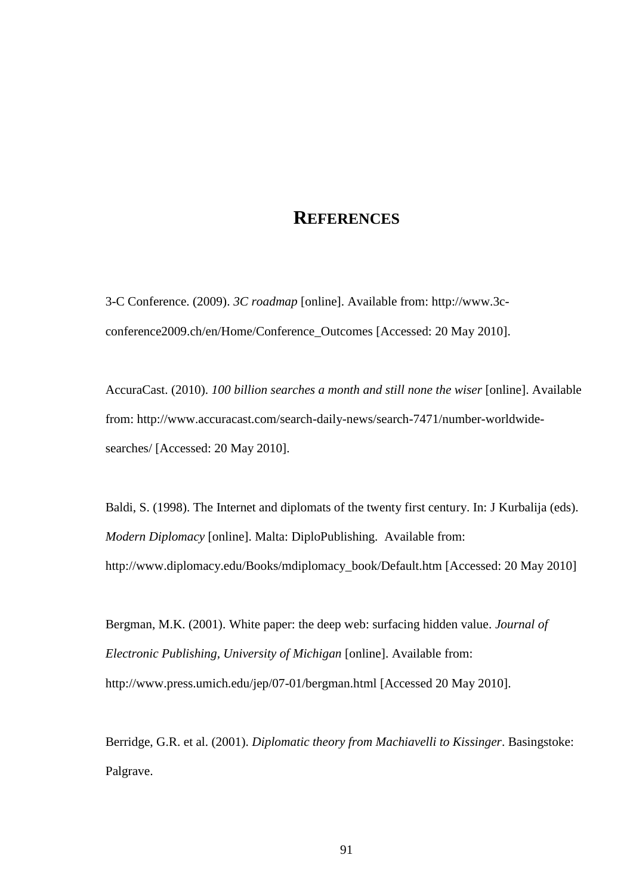# REFERENCES

3-C Conference. (2009). *3C roadmap* [online]. Available from: http://www.3c-conference2009.ch/en/Home/Conference_Outcomes [Accessed: 20 May 2010].

AccuraCast. (2010). *100 billion searches a month and still none the wiser* [online]. Available from: http://www.accuracast.com/search-daily-news/search-7471/number-worldwide-searches/ [Accessed: 20 May 2010].

Baldi, S. (1998). The Internet and diplomats of the twenty first century. In: J Kurbalija (eds). *Modern Diplomacy* [online]. Malta: DiploPublishing. Available from: http://www.diplomacy.edu/Books/mdiplomacy_book/Default.htm [Accessed: 20 May 2010]

Bergman, M.K. (2001). White paper: the deep web: surfacing hidden value. *Journal of Electronic Publishing, University of Michigan* [online]. Available from: http://www.press.umich.edu/jep/07-01/bergman.html [Accessed 20 May 2010].

Berridge, G.R. et al. (2001). *Diplomatic theory from Machiavelli to Kissinger*. Basingstoke: Palgrave.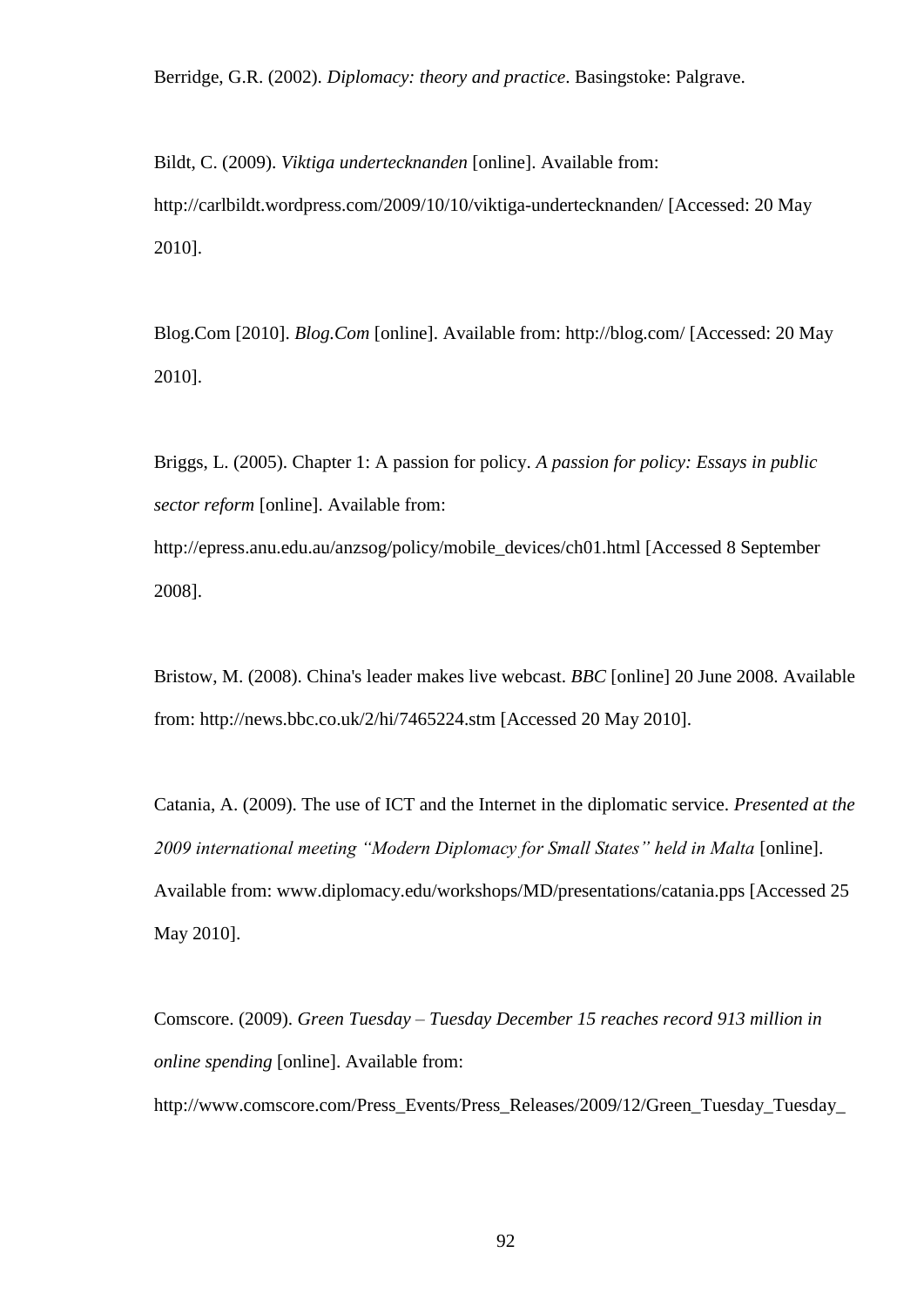Berridge, G.R. (2002). *Diplomacy: theory and practice*. Basingstoke: Palgrave.

Bildt, C. (2009). *Viktiga undertecknanden* [online]. Available from: http://carlbildt.wordpress.com/2009/10/10/viktiga-undertecknanden/ [Accessed: 20 May 2010].

Blog.Com [2010]. *Blog.Com* [online]. Available from: http://blog.com/ [Accessed: 20 May 2010].

Briggs, L. (2005). Chapter 1: A passion for policy. *A passion for policy: Essays in public sector reform* [online]. Available from: http://epress.anu.edu.au/anzsog/policy/mobile_devices/ch01.html [Accessed 8 September 2008].

Bristow, M. (2008). China's leader makes live webcast. *BBC* [online] 20 June 2008. Available from: http://news.bbc.co.uk/2/hi/7465224.stm [Accessed 20 May 2010].

Catania, A. (2009). The use of ICT and the Internet in the diplomatic service. *Presented at the 2009 international meeting "Modern Diplomacy for Small States" held in Malta* [online]. Available from: www.diplomacy.edu/workshops/MD/presentations/catania.pps [Accessed 25 May 2010].

Comscore. (2009). *Green Tuesday – Tuesday December 15 reaches record 913 million in online spending* [online]. Available from: http://www.comscore.com/Press_Events/Press_Releases/2009/12/Green_Tuesday_Tuesday_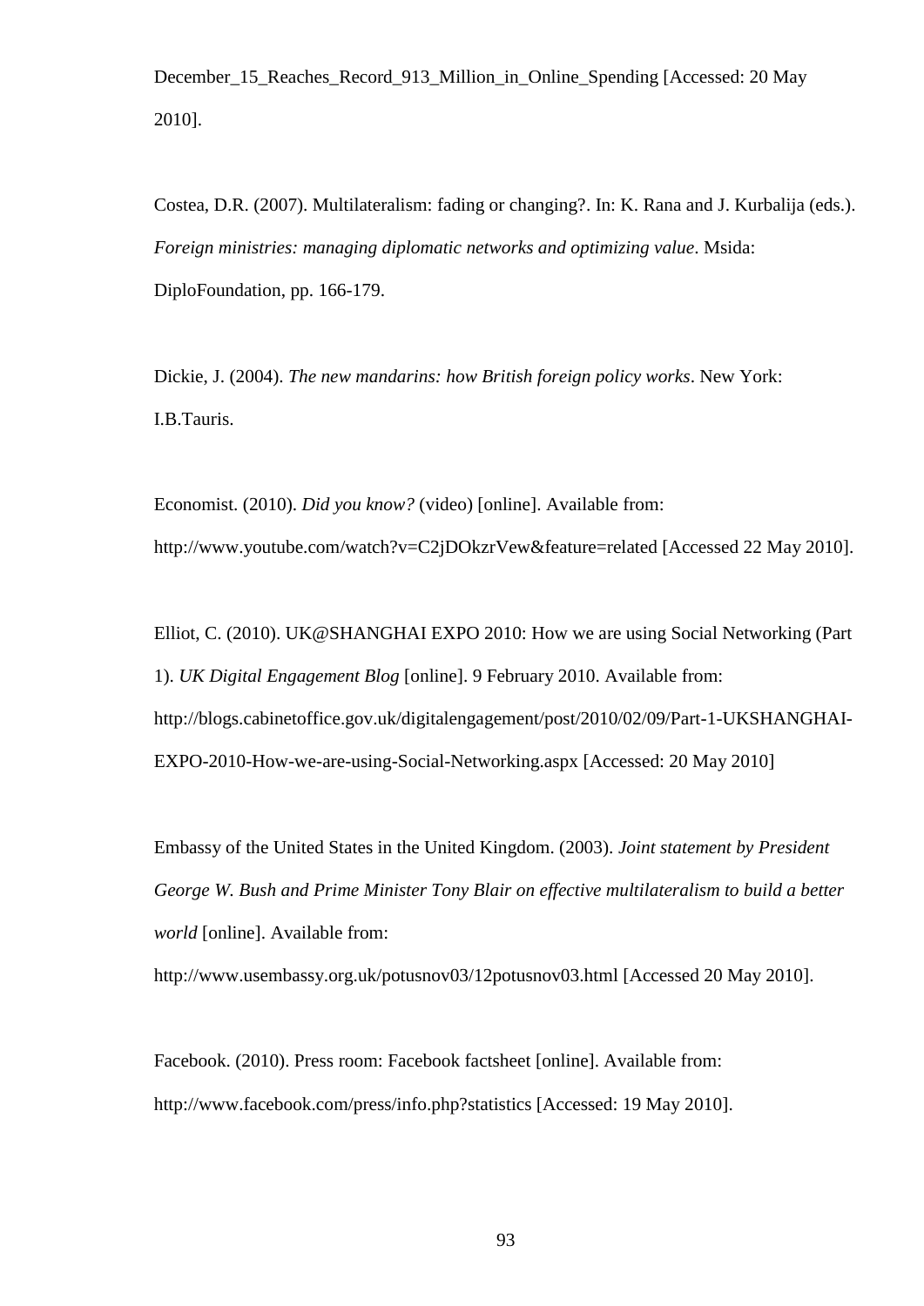December_15_Reaches_Record_913_Million_in_Online_Spending [Accessed: 20 May 2010].

Costea, D.R. (2007). Multilateralism: fading or changing?. In: K. Rana and J. Kurbalija (eds.). *Foreign ministries: managing diplomatic networks and optimizing value*. Msida: DiploFoundation, pp. 166-179.

Dickie, J. (2004). *The new mandarins: how British foreign policy works*. New York: I.B.Tauris.

Economist. (2010). *Did you know?* (video) [online]. Available from: http://www.youtube.com/watch?v=C2jDOkzrVew&feature=related [Accessed 22 May 2010].

Elliot, C. (2010). UK@SHANGHAI EXPO 2010: How we are using Social Networking (Part 1). *UK Digital Engagement Blog* [online]. 9 February 2010. Available from: http://blogs.cabinetoffice.gov.uk/digitalengagement/post/2010/02/09/Part-1-UKSHANGHAI-EXPO-2010-How-we-are-using-Social-Networking.aspx [Accessed: 20 May 2010]

Embassy of the United States in the United Kingdom. (2003). *Joint statement by President George W. Bush and Prime Minister Tony Blair on effective multilateralism to build a better world* [online]. Available from: http://www.usembassy.org.uk/potusnov03/12potusnov03.html [Accessed 20 May 2010].

Facebook. (2010). Press room: Facebook factsheet [online]. Available from: http://www.facebook.com/press/info.php?statistics [Accessed: 19 May 2010].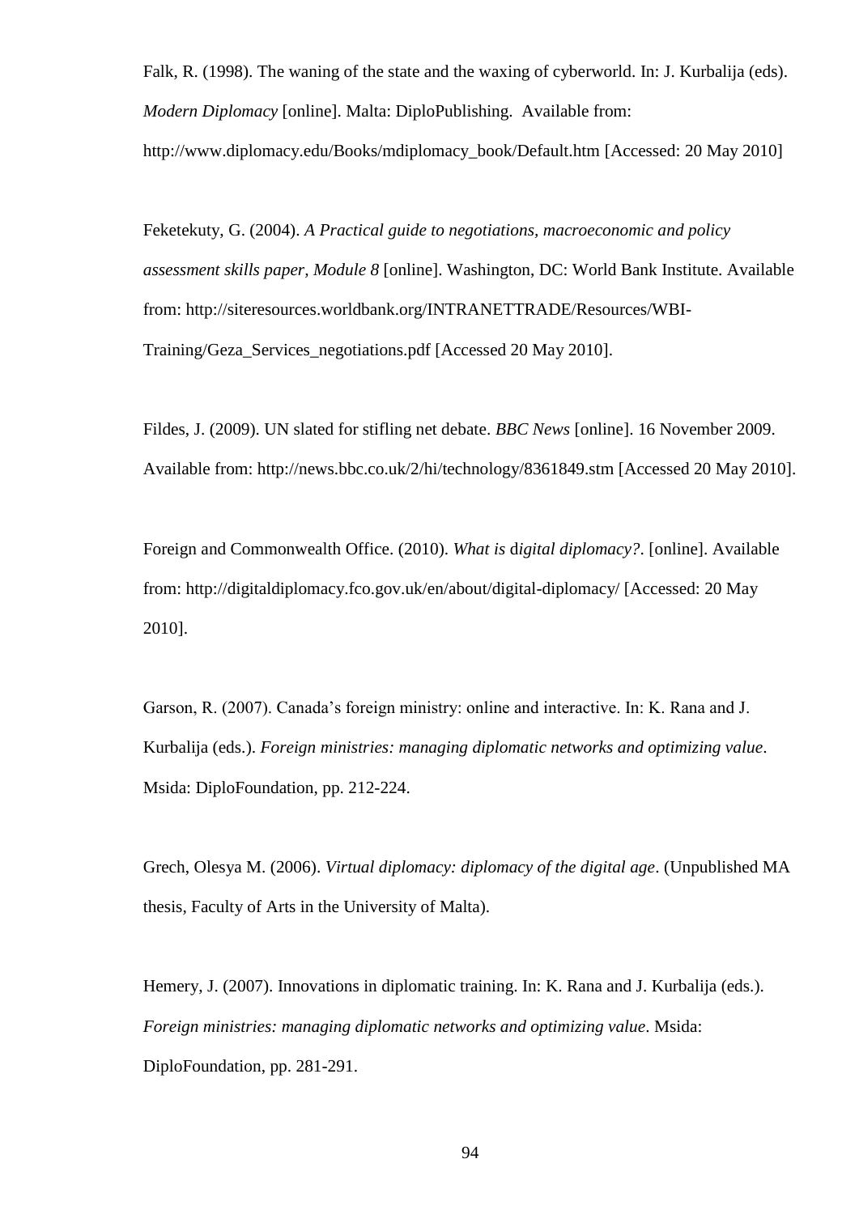Falk, R. (1998). The waning of the state and the waxing of cyberworld. In: J. Kurbalija (eds). *Modern Diplomacy* [online]. Malta: DiploPublishing. Available from: http://www.diplomacy.edu/Books/mdiplomacy_book/Default.htm [Accessed: 20 May 2010]

Feketekuty, G. (2004). *A Practical guide to negotiations, macroeconomic and policy assessment skills paper, Module 8* [online]. Washington, DC: World Bank Institute. Available from: http://siteresources.worldbank.org/INTRANETTRADE/Resources/WBI-Training/Geza_Services_negotiations.pdf [Accessed 20 May 2010].

Fildes, J. (2009). UN slated for stifling net debate. *BBC News* [online]. 16 November 2009. Available from: http://news.bbc.co.uk/2/hi/technology/8361849.stm [Accessed 20 May 2010].

Foreign and Commonwealth Office. (2010). *What is digital diplomacy?*. [online]. Available from: http://digitaldiplomacy.fco.gov.uk/en/about/digital-diplomacy/ [Accessed: 20 May 2010].

Garson, R. (2007). Canada's foreign ministry: online and interactive. In: K. Rana and J. Kurbalija (eds.). *Foreign ministries: managing diplomatic networks and optimizing value*. Msida: DiploFoundation, pp. 212-224.

Grech, Olesya M. (2006). *Virtual diplomacy: diplomacy of the digital age*. (Unpublished MA thesis, Faculty of Arts in the University of Malta).

Hemery, J. (2007). Innovations in diplomatic training. In: K. Rana and J. Kurbalija (eds.). *Foreign ministries: managing diplomatic networks and optimizing value*. Msida: DiploFoundation, pp. 281-291.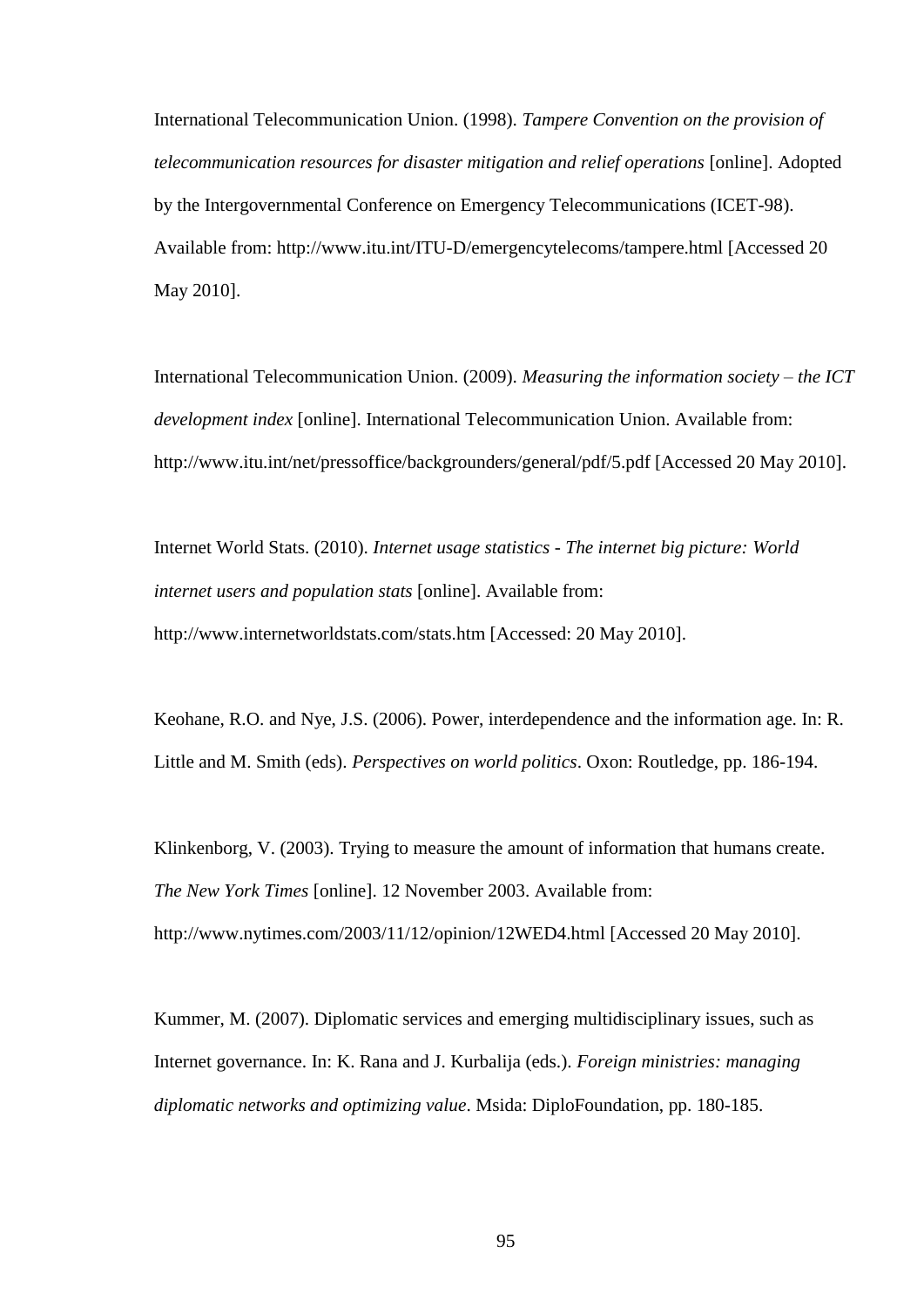International Telecommunication Union. (1998). *Tampere Convention on the provision of telecommunication resources for disaster mitigation and relief operations* [online]. Adopted by the Intergovernmental Conference on Emergency Telecommunications (ICET-98). Available from: http://www.itu.int/ITU-D/emergencytelecoms/tampere.html [Accessed 20 May 2010].

International Telecommunication Union. (2009). *Measuring the information society – the ICT development index* [online]. International Telecommunication Union. Available from: http://www.itu.int/net/pressoffice/backgrounders/general/pdf/5.pdf [Accessed 20 May 2010].

Internet World Stats. (2010). *Internet usage statistics - The internet big picture: World internet users and population stats* [online]. Available from: http://www.internetworldstats.com/stats.htm [Accessed: 20 May 2010].

Keohane, R.O. and Nye, J.S. (2006). Power, interdependence and the information age. In: R. Little and M. Smith (eds). *Perspectives on world politics*. Oxon: Routledge, pp. 186-194.

Klinkenborg, V. (2003). Trying to measure the amount of information that humans create. *The New York Times* [online]. 12 November 2003. Available from: http://www.nytimes.com/2003/11/12/opinion/12WED4.html [Accessed 20 May 2010].

Kummer, M. (2007). Diplomatic services and emerging multidisciplinary issues, such as Internet governance. In: K. Rana and J. Kurbalija (eds.). *Foreign ministries: managing diplomatic networks and optimizing value*. Msida: DiploFoundation, pp. 180-185.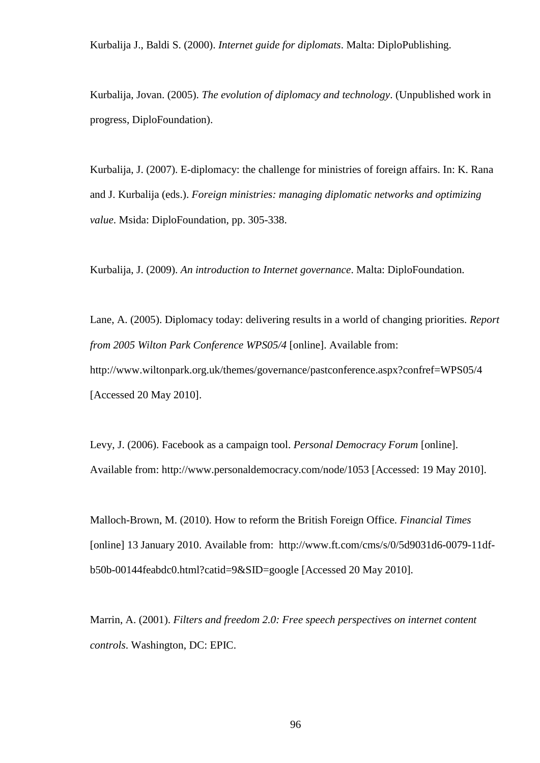Kurbalija J., Baldi S. (2000). *Internet guide for diplomats*. Malta: DiploPublishing.

Kurbalija, Jovan. (2005). *The evolution of diplomacy and technology*. (Unpublished work in progress, DiploFoundation).

Kurbalija, J. (2007). E-diplomacy: the challenge for ministries of foreign affairs. In: K. Rana and J. Kurbalija (eds.). *Foreign ministries: managing diplomatic networks and optimizing value*. Msida: DiploFoundation, pp. 305-338.

Kurbalija, J. (2009). *An introduction to Internet governance*. Malta: DiploFoundation.

Lane, A. (2005). Diplomacy today: delivering results in a world of changing priorities. *Report from 2005 Wilton Park Conference WPS05/4* [online]. Available from: http://www.wiltonpark.org.uk/themes/governance/pastconference.aspx?confref=WPS05/4 [Accessed 20 May 2010].

Levy, J. (2006). Facebook as a campaign tool. *Personal Democracy Forum* [online]. Available from: http://www.personaldemocracy.com/node/1053 [Accessed: 19 May 2010].

Malloch-Brown, M. (2010). How to reform the British Foreign Office. *Financial Times* [online] 13 January 2010. Available from: http://www.ft.com/cms/s/0/5d9031d6-0079-11df-b50b-00144feabdc0.html?catid=9&SID=google [Accessed 20 May 2010].

Marrin, A. (2001). *Filters and freedom 2.0: Free speech perspectives on internet content controls*. Washington, DC: EPIC.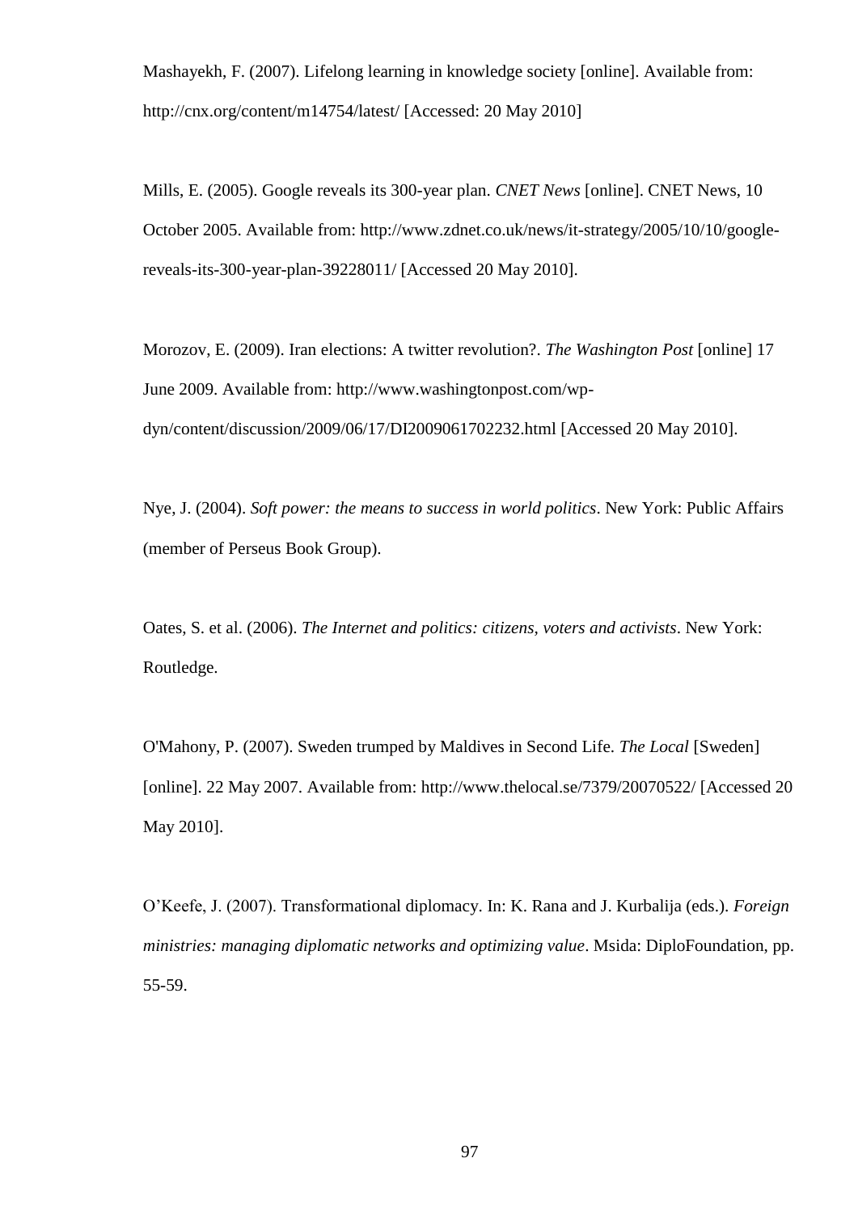Mashayekh, F. (2007). Lifelong learning in knowledge society [online]. Available from: http://cnx.org/content/m14754/latest/ [Accessed: 20 May 2010]

Mills, E. (2005). Google reveals its 300-year plan. *CNET News* [online]. CNET News, 10 October 2005. Available from: http://www.zdnet.co.uk/news/it-strategy/2005/10/10/google-reveals-its-300-year-plan-39228011/ [Accessed 20 May 2010].

Morozov, E. (2009). Iran elections: A twitter revolution?. *The Washington Post* [online] 17 June 2009. Available from: http://www.washingtonpost.com/wp-dyn/content/discussion/2009/06/17/DI2009061702232.html [Accessed 20 May 2010].

Nye, J. (2004). *Soft power: the means to success in world politics*. New York: Public Affairs (member of Perseus Book Group).

Oates, S. et al. (2006). *The Internet and politics: citizens, voters and activists*. New York: Routledge.

O'Mahony, P. (2007). Sweden trumped by Maldives in Second Life. *The Local* [Sweden] [online]. 22 May 2007. Available from: http://www.thelocal.se/7379/20070522/ [Accessed 20 May 2010].

O'Keefe, J. (2007). Transformational diplomacy. In: K. Rana and J. Kurbalija (eds.). *Foreign ministries: managing diplomatic networks and optimizing value*. Msida: DiploFoundation, pp. 55-59.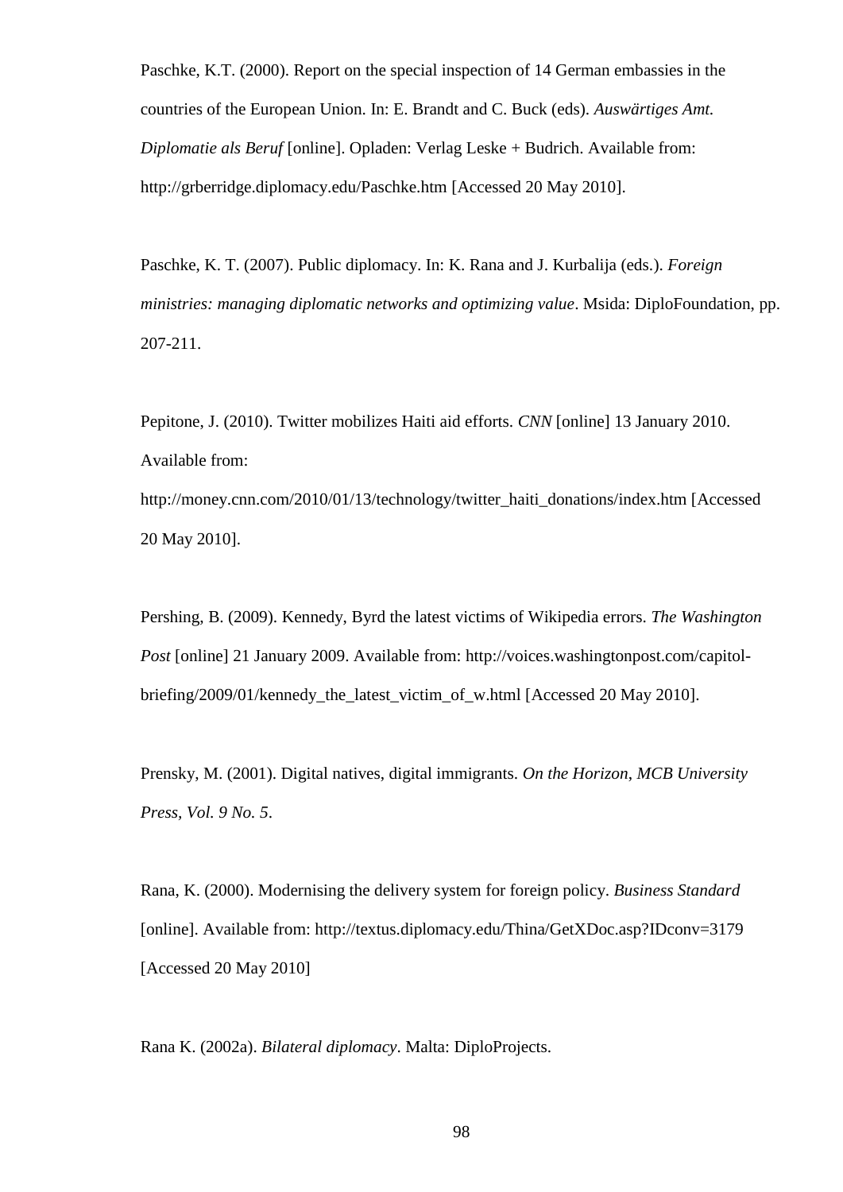Paschke, K.T. (2000). Report on the special inspection of 14 German embassies in the countries of the European Union. In: E. Brandt and C. Buck (eds). *Auswärtiges Amt. Diplomatie als Beruf* [online]. Opladen: Verlag Leske + Budrich. Available from: http://grberridge.diplomacy.edu/Paschke.htm [Accessed 20 May 2010].

Paschke, K. T. (2007). Public diplomacy. In: K. Rana and J. Kurbalija (eds.). *Foreign ministries: managing diplomatic networks and optimizing value*. Msida: DiploFoundation, pp. 207-211.

Pepitone, J. (2010). Twitter mobilizes Haiti aid efforts. *CNN* [online] 13 January 2010. Available from: http://money.cnn.com/2010/01/13/technology/twitter_haiti_donations/index.htm [Accessed 20 May 2010].

Pershing, B. (2009). Kennedy, Byrd the latest victims of Wikipedia errors. *The Washington Post* [online] 21 January 2009. Available from: http://voices.washingtonpost.com/capitol-briefing/2009/01/kennedy_the_latest_victim_of_w.html [Accessed 20 May 2010].

Prensky, M. (2001). Digital natives, digital immigrants. *On the Horizon, MCB University Press, Vol. 9 No. 5*.

Rana, K. (2000). Modernising the delivery system for foreign policy. *Business Standard* [online]. Available from: http://textus.diplomacy.edu/Thina/GetXDoc.asp?IDconv=3179 [Accessed 20 May 2010]

Rana K. (2002a). *Bilateral diplomacy*. Malta: DiploProjects.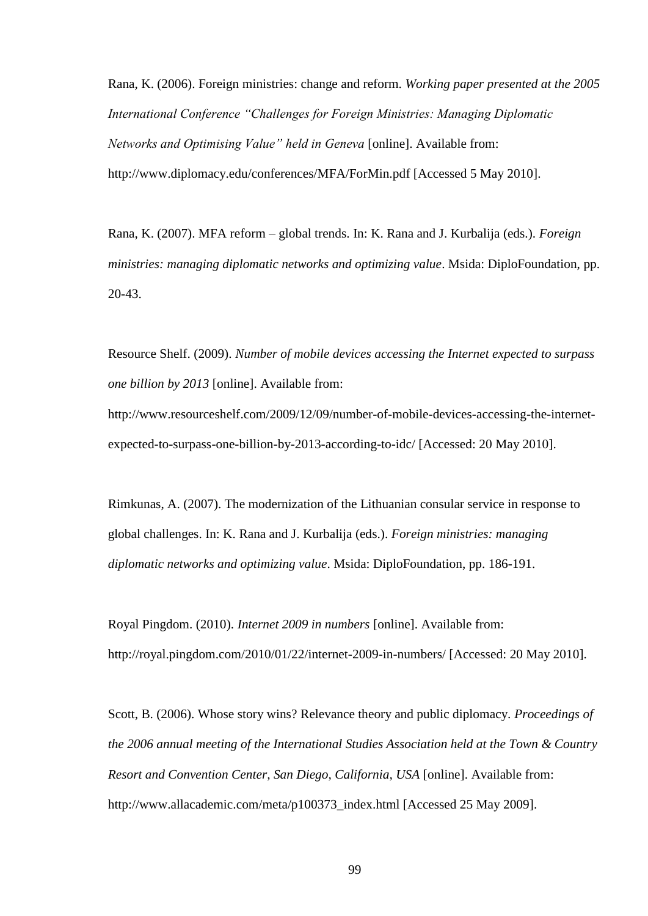Rana, K. (2006). Foreign ministries: change and reform. *Working paper presented at the 2005 International Conference "Challenges for Foreign Ministries: Managing Diplomatic Networks and Optimising Value" held in Geneva* [online]. Available from: http://www.diplomacy.edu/conferences/MFA/ForMin.pdf [Accessed 5 May 2010].

Rana, K. (2007). MFA reform – global trends. In: K. Rana and J. Kurbalija (eds.). *Foreign ministries: managing diplomatic networks and optimizing value*. Msida: DiploFoundation, pp. 20-43.

Resource Shelf. (2009). *Number of mobile devices accessing the Internet expected to surpass one billion by 2013* [online]. Available from: http://www.resourceshelf.com/2009/12/09/number-of-mobile-devices-accessing-the-internet-expected-to-surpass-one-billion-by-2013-according-to-idc/ [Accessed: 20 May 2010].

Rimkunas, A. (2007). The modernization of the Lithuanian consular service in response to global challenges. In: K. Rana and J. Kurbalija (eds.). *Foreign ministries: managing diplomatic networks and optimizing value*. Msida: DiploFoundation, pp. 186-191.

Royal Pingdom. (2010). *Internet 2009 in numbers* [online]. Available from: http://royal.pingdom.com/2010/01/22/internet-2009-in-numbers/ [Accessed: 20 May 2010].

Scott, B. (2006). Whose story wins? Relevance theory and public diplomacy. *Proceedings of the 2006 annual meeting of the International Studies Association held at the Town & Country Resort and Convention Center, San Diego, California, USA* [online]. Available from: http://www.allacademic.com/meta/p100373_index.html [Accessed 25 May 2009].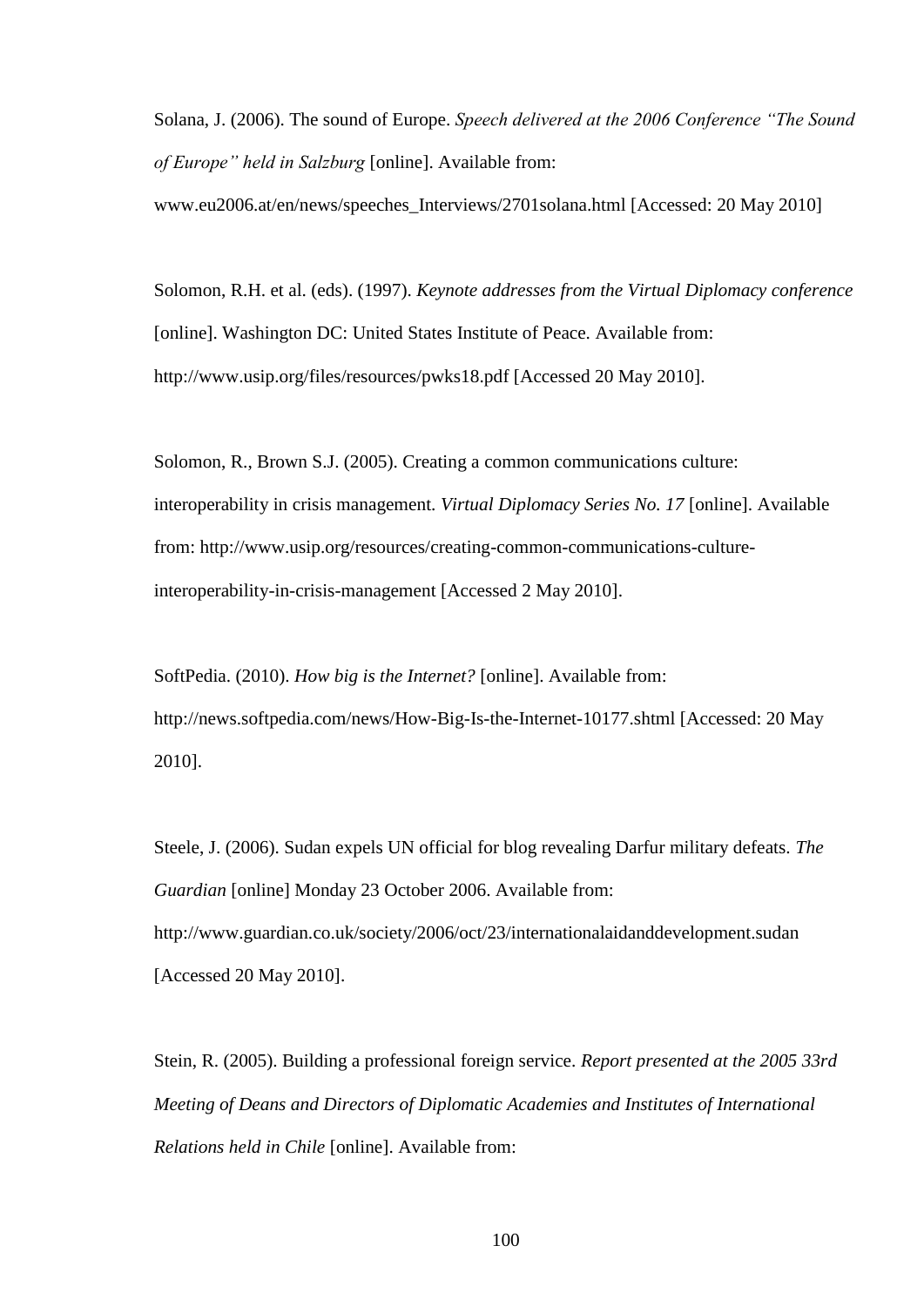Solana, J. (2006). The sound of Europe. *Speech delivered at the 2006 Conference "The Sound of Europe" held in Salzburg* [online]. Available from: www.eu2006.at/en/news/speeches_Interviews/2701solana.html [Accessed: 20 May 2010]

Solomon, R.H. et al. (eds). (1997). *Keynote addresses from the Virtual Diplomacy conference* [online]. Washington DC: United States Institute of Peace. Available from: http://www.usip.org/files/resources/pwks18.pdf [Accessed 20 May 2010].

Solomon, R., Brown S.J. (2005). Creating a common communications culture: interoperability in crisis management. *Virtual Diplomacy Series No. 17* [online]. Available from: http://www.usip.org/resources/creating-common-communications-culture-interoperability-in-crisis-management [Accessed 2 May 2010].

SoftPedia. (2010). *How big is the Internet?* [online]. Available from: http://news.softpedia.com/news/How-Big-Is-the-Internet-10177.shtml [Accessed: 20 May 2010].

Steele, J. (2006). Sudan expels UN official for blog revealing Darfur military defeats. *The Guardian* [online] Monday 23 October 2006. Available from: http://www.guardian.co.uk/society/2006/oct/23/internationalaidanddevelopment.sudan [Accessed 20 May 2010].

Stein, R. (2005). Building a professional foreign service. *Report presented at the 2005 33rd Meeting of Deans and Directors of Diplomatic Academies and Institutes of International Relations held in Chile* [online]. Available from: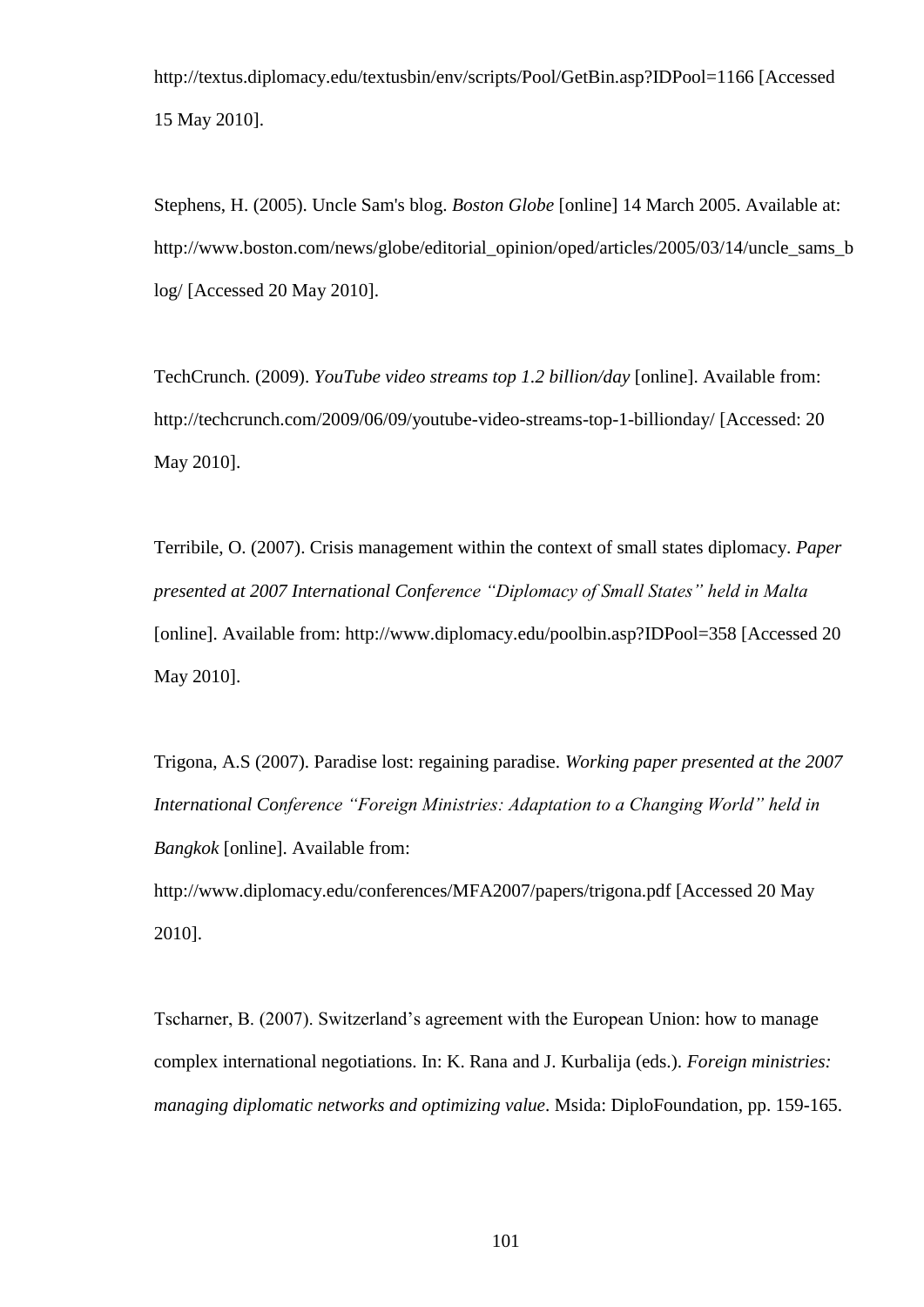http://textus.diplomacy.edu/textusbin/env/scripts/Pool/GetBin.asp?IDPool=1166 [Accessed 15 May 2010].

Stephens, H. (2005). Uncle Sam's blog. *Boston Globe* [online] 14 March 2005. Available at: http://www.boston.com/news/globe/editorial_opinion/oped/articles/2005/03/14/uncle_sams_blog/ [Accessed 20 May 2010].

TechCrunch. (2009). *YouTube video streams top 1.2 billion/day* [online]. Available from: http://techcrunch.com/2009/06/09/youtube-video-streams-top-1-billionday/ [Accessed: 20 May 2010].

Terribile, O. (2007). Crisis management within the context of small states diplomacy. *Paper presented at 2007 International Conference "Diplomacy of Small States" held in Malta* [online]. Available from: http://www.diplomacy.edu/poolbin.asp?IDPool=358 [Accessed 20 May 2010].

Trigona, A.S (2007). Paradise lost: regaining paradise. *Working paper presented at the 2007 International Conference "Foreign Ministries: Adaptation to a Changing World" held in Bangkok* [online]. Available from: http://www.diplomacy.edu/conferences/MFA2007/papers/trigona.pdf [Accessed 20 May 2010].

Tscharner, B. (2007). Switzerland's agreement with the European Union: how to manage complex international negotiations. In: K. Rana and J. Kurbalija (eds.). *Foreign ministries: managing diplomatic networks and optimizing value*. Msida: DiploFoundation, pp. 159-165.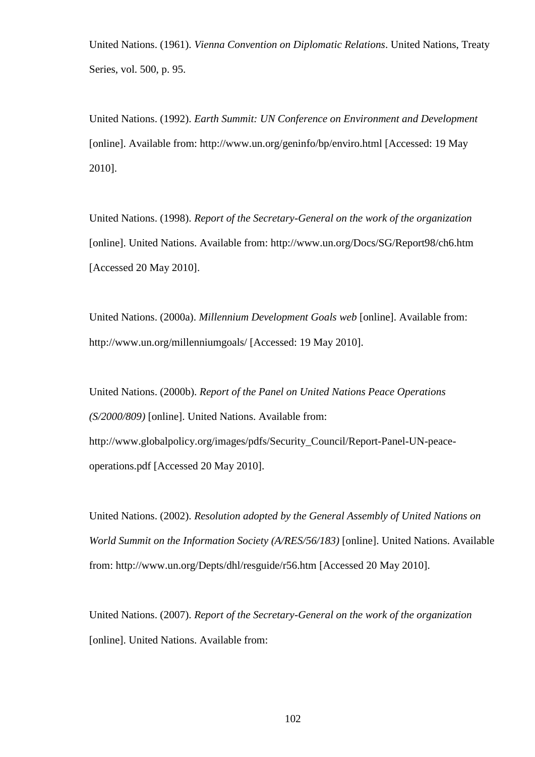United Nations. (1961). *Vienna Convention on Diplomatic Relations*. United Nations, Treaty Series, vol. 500, p. 95.

United Nations. (1992). *Earth Summit: UN Conference on Environment and Development* [online]. Available from: http://www.un.org/geninfo/bp/enviro.html [Accessed: 19 May 2010].

United Nations. (1998). *Report of the Secretary-General on the work of the organization* [online]. United Nations. Available from: http://www.un.org/Docs/SG/Report98/ch6.htm [Accessed 20 May 2010].

United Nations. (2000a). *Millennium Development Goals web* [online]. Available from: http://www.un.org/millenniumgoals/ [Accessed: 19 May 2010].

United Nations. (2000b). *Report of the Panel on United Nations Peace Operations (S/2000/809)* [online]. United Nations. Available from: http://www.globalpolicy.org/images/pdfs/Security_Council/Report-Panel-UN-peace-operations.pdf [Accessed 20 May 2010].

United Nations. (2002). *Resolution adopted by the General Assembly of United Nations on World Summit on the Information Society (A/RES/56/183)* [online]. United Nations. Available from: http://www.un.org/Depts/dhl/resguide/r56.htm [Accessed 20 May 2010].

United Nations. (2007). *Report of the Secretary-General on the work of the organization* [online]. United Nations. Available from: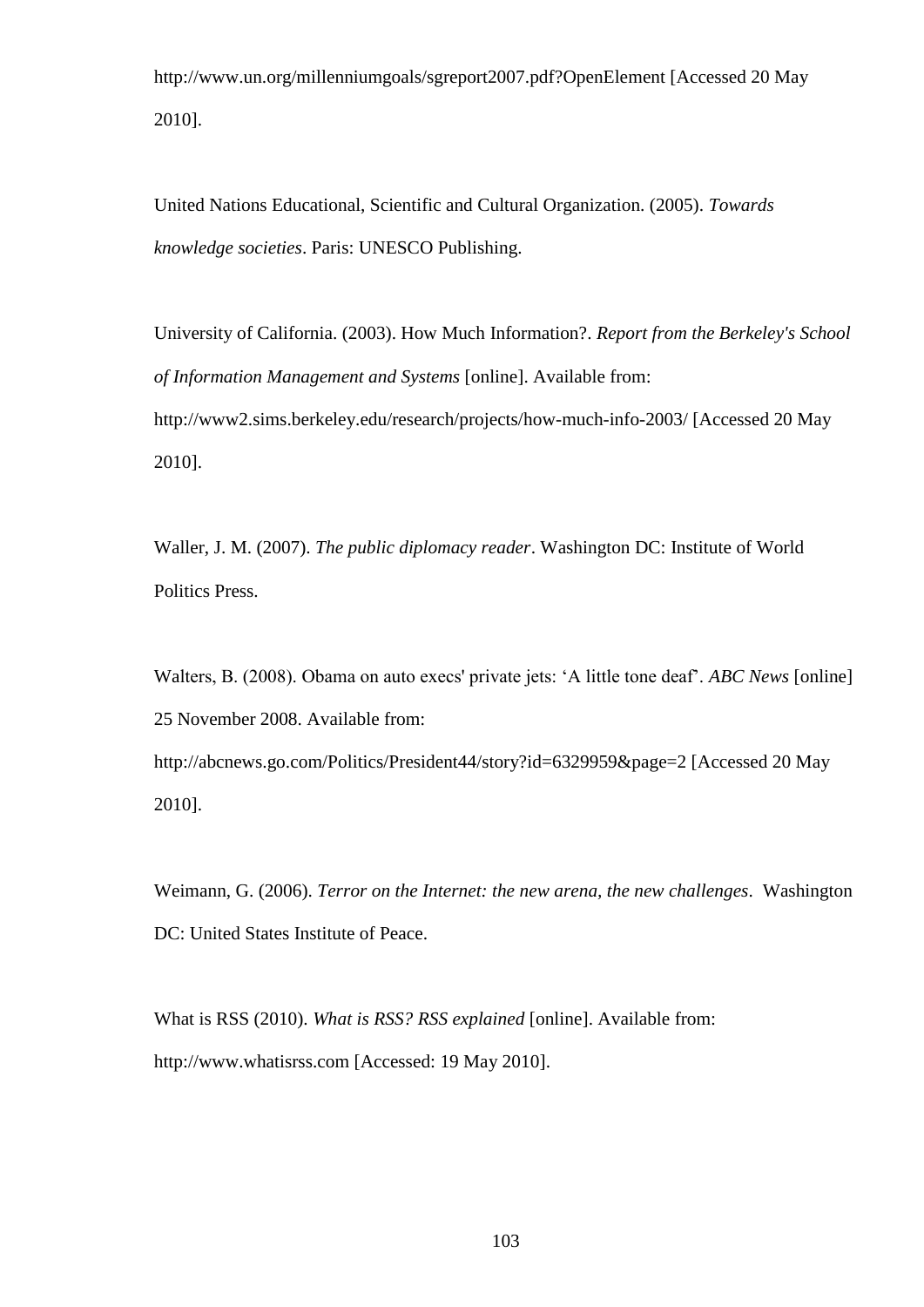http://www.un.org/millenniumgoals/sgreport2007.pdf?OpenElement [Accessed 20 May 2010].

United Nations Educational, Scientific and Cultural Organization. (2005). *Towards knowledge societies*. Paris: UNESCO Publishing.

University of California. (2003). How Much Information?. *Report from the Berkeley's School of Information Management and Systems* [online]. Available from: http://www2.sims.berkeley.edu/research/projects/how-much-info-2003/ [Accessed 20 May 2010].

Waller, J. M. (2007). *The public diplomacy reader*. Washington DC: Institute of World Politics Press.

Walters, B. (2008). Obama on auto execs' private jets: 'A little tone deaf'. *ABC News* [online] 25 November 2008. Available from: http://abcnews.go.com/Politics/President44/story?id=6329959&page=2 [Accessed 20 May 2010].

Weimann, G. (2006). *Terror on the Internet: the new arena, the new challenges*. Washington DC: United States Institute of Peace.

What is RSS (2010). *What is RSS? RSS explained* [online]. Available from: http://www.whatisrss.com [Accessed: 19 May 2010].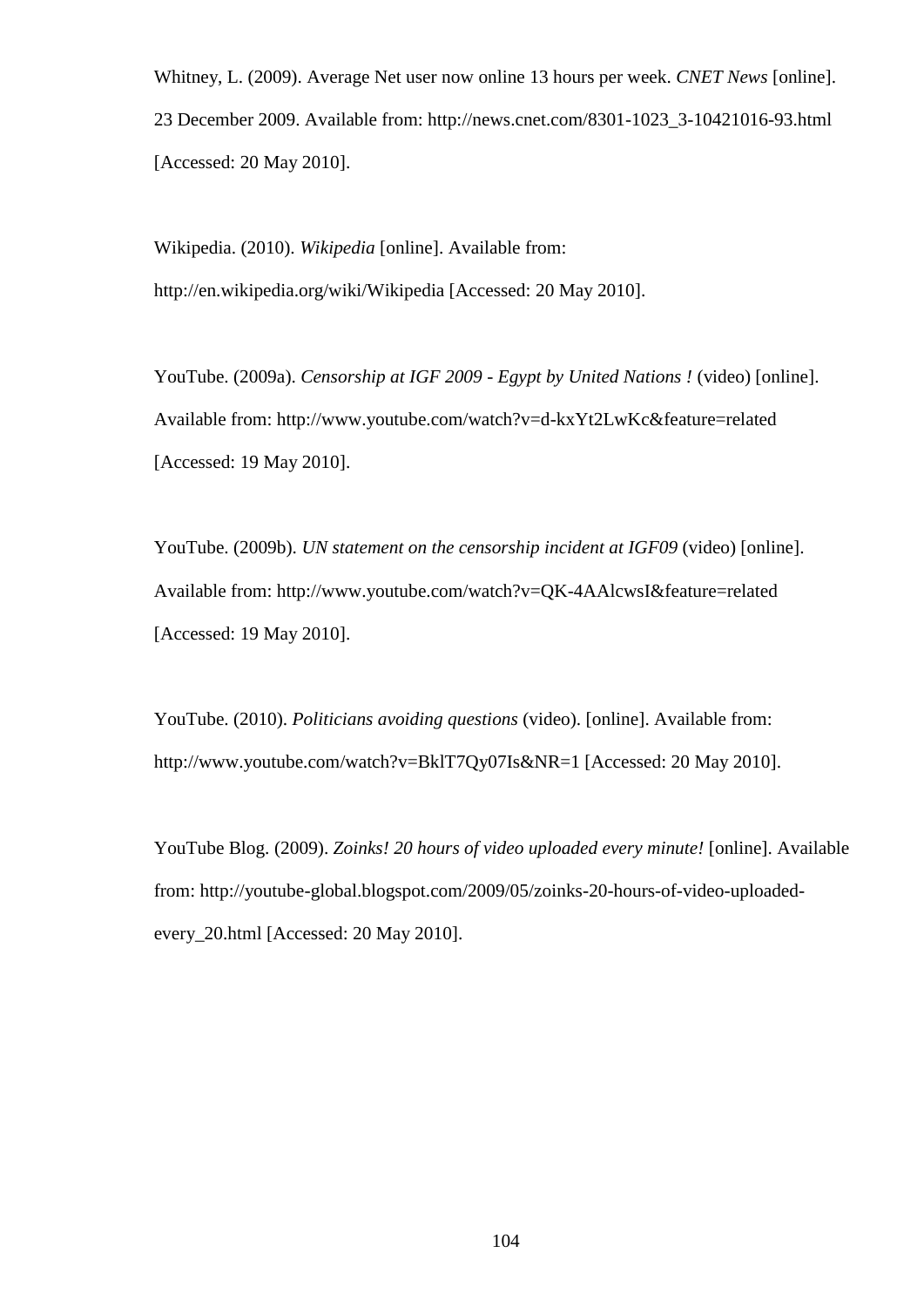Whitney, L. (2009). Average Net user now online 13 hours per week. *CNET News* [online]. 23 December 2009. Available from: http://news.cnet.com/8301-1023_3-10421016-93.html [Accessed: 20 May 2010].

Wikipedia. (2010). *Wikipedia* [online]. Available from: http://en.wikipedia.org/wiki/Wikipedia [Accessed: 20 May 2010].

YouTube. (2009a). *Censorship at IGF 2009 - Egypt by United Nations !* (video) [online]. Available from: http://www.youtube.com/watch?v=d-kxYt2LwKc&feature=related [Accessed: 19 May 2010].

YouTube. (2009b). *UN statement on the censorship incident at IGF09* (video) [online]. Available from: http://www.youtube.com/watch?v=QK-4AAlcwsI&feature=related [Accessed: 19 May 2010].

YouTube. (2010). *Politicians avoiding questions* (video). [online]. Available from: http://www.youtube.com/watch?v=BklT7Qy07Is&NR=1 [Accessed: 20 May 2010].

YouTube Blog. (2009). *Zoinks! 20 hours of video uploaded every minute!* [online]. Available from: http://youtube-global.blogspot.com/2009/05/zoinks-20-hours-of-video-uploaded-every_20.html [Accessed: 20 May 2010].